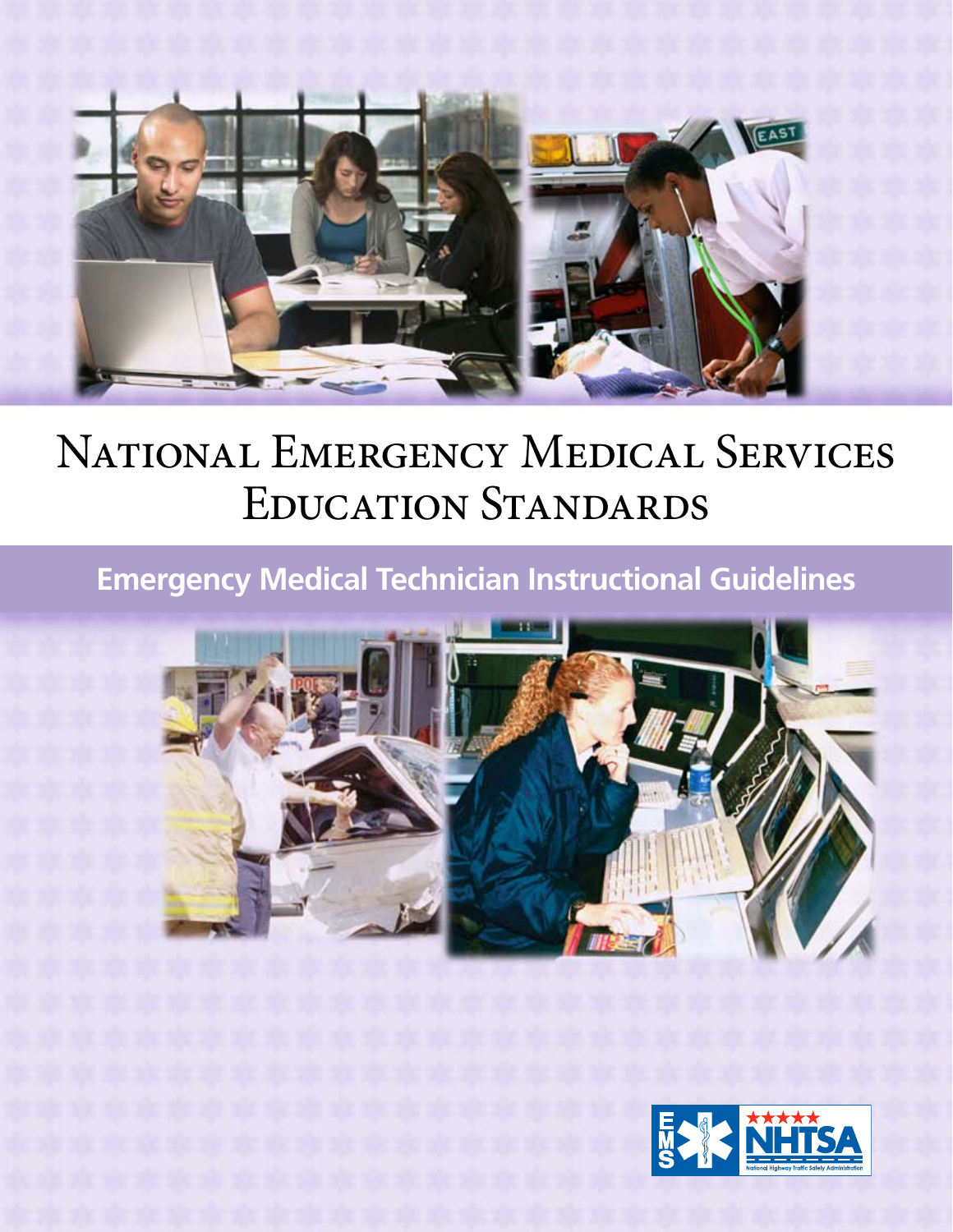# National Emergency Medical Services Education Standards

## Emergency Medical Technician Instructional Guidelines

EMS NHTSA

National Highway Traffic Safety Administration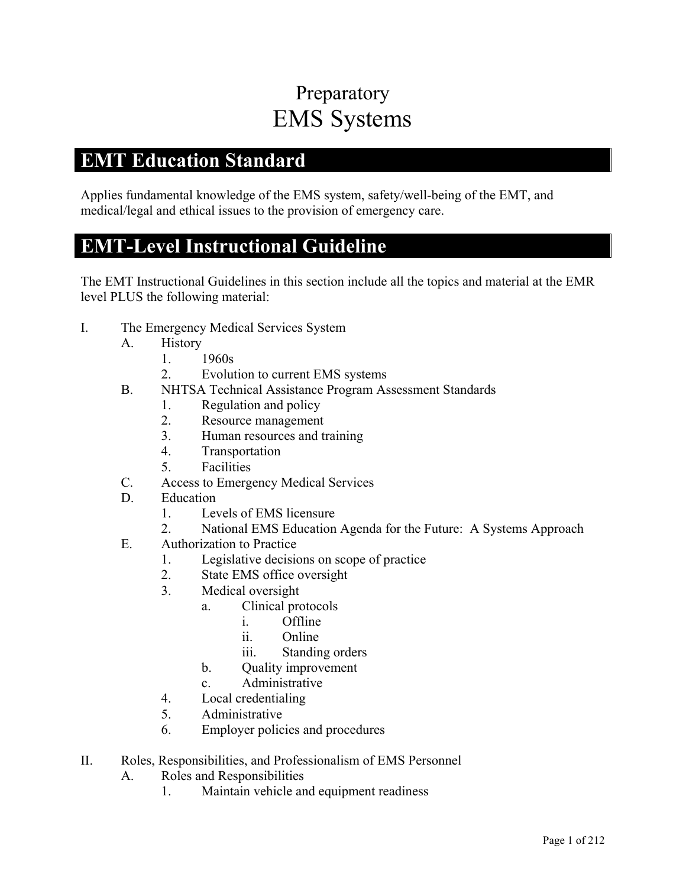# Preparatory
# EMS Systems

## EMT Education Standard

Applies fundamental knowledge of the EMS system, safety/well-being of the EMT, and medical/legal and ethical issues to the provision of emergency care.

## EMT-Level Instructional Guideline

The EMT Instructional Guidelines in this section include all the topics and material at the EMR level PLUS the following material:

I. The Emergency Medical Services System
   A. History
      1. 1960s
      2. Evolution to current EMS systems
   B. NHTSA Technical Assistance Program Assessment Standards
      1. Regulation and policy
      2. Resource management
      3. Human resources and training
      4. Transportation
      5. Facilities
   C. Access to Emergency Medical Services
   D. Education
      1. Levels of EMS licensure
      2. National EMS Education Agenda for the Future: A Systems Approach
   E. Authorization to Practice
      1. Legislative decisions on scope of practice
      2. State EMS office oversight
      3. Medical oversight
         a. Clinical protocols
            i. Offline
            ii. Online
            iii. Standing orders
         b. Quality improvement
         c. Administrative
      4. Local credentialing
      5. Administrative
      6. Employer policies and procedures

II. Roles, Responsibilities, and Professionalism of EMS Personnel
   A. Roles and Responsibilities
      1. Maintain vehicle and equipment readiness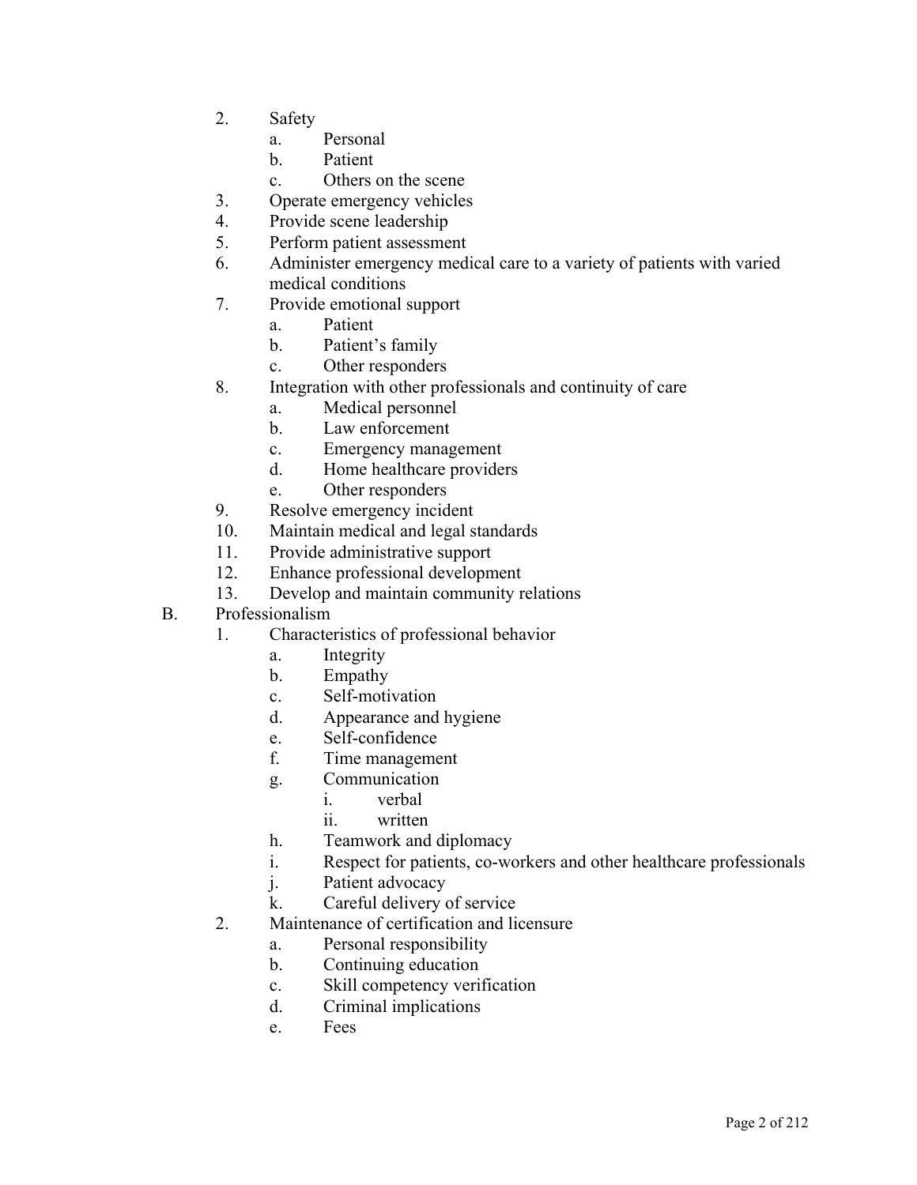2. Safety
    a. Personal
    b. Patient
    c. Others on the scene
3. Operate emergency vehicles
4. Provide scene leadership
5. Perform patient assessment
6. Administer emergency medical care to a variety of patients with varied medical conditions
7. Provide emotional support
    a. Patient
    b. Patient's family
    c. Other responders
8. Integration with other professionals and continuity of care
    a. Medical personnel
    b. Law enforcement
    c. Emergency management
    d. Home healthcare providers
    e. Other responders
9. Resolve emergency incident
10. Maintain medical and legal standards
11. Provide administrative support
12. Enhance professional development
13. Develop and maintain community relations

B. Professionalism
1. Characteristics of professional behavior
    a. Integrity
    b. Empathy
    c. Self-motivation
    d. Appearance and hygiene
    e. Self-confidence
    f. Time management
    g. Communication
        i. verbal
        ii. written
    h. Teamwork and diplomacy
    i. Respect for patients, co-workers and other healthcare professionals
    j. Patient advocacy
    k. Careful delivery of service
2. Maintenance of certification and licensure
    a. Personal responsibility
    b. Continuing education
    c. Skill competency verification
    d. Criminal implications
    e. Fees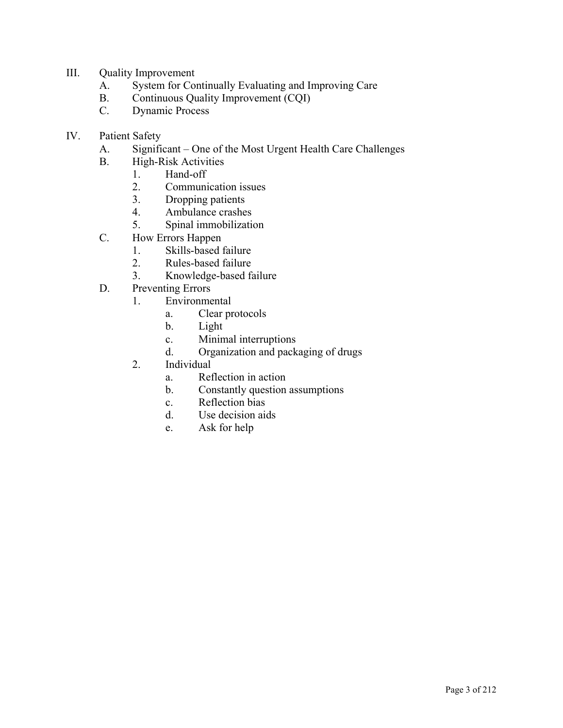III. Quality Improvement
   A. System for Continually Evaluating and Improving Care
   B. Continuous Quality Improvement (CQI)
   C. Dynamic Process

IV. Patient Safety
   A. Significant – One of the Most Urgent Health Care Challenges
   B. High-Risk Activities
      1. Hand-off
      2. Communication issues
      3. Dropping patients
      4. Ambulance crashes
      5. Spinal immobilization
   C. How Errors Happen
      1. Skills-based failure
      2. Rules-based failure
      3. Knowledge-based failure
   D. Preventing Errors
      1. Environmental
         a. Clear protocols
         b. Light
         c. Minimal interruptions
         d. Organization and packaging of drugs
      2. Individual
         a. Reflection in action
         b. Constantly question assumptions
         c. Reflection bias
         d. Use decision aids
         e. Ask for help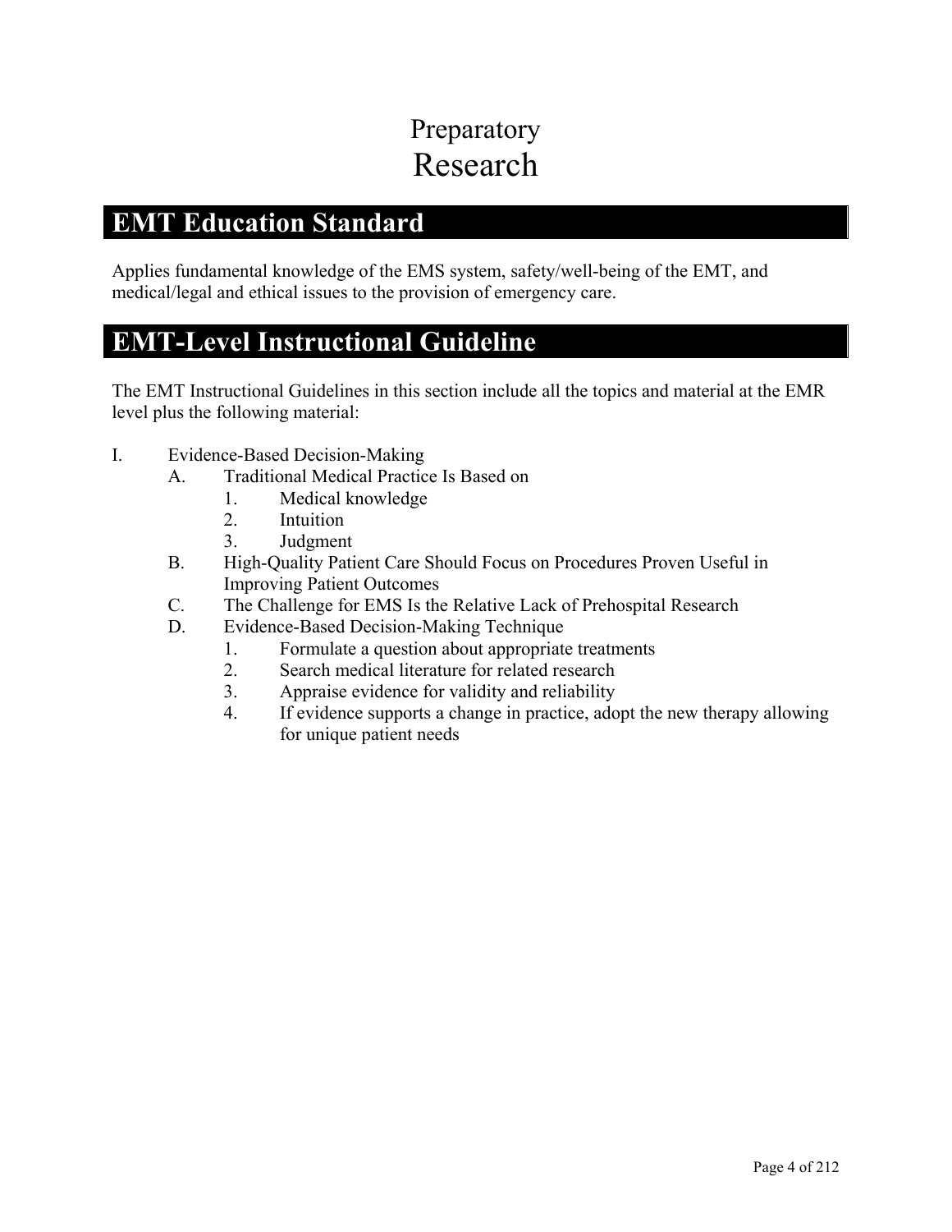# Preparatory
# Research

## EMT Education Standard

Applies fundamental knowledge of the EMS system, safety/well-being of the EMT, and medical/legal and ethical issues to the provision of emergency care.

## EMT-Level Instructional Guideline

The EMT Instructional Guidelines in this section include all the topics and material at the EMR level plus the following material:

I. Evidence-Based Decision-Making
   A. Traditional Medical Practice Is Based on
      1. Medical knowledge
      2. Intuition
      3. Judgment
   B. High-Quality Patient Care Should Focus on Procedures Proven Useful in Improving Patient Outcomes
   C. The Challenge for EMS Is the Relative Lack of Prehospital Research
   D. Evidence-Based Decision-Making Technique
      1. Formulate a question about appropriate treatments
      2. Search medical literature for related research
      3. Appraise evidence for validity and reliability
      4. If evidence supports a change in practice, adopt the new therapy allowing for unique patient needs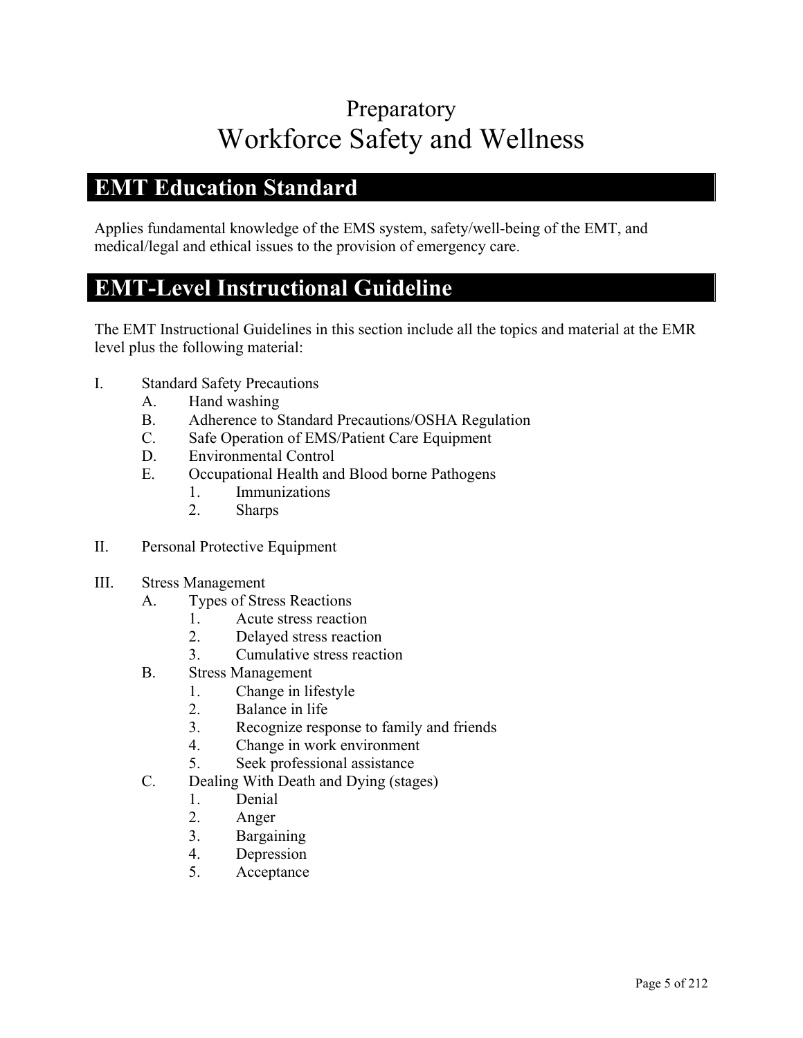# Preparatory

# Workforce Safety and Wellness

## EMT Education Standard

Applies fundamental knowledge of the EMS system, safety/well-being of the EMT, and medical/legal and ethical issues to the provision of emergency care.

## EMT-Level Instructional Guideline

The EMT Instructional Guidelines in this section include all the topics and material at the EMR level plus the following material:

- I. Standard Safety Precautions
  - A. Hand washing
  - B. Adherence to Standard Precautions/OSHA Regulation
  - C. Safe Operation of EMS/Patient Care Equipment
  - D. Environmental Control
  - E. Occupational Health and Blood borne Pathogens
    1. Immunizations
    2. Sharps

- II. Personal Protective Equipment

- III. Stress Management
  - A. Types of Stress Reactions
    1. Acute stress reaction
    2. Delayed stress reaction
    3. Cumulative stress reaction
  - B. Stress Management
    1. Change in lifestyle
    2. Balance in life
    3. Recognize response to family and friends
    4. Change in work environment
    5. Seek professional assistance
  - C. Dealing With Death and Dying (stages)
    1. Denial
    2. Anger
    3. Bargaining
    4. Depression
    5. Acceptance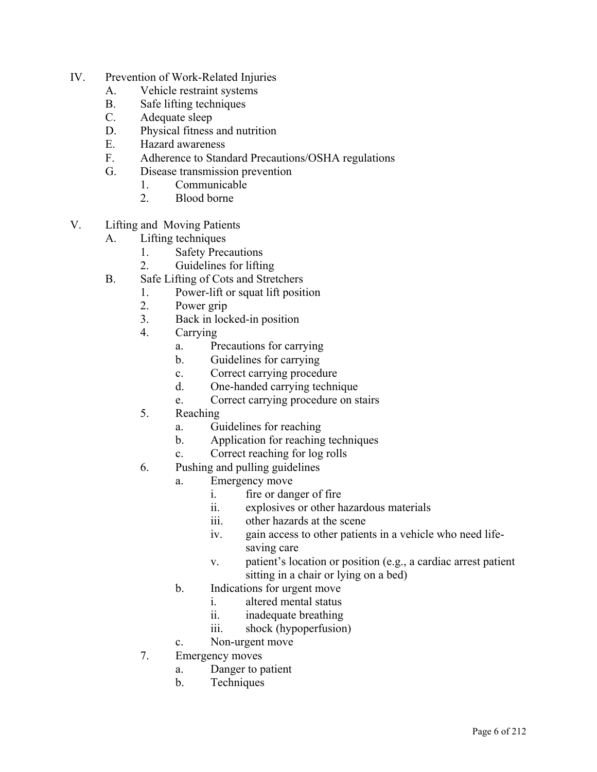IV. Prevention of Work-Related Injuries
    A. Vehicle restraint systems
    B. Safe lifting techniques
    C. Adequate sleep
    D. Physical fitness and nutrition
    E. Hazard awareness
    F. Adherence to Standard Precautions/OSHA regulations
    G. Disease transmission prevention
        1. Communicable
        2. Blood borne

V. Lifting and Moving Patients
    A. Lifting techniques
        1. Safety Precautions
        2. Guidelines for lifting
    B. Safe Lifting of Cots and Stretchers
        1. Power-lift or squat lift position
        2. Power grip
        3. Back in locked-in position
        4. Carrying
            a. Precautions for carrying
            b. Guidelines for carrying
            c. Correct carrying procedure
            d. One-handed carrying technique
            e. Correct carrying procedure on stairs
        5. Reaching
            a. Guidelines for reaching
            b. Application for reaching techniques
            c. Correct reaching for log rolls
        6. Pushing and pulling guidelines
            a. Emergency move
                i. fire or danger of fire
                ii. explosives or other hazardous materials
                iii. other hazards at the scene
                iv. gain access to other patients in a vehicle who need life-saving care
                v. patient's location or position (e.g., a cardiac arrest patient sitting in a chair or lying on a bed)
            b. Indications for urgent move
                i. altered mental status
                ii. inadequate breathing
                iii. shock (hypoperfusion)
            c. Non-urgent move
        7. Emergency moves
            a. Danger to patient
            b. Techniques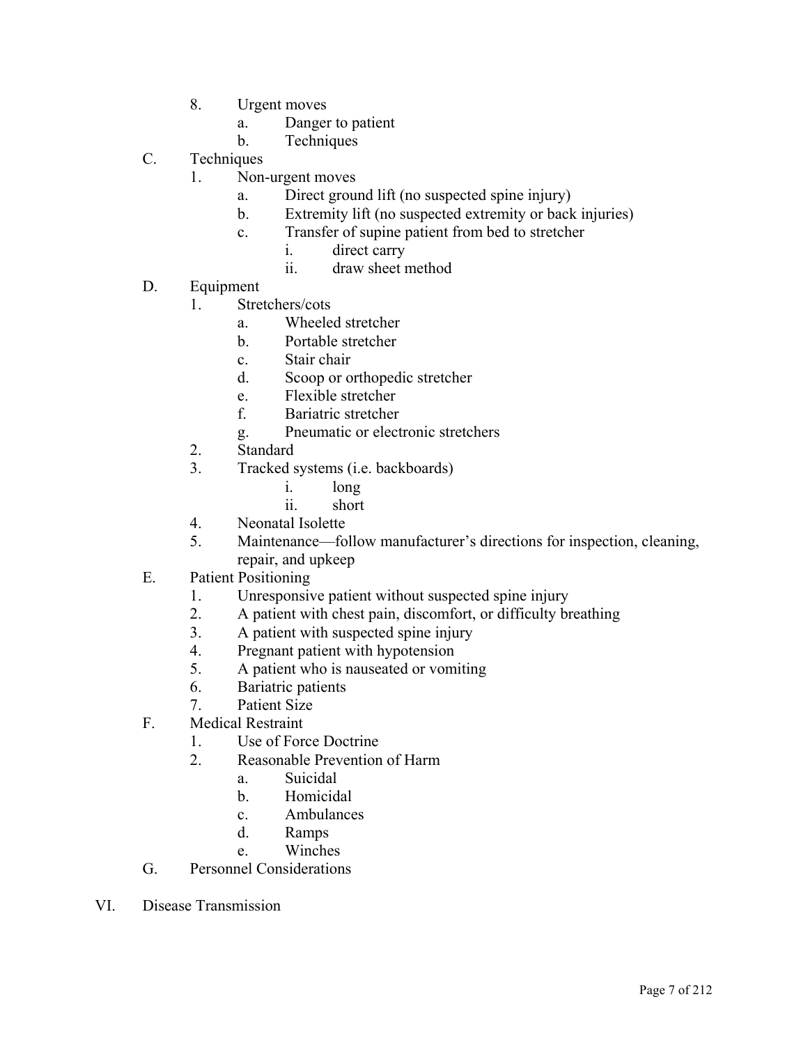8. Urgent moves
    a. Danger to patient
    b. Techniques

C. Techniques
    1. Non-urgent moves
        a. Direct ground lift (no suspected spine injury)
        b. Extremity lift (no suspected extremity or back injuries)
        c. Transfer of supine patient from bed to stretcher
            i. direct carry
            ii. draw sheet method

D. Equipment
    1. Stretchers/cots
        a. Wheeled stretcher
        b. Portable stretcher
        c. Stair chair
        d. Scoop or orthopedic stretcher
        e. Flexible stretcher
        f. Bariatric stretcher
        g. Pneumatic or electronic stretchers
    2. Standard
    3. Tracked systems (i.e. backboards)
        i. long
        ii. short
    4. Neonatal Isolette
    5. Maintenance—follow manufacturer's directions for inspection, cleaning, repair, and upkeep

E. Patient Positioning
    1. Unresponsive patient without suspected spine injury
    2. A patient with chest pain, discomfort, or difficulty breathing
    3. A patient with suspected spine injury
    4. Pregnant patient with hypotension
    5. A patient who is nauseated or vomiting
    6. Bariatric patients
    7. Patient Size

F. Medical Restraint
    1. Use of Force Doctrine
    2. Reasonable Prevention of Harm
        a. Suicidal
        b. Homicidal
        c. Ambulances
        d. Ramps
        e. Winches

G. Personnel Considerations

VI. Disease Transmission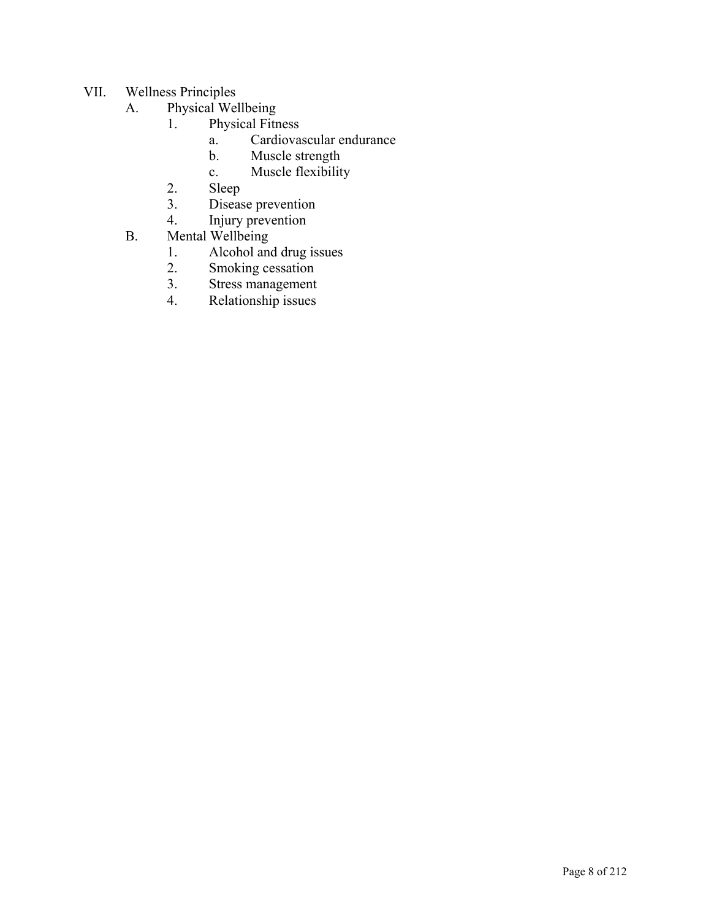VII. Wellness Principles
   A. Physical Wellbeing
      1. Physical Fitness
         a. Cardiovascular endurance
         b. Muscle strength
         c. Muscle flexibility
      2. Sleep
      3. Disease prevention
      4. Injury prevention
   B. Mental Wellbeing
      1. Alcohol and drug issues
      2. Smoking cessation
      3. Stress management
      4. Relationship issues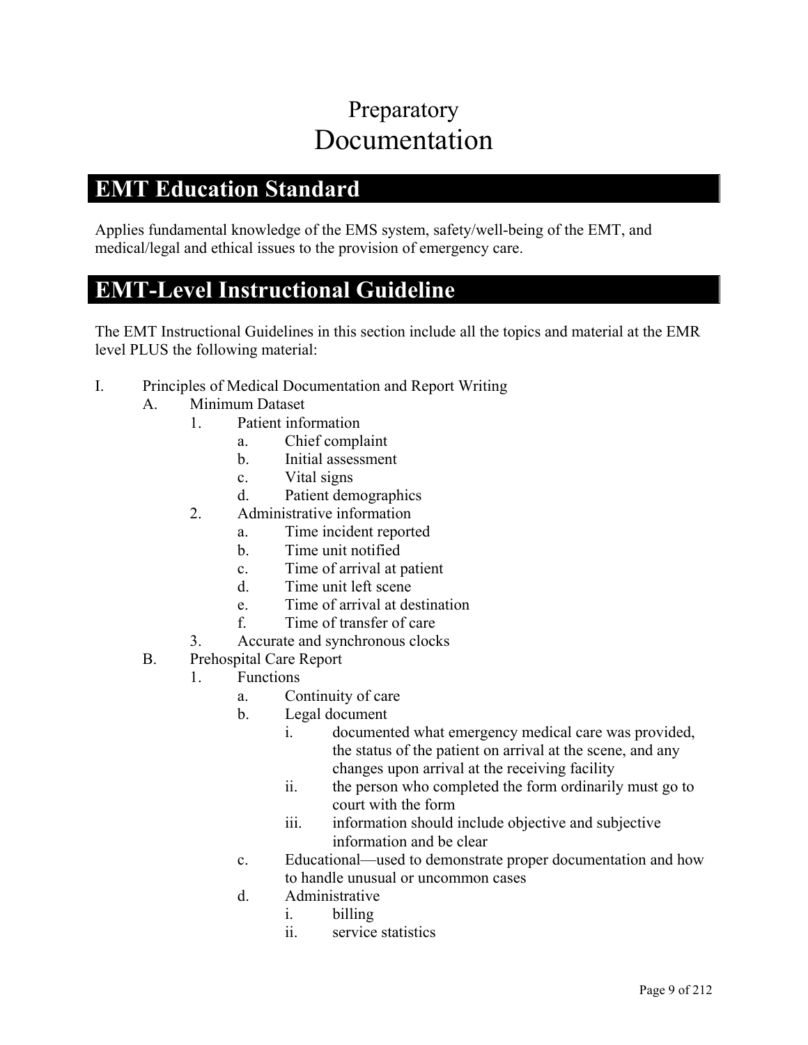# Preparatory
# Documentation

## EMT Education Standard

Applies fundamental knowledge of the EMS system, safety/well-being of the EMT, and medical/legal and ethical issues to the provision of emergency care.

## EMT-Level Instructional Guideline

The EMT Instructional Guidelines in this section include all the topics and material at the EMR level PLUS the following material:

I. Principles of Medical Documentation and Report Writing
   A. Minimum Dataset
      1. Patient information
         a. Chief complaint
         b. Initial assessment
         c. Vital signs
         d. Patient demographics
      2. Administrative information
         a. Time incident reported
         b. Time unit notified
         c. Time of arrival at patient
         d. Time unit left scene
         e. Time of arrival at destination
         f. Time of transfer of care
      3. Accurate and synchronous clocks
   B. Prehospital Care Report
      1. Functions
         a. Continuity of care
         b. Legal document
            i. documented what emergency medical care was provided, the status of the patient on arrival at the scene, and any changes upon arrival at the receiving facility
            ii. the person who completed the form ordinarily must go to court with the form
            iii. information should include objective and subjective information and be clear
         c. Educational—used to demonstrate proper documentation and how to handle unusual or uncommon cases
         d. Administrative
            i. billing
            ii. service statistics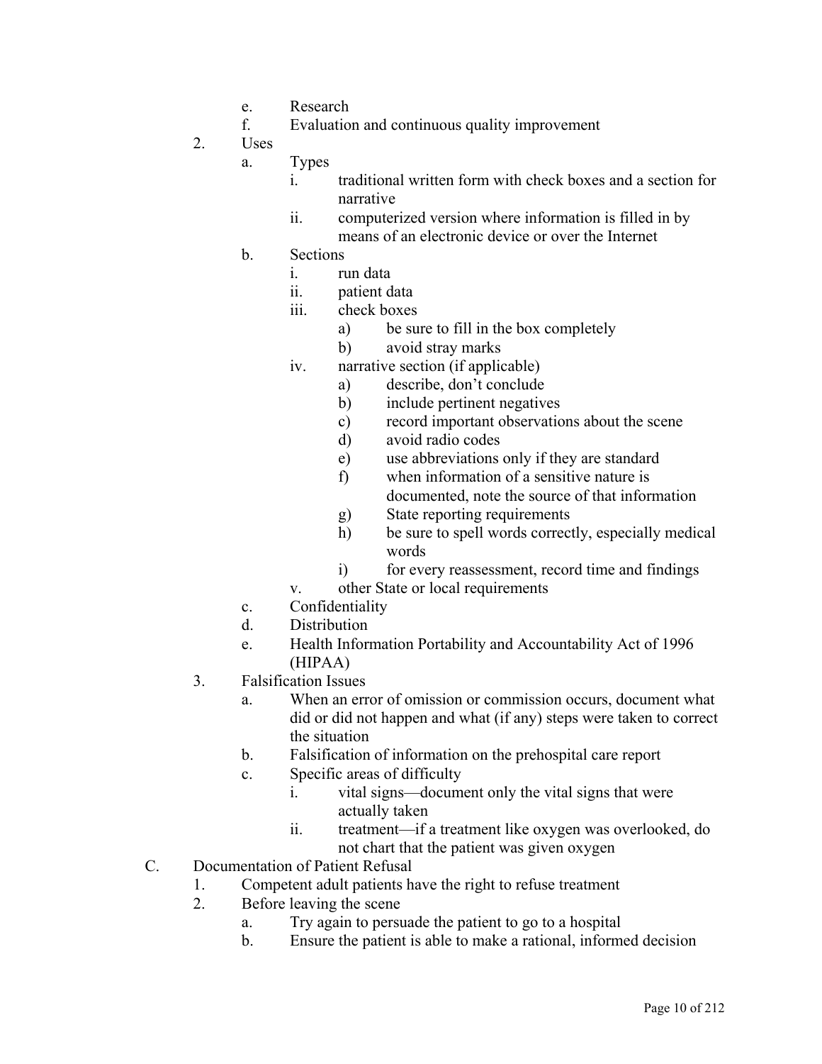e. Research
f. Evaluation and continuous quality improvement

2. Uses
   a. Types
      i. traditional written form with check boxes and a section for narrative
      ii. computerized version where information is filled in by means of an electronic device or over the Internet
   b. Sections
      i. run data
      ii. patient data
      iii. check boxes
         a) be sure to fill in the box completely
         b) avoid stray marks
      iv. narrative section (if applicable)
         a) describe, don't conclude
         b) include pertinent negatives
         c) record important observations about the scene
         d) avoid radio codes
         e) use abbreviations only if they are standard
         f) when information of a sensitive nature is documented, note the source of that information
         g) State reporting requirements
         h) be sure to spell words correctly, especially medical words
         i) for every reassessment, record time and findings
      v. other State or local requirements
   c. Confidentiality
   d. Distribution
   e. Health Information Portability and Accountability Act of 1996 (HIPAA)

3. Falsification Issues
   a. When an error of omission or commission occurs, document what did or did not happen and what (if any) steps were taken to correct the situation
   b. Falsification of information on the prehospital care report
   c. Specific areas of difficulty
      i. vital signs—document only the vital signs that were actually taken
      ii. treatment—if a treatment like oxygen was overlooked, do not chart that the patient was given oxygen

C. Documentation of Patient Refusal

1. Competent adult patients have the right to refuse treatment
2. Before leaving the scene
   a. Try again to persuade the patient to go to a hospital
   b. Ensure the patient is able to make a rational, informed decision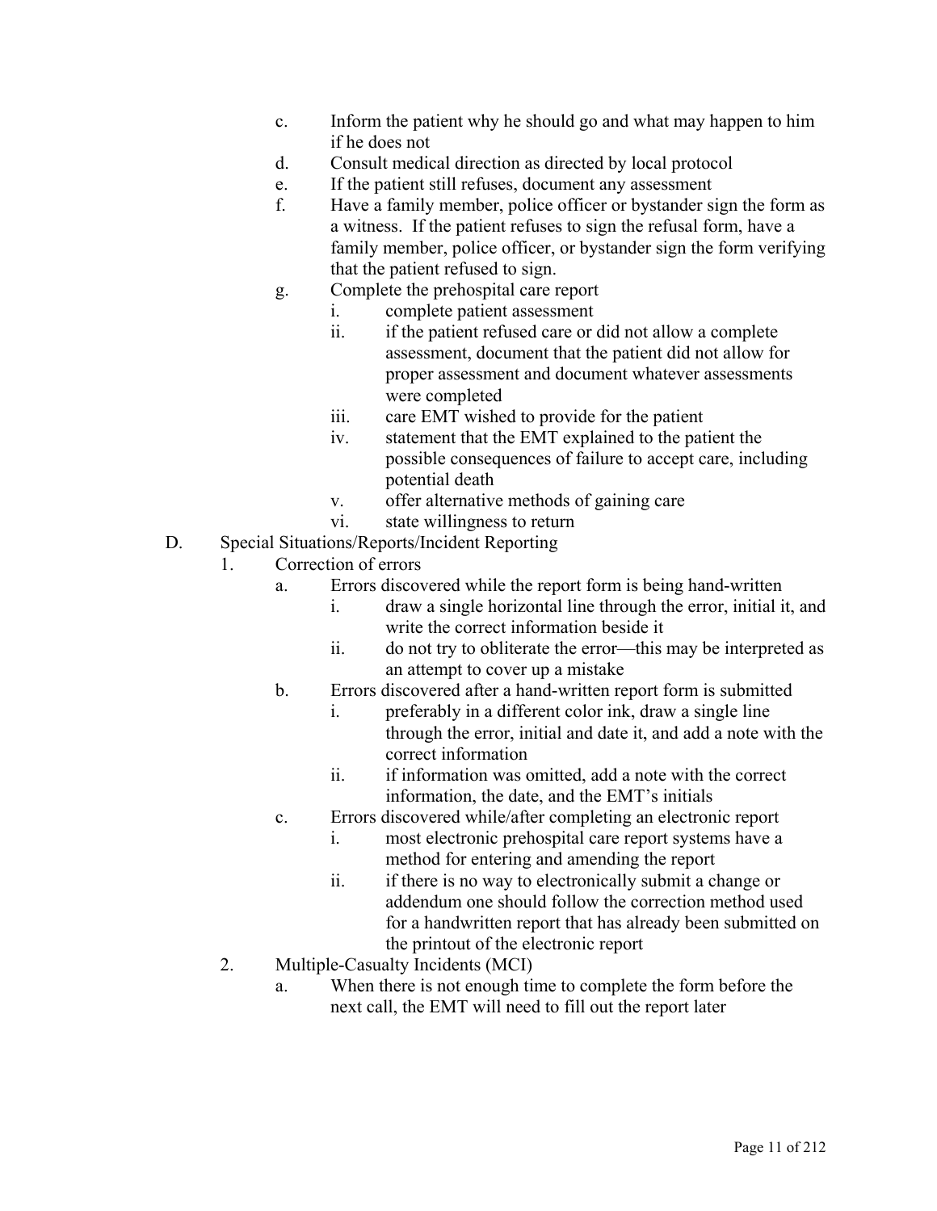c. Inform the patient why he should go and what may happen to him if he does not
d. Consult medical direction as directed by local protocol
e. If the patient still refuses, document any assessment
f. Have a family member, police officer or bystander sign the form as a witness. If the patient refuses to sign the refusal form, have a family member, police officer, or bystander sign the form verifying that the patient refused to sign.
g. Complete the prehospital care report
    i. complete patient assessment
    ii. if the patient refused care or did not allow a complete assessment, document that the patient did not allow for proper assessment and document whatever assessments were completed
    iii. care EMT wished to provide for the patient
    iv. statement that the EMT explained to the patient the possible consequences of failure to accept care, including potential death
    v. offer alternative methods of gaining care
    vi. state willingness to return

D. Special Situations/Reports/Incident Reporting
1. Correction of errors
    a. Errors discovered while the report form is being hand-written
        i. draw a single horizontal line through the error, initial it, and write the correct information beside it
        ii. do not try to obliterate the error—this may be interpreted as an attempt to cover up a mistake
    b. Errors discovered after a hand-written report form is submitted
        i. preferably in a different color ink, draw a single line through the error, initial and date it, and add a note with the correct information
        ii. if information was omitted, add a note with the correct information, the date, and the EMT's initials
    c. Errors discovered while/after completing an electronic report
        i. most electronic prehospital care report systems have a method for entering and amending the report
        ii. if there is no way to electronically submit a change or addendum one should follow the correction method used for a handwritten report that has already been submitted on the printout of the electronic report
2. Multiple-Casualty Incidents (MCI)
    a. When there is not enough time to complete the form before the next call, the EMT will need to fill out the report later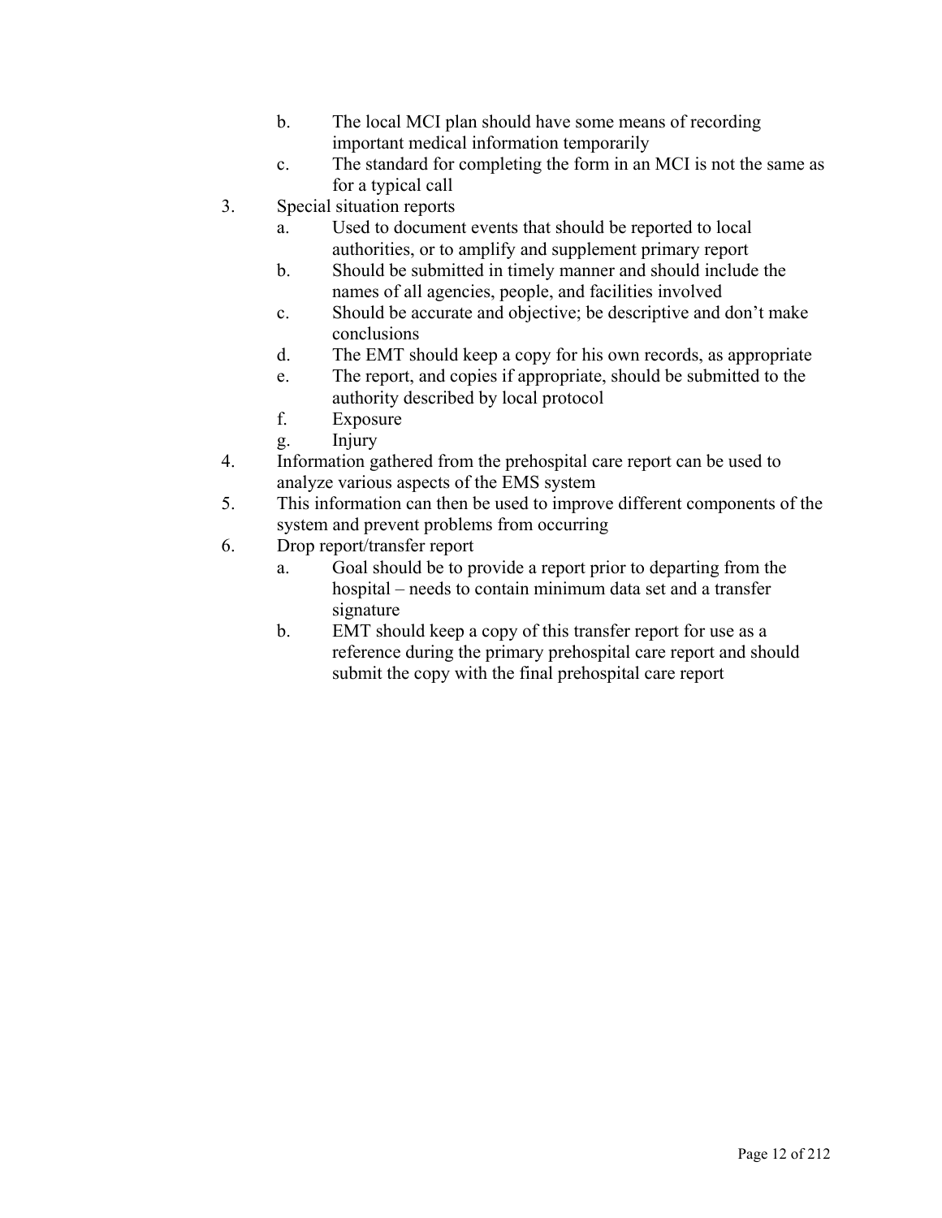b. The local MCI plan should have some means of recording important medical information temporarily
   c. The standard for completing the form in an MCI is not the same as for a typical call
3. Special situation reports
   a. Used to document events that should be reported to local authorities, or to amplify and supplement primary report
   b. Should be submitted in timely manner and should include the names of all agencies, people, and facilities involved
   c. Should be accurate and objective; be descriptive and don't make conclusions
   d. The EMT should keep a copy for his own records, as appropriate
   e. The report, and copies if appropriate, should be submitted to the authority described by local protocol
   f. Exposure
   g. Injury
4. Information gathered from the prehospital care report can be used to analyze various aspects of the EMS system
5. This information can then be used to improve different components of the system and prevent problems from occurring
6. Drop report/transfer report
   a. Goal should be to provide a report prior to departing from the hospital – needs to contain minimum data set and a transfer signature
   b. EMT should keep a copy of this transfer report for use as a reference during the primary prehospital care report and should submit the copy with the final prehospital care report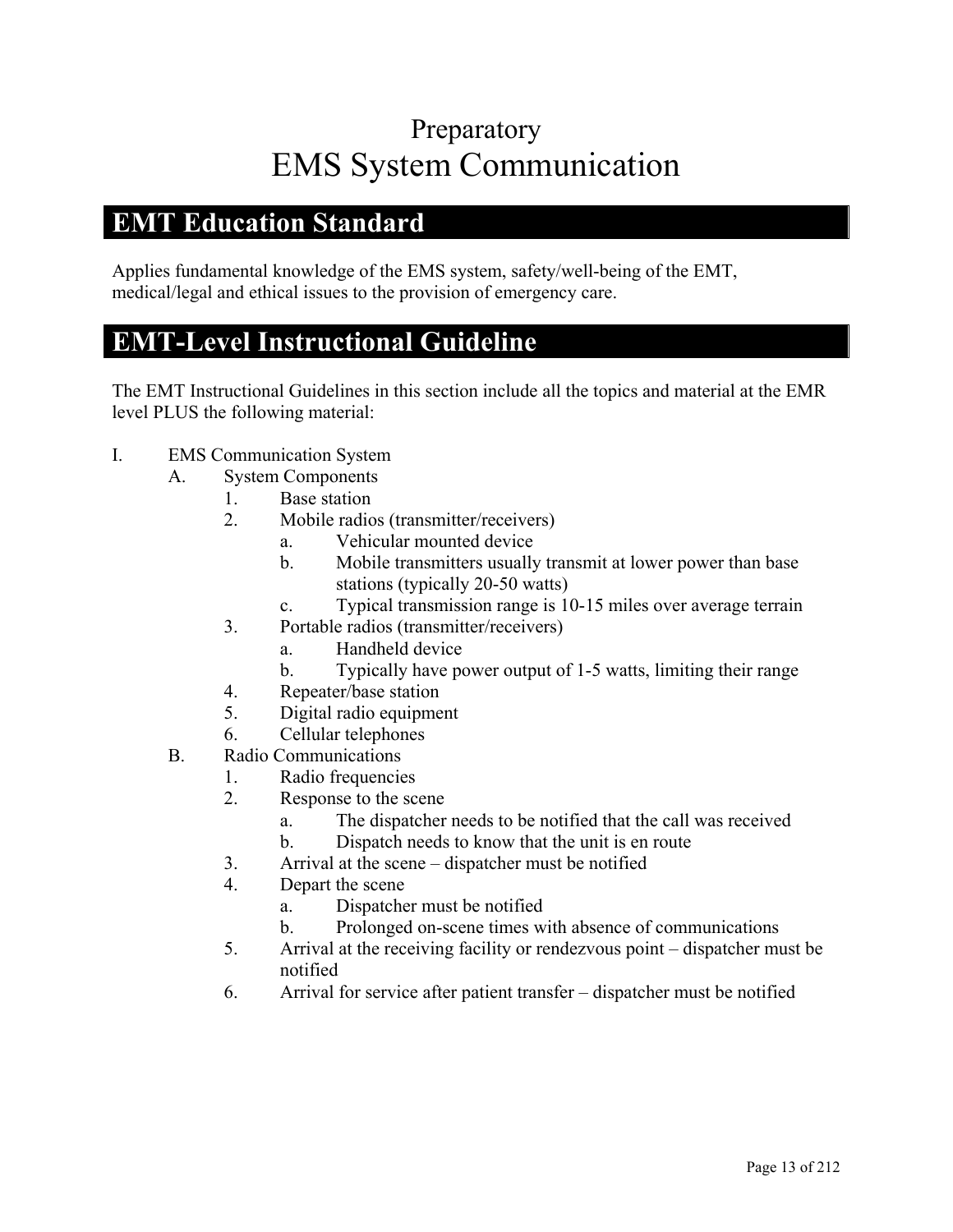# Preparatory
# EMS System Communication

## EMT Education Standard

Applies fundamental knowledge of the EMS system, safety/well-being of the EMT, medical/legal and ethical issues to the provision of emergency care.

## EMT-Level Instructional Guideline

The EMT Instructional Guidelines in this section include all the topics and material at the EMR level PLUS the following material:

- I. EMS Communication System
  - A. System Components
    - 1. Base station
    - 2. Mobile radios (transmitter/receivers)
      - a. Vehicular mounted device
      - b. Mobile transmitters usually transmit at lower power than base stations (typically 20-50 watts)
      - c. Typical transmission range is 10-15 miles over average terrain
    - 3. Portable radios (transmitter/receivers)
      - a. Handheld device
      - b. Typically have power output of 1-5 watts, limiting their range
    - 4. Repeater/base station
    - 5. Digital radio equipment
    - 6. Cellular telephones
  - B. Radio Communications
    - 1. Radio frequencies
    - 2. Response to the scene
      - a. The dispatcher needs to be notified that the call was received
      - b. Dispatch needs to know that the unit is en route
    - 3. Arrival at the scene – dispatcher must be notified
    - 4. Depart the scene
      - a. Dispatcher must be notified
      - b. Prolonged on-scene times with absence of communications
    - 5. Arrival at the receiving facility or rendezvous point – dispatcher must be notified
    - 6. Arrival for service after patient transfer – dispatcher must be notified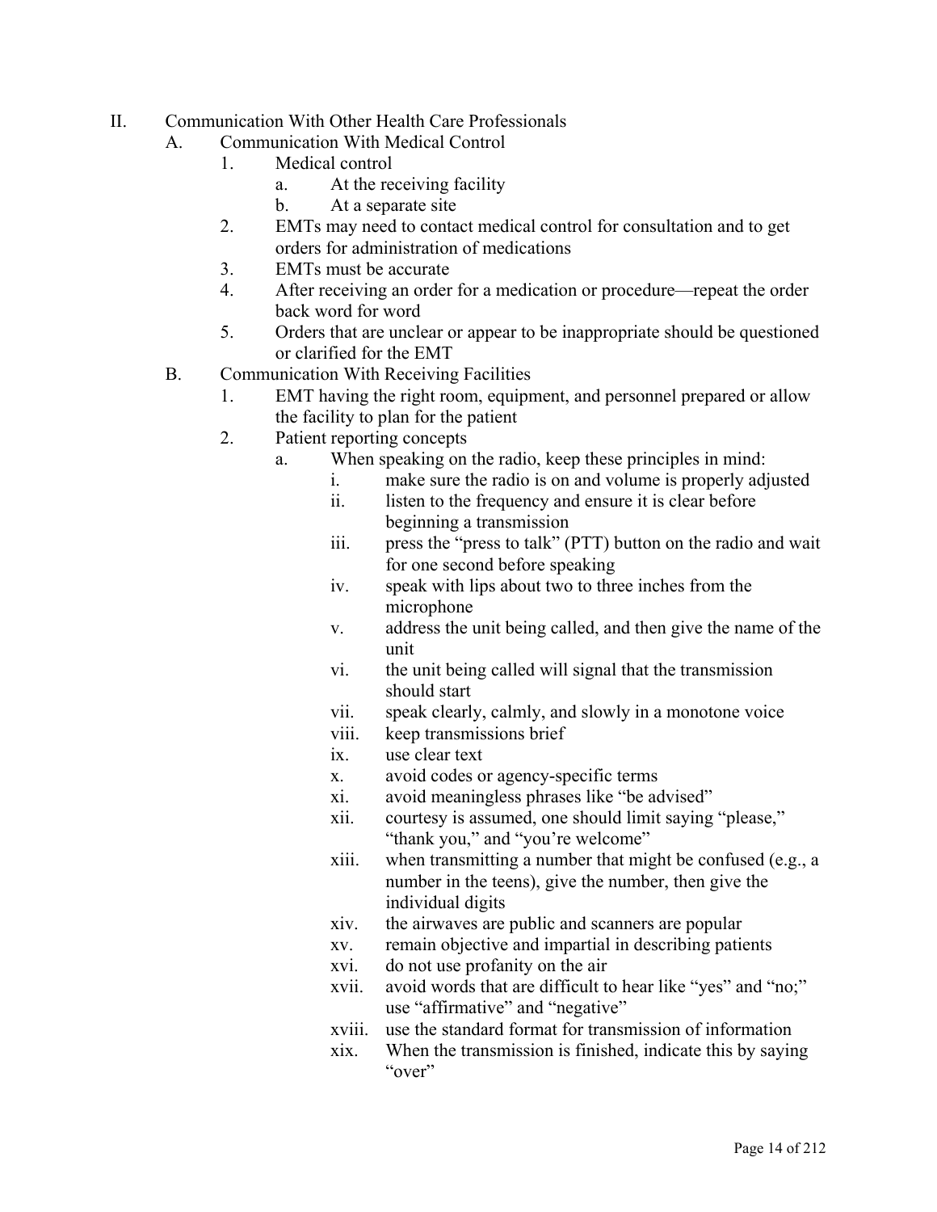II. Communication With Other Health Care Professionals
   A. Communication With Medical Control
      1. Medical control
         a. At the receiving facility
         b. At a separate site
      2. EMTs may need to contact medical control for consultation and to get orders for administration of medications
      3. EMTs must be accurate
      4. After receiving an order for a medication or procedure—repeat the order back word for word
      5. Orders that are unclear or appear to be inappropriate should be questioned or clarified for the EMT
   B. Communication With Receiving Facilities
      1. EMT having the right room, equipment, and personnel prepared or allow the facility to plan for the patient
      2. Patient reporting concepts
         a. When speaking on the radio, keep these principles in mind:
            i. make sure the radio is on and volume is properly adjusted
            ii. listen to the frequency and ensure it is clear before beginning a transmission
            iii. press the "press to talk" (PTT) button on the radio and wait for one second before speaking
            iv. speak with lips about two to three inches from the microphone
            v. address the unit being called, and then give the name of the unit
            vi. the unit being called will signal that the transmission should start
            vii. speak clearly, calmly, and slowly in a monotone voice
            viii. keep transmissions brief
            ix. use clear text
            x. avoid codes or agency-specific terms
            xi. avoid meaningless phrases like "be advised"
            xii. courtesy is assumed, one should limit saying "please," "thank you," and "you're welcome"
            xiii. when transmitting a number that might be confused (e.g., a number in the teens), give the number, then give the individual digits
            xiv. the airwaves are public and scanners are popular
            xv. remain objective and impartial in describing patients
            xvi. do not use profanity on the air
            xvii. avoid words that are difficult to hear like "yes" and "no;" use "affirmative" and "negative"
            xviii. use the standard format for transmission of information
            xix. When the transmission is finished, indicate this by saying "over"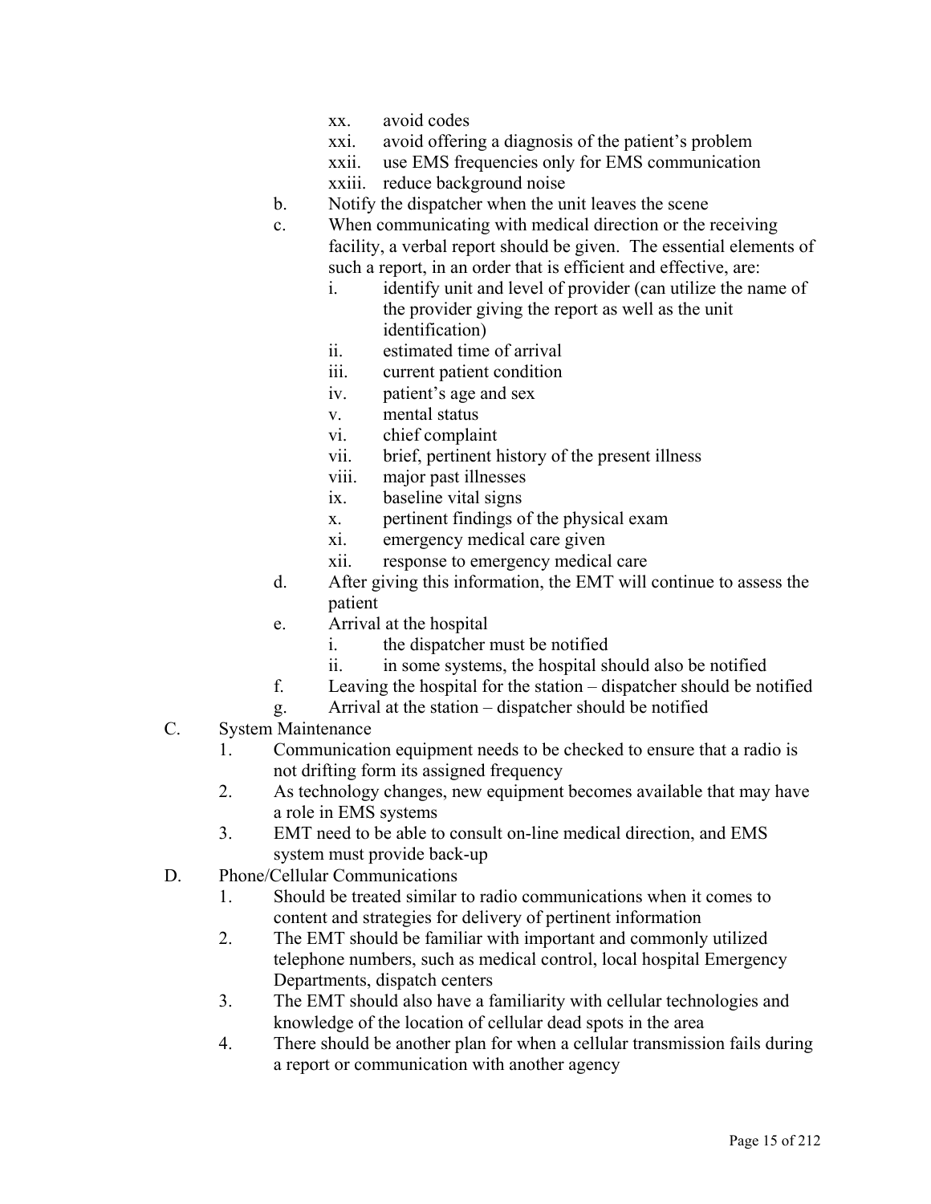xx. avoid codes
xxi. avoid offering a diagnosis of the patient's problem
xxii. use EMS frequencies only for EMS communication
xxiii. reduce background noise

b. Notify the dispatcher when the unit leaves the scene

c. When communicating with medical direction or the receiving facility, a verbal report should be given. The essential elements of such a report, in an order that is efficient and effective, are:
   i. identify unit and level of provider (can utilize the name of the provider giving the report as well as the unit identification)
   ii. estimated time of arrival
   iii. current patient condition
   iv. patient's age and sex
   v. mental status
   vi. chief complaint
   vii. brief, pertinent history of the present illness
   viii. major past illnesses
   ix. baseline vital signs
   x. pertinent findings of the physical exam
   xi. emergency medical care given
   xii. response to emergency medical care

d. After giving this information, the EMT will continue to assess the patient

e. Arrival at the hospital
   i. the dispatcher must be notified
   ii. in some systems, the hospital should also be notified

f. Leaving the hospital for the station – dispatcher should be notified

g. Arrival at the station – dispatcher should be notified

C. System Maintenance
   1. Communication equipment needs to be checked to ensure that a radio is not drifting form its assigned frequency
   2. As technology changes, new equipment becomes available that may have a role in EMS systems
   3. EMT need to be able to consult on-line medical direction, and EMS system must provide back-up

D. Phone/Cellular Communications
   1. Should be treated similar to radio communications when it comes to content and strategies for delivery of pertinent information
   2. The EMT should be familiar with important and commonly utilized telephone numbers, such as medical control, local hospital Emergency Departments, dispatch centers
   3. The EMT should also have a familiarity with cellular technologies and knowledge of the location of cellular dead spots in the area
   4. There should be another plan for when a cellular transmission fails during a report or communication with another agency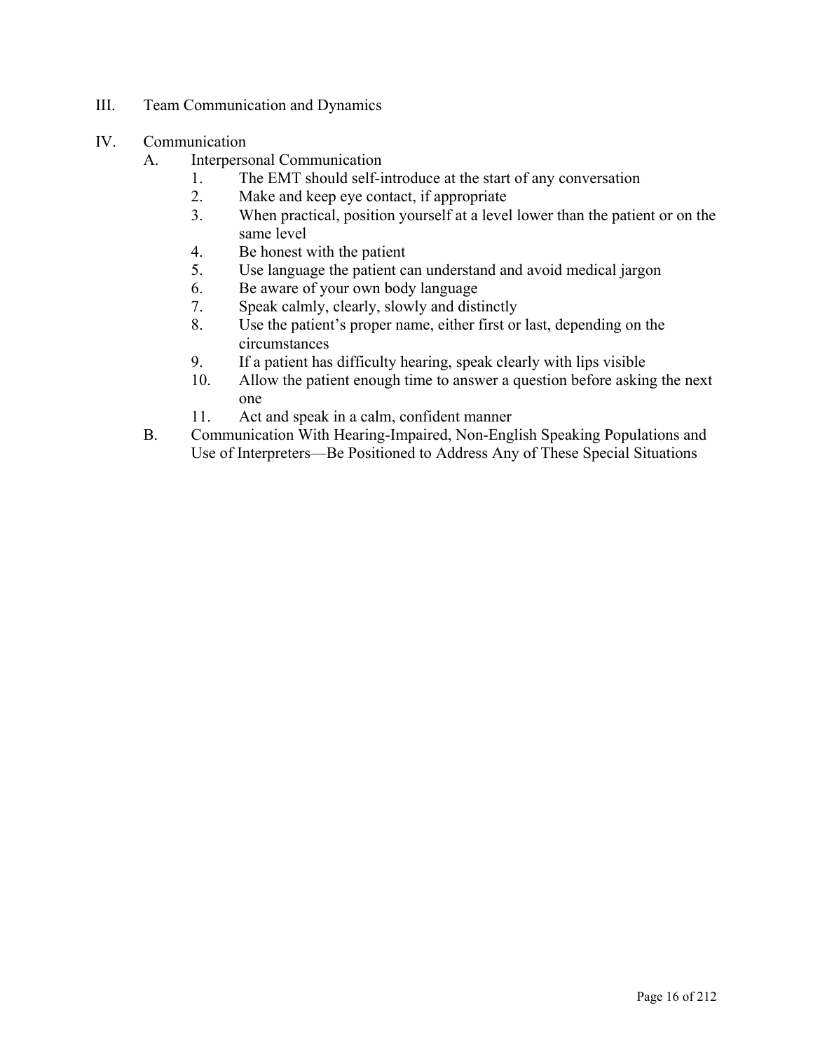III. Team Communication and Dynamics

IV. Communication

A. Interpersonal Communication

1. The EMT should self-introduce at the start of any conversation
2. Make and keep eye contact, if appropriate
3. When practical, position yourself at a level lower than the patient or on the same level
4. Be honest with the patient
5. Use language the patient can understand and avoid medical jargon
6. Be aware of your own body language
7. Speak calmly, clearly, slowly and distinctly
8. Use the patient's proper name, either first or last, depending on the circumstances
9. If a patient has difficulty hearing, speak clearly with lips visible
10. Allow the patient enough time to answer a question before asking the next one
11. Act and speak in a calm, confident manner

B. Communication With Hearing-Impaired, Non-English Speaking Populations and Use of Interpreters—Be Positioned to Address Any of These Special Situations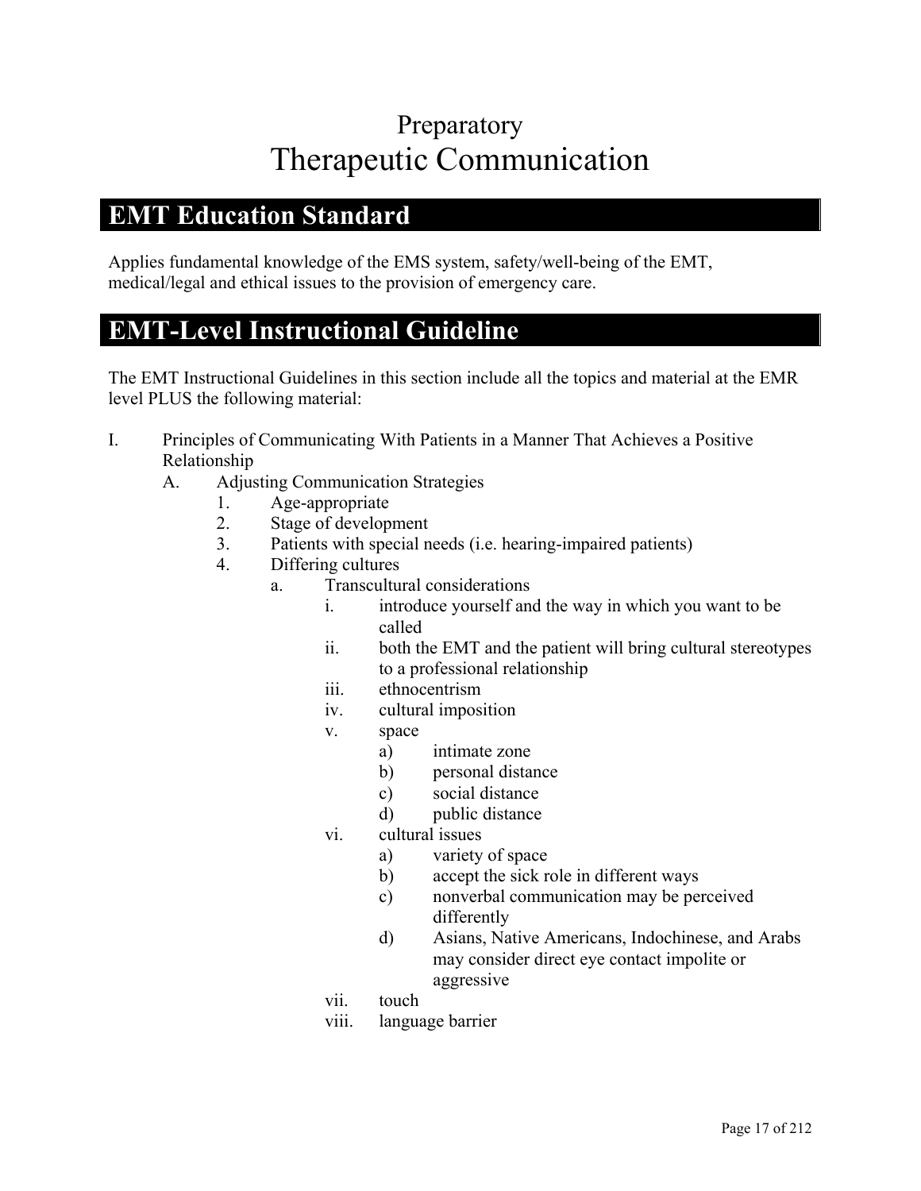# Preparatory
# Therapeutic Communication

## EMT Education Standard

Applies fundamental knowledge of the EMS system, safety/well-being of the EMT, medical/legal and ethical issues to the provision of emergency care.

## EMT-Level Instructional Guideline

The EMT Instructional Guidelines in this section include all the topics and material at the EMR level PLUS the following material:

- I. Principles of Communicating With Patients in a Manner That Achieves a Positive Relationship
  - A. Adjusting Communication Strategies
    - 1. Age-appropriate
    - 2. Stage of development
    - 3. Patients with special needs (i.e. hearing-impaired patients)
    - 4. Differing cultures
      - a. Transcultural considerations
        - i. introduce yourself and the way in which you want to be called
        - ii. both the EMT and the patient will bring cultural stereotypes to a professional relationship
        - iii. ethnocentrism
        - iv. cultural imposition
        - v. space
          - a) intimate zone
          - b) personal distance
          - c) social distance
          - d) public distance
        - vi. cultural issues
          - a) variety of space
          - b) accept the sick role in different ways
          - c) nonverbal communication may be perceived differently
          - d) Asians, Native Americans, Indochinese, and Arabs may consider direct eye contact impolite or aggressive
        - vii. touch
        - viii. language barrier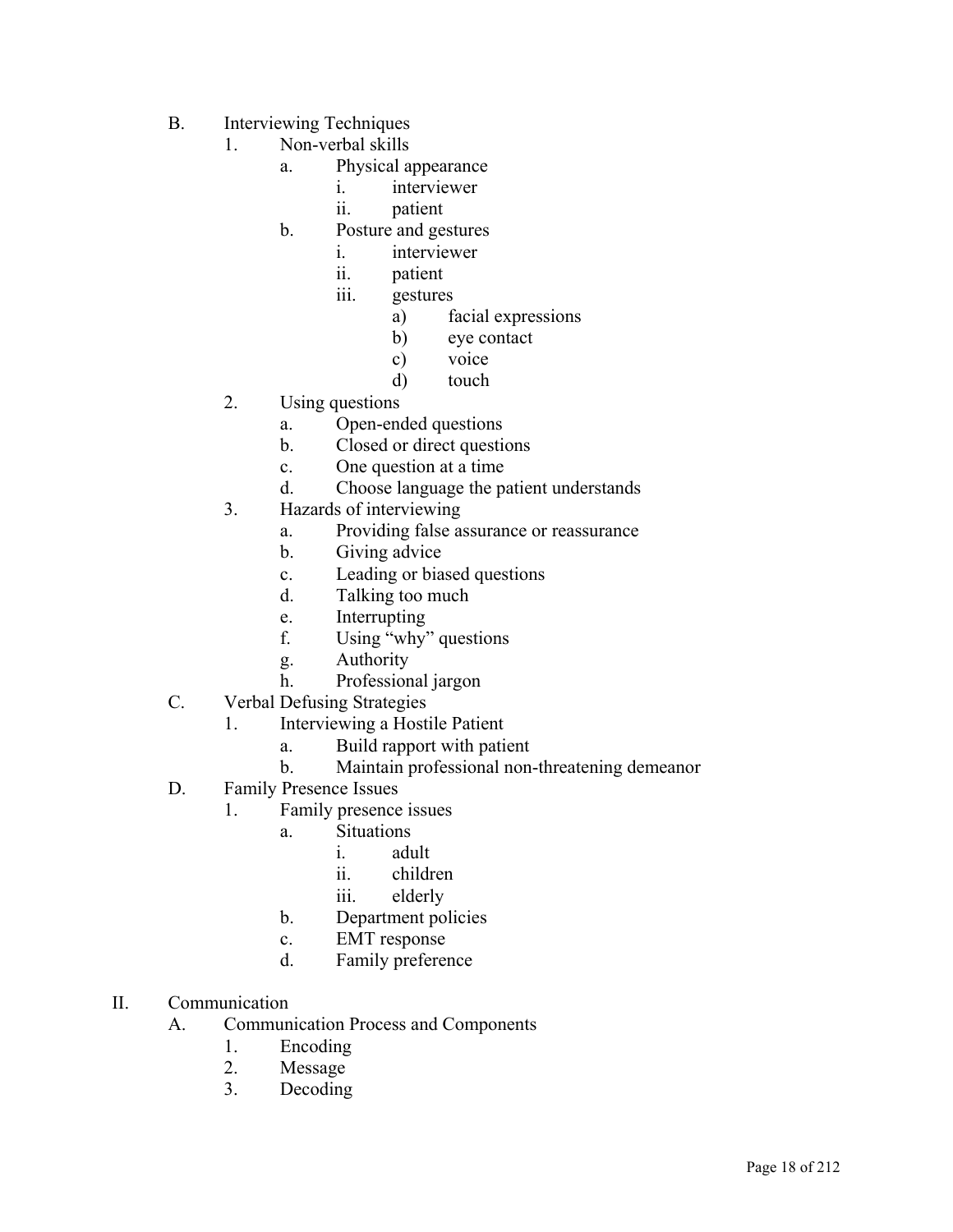B. Interviewing Techniques
   1. Non-verbal skills
      a. Physical appearance
         i. interviewer
         ii. patient
      b. Posture and gestures
         i. interviewer
         ii. patient
         iii. gestures
            a) facial expressions
            b) eye contact
            c) voice
            d) touch
   2. Using questions
      a. Open-ended questions
      b. Closed or direct questions
      c. One question at a time
      d. Choose language the patient understands
   3. Hazards of interviewing
      a. Providing false assurance or reassurance
      b. Giving advice
      c. Leading or biased questions
      d. Talking too much
      e. Interrupting
      f. Using "why" questions
      g. Authority
      h. Professional jargon

C. Verbal Defusing Strategies
   1. Interviewing a Hostile Patient
      a. Build rapport with patient
      b. Maintain professional non-threatening demeanor

D. Family Presence Issues
   1. Family presence issues
      a. Situations
         i. adult
         ii. children
         iii. elderly
      b. Department policies
      c. EMT response
      d. Family preference

II. Communication
   A. Communication Process and Components
      1. Encoding
      2. Message
      3. Decoding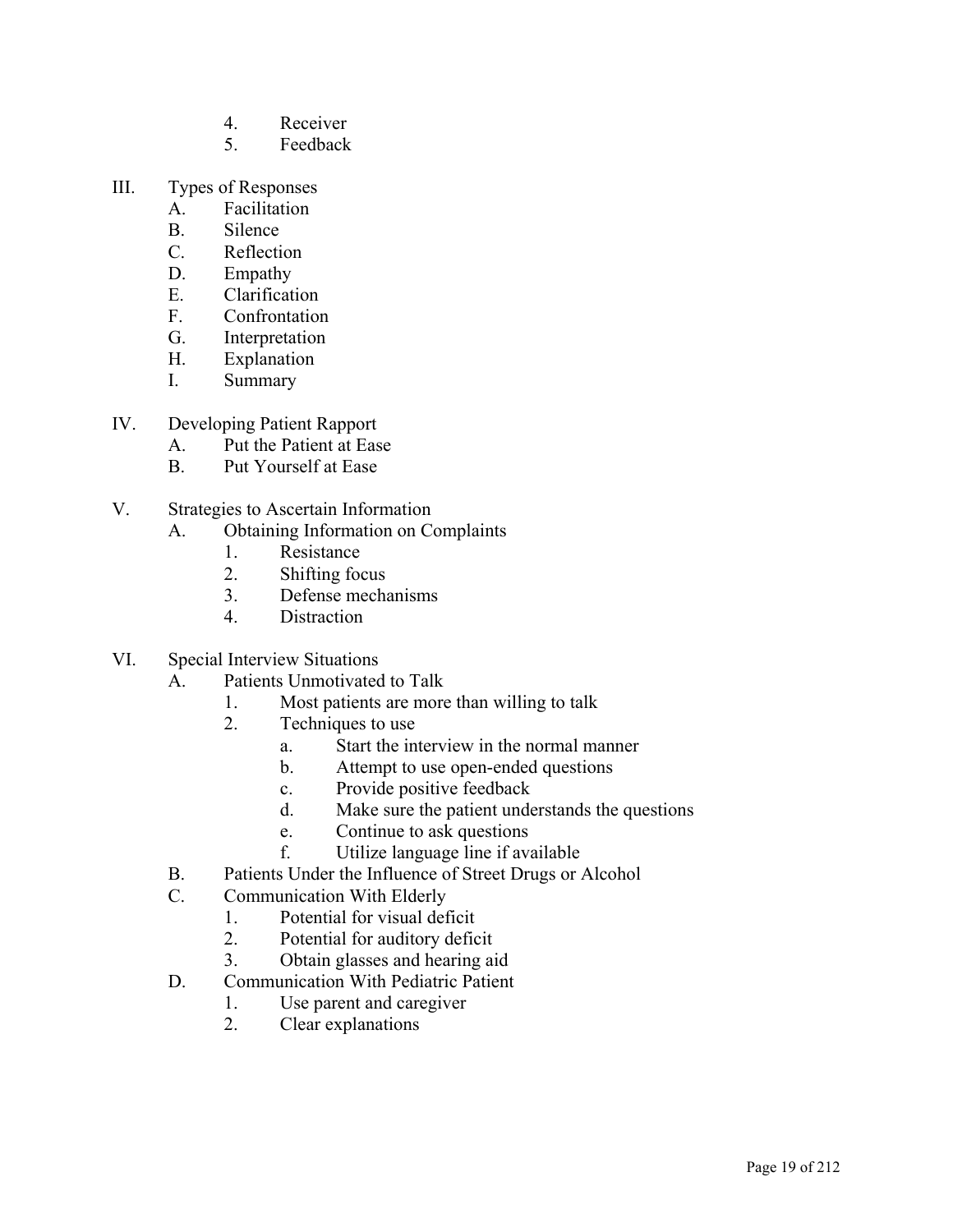4. Receiver
5. Feedback

III. Types of Responses
   A. Facilitation
   B. Silence
   C. Reflection
   D. Empathy
   E. Clarification
   F. Confrontation
   G. Interpretation
   H. Explanation
   I. Summary

IV. Developing Patient Rapport
   A. Put the Patient at Ease
   B. Put Yourself at Ease

V. Strategies to Ascertain Information
   A. Obtaining Information on Complaints
      1. Resistance
      2. Shifting focus
      3. Defense mechanisms
      4. Distraction

VI. Special Interview Situations
   A. Patients Unmotivated to Talk
      1. Most patients are more than willing to talk
      2. Techniques to use
         a. Start the interview in the normal manner
         b. Attempt to use open-ended questions
         c. Provide positive feedback
         d. Make sure the patient understands the questions
         e. Continue to ask questions
         f. Utilize language line if available
   B. Patients Under the Influence of Street Drugs or Alcohol
   C. Communication With Elderly
      1. Potential for visual deficit
      2. Potential for auditory deficit
      3. Obtain glasses and hearing aid
   D. Communication With Pediatric Patient
      1. Use parent and caregiver
      2. Clear explanations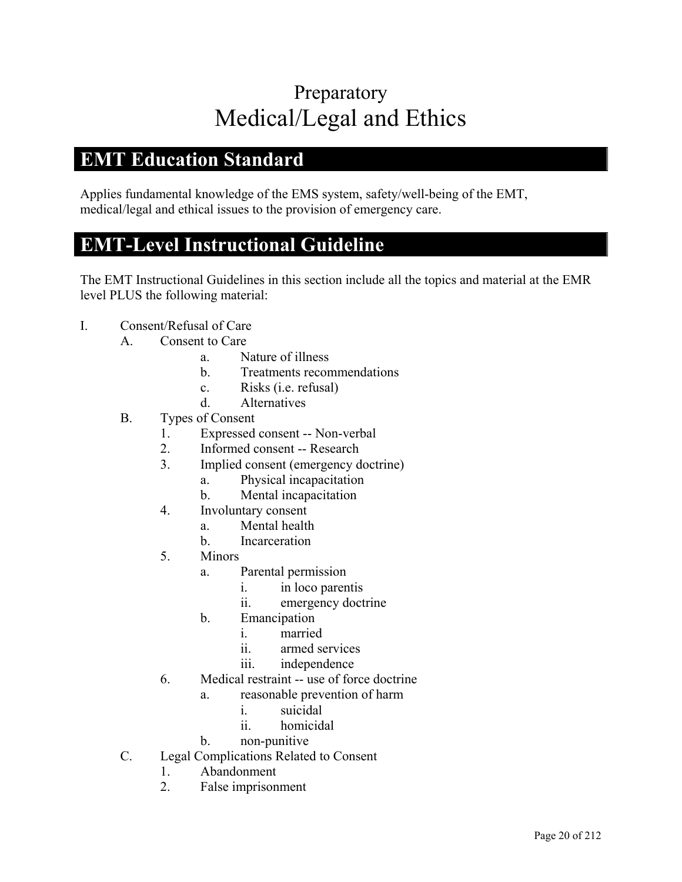# Preparatory
# Medical/Legal and Ethics

## EMT Education Standard

Applies fundamental knowledge of the EMS system, safety/well-being of the EMT, medical/legal and ethical issues to the provision of emergency care.

## EMT-Level Instructional Guideline

The EMT Instructional Guidelines in this section include all the topics and material at the EMR level PLUS the following material:

I. Consent/Refusal of Care
   A. Consent to Care
      a. Nature of illness
      b. Treatments recommendations
      c. Risks (i.e. refusal)
      d. Alternatives
   B. Types of Consent
      1. Expressed consent -- Non-verbal
      2. Informed consent -- Research
      3. Implied consent (emergency doctrine)
         a. Physical incapacitation
         b. Mental incapacitation
      4. Involuntary consent
         a. Mental health
         b. Incarceration
      5. Minors
         a. Parental permission
            i. in loco parentis
            ii. emergency doctrine
         b. Emancipation
            i. married
            ii. armed services
            iii. independence
      6. Medical restraint -- use of force doctrine
         a. reasonable prevention of harm
            i. suicidal
            ii. homicidal
         b. non-punitive
   C. Legal Complications Related to Consent
      1. Abandonment
      2. False imprisonment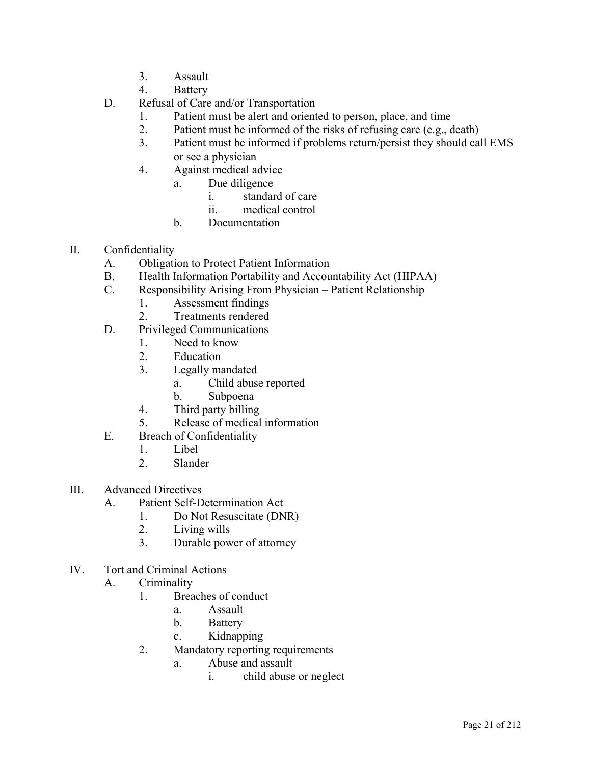3. Assault
4. Battery

D. Refusal of Care and/or Transportation
   1. Patient must be alert and oriented to person, place, and time
   2. Patient must be informed of the risks of refusing care (e.g., death)
   3. Patient must be informed if problems return/persist they should call EMS or see a physician
   4. Against medical advice
      a. Due diligence
         i. standard of care
         ii. medical control
      b. Documentation

II. Confidentiality
   A. Obligation to Protect Patient Information
   B. Health Information Portability and Accountability Act (HIPAA)
   C. Responsibility Arising From Physician – Patient Relationship
      1. Assessment findings
      2. Treatments rendered
   D. Privileged Communications
      1. Need to know
      2. Education
      3. Legally mandated
         a. Child abuse reported
         b. Subpoena
      4. Third party billing
      5. Release of medical information
   E. Breach of Confidentiality
      1. Libel
      2. Slander

III. Advanced Directives
   A. Patient Self-Determination Act
      1. Do Not Resuscitate (DNR)
      2. Living wills
      3. Durable power of attorney

IV. Tort and Criminal Actions
   A. Criminality
      1. Breaches of conduct
         a. Assault
         b. Battery
         c. Kidnapping
      2. Mandatory reporting requirements
         a. Abuse and assault
            i. child abuse or neglect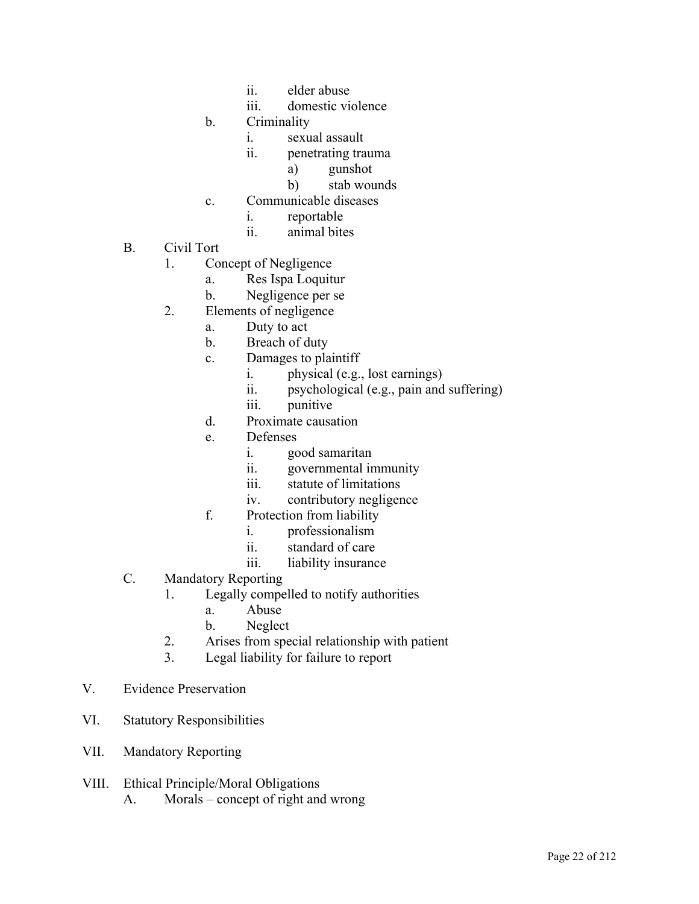- ii. elder abuse
- iii. domestic violence

- b. Criminality
  - i. sexual assault
  - ii. penetrating trauma
    - a) gunshot
    - b) stab wounds
- c. Communicable diseases
  - i. reportable
  - ii. animal bites

- B. Civil Tort
  - 1. Concept of Negligence
    - a. Res Ispa Loquitur
    - b. Negligence per se
  - 2. Elements of negligence
    - a. Duty to act
    - b. Breach of duty
    - c. Damages to plaintiff
      - i. physical (e.g., lost earnings)
      - ii. psychological (e.g., pain and suffering)
      - iii. punitive
    - d. Proximate causation
    - e. Defenses
      - i. good samaritan
      - ii. governmental immunity
      - iii. statute of limitations
      - iv. contributory negligence
    - f. Protection from liability
      - i. professionalism
      - ii. standard of care
      - iii. liability insurance
- C. Mandatory Reporting
  - 1. Legally compelled to notify authorities
    - a. Abuse
    - b. Neglect
  - 2. Arises from special relationship with patient
  - 3. Legal liability for failure to report

V. Evidence Preservation

VI. Statutory Responsibilities

VII. Mandatory Reporting

VIII. Ethical Principle/Moral Obligations
- A. Morals – concept of right and wrong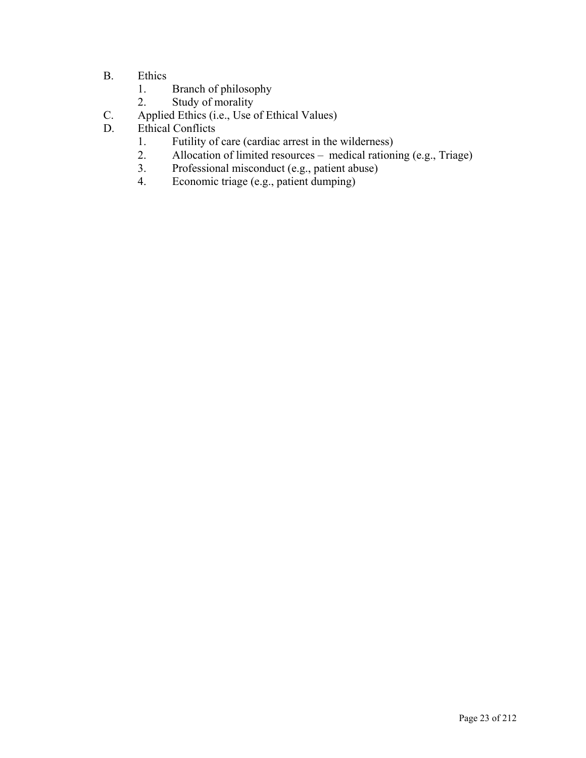B. Ethics
   1. Branch of philosophy
   2. Study of morality

C. Applied Ethics (i.e., Use of Ethical Values)

D. Ethical Conflicts
   1. Futility of care (cardiac arrest in the wilderness)
   2. Allocation of limited resources – medical rationing (e.g., Triage)
   3. Professional misconduct (e.g., patient abuse)
   4. Economic triage (e.g., patient dumping)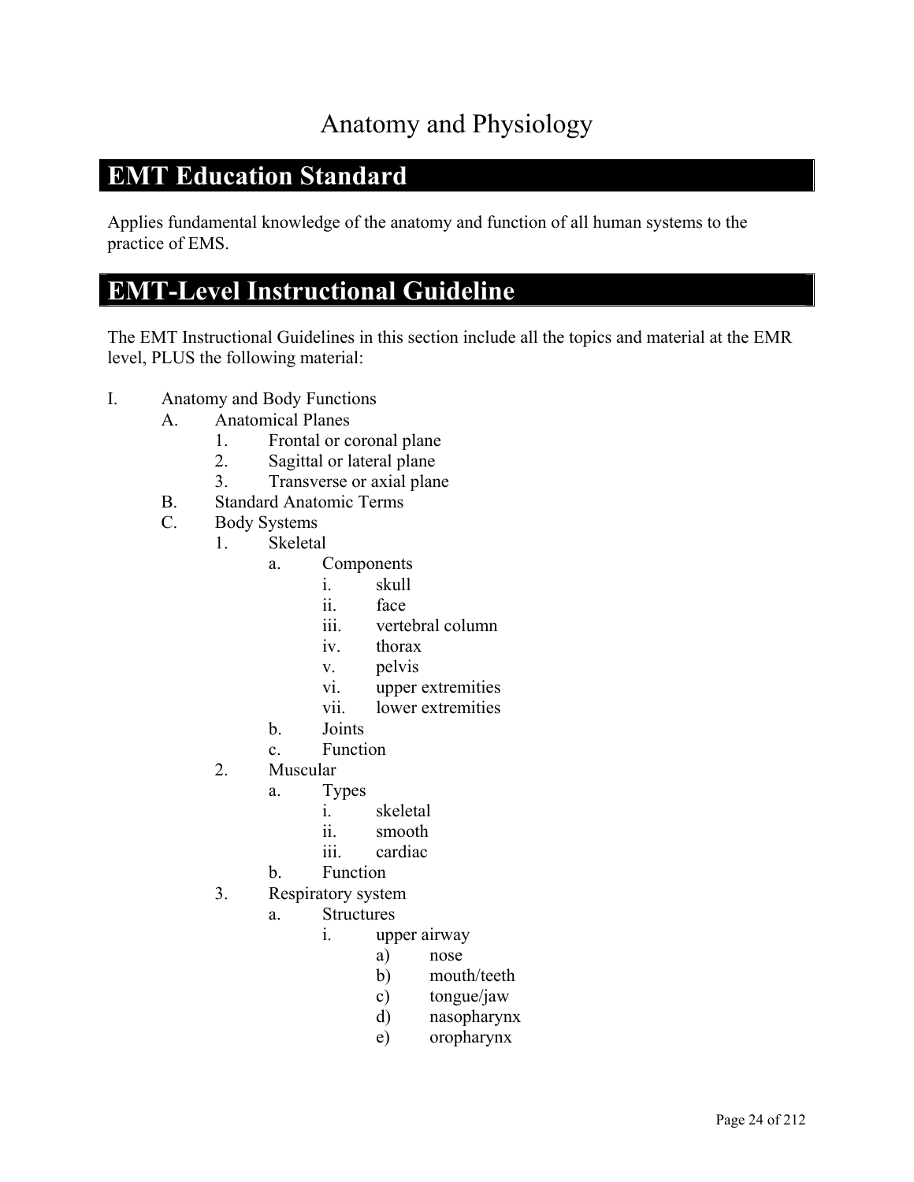# Anatomy and Physiology

## EMT Education Standard

Applies fundamental knowledge of the anatomy and function of all human systems to the practice of EMS.

## EMT-Level Instructional Guideline

The EMT Instructional Guidelines in this section include all the topics and material at the EMR level, PLUS the following material:

- I. Anatomy and Body Functions
  - A. Anatomical Planes
    - 1. Frontal or coronal plane
    - 2. Sagittal or lateral plane
    - 3. Transverse or axial plane
  - B. Standard Anatomic Terms
  - C. Body Systems
    - 1. Skeletal
      - a. Components
        - i. skull
        - ii. face
        - iii. vertebral column
        - iv. thorax
        - v. pelvis
        - vi. upper extremities
        - vii. lower extremities
      - b. Joints
      - c. Function
    - 2. Muscular
      - a. Types
        - i. skeletal
        - ii. smooth
        - iii. cardiac
      - b. Function
    - 3. Respiratory system
      - a. Structures
        - i. upper airway
          - a) nose
          - b) mouth/teeth
          - c) tongue/jaw
          - d) nasopharynx
          - e) oropharynx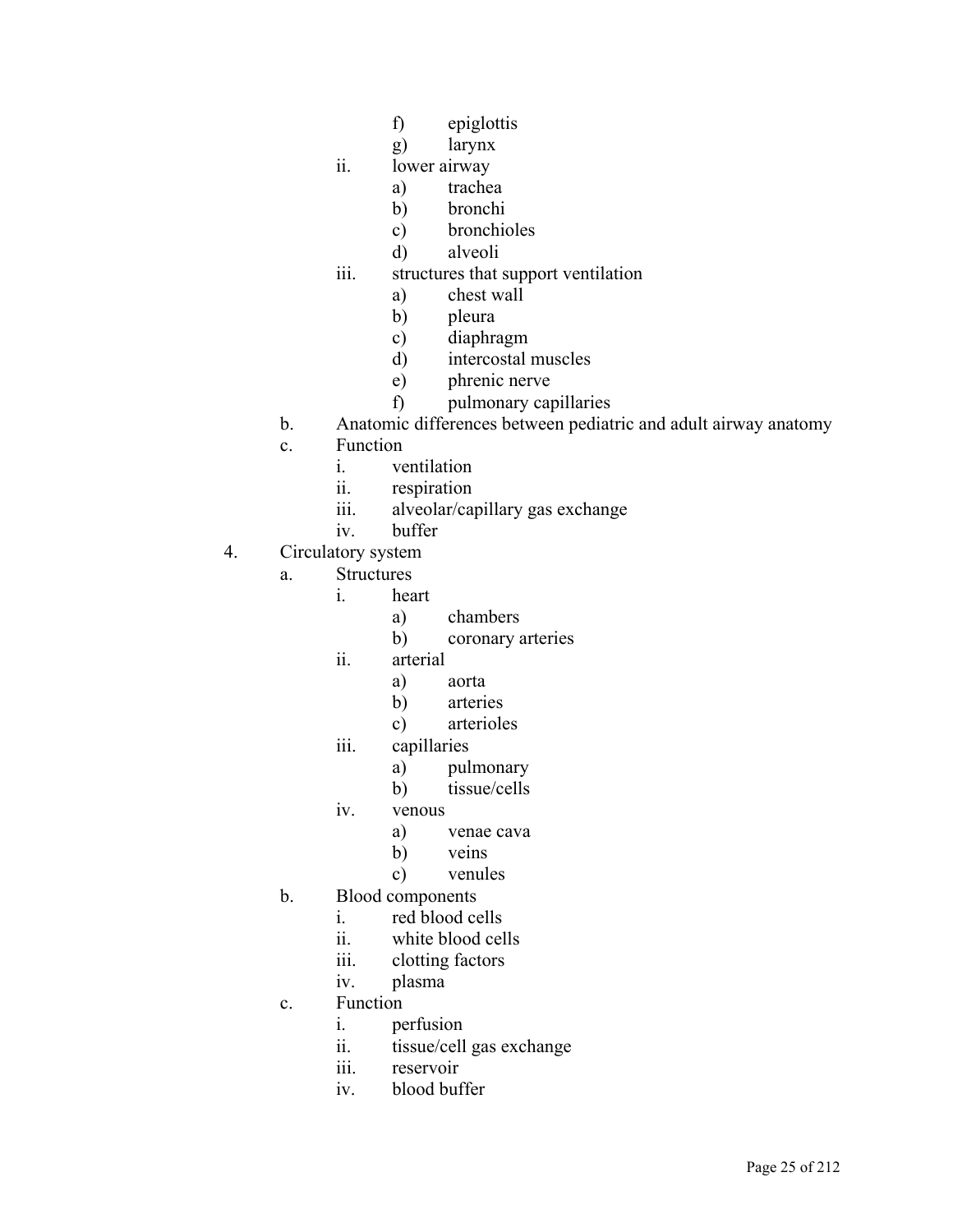f) epiglottis
            g) larynx
        ii. lower airway
            a) trachea
            b) bronchi
            c) bronchioles
            d) alveoli
        iii. structures that support ventilation
            a) chest wall
            b) pleura
            c) diaphragm
            d) intercostal muscles
            e) phrenic nerve
            f) pulmonary capillaries
    b. Anatomic differences between pediatric and adult airway anatomy
    c. Function
        i. ventilation
        ii. respiration
        iii. alveolar/capillary gas exchange
        iv. buffer
4. Circulatory system
    a. Structures
        i. heart
            a) chambers
            b) coronary arteries
        ii. arterial
            a) aorta
            b) arteries
            c) arterioles
        iii. capillaries
            a) pulmonary
            b) tissue/cells
        iv. venous
            a) venae cava
            b) veins
            c) venules
    b. Blood components
        i. red blood cells
        ii. white blood cells
        iii. clotting factors
        iv. plasma
    c. Function
        i. perfusion
        ii. tissue/cell gas exchange
        iii. reservoir
        iv. blood buffer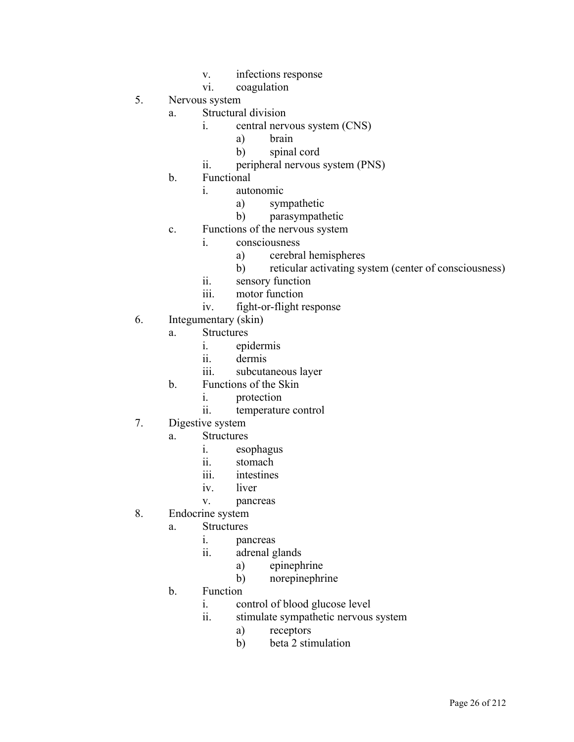- v. infections response
- vi. coagulation

5. Nervous system
   - a. Structural division
     - i. central nervous system (CNS)
       - a) brain
       - b) spinal cord
     - ii. peripheral nervous system (PNS)
   - b. Functional
     - i. autonomic
       - a) sympathetic
       - b) parasympathetic
   - c. Functions of the nervous system
     - i. consciousness
       - a) cerebral hemispheres
       - b) reticular activating system (center of consciousness)
     - ii. sensory function
     - iii. motor function
     - iv. fight-or-flight response
6. Integumentary (skin)
   - a. Structures
     - i. epidermis
     - ii. dermis
     - iii. subcutaneous layer
   - b. Functions of the Skin
     - i. protection
     - ii. temperature control
7. Digestive system
   - a. Structures
     - i. esophagus
     - ii. stomach
     - iii. intestines
     - iv. liver
     - v. pancreas
8. Endocrine system
   - a. Structures
     - i. pancreas
     - ii. adrenal glands
       - a) epinephrine
       - b) norepinephrine
   - b. Function
     - i. control of blood glucose level
     - ii. stimulate sympathetic nervous system
       - a) receptors
       - b) beta 2 stimulation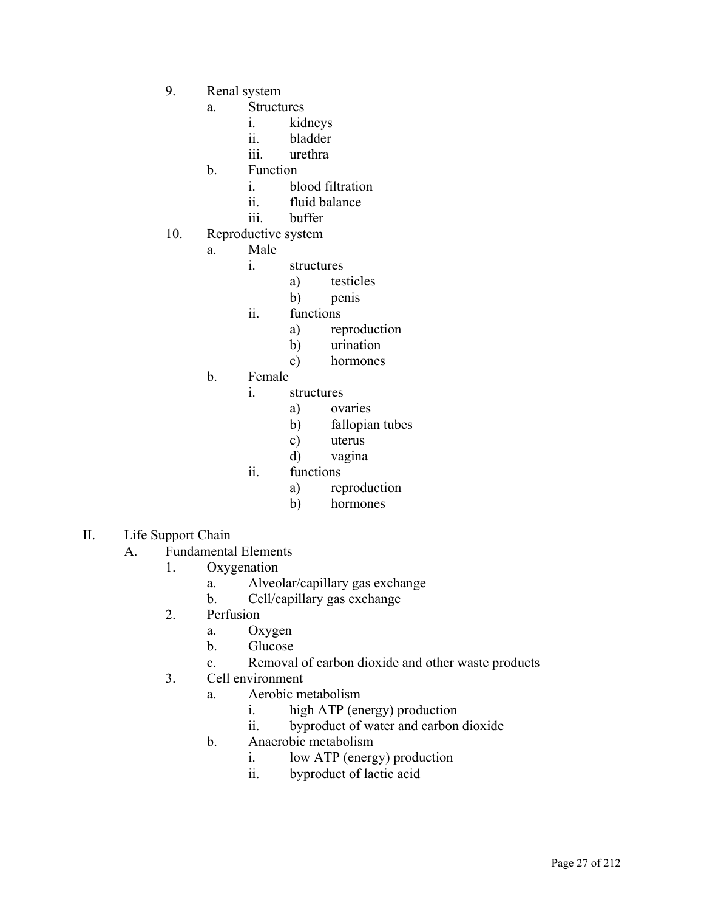9. Renal system
    a. Structures
        i. kidneys
        ii. bladder
        iii. urethra
    b. Function
        i. blood filtration
        ii. fluid balance
        iii. buffer
10. Reproductive system
    a. Male
        i. structures
            a) testicles
            b) penis
        ii. functions
            a) reproduction
            b) urination
            c) hormones
    b. Female
        i. structures
            a) ovaries
            b) fallopian tubes
            c) uterus
            d) vagina
        ii. functions
            a) reproduction
            b) hormones

II. Life Support Chain
    A. Fundamental Elements
        1. Oxygenation
            a. Alveolar/capillary gas exchange
            b. Cell/capillary gas exchange
        2. Perfusion
            a. Oxygen
            b. Glucose
            c. Removal of carbon dioxide and other waste products
        3. Cell environment
            a. Aerobic metabolism
                i. high ATP (energy) production
                ii. byproduct of water and carbon dioxide
            b. Anaerobic metabolism
                i. low ATP (energy) production
                ii. byproduct of lactic acid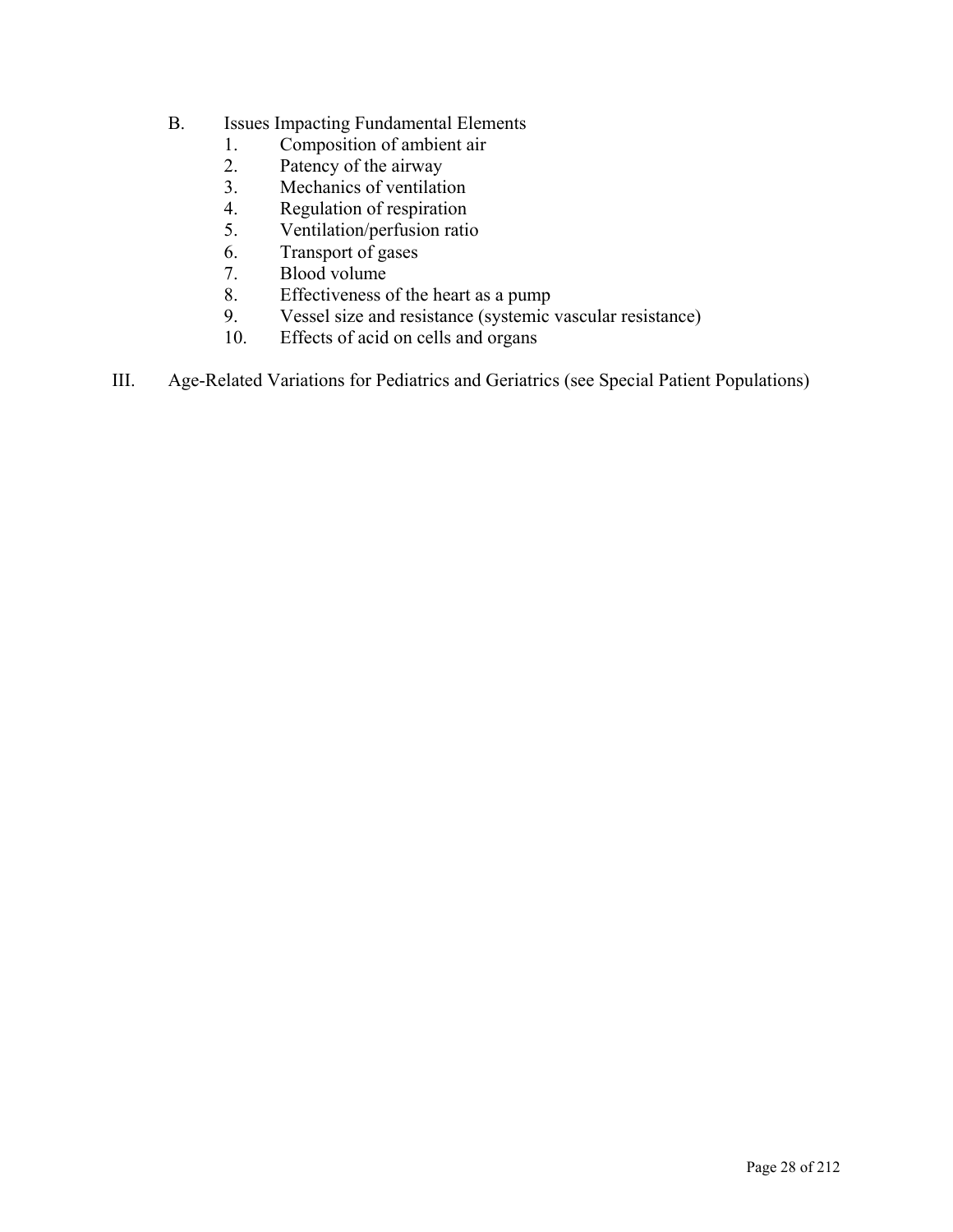B. Issues Impacting Fundamental Elements
   1. Composition of ambient air
   2. Patency of the airway
   3. Mechanics of ventilation
   4. Regulation of respiration
   5. Ventilation/perfusion ratio
   6. Transport of gases
   7. Blood volume
   8. Effectiveness of the heart as a pump
   9. Vessel size and resistance (systemic vascular resistance)
   10. Effects of acid on cells and organs

III. Age-Related Variations for Pediatrics and Geriatrics (see Special Patient Populations)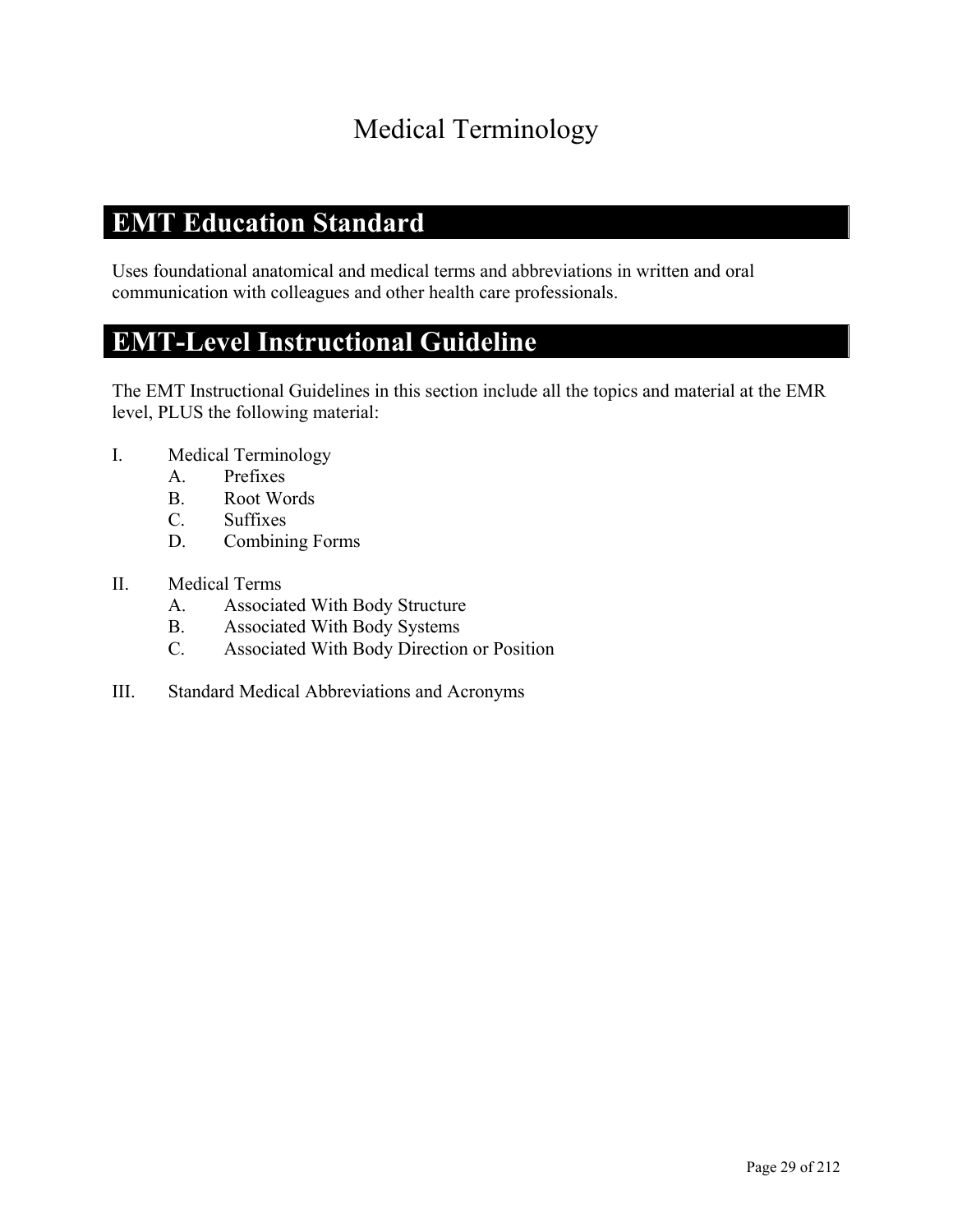# Medical Terminology

## EMT Education Standard

Uses foundational anatomical and medical terms and abbreviations in written and oral communication with colleagues and other health care professionals.

## EMT-Level Instructional Guideline

The EMT Instructional Guidelines in this section include all the topics and material at the EMR level, PLUS the following material:

I. Medical Terminology
   A. Prefixes
   B. Root Words
   C. Suffixes
   D. Combining Forms

II. Medical Terms
   A. Associated With Body Structure
   B. Associated With Body Systems
   C. Associated With Body Direction or Position

III. Standard Medical Abbreviations and Acronyms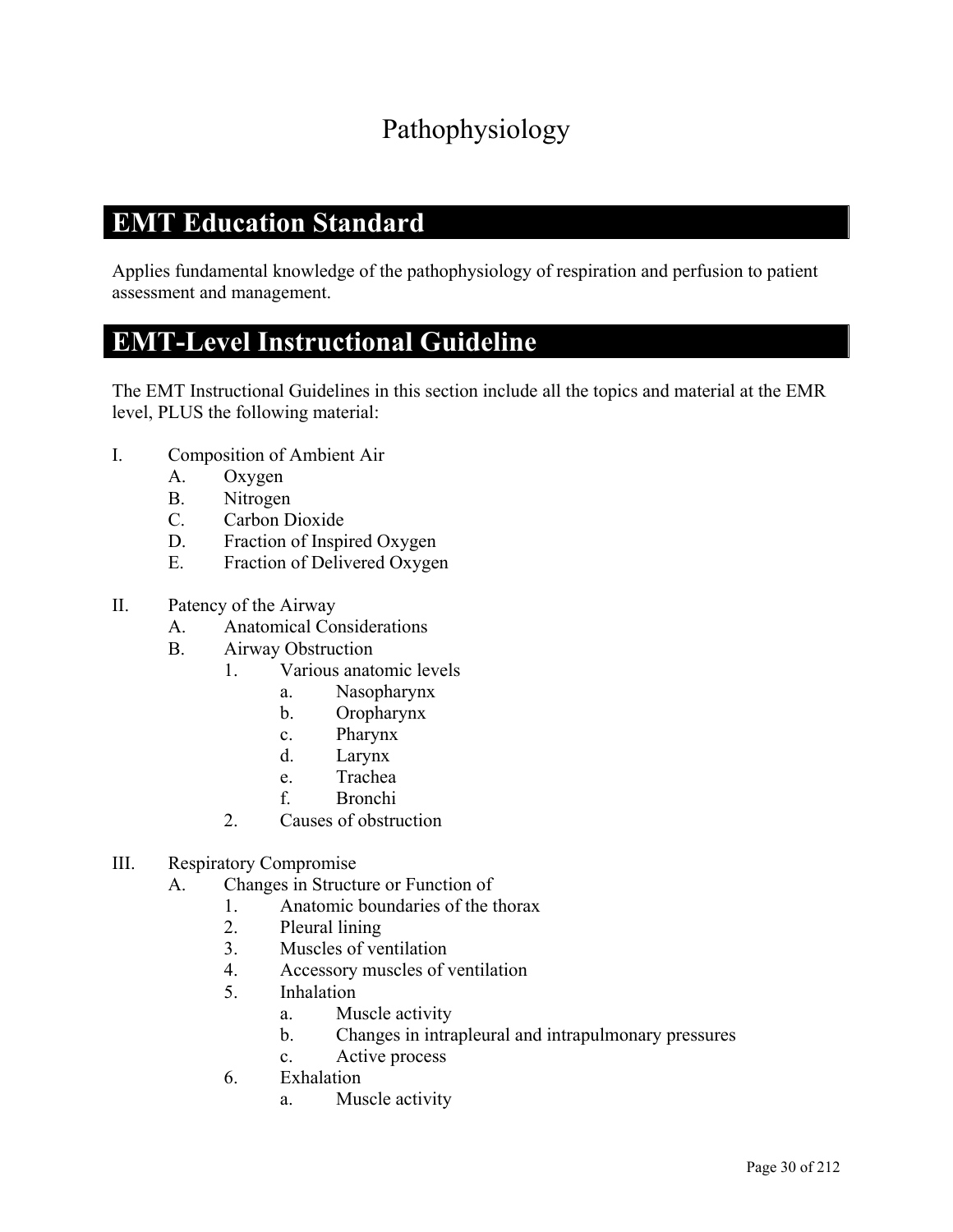# Pathophysiology

## EMT Education Standard

Applies fundamental knowledge of the pathophysiology of respiration and perfusion to patient assessment and management.

## EMT-Level Instructional Guideline

The EMT Instructional Guidelines in this section include all the topics and material at the EMR level, PLUS the following material:

- I. Composition of Ambient Air
  - A. Oxygen
  - B. Nitrogen
  - C. Carbon Dioxide
  - D. Fraction of Inspired Oxygen
  - E. Fraction of Delivered Oxygen

- II. Patency of the Airway
  - A. Anatomical Considerations
  - B. Airway Obstruction
    - 1. Various anatomic levels
      - a. Nasopharynx
      - b. Oropharynx
      - c. Pharynx
      - d. Larynx
      - e. Trachea
      - f. Bronchi
    - 2. Causes of obstruction

- III. Respiratory Compromise
  - A. Changes in Structure or Function of
    - 1. Anatomic boundaries of the thorax
    - 2. Pleural lining
    - 3. Muscles of ventilation
    - 4. Accessory muscles of ventilation
    - 5. Inhalation
      - a. Muscle activity
      - b. Changes in intrapleural and intrapulmonary pressures
      - c. Active process
    - 6. Exhalation
      - a. Muscle activity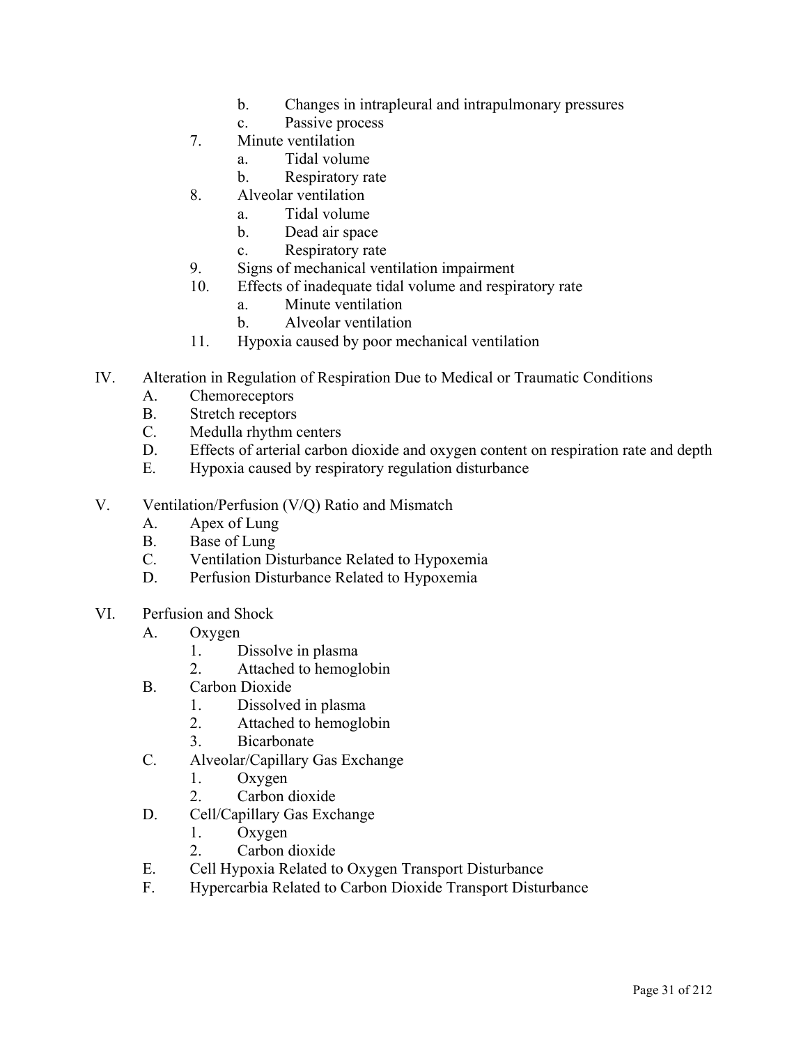- b. Changes in intrapleural and intrapulmonary pressures
   - c. Passive process
7. Minute ventilation
   - a. Tidal volume
   - b. Respiratory rate
8. Alveolar ventilation
   - a. Tidal volume
   - b. Dead air space
   - c. Respiratory rate
9. Signs of mechanical ventilation impairment
10. Effects of inadequate tidal volume and respiratory rate
    - a. Minute ventilation
    - b. Alveolar ventilation
11. Hypoxia caused by poor mechanical ventilation

IV. Alteration in Regulation of Respiration Due to Medical or Traumatic Conditions
- A. Chemoreceptors
- B. Stretch receptors
- C. Medulla rhythm centers
- D. Effects of arterial carbon dioxide and oxygen content on respiration rate and depth
- E. Hypoxia caused by respiratory regulation disturbance

V. Ventilation/Perfusion (V/Q) Ratio and Mismatch
- A. Apex of Lung
- B. Base of Lung
- C. Ventilation Disturbance Related to Hypoxemia
- D. Perfusion Disturbance Related to Hypoxemia

VI. Perfusion and Shock
- A. Oxygen
  1. Dissolve in plasma
  2. Attached to hemoglobin
- B. Carbon Dioxide
  1. Dissolved in plasma
  2. Attached to hemoglobin
  3. Bicarbonate
- C. Alveolar/Capillary Gas Exchange
  1. Oxygen
  2. Carbon dioxide
- D. Cell/Capillary Gas Exchange
  1. Oxygen
  2. Carbon dioxide
- E. Cell Hypoxia Related to Oxygen Transport Disturbance
- F. Hypercarbia Related to Carbon Dioxide Transport Disturbance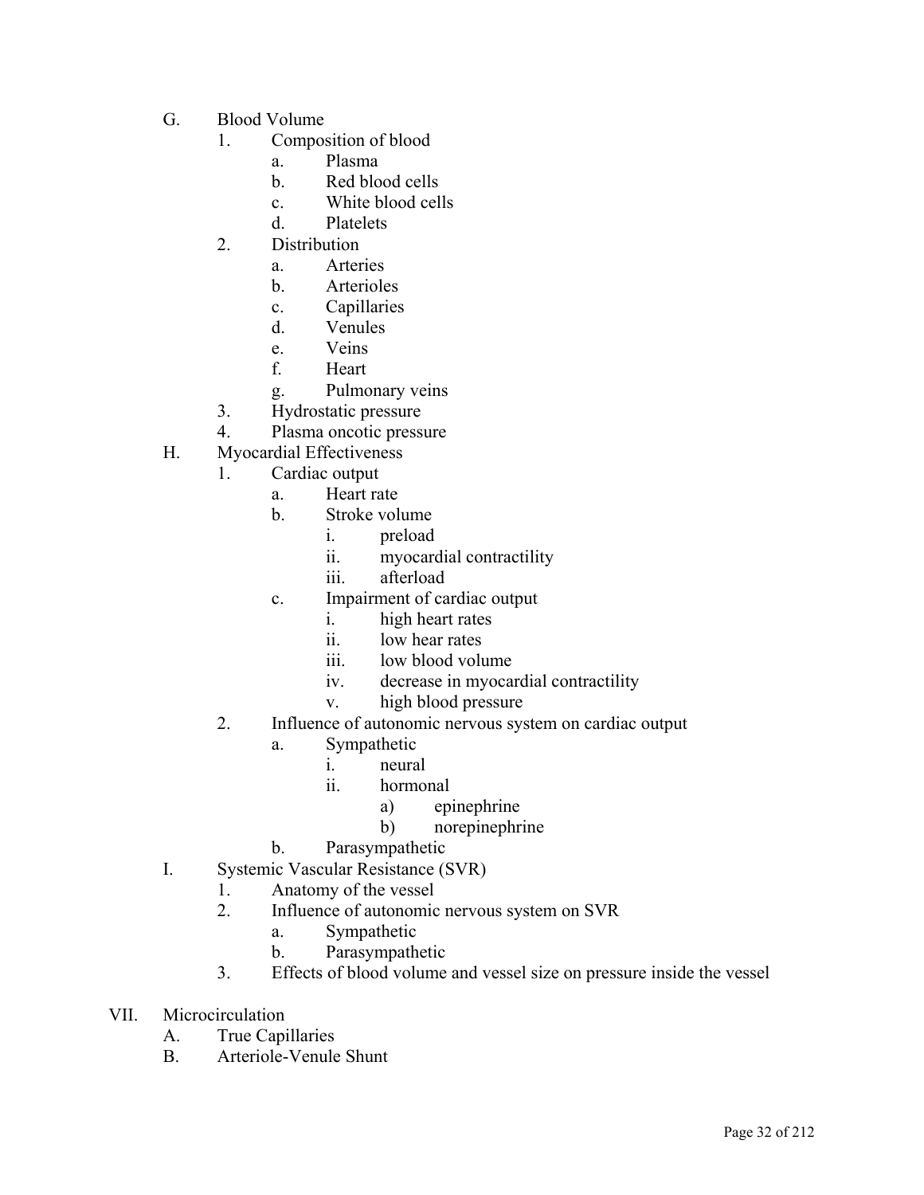G. Blood Volume
  1. Composition of blood
    a. Plasma
    b. Red blood cells
    c. White blood cells
    d. Platelets
  2. Distribution
    a. Arteries
    b. Arterioles
    c. Capillaries
    d. Venules
    e. Veins
    f. Heart
    g. Pulmonary veins
  3. Hydrostatic pressure
  4. Plasma oncotic pressure

H. Myocardial Effectiveness
  1. Cardiac output
    a. Heart rate
    b. Stroke volume
      i. preload
      ii. myocardial contractility
      iii. afterload
    c. Impairment of cardiac output
      i. high heart rates
      ii. low hear rates
      iii. low blood volume
      iv. decrease in myocardial contractility
      v. high blood pressure
  2. Influence of autonomic nervous system on cardiac output
    a. Sympathetic
      i. neural
      ii. hormonal
        a) epinephrine
        b) norepinephrine
    b. Parasympathetic

I. Systemic Vascular Resistance (SVR)
  1. Anatomy of the vessel
  2. Influence of autonomic nervous system on SVR
    a. Sympathetic
    b. Parasympathetic
  3. Effects of blood volume and vessel size on pressure inside the vessel

VII. Microcirculation
  A. True Capillaries
  B. Arteriole-Venule Shunt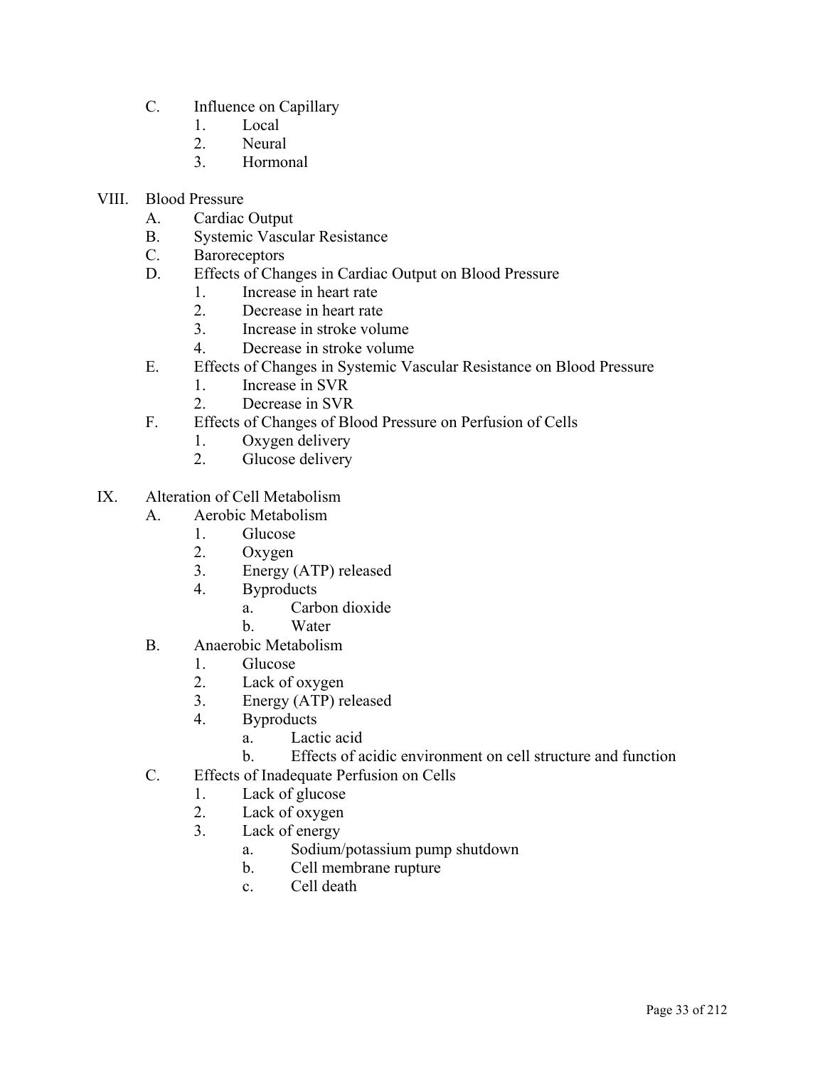C. Influence on Capillary
   1. Local
   2. Neural
   3. Hormonal

VIII. Blood Pressure
   A. Cardiac Output
   B. Systemic Vascular Resistance
   C. Baroreceptors
   D. Effects of Changes in Cardiac Output on Blood Pressure
      1. Increase in heart rate
      2. Decrease in heart rate
      3. Increase in stroke volume
      4. Decrease in stroke volume
   E. Effects of Changes in Systemic Vascular Resistance on Blood Pressure
      1. Increase in SVR
      2. Decrease in SVR
   F. Effects of Changes of Blood Pressure on Perfusion of Cells
      1. Oxygen delivery
      2. Glucose delivery

IX. Alteration of Cell Metabolism
   A. Aerobic Metabolism
      1. Glucose
      2. Oxygen
      3. Energy (ATP) released
      4. Byproducts
         a. Carbon dioxide
         b. Water
   B. Anaerobic Metabolism
      1. Glucose
      2. Lack of oxygen
      3. Energy (ATP) released
      4. Byproducts
         a. Lactic acid
         b. Effects of acidic environment on cell structure and function
   C. Effects of Inadequate Perfusion on Cells
      1. Lack of glucose
      2. Lack of oxygen
      3. Lack of energy
         a. Sodium/potassium pump shutdown
         b. Cell membrane rupture
         c. Cell death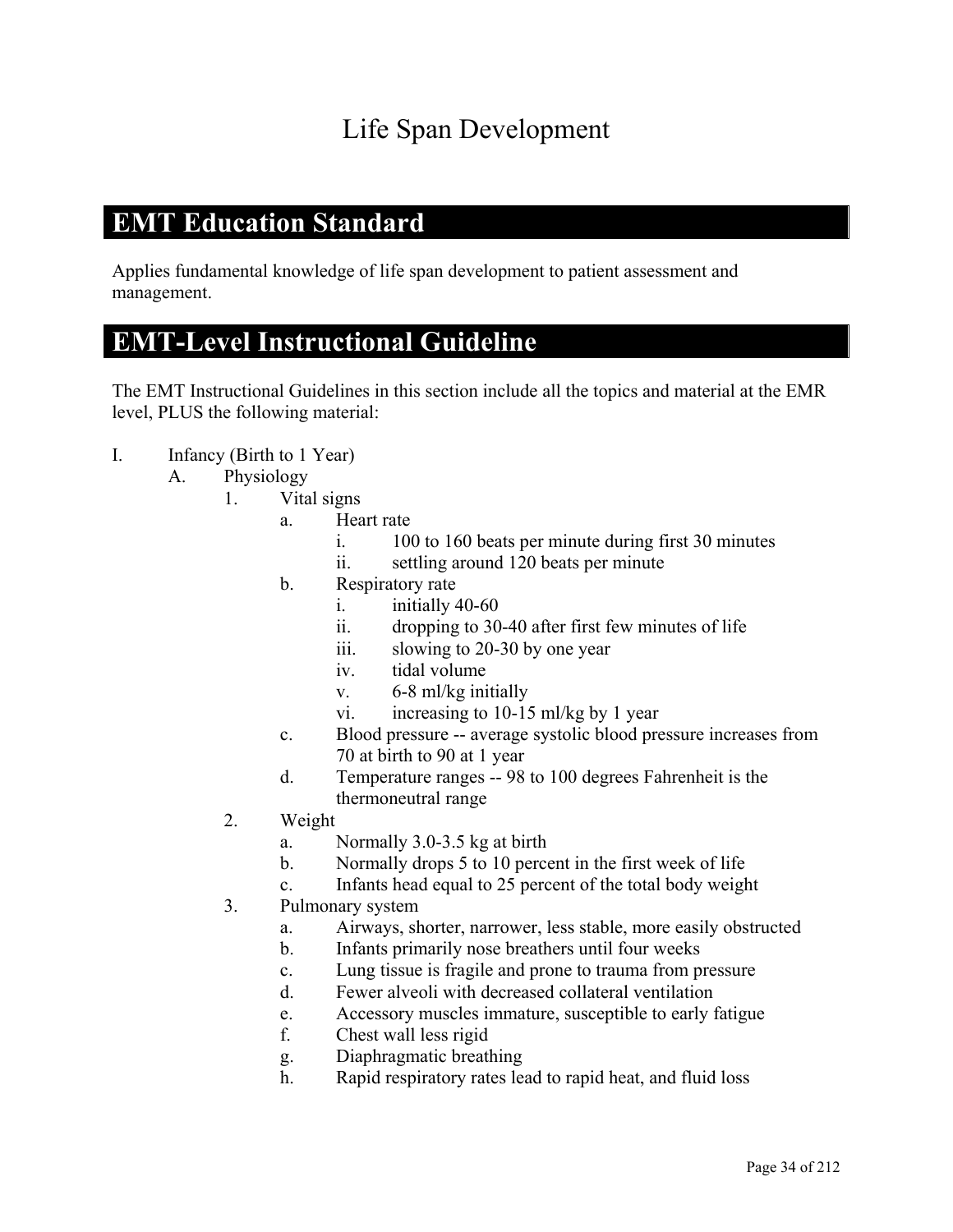# Life Span Development

## EMT Education Standard

Applies fundamental knowledge of life span development to patient assessment and management.

## EMT-Level Instructional Guideline

The EMT Instructional Guidelines in this section include all the topics and material at the EMR level, PLUS the following material:

- I. Infancy (Birth to 1 Year)
  - A. Physiology
    - 1. Vital signs
      - a. Heart rate
        - i. 100 to 160 beats per minute during first 30 minutes
        - ii. settling around 120 beats per minute
      - b. Respiratory rate
        - i. initially 40-60
        - ii. dropping to 30-40 after first few minutes of life
        - iii. slowing to 20-30 by one year
        - iv. tidal volume
        - v. 6-8 ml/kg initially
        - vi. increasing to 10-15 ml/kg by 1 year
      - c. Blood pressure -- average systolic blood pressure increases from 70 at birth to 90 at 1 year
      - d. Temperature ranges -- 98 to 100 degrees Fahrenheit is the thermoneutral range
    - 2. Weight
      - a. Normally 3.0-3.5 kg at birth
      - b. Normally drops 5 to 10 percent in the first week of life
      - c. Infants head equal to 25 percent of the total body weight
    - 3. Pulmonary system
      - a. Airways, shorter, narrower, less stable, more easily obstructed
      - b. Infants primarily nose breathers until four weeks
      - c. Lung tissue is fragile and prone to trauma from pressure
      - d. Fewer alveoli with decreased collateral ventilation
      - e. Accessory muscles immature, susceptible to early fatigue
      - f. Chest wall less rigid
      - g. Diaphragmatic breathing
      - h. Rapid respiratory rates lead to rapid heat, and fluid loss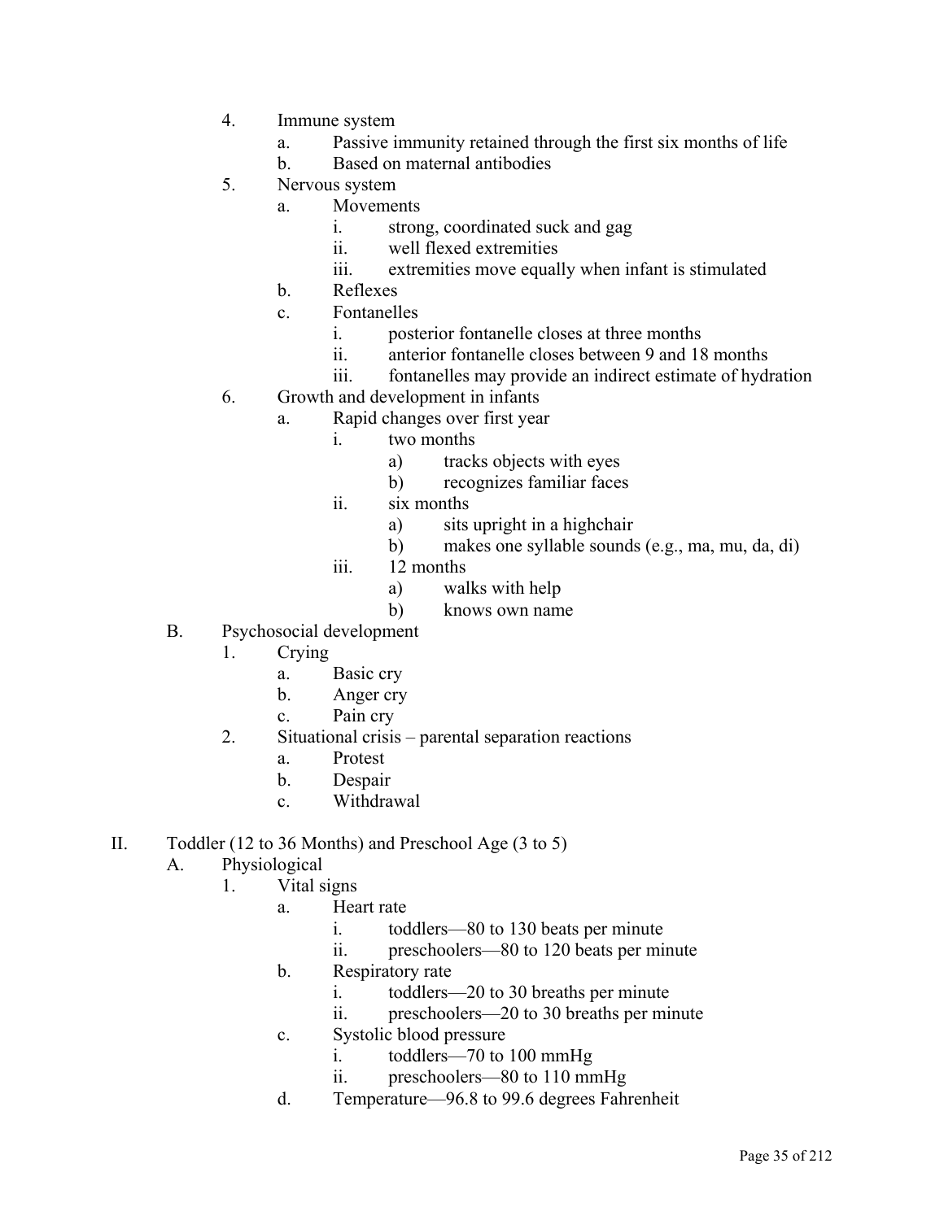4. Immune system
    a. Passive immunity retained through the first six months of life
    b. Based on maternal antibodies
5. Nervous system
    a. Movements
        i. strong, coordinated suck and gag
        ii. well flexed extremities
        iii. extremities move equally when infant is stimulated
    b. Reflexes
    c. Fontanelles
        i. posterior fontanelle closes at three months
        ii. anterior fontanelle closes between 9 and 18 months
        iii. fontanelles may provide an indirect estimate of hydration
6. Growth and development in infants
    a. Rapid changes over first year
        i. two months
            a) tracks objects with eyes
            b) recognizes familiar faces
        ii. six months
            a) sits upright in a highchair
            b) makes one syllable sounds (e.g., ma, mu, da, di)
        iii. 12 months
            a) walks with help
            b) knows own name

B. Psychosocial development
1. Crying
    a. Basic cry
    b. Anger cry
    c. Pain cry
2. Situational crisis – parental separation reactions
    a. Protest
    b. Despair
    c. Withdrawal

II. Toddler (12 to 36 Months) and Preschool Age (3 to 5)

A. Physiological
1. Vital signs
    a. Heart rate
        i. toddlers—80 to 130 beats per minute
        ii. preschoolers—80 to 120 beats per minute
    b. Respiratory rate
        i. toddlers—20 to 30 breaths per minute
        ii. preschoolers—20 to 30 breaths per minute
    c. Systolic blood pressure
        i. toddlers—70 to 100 mmHg
        ii. preschoolers—80 to 110 mmHg
    d. Temperature—96.8 to 99.6 degrees Fahrenheit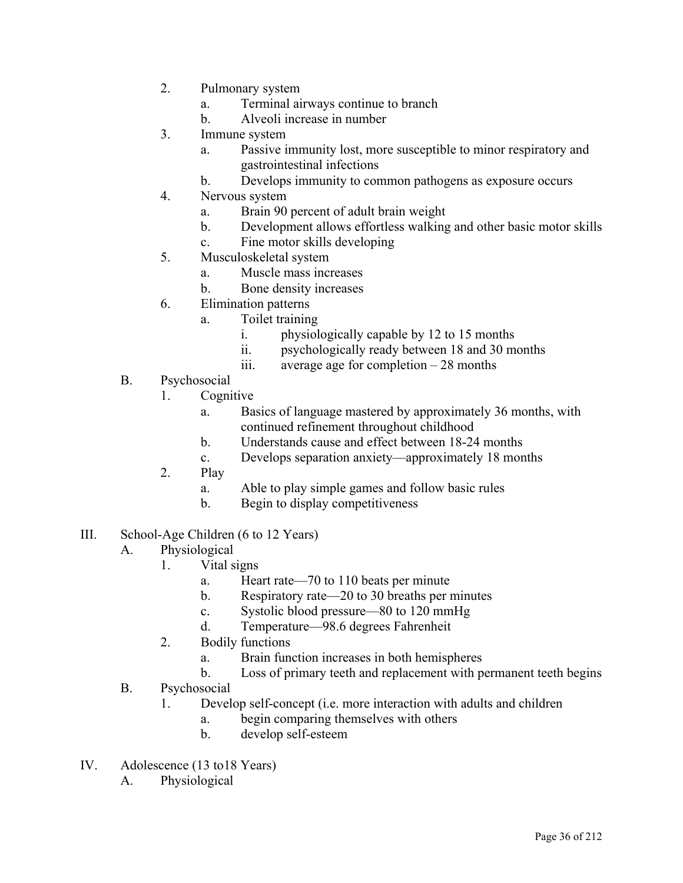2. Pulmonary system
    a. Terminal airways continue to branch
    b. Alveoli increase in number
3. Immune system
    a. Passive immunity lost, more susceptible to minor respiratory and gastrointestinal infections
    b. Develops immunity to common pathogens as exposure occurs
4. Nervous system
    a. Brain 90 percent of adult brain weight
    b. Development allows effortless walking and other basic motor skills
    c. Fine motor skills developing
5. Musculoskeletal system
    a. Muscle mass increases
    b. Bone density increases
6. Elimination patterns
    a. Toilet training
        i. physiologically capable by 12 to 15 months
        ii. psychologically ready between 18 and 30 months
        iii. average age for completion – 28 months

B. Psychosocial
1. Cognitive
    a. Basics of language mastered by approximately 36 months, with continued refinement throughout childhood
    b. Understands cause and effect between 18-24 months
    c. Develops separation anxiety—approximately 18 months
2. Play
    a. Able to play simple games and follow basic rules
    b. Begin to display competitiveness

III. School-Age Children (6 to 12 Years)

A. Physiological
1. Vital signs
    a. Heart rate—70 to 110 beats per minute
    b. Respiratory rate—20 to 30 breaths per minutes
    c. Systolic blood pressure—80 to 120 mmHg
    d. Temperature—98.6 degrees Fahrenheit
2. Bodily functions
    a. Brain function increases in both hemispheres
    b. Loss of primary teeth and replacement with permanent teeth begins

B. Psychosocial
1. Develop self-concept (i.e. more interaction with adults and children
    a. begin comparing themselves with others
    b. develop self-esteem

IV. Adolescence (13 to18 Years)

A. Physiological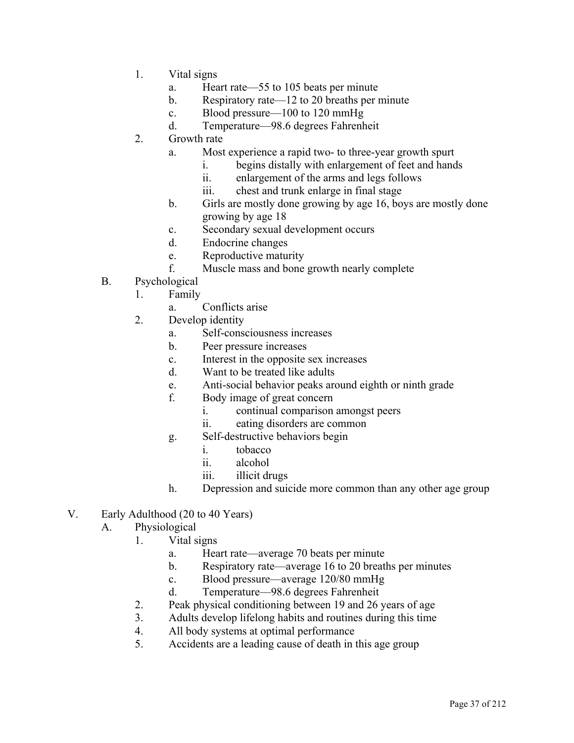1. Vital signs
    a. Heart rate—55 to 105 beats per minute
    b. Respiratory rate—12 to 20 breaths per minute
    c. Blood pressure—100 to 120 mmHg
    d. Temperature—98.6 degrees Fahrenheit
2. Growth rate
    a. Most experience a rapid two- to three-year growth spurt
        i. begins distally with enlargement of feet and hands
        ii. enlargement of the arms and legs follows
        iii. chest and trunk enlarge in final stage
    b. Girls are mostly done growing by age 16, boys are mostly done growing by age 18
    c. Secondary sexual development occurs
    d. Endocrine changes
    e. Reproductive maturity
    f. Muscle mass and bone growth nearly complete

B. Psychological
1. Family
    a. Conflicts arise
2. Develop identity
    a. Self-consciousness increases
    b. Peer pressure increases
    c. Interest in the opposite sex increases
    d. Want to be treated like adults
    e. Anti-social behavior peaks around eighth or ninth grade
    f. Body image of great concern
        i. continual comparison amongst peers
        ii. eating disorders are common
    g. Self-destructive behaviors begin
        i. tobacco
        ii. alcohol
        iii. illicit drugs
    h. Depression and suicide more common than any other age group

V. Early Adulthood (20 to 40 Years)

A. Physiological
1. Vital signs
    a. Heart rate—average 70 beats per minute
    b. Respiratory rate—average 16 to 20 breaths per minutes
    c. Blood pressure—average 120/80 mmHg
    d. Temperature—98.6 degrees Fahrenheit
2. Peak physical conditioning between 19 and 26 years of age
3. Adults develop lifelong habits and routines during this time
4. All body systems at optimal performance
5. Accidents are a leading cause of death in this age group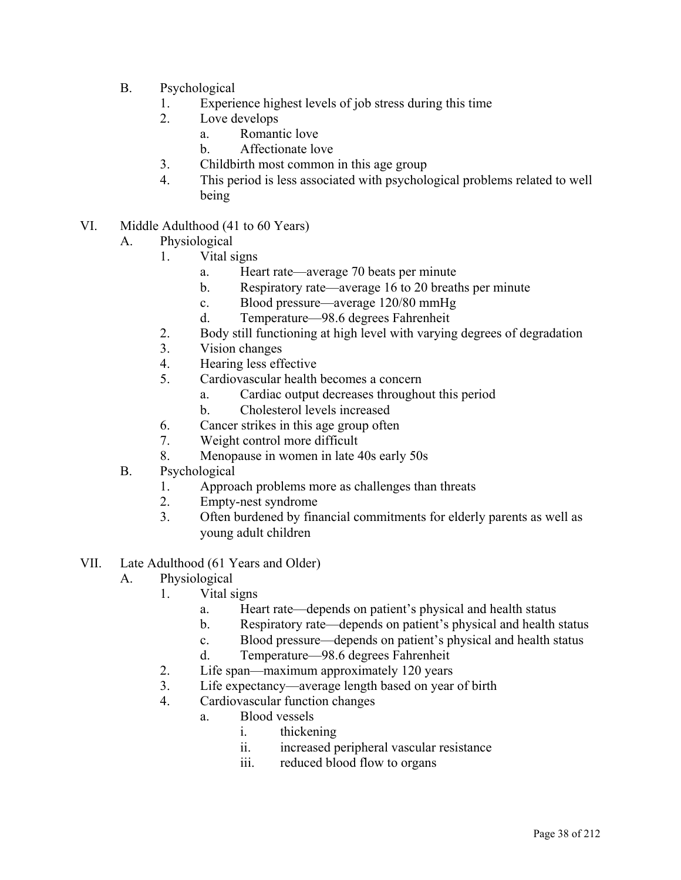B. Psychological
   1. Experience highest levels of job stress during this time
   2. Love develops
      a. Romantic love
      b. Affectionate love
   3. Childbirth most common in this age group
   4. This period is less associated with psychological problems related to well being

VI. Middle Adulthood (41 to 60 Years)
   A. Physiological
      1. Vital signs
         a. Heart rate—average 70 beats per minute
         b. Respiratory rate—average 16 to 20 breaths per minute
         c. Blood pressure—average 120/80 mmHg
         d. Temperature—98.6 degrees Fahrenheit
      2. Body still functioning at high level with varying degrees of degradation
      3. Vision changes
      4. Hearing less effective
      5. Cardiovascular health becomes a concern
         a. Cardiac output decreases throughout this period
         b. Cholesterol levels increased
      6. Cancer strikes in this age group often
      7. Weight control more difficult
      8. Menopause in women in late 40s early 50s
   B. Psychological
      1. Approach problems more as challenges than threats
      2. Empty-nest syndrome
      3. Often burdened by financial commitments for elderly parents as well as young adult children

VII. Late Adulthood (61 Years and Older)
   A. Physiological
      1. Vital signs
         a. Heart rate—depends on patient's physical and health status
         b. Respiratory rate—depends on patient's physical and health status
         c. Blood pressure—depends on patient's physical and health status
         d. Temperature—98.6 degrees Fahrenheit
      2. Life span—maximum approximately 120 years
      3. Life expectancy—average length based on year of birth
      4. Cardiovascular function changes
         a. Blood vessels
            i. thickening
            ii. increased peripheral vascular resistance
            iii. reduced blood flow to organs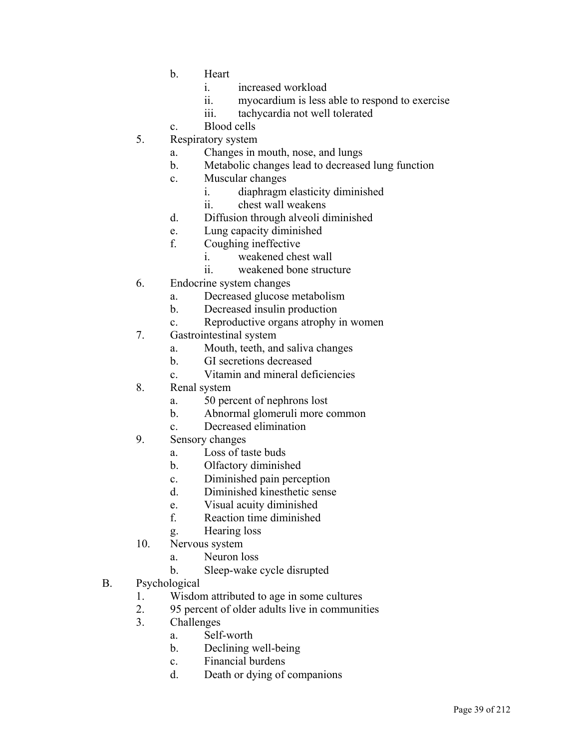- b. Heart
  - i. increased workload
  - ii. myocardium is less able to respond to exercise
  - iii. tachycardia not well tolerated
- c. Blood cells

5. Respiratory system
   - a. Changes in mouth, nose, and lungs
   - b. Metabolic changes lead to decreased lung function
   - c. Muscular changes
     - i. diaphragm elasticity diminished
     - ii. chest wall weakens
   - d. Diffusion through alveoli diminished
   - e. Lung capacity diminished
   - f. Coughing ineffective
     - i. weakened chest wall
     - ii. weakened bone structure
6. Endocrine system changes
   - a. Decreased glucose metabolism
   - b. Decreased insulin production
   - c. Reproductive organs atrophy in women
7. Gastrointestinal system
   - a. Mouth, teeth, and saliva changes
   - b. GI secretions decreased
   - c. Vitamin and mineral deficiencies
8. Renal system
   - a. 50 percent of nephrons lost
   - b. Abnormal glomeruli more common
   - c. Decreased elimination
9. Sensory changes
   - a. Loss of taste buds
   - b. Olfactory diminished
   - c. Diminished pain perception
   - d. Diminished kinesthetic sense
   - e. Visual acuity diminished
   - f. Reaction time diminished
   - g. Hearing loss
10. Nervous system
    - a. Neuron loss
    - b. Sleep-wake cycle disrupted

B. Psychological

1. Wisdom attributed to age in some cultures
2. 95 percent of older adults live in communities
3. Challenges
   - a. Self-worth
   - b. Declining well-being
   - c. Financial burdens
   - d. Death or dying of companions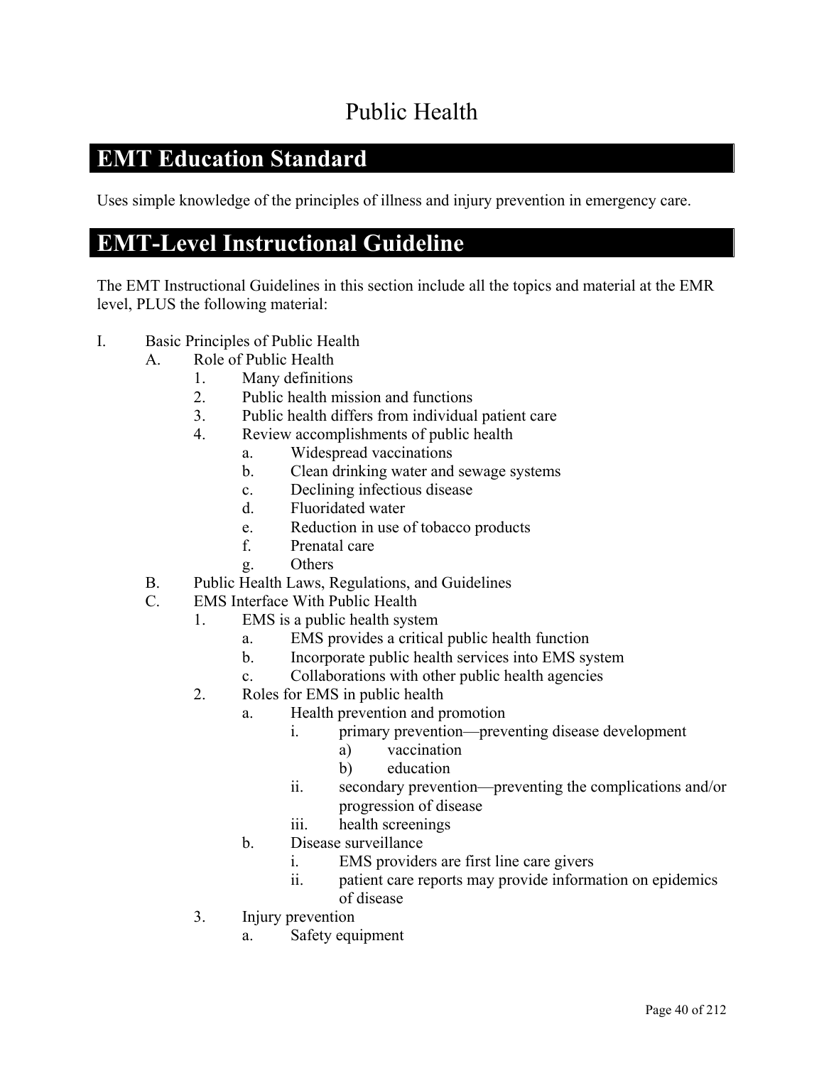# Public Health

## EMT Education Standard

Uses simple knowledge of the principles of illness and injury prevention in emergency care.

## EMT-Level Instructional Guideline

The EMT Instructional Guidelines in this section include all the topics and material at the EMR level, PLUS the following material:

- I. Basic Principles of Public Health
  - A. Role of Public Health
    - 1. Many definitions
    - 2. Public health mission and functions
    - 3. Public health differs from individual patient care
    - 4. Review accomplishments of public health
      - a. Widespread vaccinations
      - b. Clean drinking water and sewage systems
      - c. Declining infectious disease
      - d. Fluoridated water
      - e. Reduction in use of tobacco products
      - f. Prenatal care
      - g. Others
  - B. Public Health Laws, Regulations, and Guidelines
  - C. EMS Interface With Public Health
    - 1. EMS is a public health system
      - a. EMS provides a critical public health function
      - b. Incorporate public health services into EMS system
      - c. Collaborations with other public health agencies
    - 2. Roles for EMS in public health
      - a. Health prevention and promotion
        - i. primary prevention—preventing disease development
          - a) vaccination
          - b) education
        - ii. secondary prevention—preventing the complications and/or progression of disease
        - iii. health screenings
      - b. Disease surveillance
        - i. EMS providers are first line care givers
        - ii. patient care reports may provide information on epidemics of disease
    - 3. Injury prevention
      - a. Safety equipment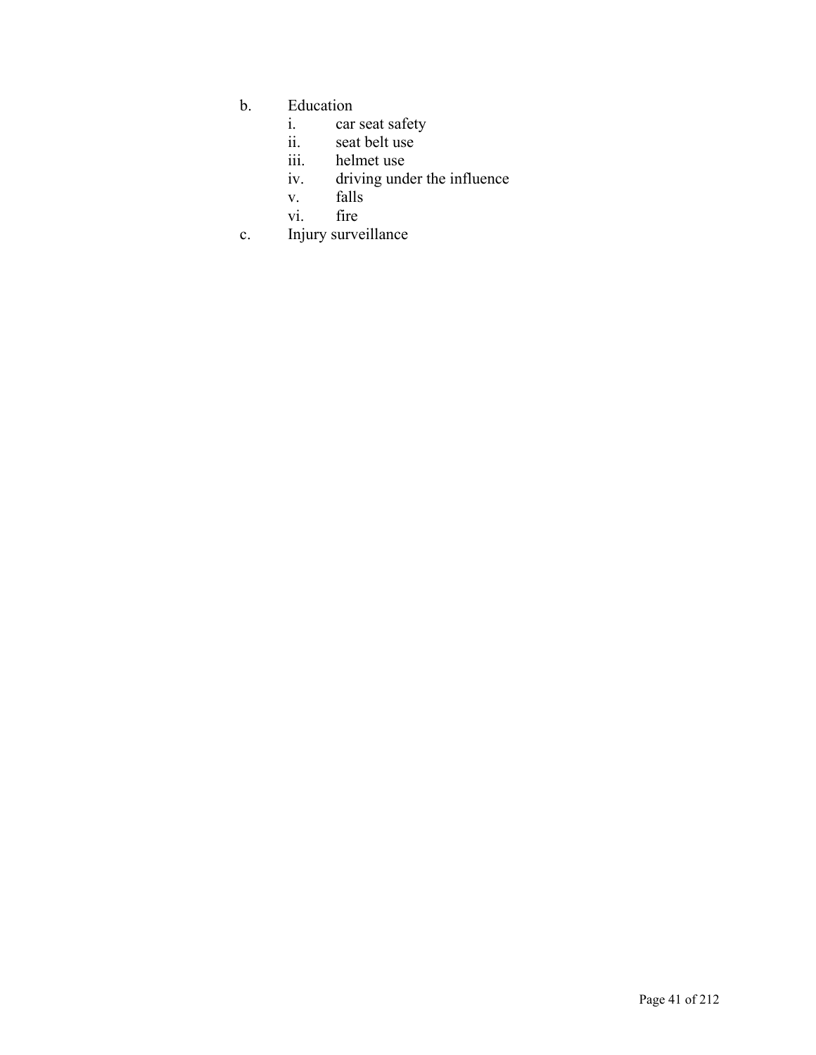b. Education
   i. car seat safety
   ii. seat belt use
   iii. helmet use
   iv. driving under the influence
   v. falls
   vi. fire
c. Injury surveillance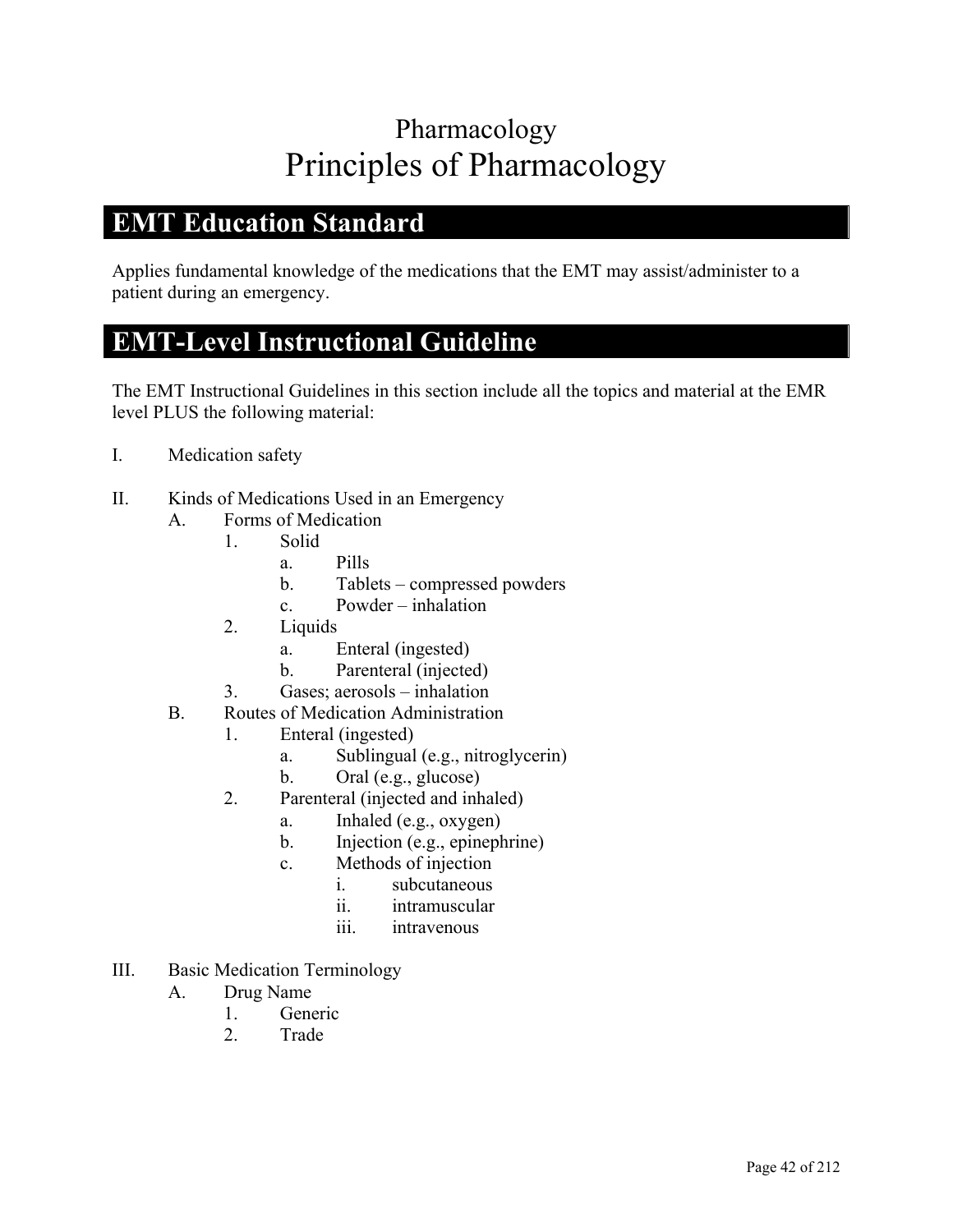# Pharmacology
# Principles of Pharmacology

## EMT Education Standard

Applies fundamental knowledge of the medications that the EMT may assist/administer to a patient during an emergency.

## EMT-Level Instructional Guideline

The EMT Instructional Guidelines in this section include all the topics and material at the EMR level PLUS the following material:

I. Medication safety

II. Kinds of Medications Used in an Emergency
   - A. Forms of Medication
      - 1. Solid
         - a. Pills
         - b. Tablets – compressed powders
         - c. Powder – inhalation
      - 2. Liquids
         - a. Enteral (ingested)
         - b. Parenteral (injected)
      - 3. Gases; aerosols – inhalation
   - B. Routes of Medication Administration
      - 1. Enteral (ingested)
         - a. Sublingual (e.g., nitroglycerin)
         - b. Oral (e.g., glucose)
      - 2. Parenteral (injected and inhaled)
         - a. Inhaled (e.g., oxygen)
         - b. Injection (e.g., epinephrine)
         - c. Methods of injection
            - i. subcutaneous
            - ii. intramuscular
            - iii. intravenous

III. Basic Medication Terminology
   - A. Drug Name
      - 1. Generic
      - 2. Trade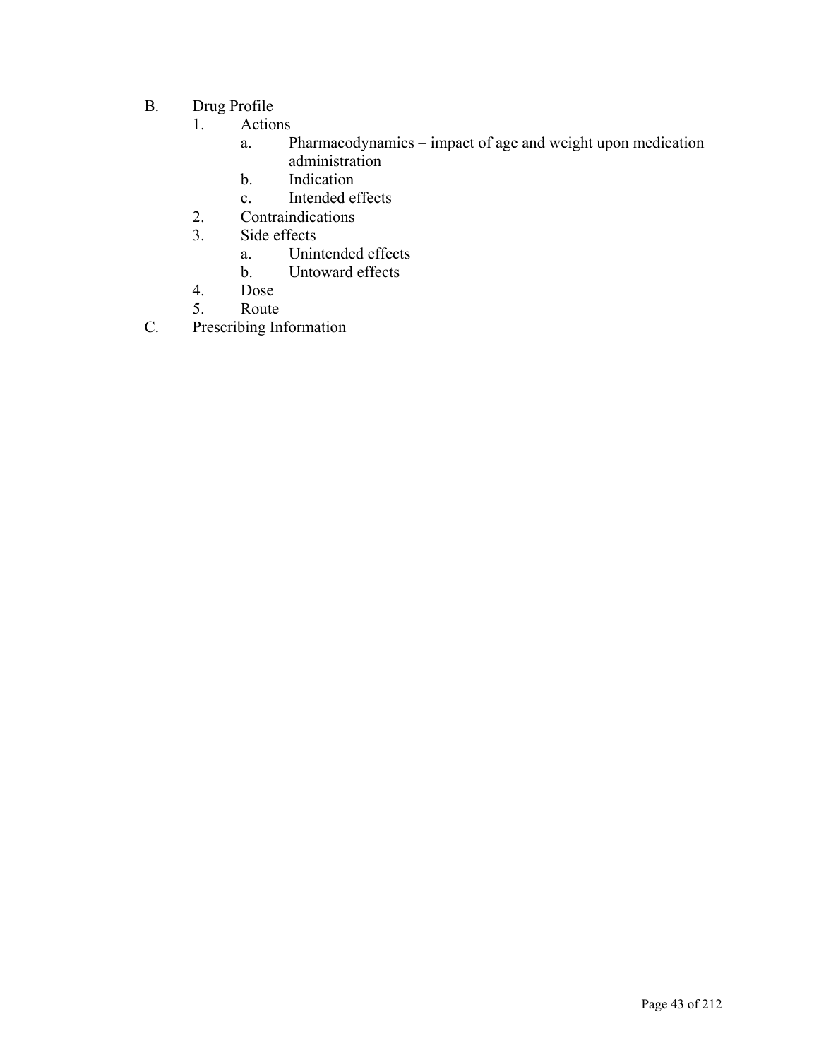B. Drug Profile
   1. Actions
      a. Pharmacodynamics – impact of age and weight upon medication administration
      b. Indication
      c. Intended effects
   2. Contraindications
   3. Side effects
      a. Unintended effects
      b. Untoward effects
   4. Dose
   5. Route

C. Prescribing Information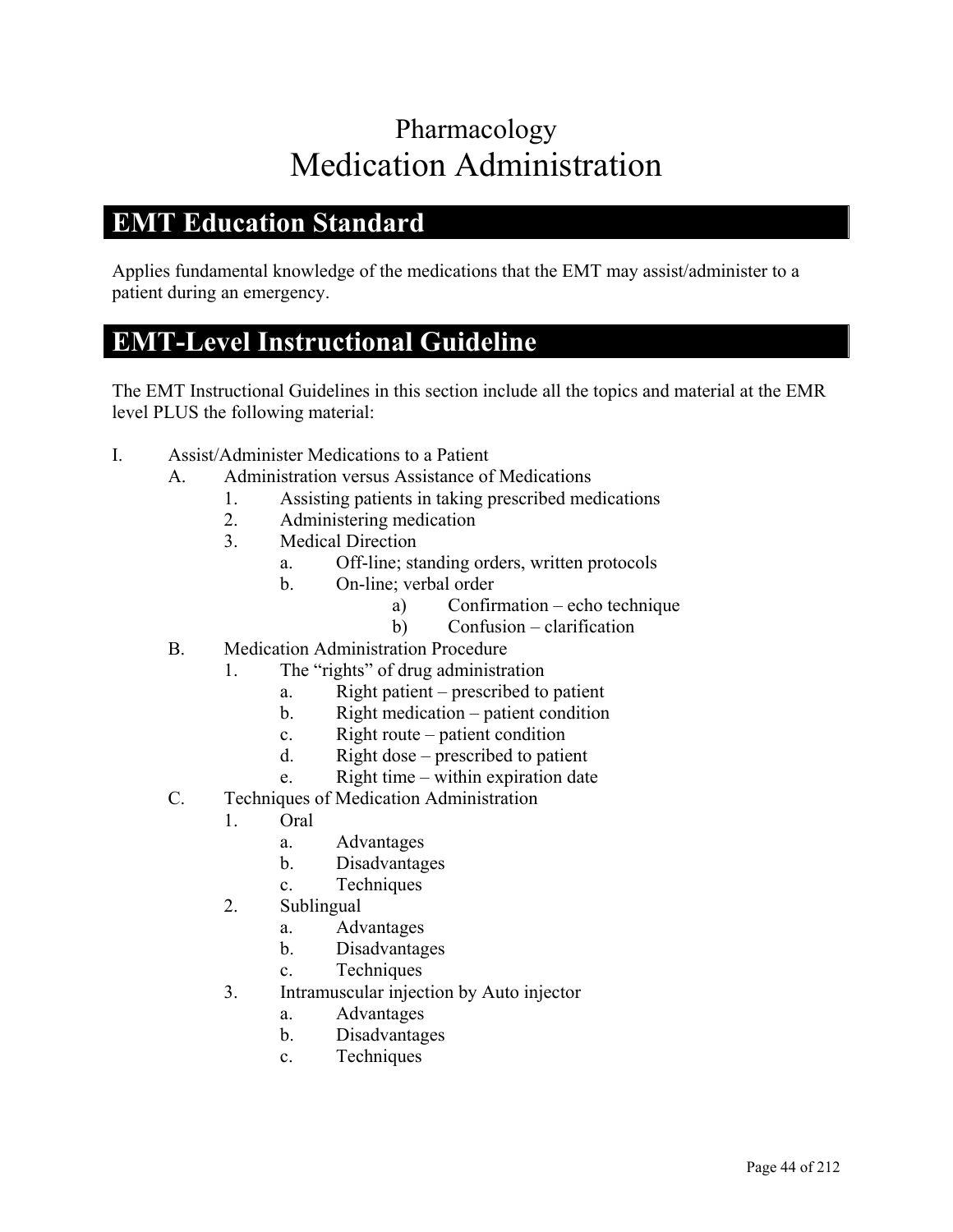# Pharmacology

# Medication Administration

## EMT Education Standard

Applies fundamental knowledge of the medications that the EMT may assist/administer to a patient during an emergency.

## EMT-Level Instructional Guideline

The EMT Instructional Guidelines in this section include all the topics and material at the EMR level PLUS the following material:

- I. Assist/Administer Medications to a Patient
  - A. Administration versus Assistance of Medications
    - 1. Assisting patients in taking prescribed medications
    - 2. Administering medication
    - 3. Medical Direction
      - a. Off-line; standing orders, written protocols
      - b. On-line; verbal order
        - a) Confirmation – echo technique
        - b) Confusion – clarification
  - B. Medication Administration Procedure
    - 1. The "rights" of drug administration
      - a. Right patient – prescribed to patient
      - b. Right medication – patient condition
      - c. Right route – patient condition
      - d. Right dose – prescribed to patient
      - e. Right time – within expiration date
  - C. Techniques of Medication Administration
    - 1. Oral
      - a. Advantages
      - b. Disadvantages
      - c. Techniques
    - 2. Sublingual
      - a. Advantages
      - b. Disadvantages
      - c. Techniques
    - 3. Intramuscular injection by Auto injector
      - a. Advantages
      - b. Disadvantages
      - c. Techniques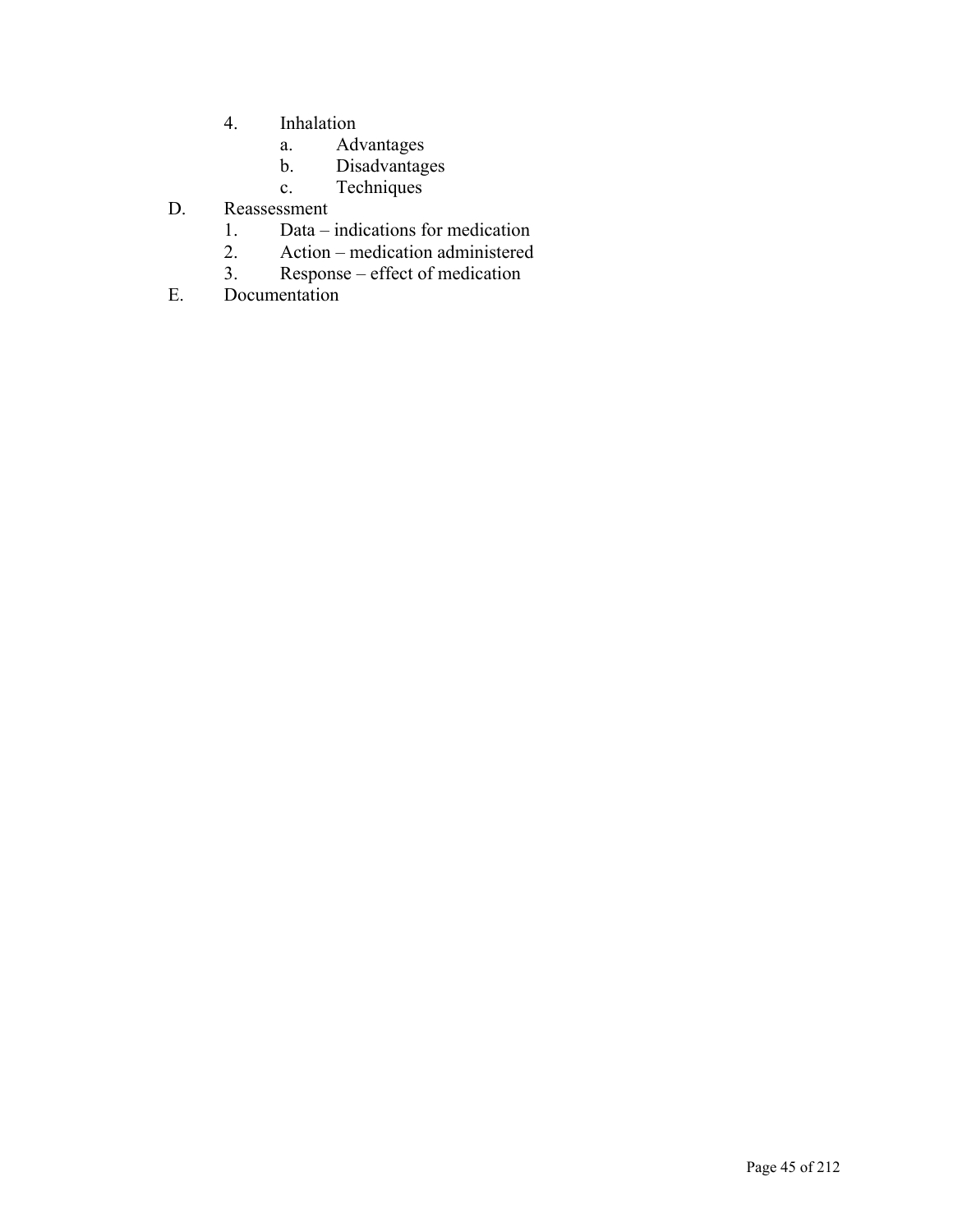4. Inhalation
    a. Advantages
    b. Disadvantages
    c. Techniques

D. Reassessment
    1. Data – indications for medication
    2. Action – medication administered
    3. Response – effect of medication

E. Documentation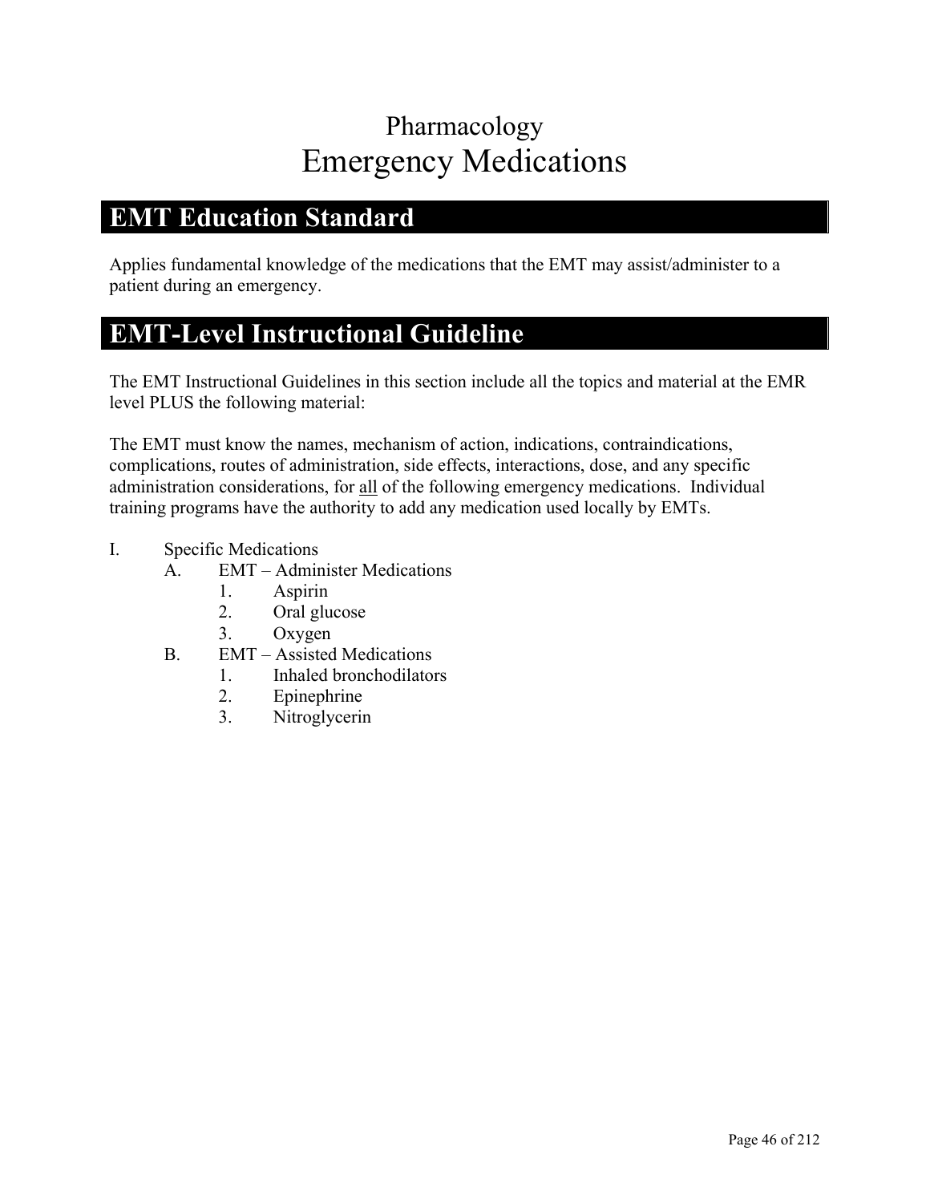# Pharmacology

# Emergency Medications

## EMT Education Standard

Applies fundamental knowledge of the medications that the EMT may assist/administer to a patient during an emergency.

## EMT-Level Instructional Guideline

The EMT Instructional Guidelines in this section include all the topics and material at the EMR level PLUS the following material:

The EMT must know the names, mechanism of action, indications, contraindications, complications, routes of administration, side effects, interactions, dose, and any specific administration considerations, for <u>all</u> of the following emergency medications. Individual training programs have the authority to add any medication used locally by EMTs.

I. Specific Medications
   - A. EMT – Administer Medications
     1. Aspirin
     2. Oral glucose
     3. Oxygen
   - B. EMT – Assisted Medications
     1. Inhaled bronchodilators
     2. Epinephrine
     3. Nitroglycerin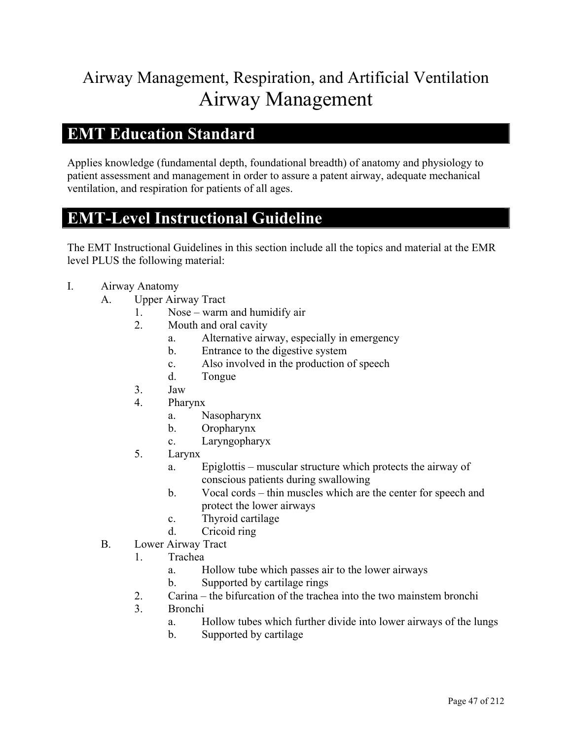# Airway Management, Respiration, and Artificial Ventilation
# Airway Management

## EMT Education Standard

Applies knowledge (fundamental depth, foundational breadth) of anatomy and physiology to patient assessment and management in order to assure a patent airway, adequate mechanical ventilation, and respiration for patients of all ages.

## EMT-Level Instructional Guideline

The EMT Instructional Guidelines in this section include all the topics and material at the EMR level PLUS the following material:

I. Airway Anatomy
   A. Upper Airway Tract
      1. Nose – warm and humidify air
      2. Mouth and oral cavity
         a. Alternative airway, especially in emergency
         b. Entrance to the digestive system
         c. Also involved in the production of speech
         d. Tongue
      3. Jaw
      4. Pharynx
         a. Nasopharynx
         b. Oropharynx
         c. Laryngopharyx
      5. Larynx
         a. Epiglottis – muscular structure which protects the airway of conscious patients during swallowing
         b. Vocal cords – thin muscles which are the center for speech and protect the lower airways
         c. Thyroid cartilage
         d. Cricoid ring
   B. Lower Airway Tract
      1. Trachea
         a. Hollow tube which passes air to the lower airways
         b. Supported by cartilage rings
      2. Carina – the bifurcation of the trachea into the two mainstem bronchi
      3. Bronchi
         a. Hollow tubes which further divide into lower airways of the lungs
         b. Supported by cartilage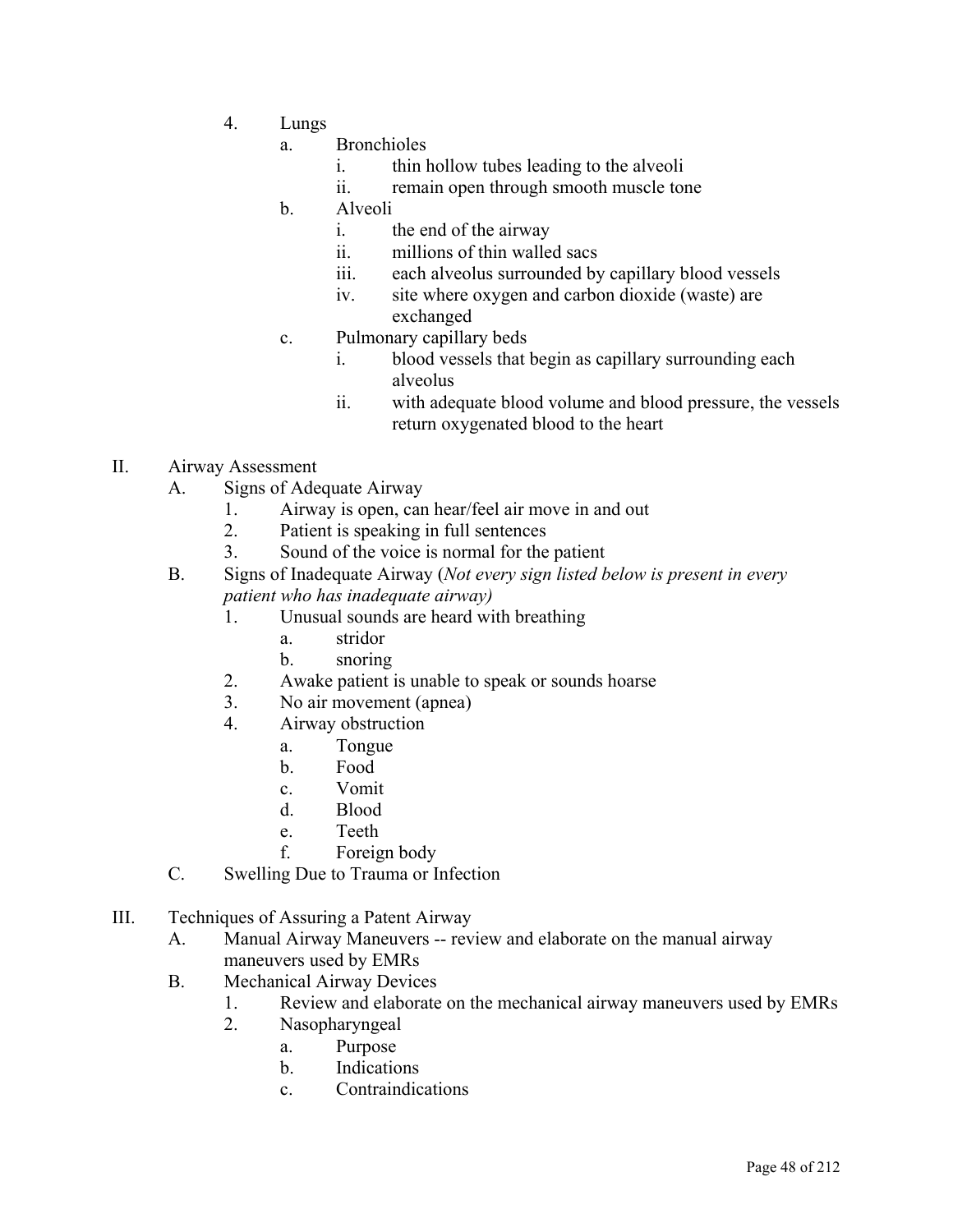4. Lungs
    a. Bronchioles
        i. thin hollow tubes leading to the alveoli
        ii. remain open through smooth muscle tone
    b. Alveoli
        i. the end of the airway
        ii. millions of thin walled sacs
        iii. each alveolus surrounded by capillary blood vessels
        iv. site where oxygen and carbon dioxide (waste) are exchanged
    c. Pulmonary capillary beds
        i. blood vessels that begin as capillary surrounding each alveolus
        ii. with adequate blood volume and blood pressure, the vessels return oxygenated blood to the heart

II. Airway Assessment
    A. Signs of Adequate Airway
        1. Airway is open, can hear/feel air move in and out
        2. Patient is speaking in full sentences
        3. Sound of the voice is normal for the patient
    B. Signs of Inadequate Airway (*Not every sign listed below is present in every patient who has inadequate airway)*
        1. Unusual sounds are heard with breathing
            a. stridor
            b. snoring
        2. Awake patient is unable to speak or sounds hoarse
        3. No air movement (apnea)
        4. Airway obstruction
            a. Tongue
            b. Food
            c. Vomit
            d. Blood
            e. Teeth
            f. Foreign body
    C. Swelling Due to Trauma or Infection

III. Techniques of Assuring a Patent Airway
    A. Manual Airway Maneuvers -- review and elaborate on the manual airway maneuvers used by EMRs
    B. Mechanical Airway Devices
        1. Review and elaborate on the mechanical airway maneuvers used by EMRs
        2. Nasopharyngeal
            a. Purpose
            b. Indications
            c. Contraindications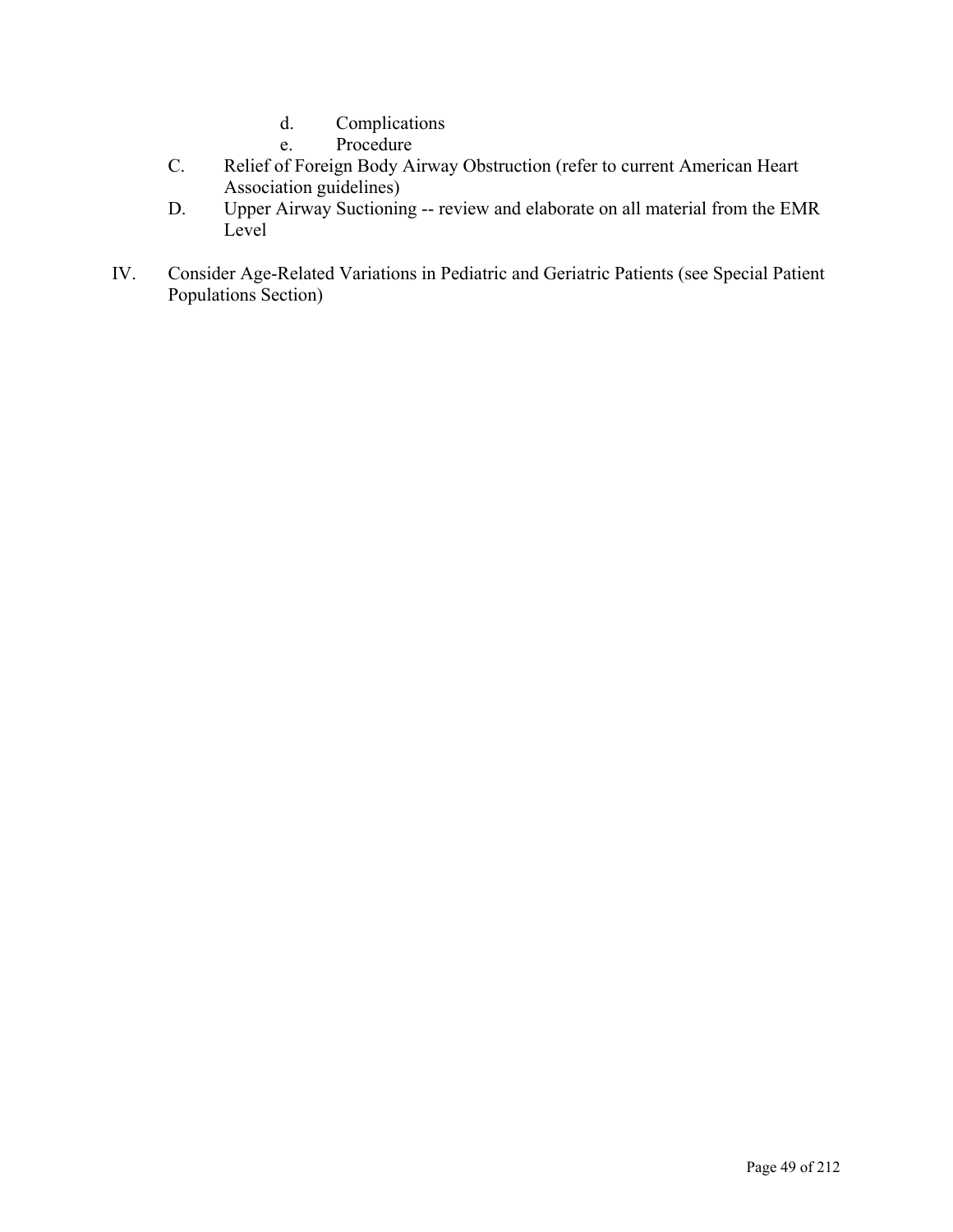d. Complications
e. Procedure

C. Relief of Foreign Body Airway Obstruction (refer to current American Heart Association guidelines)

D. Upper Airway Suctioning -- review and elaborate on all material from the EMR Level

IV. Consider Age-Related Variations in Pediatric and Geriatric Patients (see Special Patient Populations Section)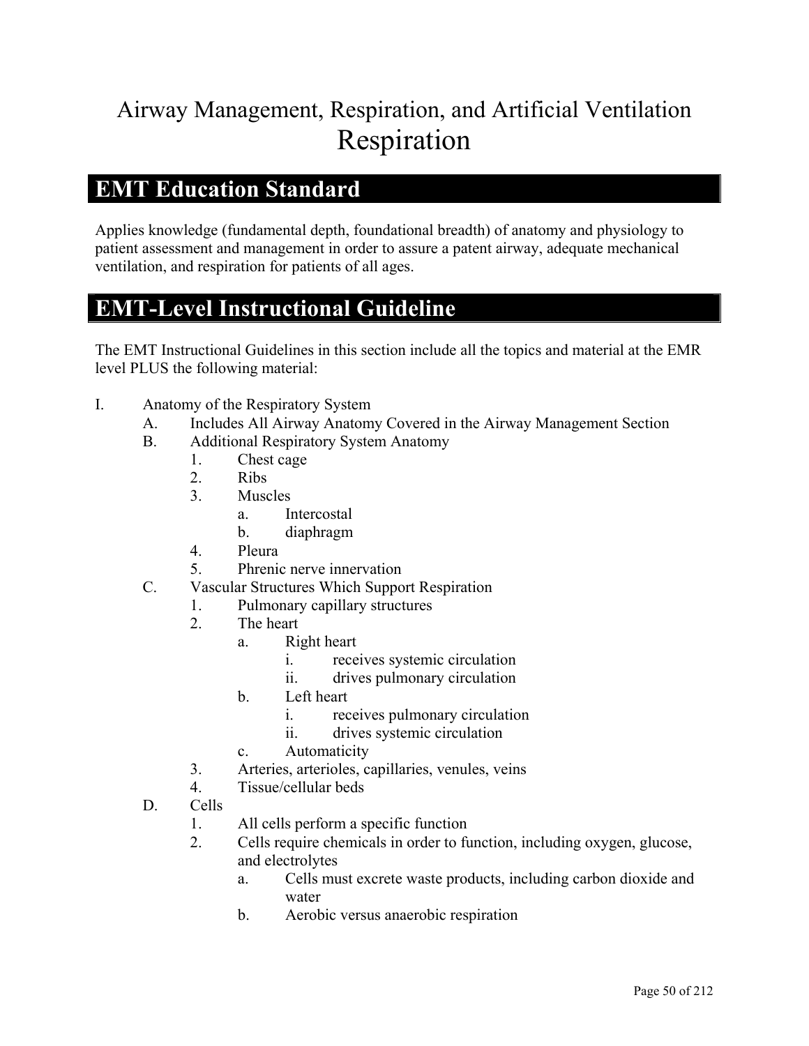# Airway Management, Respiration, and Artificial Ventilation

# Respiration

## EMT Education Standard

Applies knowledge (fundamental depth, foundational breadth) of anatomy and physiology to patient assessment and management in order to assure a patent airway, adequate mechanical ventilation, and respiration for patients of all ages.

## EMT-Level Instructional Guideline

The EMT Instructional Guidelines in this section include all the topics and material at the EMR level PLUS the following material:

- I. Anatomy of the Respiratory System
    - A. Includes All Airway Anatomy Covered in the Airway Management Section
    - B. Additional Respiratory System Anatomy
        - 1. Chest cage
        - 2. Ribs
        - 3. Muscles
            - a. Intercostal
            - b. diaphragm
        - 4. Pleura
        - 5. Phrenic nerve innervation
    - C. Vascular Structures Which Support Respiration
        - 1. Pulmonary capillary structures
        - 2. The heart
            - a. Right heart
                - i. receives systemic circulation
                - ii. drives pulmonary circulation
            - b. Left heart
                - i. receives pulmonary circulation
                - ii. drives systemic circulation
            - c. Automaticity
        - 3. Arteries, arterioles, capillaries, venules, veins
        - 4. Tissue/cellular beds
    - D. Cells
        - 1. All cells perform a specific function
        - 2. Cells require chemicals in order to function, including oxygen, glucose, and electrolytes
            - a. Cells must excrete waste products, including carbon dioxide and water
            - b. Aerobic versus anaerobic respiration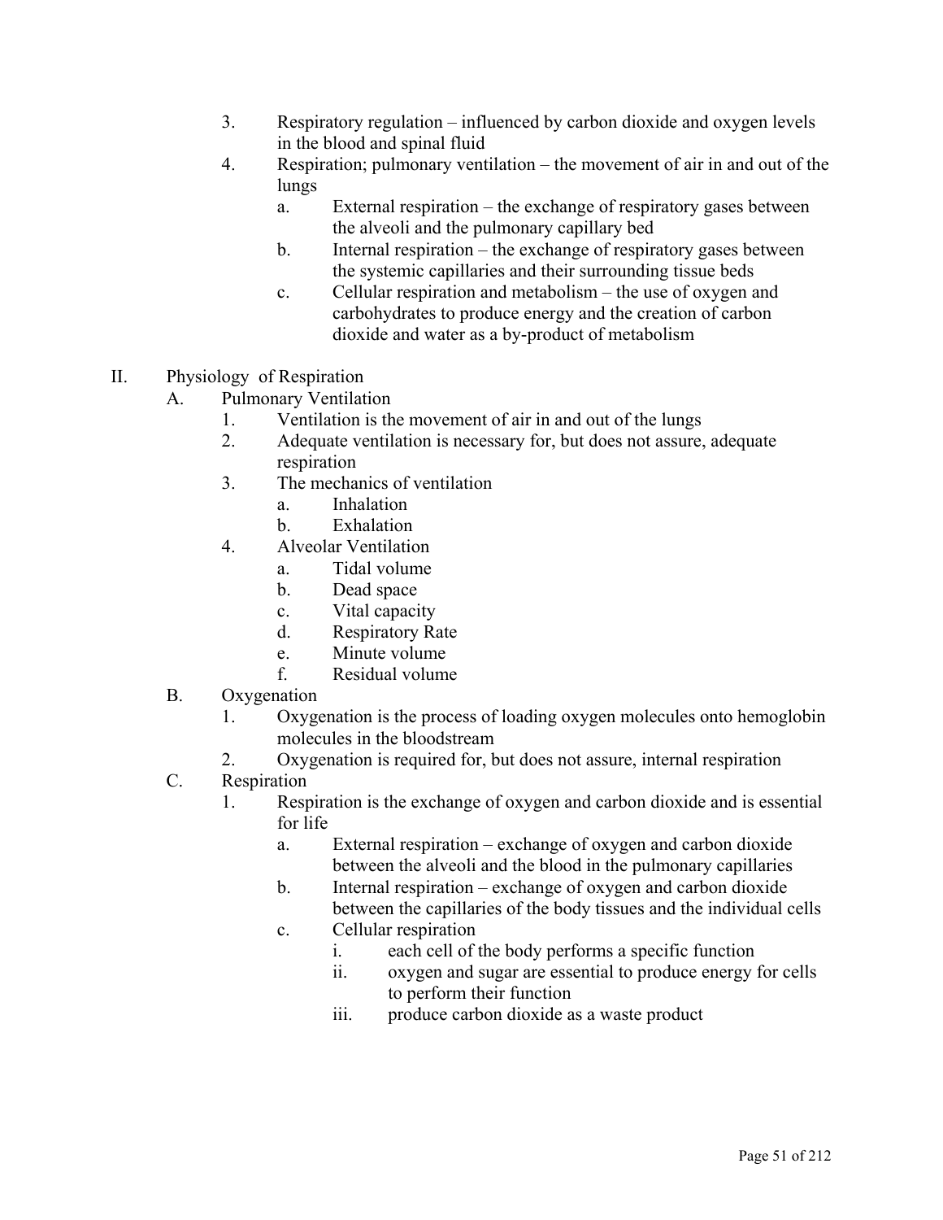3. Respiratory regulation – influenced by carbon dioxide and oxygen levels in the blood and spinal fluid
4. Respiration; pulmonary ventilation – the movement of air in and out of the lungs
    a. External respiration – the exchange of respiratory gases between the alveoli and the pulmonary capillary bed
    b. Internal respiration – the exchange of respiratory gases between the systemic capillaries and their surrounding tissue beds
    c. Cellular respiration and metabolism – the use of oxygen and carbohydrates to produce energy and the creation of carbon dioxide and water as a by-product of metabolism

II. Physiology of Respiration
- A. Pulmonary Ventilation
    1. Ventilation is the movement of air in and out of the lungs
    2. Adequate ventilation is necessary for, but does not assure, adequate respiration
    3. The mechanics of ventilation
        a. Inhalation
        b. Exhalation
    4. Alveolar Ventilation
        a. Tidal volume
        b. Dead space
        c. Vital capacity
        d. Respiratory Rate
        e. Minute volume
        f. Residual volume
- B. Oxygenation
    1. Oxygenation is the process of loading oxygen molecules onto hemoglobin molecules in the bloodstream
    2. Oxygenation is required for, but does not assure, internal respiration
- C. Respiration
    1. Respiration is the exchange of oxygen and carbon dioxide and is essential for life
        a. External respiration – exchange of oxygen and carbon dioxide between the alveoli and the blood in the pulmonary capillaries
        b. Internal respiration – exchange of oxygen and carbon dioxide between the capillaries of the body tissues and the individual cells
        c. Cellular respiration
            i. each cell of the body performs a specific function
            ii. oxygen and sugar are essential to produce energy for cells to perform their function
            iii. produce carbon dioxide as a waste product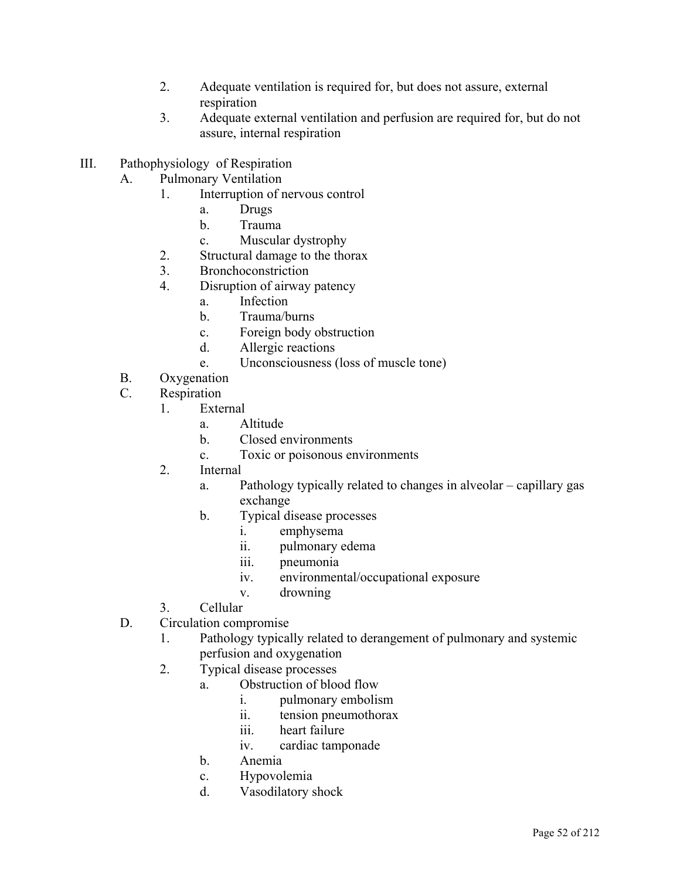2. Adequate ventilation is required for, but does not assure, external respiration
3. Adequate external ventilation and perfusion are required for, but do not assure, internal respiration

III. Pathophysiology of Respiration
   - A. Pulmonary Ventilation
      1. Interruption of nervous control
         - a. Drugs
         - b. Trauma
         - c. Muscular dystrophy
      2. Structural damage to the thorax
      3. Bronchoconstriction
      4. Disruption of airway patency
         - a. Infection
         - b. Trauma/burns
         - c. Foreign body obstruction
         - d. Allergic reactions
         - e. Unconsciousness (loss of muscle tone)
   - B. Oxygenation
   - C. Respiration
      1. External
         - a. Altitude
         - b. Closed environments
         - c. Toxic or poisonous environments
      2. Internal
         - a. Pathology typically related to changes in alveolar – capillary gas exchange
         - b. Typical disease processes
            - i. emphysema
            - ii. pulmonary edema
            - iii. pneumonia
            - iv. environmental/occupational exposure
            - v. drowning
      3. Cellular
   - D. Circulation compromise
      1. Pathology typically related to derangement of pulmonary and systemic perfusion and oxygenation
      2. Typical disease processes
         - a. Obstruction of blood flow
            - i. pulmonary embolism
            - ii. tension pneumothorax
            - iii. heart failure
            - iv. cardiac tamponade
         - b. Anemia
         - c. Hypovolemia
         - d. Vasodilatory shock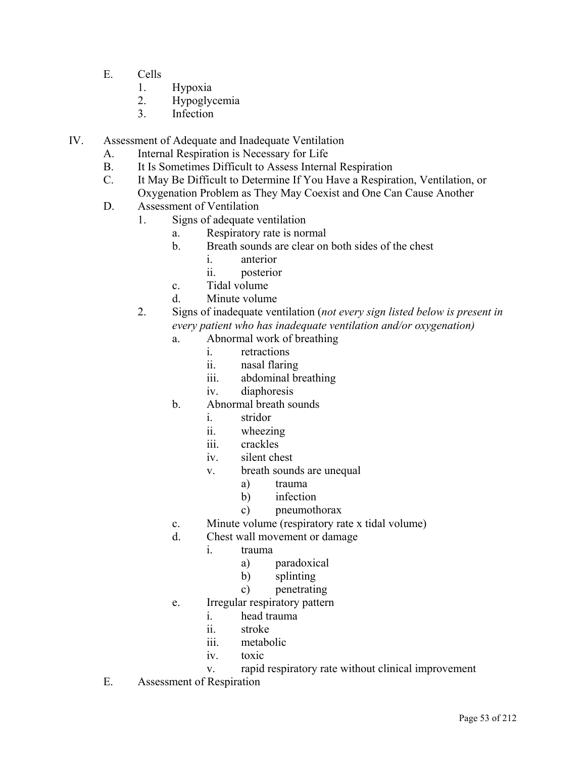E. Cells
   1. Hypoxia
   2. Hypoglycemia
   3. Infection

IV. Assessment of Adequate and Inadequate Ventilation
   A. Internal Respiration is Necessary for Life
   B. It Is Sometimes Difficult to Assess Internal Respiration
   C. It May Be Difficult to Determine If You Have a Respiration, Ventilation, or Oxygenation Problem as They May Coexist and One Can Cause Another
   D. Assessment of Ventilation
      1. Signs of adequate ventilation
         a. Respiratory rate is normal
         b. Breath sounds are clear on both sides of the chest
            i. anterior
            ii. posterior
         c. Tidal volume
         d. Minute volume
      2. Signs of inadequate ventilation (*not every sign listed below is present in every patient who has inadequate ventilation and/or oxygenation)*
         a. Abnormal work of breathing
            i. retractions
            ii. nasal flaring
            iii. abdominal breathing
            iv. diaphoresis
         b. Abnormal breath sounds
            i. stridor
            ii. wheezing
            iii. crackles
            iv. silent chest
            v. breath sounds are unequal
               a) trauma
               b) infection
               c) pneumothorax
         c. Minute volume (respiratory rate x tidal volume)
         d. Chest wall movement or damage
            i. trauma
               a) paradoxical
               b) splinting
               c) penetrating
         e. Irregular respiratory pattern
            i. head trauma
            ii. stroke
            iii. metabolic
            iv. toxic
            v. rapid respiratory rate without clinical improvement
   E. Assessment of Respiration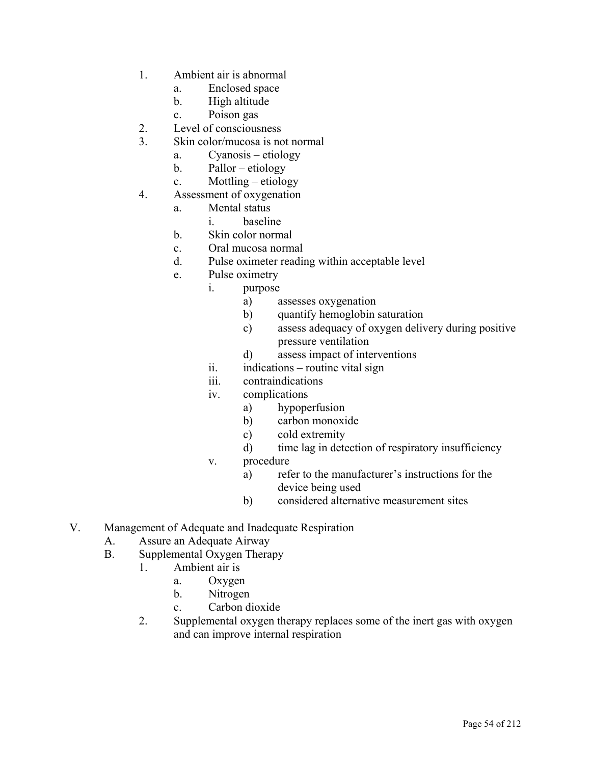1. Ambient air is abnormal
    a. Enclosed space
    b. High altitude
    c. Poison gas
2. Level of consciousness
3. Skin color/mucosa is not normal
    a. Cyanosis – etiology
    b. Pallor – etiology
    c. Mottling – etiology
4. Assessment of oxygenation
    a. Mental status
        i. baseline
    b. Skin color normal
    c. Oral mucosa normal
    d. Pulse oximeter reading within acceptable level
    e. Pulse oximetry
        i. purpose
            a) assesses oxygenation
            b) quantify hemoglobin saturation
            c) assess adequacy of oxygen delivery during positive pressure ventilation
            d) assess impact of interventions
        ii. indications – routine vital sign
        iii. contraindications
        iv. complications
            a) hypoperfusion
            b) carbon monoxide
            c) cold extremity
            d) time lag in detection of respiratory insufficiency
        v. procedure
            a) refer to the manufacturer's instructions for the device being used
            b) considered alternative measurement sites

V. Management of Adequate and Inadequate Respiration
  A. Assure an Adequate Airway
  B. Supplemental Oxygen Therapy
    1. Ambient air is
        a. Oxygen
        b. Nitrogen
        c. Carbon dioxide
    2. Supplemental oxygen therapy replaces some of the inert gas with oxygen and can improve internal respiration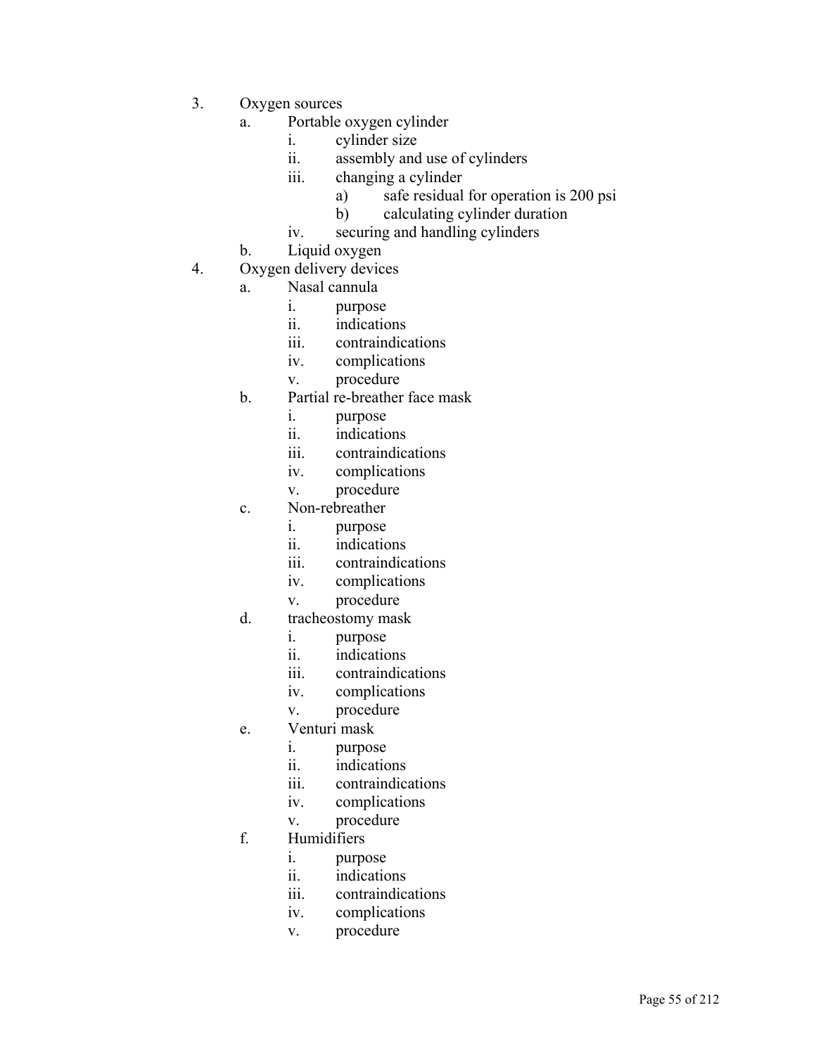3. Oxygen sources
    a. Portable oxygen cylinder
        i. cylinder size
        ii. assembly and use of cylinders
        iii. changing a cylinder
            a) safe residual for operation is 200 psi
            b) calculating cylinder duration
        iv. securing and handling cylinders
    b. Liquid oxygen
4. Oxygen delivery devices
    a. Nasal cannula
        i. purpose
        ii. indications
        iii. contraindications
        iv. complications
        v. procedure
    b. Partial re-breather face mask
        i. purpose
        ii. indications
        iii. contraindications
        iv. complications
        v. procedure
    c. Non-rebreather
        i. purpose
        ii. indications
        iii. contraindications
        iv. complications
        v. procedure
    d. tracheostomy mask
        i. purpose
        ii. indications
        iii. contraindications
        iv. complications
        v. procedure
    e. Venturi mask
        i. purpose
        ii. indications
        iii. contraindications
        iv. complications
        v. procedure
    f. Humidifiers
        i. purpose
        ii. indications
        iii. contraindications
        iv. complications
        v. procedure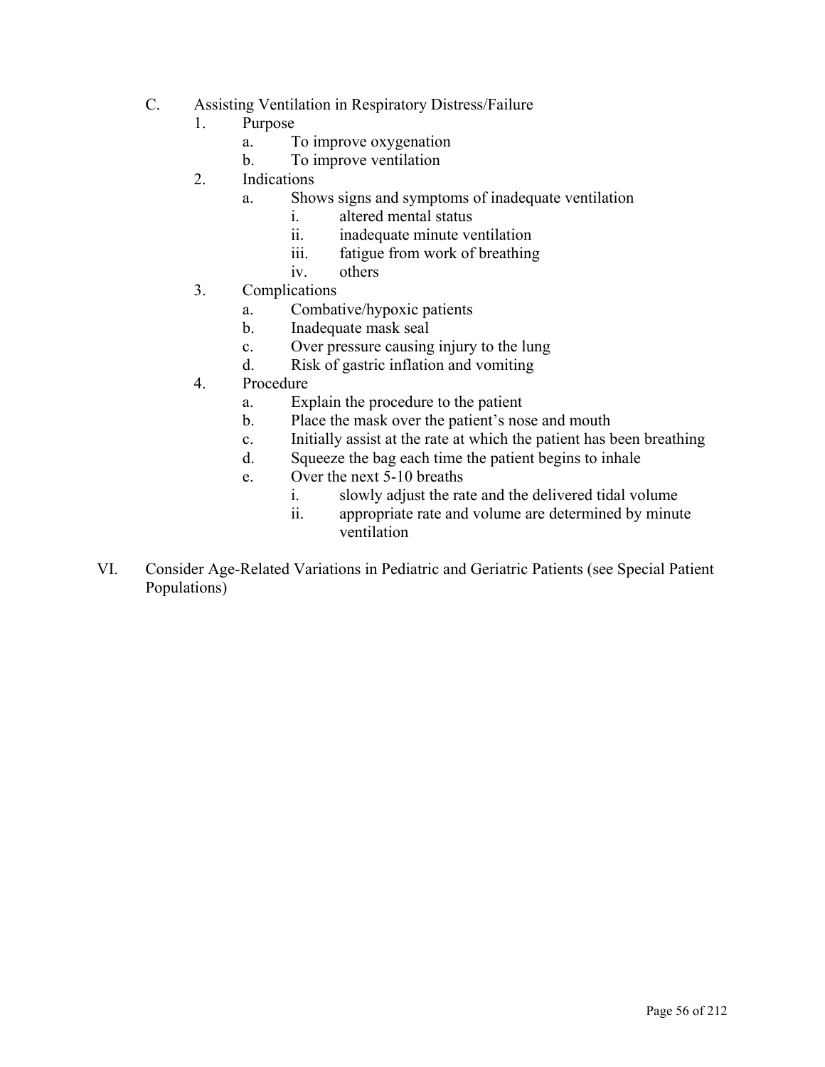C. Assisting Ventilation in Respiratory Distress/Failure

1. Purpose
    a. To improve oxygenation
    b. To improve ventilation
2. Indications
    a. Shows signs and symptoms of inadequate ventilation
        i. altered mental status
        ii. inadequate minute ventilation
        iii. fatigue from work of breathing
        iv. others
3. Complications
    a. Combative/hypoxic patients
    b. Inadequate mask seal
    c. Over pressure causing injury to the lung
    d. Risk of gastric inflation and vomiting
4. Procedure
    a. Explain the procedure to the patient
    b. Place the mask over the patient's nose and mouth
    c. Initially assist at the rate at which the patient has been breathing
    d. Squeeze the bag each time the patient begins to inhale
    e. Over the next 5-10 breaths
        i. slowly adjust the rate and the delivered tidal volume
        ii. appropriate rate and volume are determined by minute ventilation

VI. Consider Age-Related Variations in Pediatric and Geriatric Patients (see Special Patient Populations)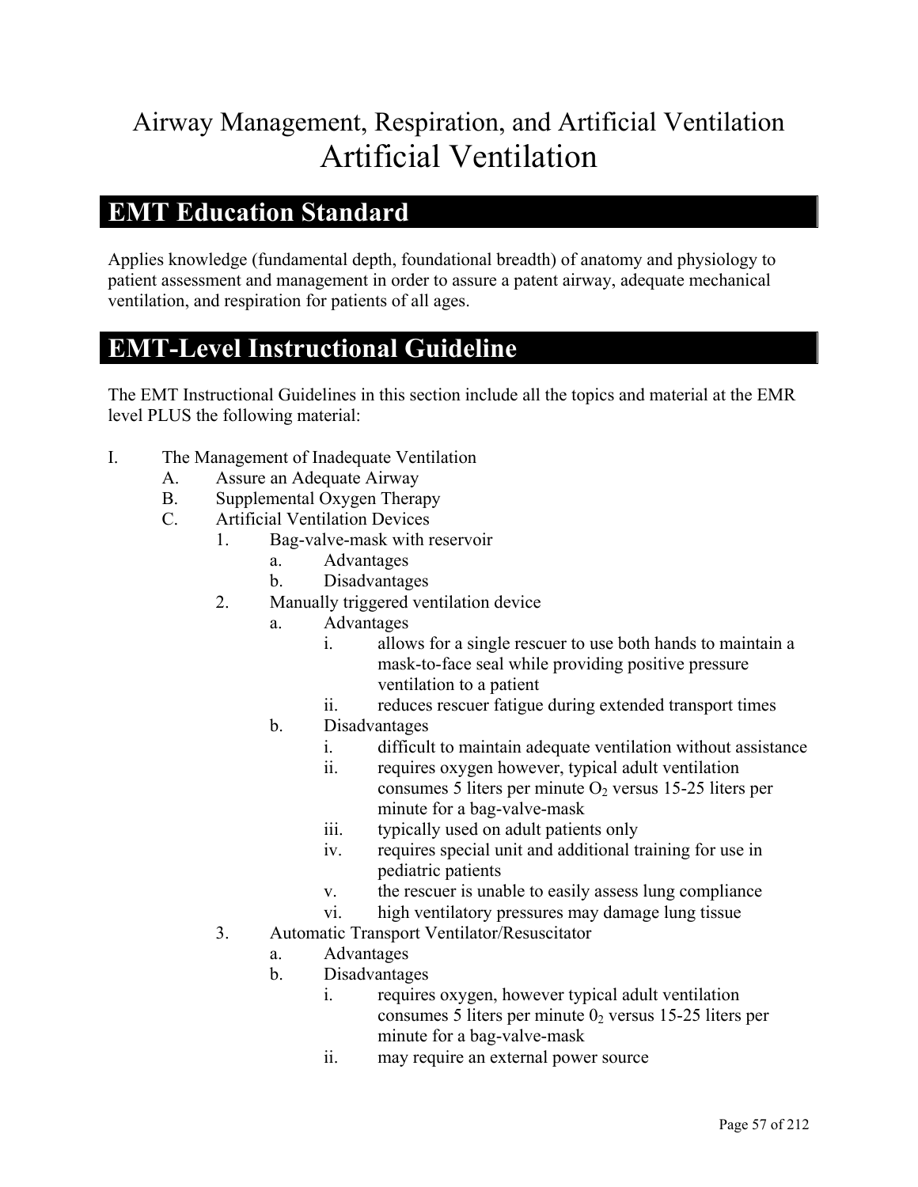# Airway Management, Respiration, and Artificial Ventilation

# Artificial Ventilation

## EMT Education Standard

Applies knowledge (fundamental depth, foundational breadth) of anatomy and physiology to patient assessment and management in order to assure a patent airway, adequate mechanical ventilation, and respiration for patients of all ages.

## EMT-Level Instructional Guideline

The EMT Instructional Guidelines in this section include all the topics and material at the EMR level PLUS the following material:

- I. The Management of Inadequate Ventilation
  - A. Assure an Adequate Airway
  - B. Supplemental Oxygen Therapy
  - C. Artificial Ventilation Devices
    - 1. Bag-valve-mask with reservoir
      - a. Advantages
      - b. Disadvantages
    - 2. Manually triggered ventilation device
      - a. Advantages
        - i. allows for a single rescuer to use both hands to maintain a mask-to-face seal while providing positive pressure ventilation to a patient
        - ii. reduces rescuer fatigue during extended transport times
      - b. Disadvantages
        - i. difficult to maintain adequate ventilation without assistance
        - ii. requires oxygen however, typical adult ventilation consumes 5 liters per minute $O_2$ versus 15-25 liters per minute for a bag-valve-mask
        - iii. typically used on adult patients only
        - iv. requires special unit and additional training for use in pediatric patients
        - v. the rescuer is unable to easily assess lung compliance
        - vi. high ventilatory pressures may damage lung tissue
    - 3. Automatic Transport Ventilator/Resuscitator
      - a. Advantages
      - b. Disadvantages
        - i. requires oxygen, however typical adult ventilation consumes 5 liters per minute $0_2$ versus 15-25 liters per minute for a bag-valve-mask
        - ii. may require an external power source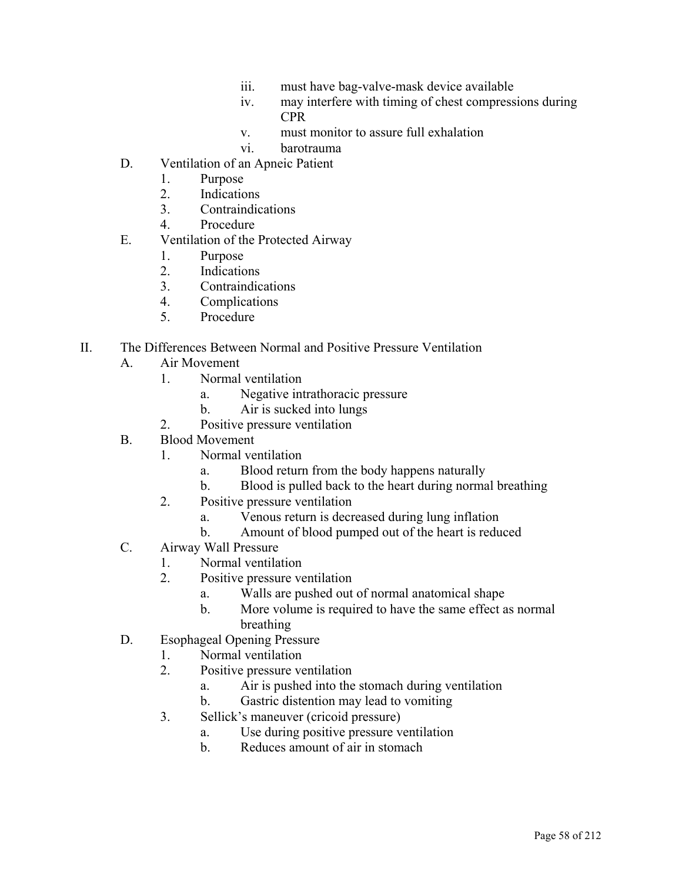iii. must have bag-valve-mask device available
iv. may interfere with timing of chest compressions during CPR
v. must monitor to assure full exhalation
vi. barotrauma

D. Ventilation of an Apneic Patient
   1. Purpose
   2. Indications
   3. Contraindications
   4. Procedure

E. Ventilation of the Protected Airway
   1. Purpose
   2. Indications
   3. Contraindications
   4. Complications
   5. Procedure

II. The Differences Between Normal and Positive Pressure Ventilation

A. Air Movement
   1. Normal ventilation
      a. Negative intrathoracic pressure
      b. Air is sucked into lungs
   2. Positive pressure ventilation

B. Blood Movement
   1. Normal ventilation
      a. Blood return from the body happens naturally
      b. Blood is pulled back to the heart during normal breathing
   2. Positive pressure ventilation
      a. Venous return is decreased during lung inflation
      b. Amount of blood pumped out of the heart is reduced

C. Airway Wall Pressure
   1. Normal ventilation
   2. Positive pressure ventilation
      a. Walls are pushed out of normal anatomical shape
      b. More volume is required to have the same effect as normal breathing

D. Esophageal Opening Pressure
   1. Normal ventilation
   2. Positive pressure ventilation
      a. Air is pushed into the stomach during ventilation
      b. Gastric distention may lead to vomiting
   3. Sellick's maneuver (cricoid pressure)
      a. Use during positive pressure ventilation
      b. Reduces amount of air in stomach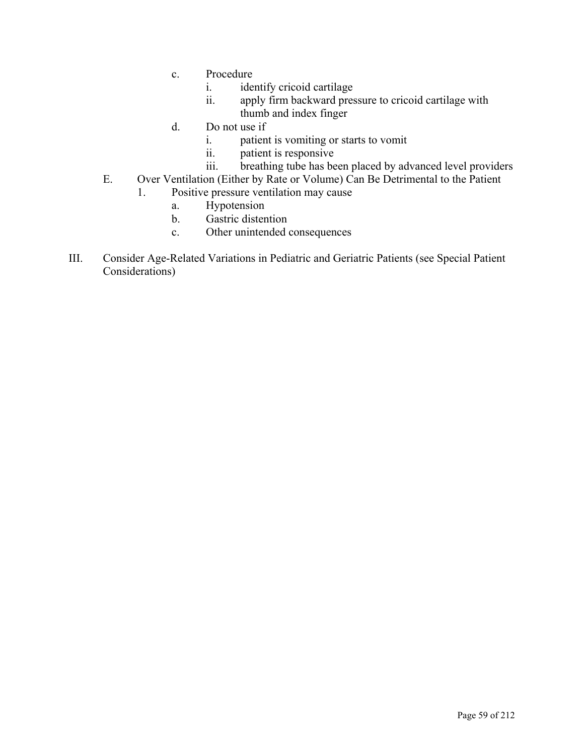c. Procedure
   i. identify cricoid cartilage
   ii. apply firm backward pressure to cricoid cartilage with thumb and index finger

d. Do not use if
   i. patient is vomiting or starts to vomit
   ii. patient is responsive
   iii. breathing tube has been placed by advanced level providers

E. Over Ventilation (Either by Rate or Volume) Can Be Detrimental to the Patient

1. Positive pressure ventilation may cause
   a. Hypotension
   b. Gastric distention
   c. Other unintended consequences

III. Consider Age-Related Variations in Pediatric and Geriatric Patients (see Special Patient Considerations)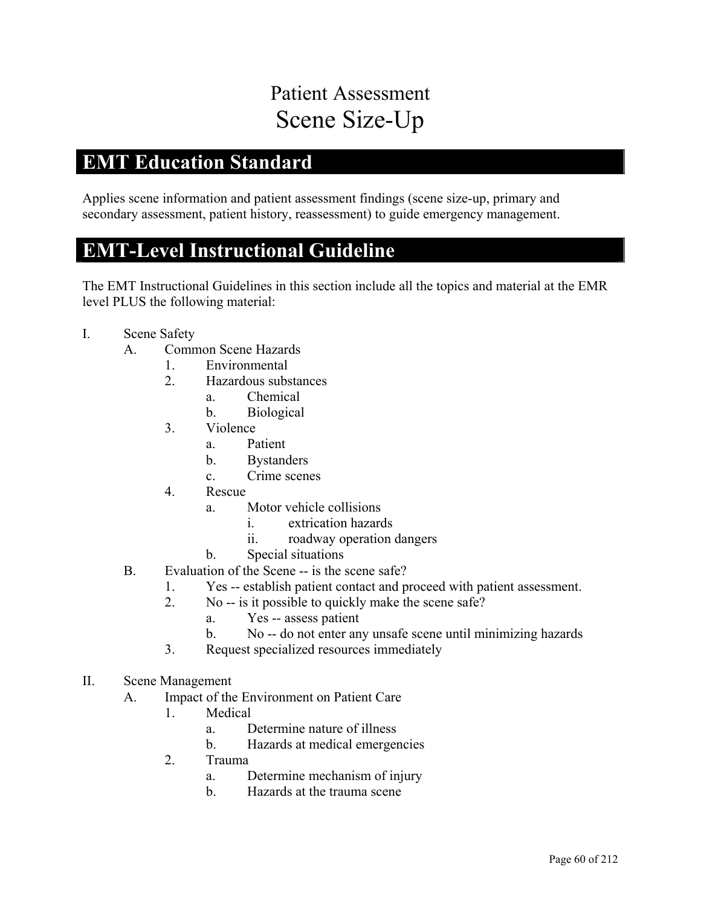# Patient Assessment
# Scene Size-Up

## EMT Education Standard

Applies scene information and patient assessment findings (scene size-up, primary and secondary assessment, patient history, reassessment) to guide emergency management.

## EMT-Level Instructional Guideline

The EMT Instructional Guidelines in this section include all the topics and material at the EMR level PLUS the following material:

I. Scene Safety
   A. Common Scene Hazards
      1. Environmental
      2. Hazardous substances
         a. Chemical
         b. Biological
      3. Violence
         a. Patient
         b. Bystanders
         c. Crime scenes
      4. Rescue
         a. Motor vehicle collisions
            i. extrication hazards
            ii. roadway operation dangers
         b. Special situations
   B. Evaluation of the Scene -- is the scene safe?
      1. Yes -- establish patient contact and proceed with patient assessment.
      2. No -- is it possible to quickly make the scene safe?
         a. Yes -- assess patient
         b. No -- do not enter any unsafe scene until minimizing hazards
      3. Request specialized resources immediately

II. Scene Management
   A. Impact of the Environment on Patient Care
      1. Medical
         a. Determine nature of illness
         b. Hazards at medical emergencies
      2. Trauma
         a. Determine mechanism of injury
         b. Hazards at the trauma scene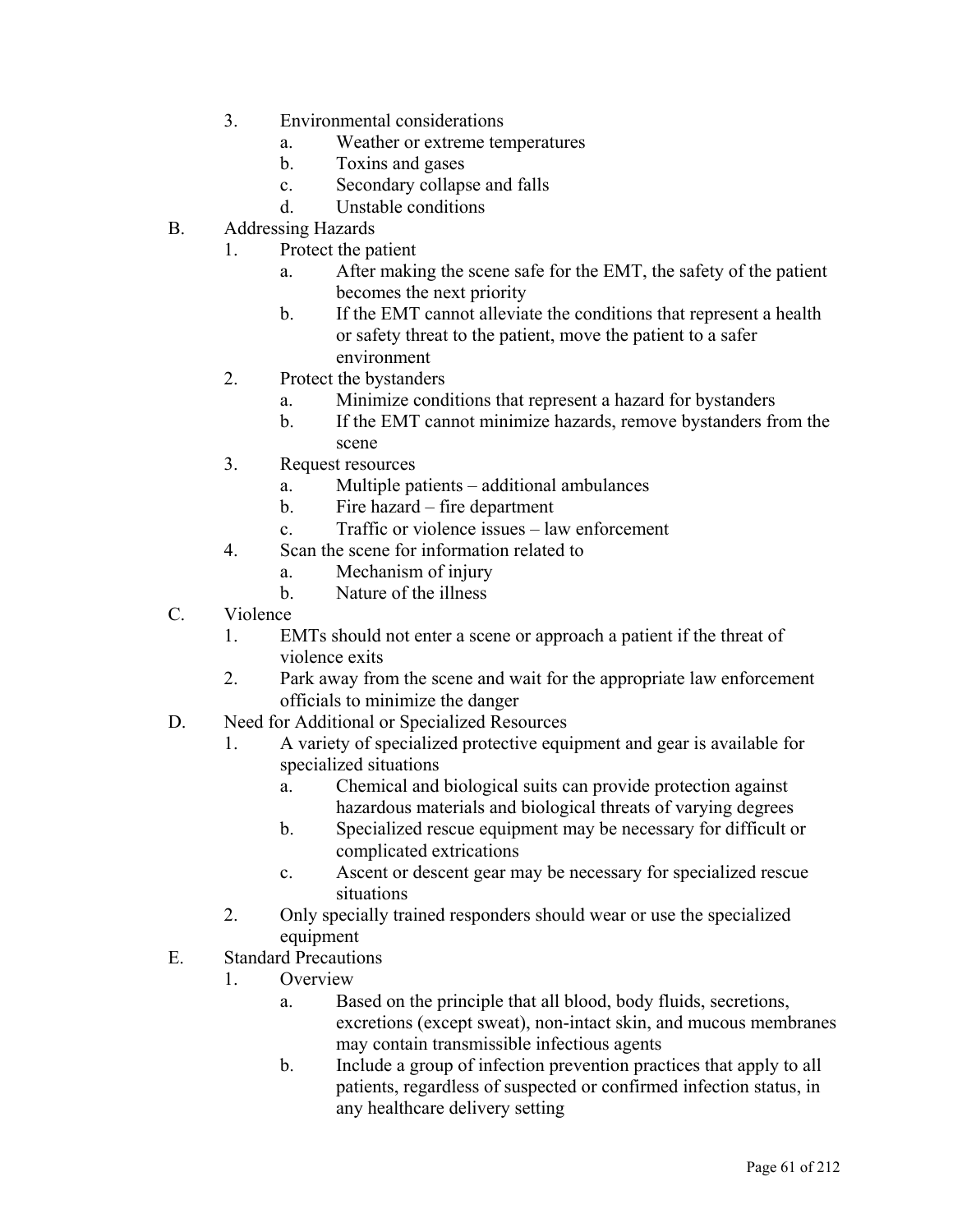3. Environmental considerations
    a. Weather or extreme temperatures
    b. Toxins and gases
    c. Secondary collapse and falls
    d. Unstable conditions

B. Addressing Hazards
    1. Protect the patient
        a. After making the scene safe for the EMT, the safety of the patient becomes the next priority
        b. If the EMT cannot alleviate the conditions that represent a health or safety threat to the patient, move the patient to a safer environment
    2. Protect the bystanders
        a. Minimize conditions that represent a hazard for bystanders
        b. If the EMT cannot minimize hazards, remove bystanders from the scene
    3. Request resources
        a. Multiple patients – additional ambulances
        b. Fire hazard – fire department
        c. Traffic or violence issues – law enforcement
    4. Scan the scene for information related to
        a. Mechanism of injury
        b. Nature of the illness

C. Violence
    1. EMTs should not enter a scene or approach a patient if the threat of violence exits
    2. Park away from the scene and wait for the appropriate law enforcement officials to minimize the danger

D. Need for Additional or Specialized Resources
    1. A variety of specialized protective equipment and gear is available for specialized situations
        a. Chemical and biological suits can provide protection against hazardous materials and biological threats of varying degrees
        b. Specialized rescue equipment may be necessary for difficult or complicated extrications
        c. Ascent or descent gear may be necessary for specialized rescue situations
    2. Only specially trained responders should wear or use the specialized equipment

E. Standard Precautions
    1. Overview
        a. Based on the principle that all blood, body fluids, secretions, excretions (except sweat), non-intact skin, and mucous membranes may contain transmissible infectious agents
        b. Include a group of infection prevention practices that apply to all patients, regardless of suspected or confirmed infection status, in any healthcare delivery setting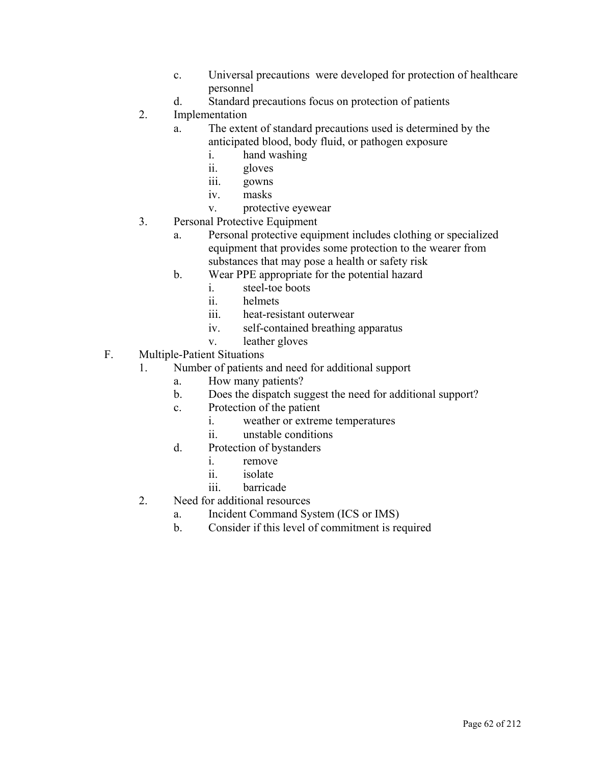- c. Universal precautions were developed for protection of healthcare personnel
- d. Standard precautions focus on protection of patients

2. Implementation
   - a. The extent of standard precautions used is determined by the anticipated blood, body fluid, or pathogen exposure
     - i. hand washing
     - ii. gloves
     - iii. gowns
     - iv. masks
     - v. protective eyewear
3. Personal Protective Equipment
   - a. Personal protective equipment includes clothing or specialized equipment that provides some protection to the wearer from substances that may pose a health or safety risk
   - b. Wear PPE appropriate for the potential hazard
     - i. steel-toe boots
     - ii. helmets
     - iii. heat-resistant outerwear
     - iv. self-contained breathing apparatus
     - v. leather gloves

F. Multiple-Patient Situations

1. Number of patients and need for additional support
   - a. How many patients?
   - b. Does the dispatch suggest the need for additional support?
   - c. Protection of the patient
     - i. weather or extreme temperatures
     - ii. unstable conditions
   - d. Protection of bystanders
     - i. remove
     - ii. isolate
     - iii. barricade
2. Need for additional resources
   - a. Incident Command System (ICS or IMS)
   - b. Consider if this level of commitment is required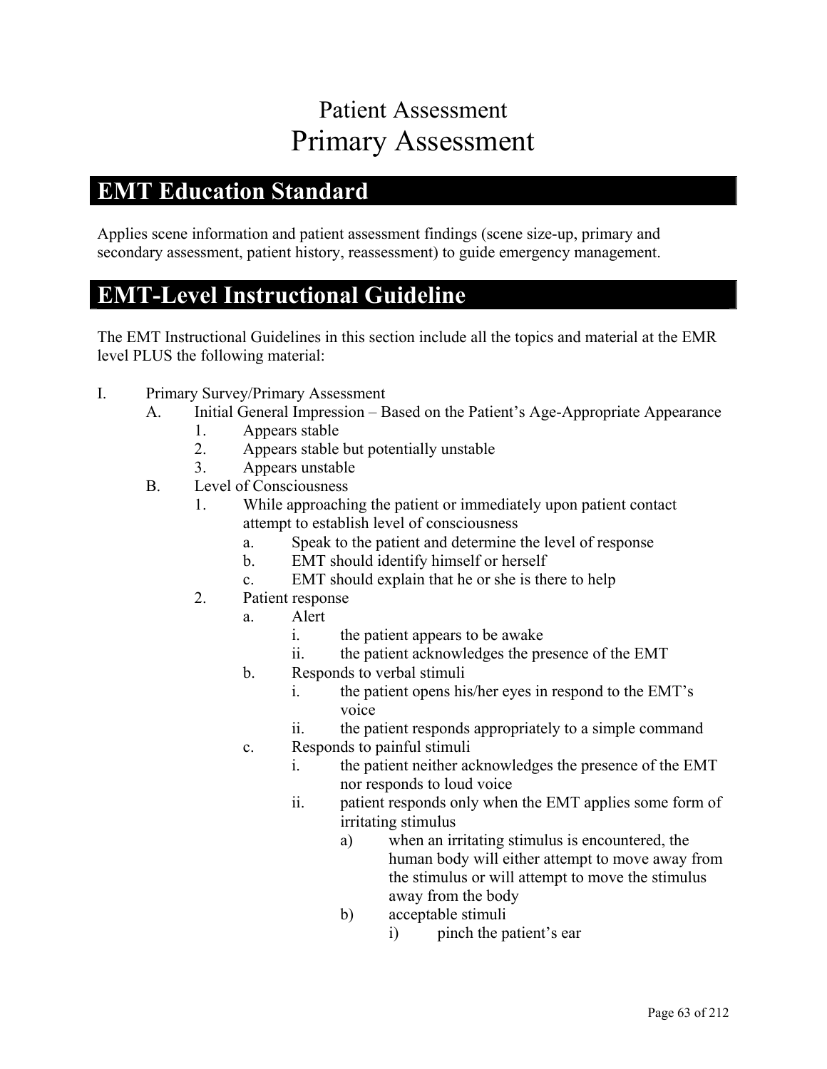# Patient Assessment
# Primary Assessment

## EMT Education Standard

Applies scene information and patient assessment findings (scene size-up, primary and secondary assessment, patient history, reassessment) to guide emergency management.

## EMT-Level Instructional Guideline

The EMT Instructional Guidelines in this section include all the topics and material at the EMR level PLUS the following material:

I. Primary Survey/Primary Assessment
   A. Initial General Impression – Based on the Patient's Age-Appropriate Appearance
      1. Appears stable
      2. Appears stable but potentially unstable
      3. Appears unstable
   B. Level of Consciousness
      1. While approaching the patient or immediately upon patient contact attempt to establish level of consciousness
         a. Speak to the patient and determine the level of response
         b. EMT should identify himself or herself
         c. EMT should explain that he or she is there to help
      2. Patient response
         a. Alert
            i. the patient appears to be awake
            ii. the patient acknowledges the presence of the EMT
         b. Responds to verbal stimuli
            i. the patient opens his/her eyes in respond to the EMT's voice
            ii. the patient responds appropriately to a simple command
         c. Responds to painful stimuli
            i. the patient neither acknowledges the presence of the EMT nor responds to loud voice
            ii. patient responds only when the EMT applies some form of irritating stimulus
               a) when an irritating stimulus is encountered, the human body will either attempt to move away from the stimulus or will attempt to move the stimulus away from the body
               b) acceptable stimuli
                  i) pinch the patient's ear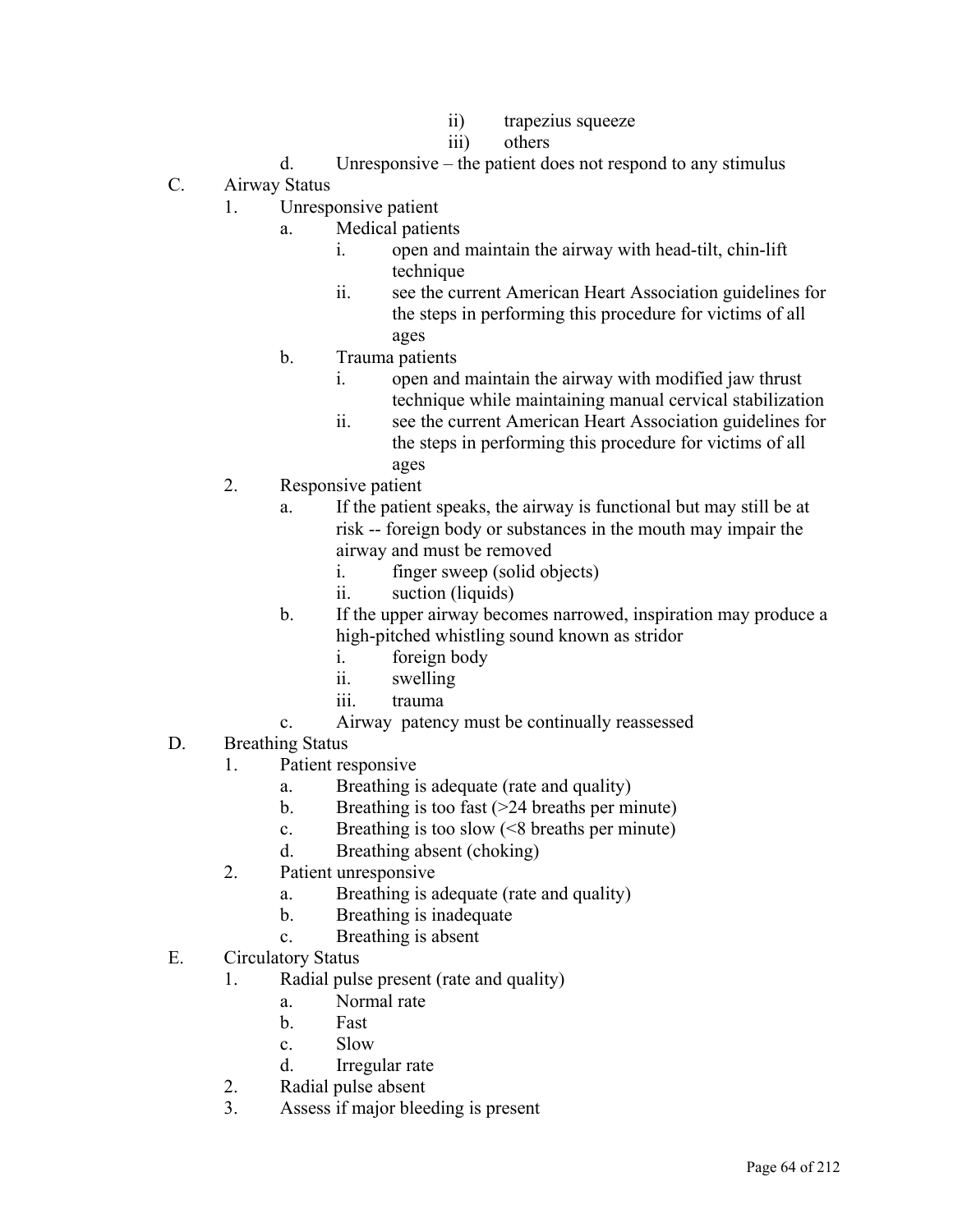ii) trapezius squeeze
iii) others

d. Unresponsive – the patient does not respond to any stimulus

C. Airway Status
   1. Unresponsive patient
      a. Medical patients
         i. open and maintain the airway with head-tilt, chin-lift technique
         ii. see the current American Heart Association guidelines for the steps in performing this procedure for victims of all ages
      b. Trauma patients
         i. open and maintain the airway with modified jaw thrust technique while maintaining manual cervical stabilization
         ii. see the current American Heart Association guidelines for the steps in performing this procedure for victims of all ages
   2. Responsive patient
      a. If the patient speaks, the airway is functional but may still be at risk -- foreign body or substances in the mouth may impair the airway and must be removed
         i. finger sweep (solid objects)
         ii. suction (liquids)
      b. If the upper airway becomes narrowed, inspiration may produce a high-pitched whistling sound known as stridor
         i. foreign body
         ii. swelling
         iii. trauma
      c. Airway patency must be continually reassessed

D. Breathing Status
   1. Patient responsive
      a. Breathing is adequate (rate and quality)
      b. Breathing is too fast (>24 breaths per minute)
      c. Breathing is too slow (<8 breaths per minute)
      d. Breathing absent (choking)
   2. Patient unresponsive
      a. Breathing is adequate (rate and quality)
      b. Breathing is inadequate
      c. Breathing is absent

E. Circulatory Status
   1. Radial pulse present (rate and quality)
      a. Normal rate
      b. Fast
      c. Slow
      d. Irregular rate
   2. Radial pulse absent
   3. Assess if major bleeding is present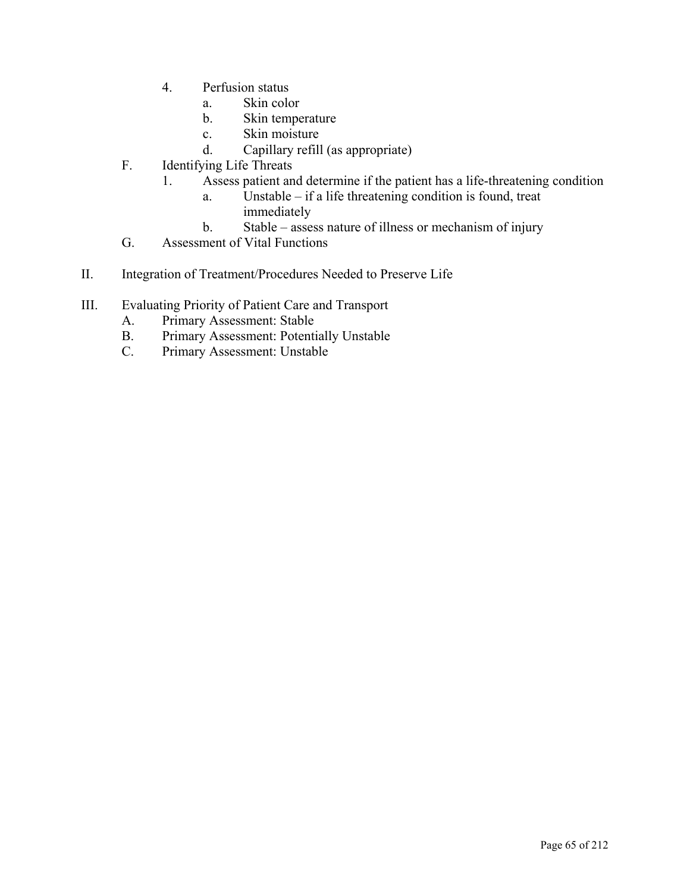4. Perfusion status
   a. Skin color
   b. Skin temperature
   c. Skin moisture
   d. Capillary refill (as appropriate)

F. Identifying Life Threats
   1. Assess patient and determine if the patient has a life-threatening condition
      a. Unstable – if a life threatening condition is found, treat immediately
      b. Stable – assess nature of illness or mechanism of injury

G. Assessment of Vital Functions

II. Integration of Treatment/Procedures Needed to Preserve Life

III. Evaluating Priority of Patient Care and Transport
   A. Primary Assessment: Stable
   B. Primary Assessment: Potentially Unstable
   C. Primary Assessment: Unstable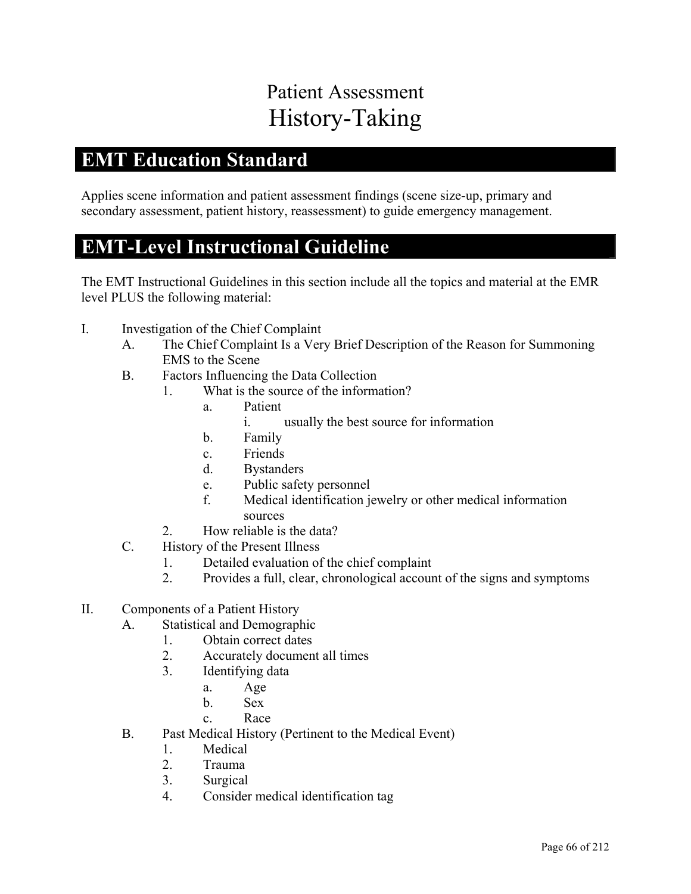# Patient Assessment
# History-Taking

## EMT Education Standard

Applies scene information and patient assessment findings (scene size-up, primary and secondary assessment, patient history, reassessment) to guide emergency management.

## EMT-Level Instructional Guideline

The EMT Instructional Guidelines in this section include all the topics and material at the EMR level PLUS the following material:

- I. Investigation of the Chief Complaint
  - A. The Chief Complaint Is a Very Brief Description of the Reason for Summoning EMS to the Scene
  - B. Factors Influencing the Data Collection
    - 1. What is the source of the information?
      - a. Patient
        - i. usually the best source for information
      - b. Family
      - c. Friends
      - d. Bystanders
      - e. Public safety personnel
      - f. Medical identification jewelry or other medical information sources
    - 2. How reliable is the data?
  - C. History of the Present Illness
    - 1. Detailed evaluation of the chief complaint
    - 2. Provides a full, clear, chronological account of the signs and symptoms

- II. Components of a Patient History
  - A. Statistical and Demographic
    - 1. Obtain correct dates
    - 2. Accurately document all times
    - 3. Identifying data
      - a. Age
      - b. Sex
      - c. Race
  - B. Past Medical History (Pertinent to the Medical Event)
    - 1. Medical
    - 2. Trauma
    - 3. Surgical
    - 4. Consider medical identification tag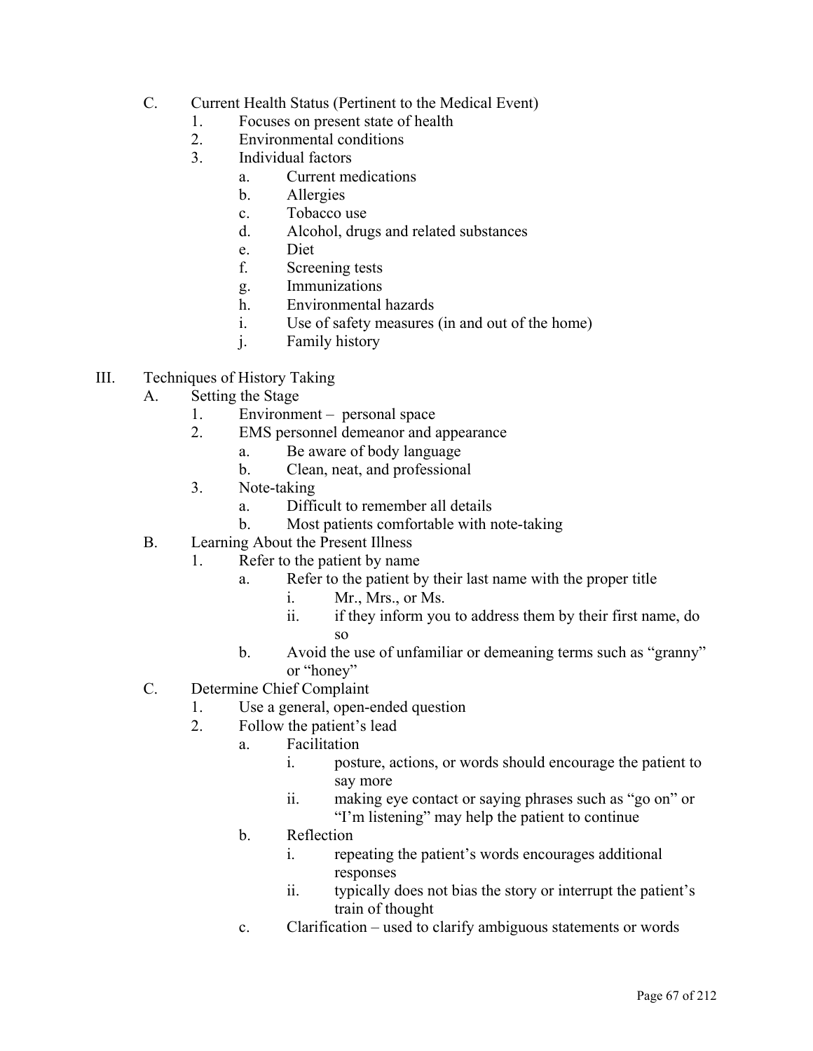- C. Current Health Status (Pertinent to the Medical Event)
  1. Focuses on present state of health
  2. Environmental conditions
  3. Individual factors
     a. Current medications
     b. Allergies
     c. Tobacco use
     d. Alcohol, drugs and related substances
     e. Diet
     f. Screening tests
     g. Immunizations
     h. Environmental hazards
     i. Use of safety measures (in and out of the home)
     j. Family history

III. Techniques of History Taking

- A. Setting the Stage
  1. Environment – personal space
  2. EMS personnel demeanor and appearance
     a. Be aware of body language
     b. Clean, neat, and professional
  3. Note-taking
     a. Difficult to remember all details
     b. Most patients comfortable with note-taking
- B. Learning About the Present Illness
  1. Refer to the patient by name
     a. Refer to the patient by their last name with the proper title
        i. Mr., Mrs., or Ms.
        ii. if they inform you to address them by their first name, do so
     b. Avoid the use of unfamiliar or demeaning terms such as "granny" or "honey"
- C. Determine Chief Complaint
  1. Use a general, open-ended question
  2. Follow the patient's lead
     a. Facilitation
        i. posture, actions, or words should encourage the patient to say more
        ii. making eye contact or saying phrases such as "go on" or "I'm listening" may help the patient to continue
     b. Reflection
        i. repeating the patient's words encourages additional responses
        ii. typically does not bias the story or interrupt the patient's train of thought
     c. Clarification – used to clarify ambiguous statements or words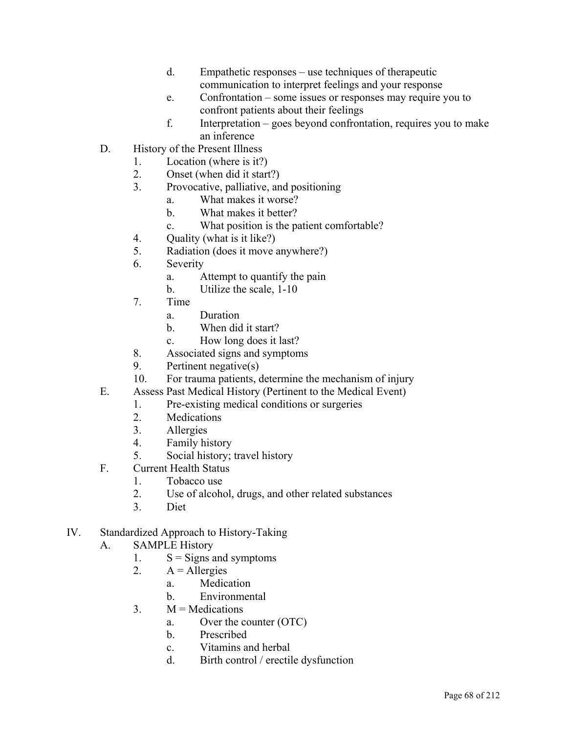d. Empathetic responses – use techniques of therapeutic communication to interpret feelings and your response
e. Confrontation – some issues or responses may require you to confront patients about their feelings
f. Interpretation – goes beyond confrontation, requires you to make an inference

D. History of the Present Illness
1. Location (where is it?)
2. Onset (when did it start?)
3. Provocative, palliative, and positioning
   a. What makes it worse?
   b. What makes it better?
   c. What position is the patient comfortable?
4. Quality (what is it like?)
5. Radiation (does it move anywhere?)
6. Severity
   a. Attempt to quantify the pain
   b. Utilize the scale, 1-10
7. Time
   a. Duration
   b. When did it start?
   c. How long does it last?
8. Associated signs and symptoms
9. Pertinent negative(s)
10. For trauma patients, determine the mechanism of injury

E. Assess Past Medical History (Pertinent to the Medical Event)
1. Pre-existing medical conditions or surgeries
2. Medications
3. Allergies
4. Family history
5. Social history; travel history

F. Current Health Status
1. Tobacco use
2. Use of alcohol, drugs, and other related substances
3. Diet

IV. Standardized Approach to History-Taking

A. SAMPLE History
1. S = Signs and symptoms
2. A = Allergies
   a. Medication
   b. Environmental
3. M = Medications
   a. Over the counter (OTC)
   b. Prescribed
   c. Vitamins and herbal
   d. Birth control / erectile dysfunction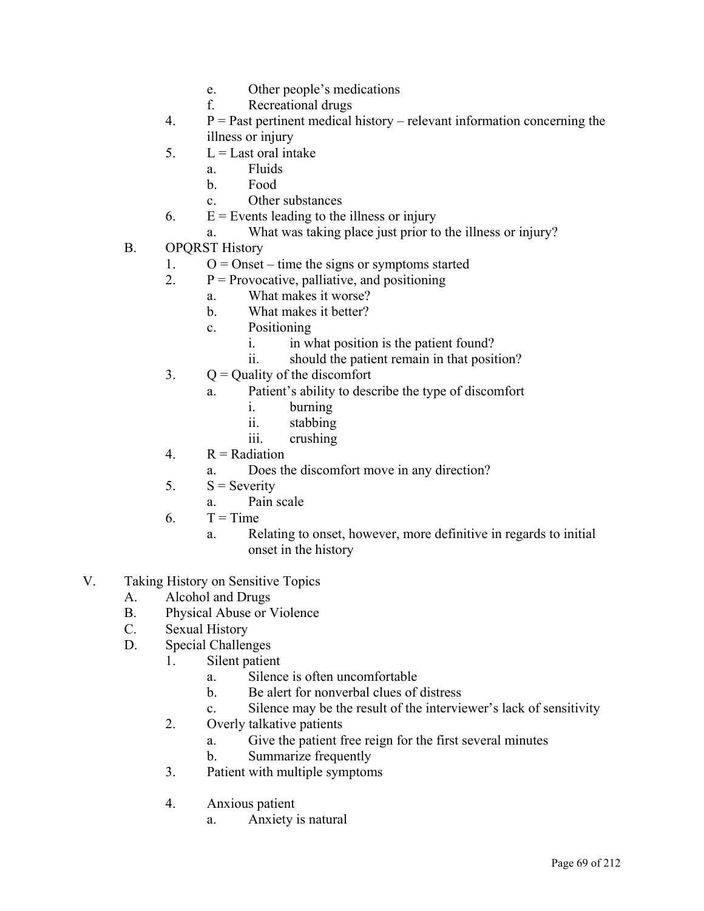e. Other people's medications
      f. Recreational drugs
   4. P = Past pertinent medical history – relevant information concerning the illness or injury
   5. L = Last oral intake
      a. Fluids
      b. Food
      c. Other substances
   6. E = Events leading to the illness or injury
      a. What was taking place just prior to the illness or injury?

B. OPQRST History
   1. O = Onset – time the signs or symptoms started
   2. P = Provocative, palliative, and positioning
      a. What makes it worse?
      b. What makes it better?
      c. Positioning
         i. in what position is the patient found?
         ii. should the patient remain in that position?
   3. Q = Quality of the discomfort
      a. Patient's ability to describe the type of discomfort
         i. burning
         ii. stabbing
         iii. crushing
   4. R = Radiation
      a. Does the discomfort move in any direction?
   5. S = Severity
      a. Pain scale
   6. T = Time
      a. Relating to onset, however, more definitive in regards to initial onset in the history

V. Taking History on Sensitive Topics
   A. Alcohol and Drugs
   B. Physical Abuse or Violence
   C. Sexual History
   D. Special Challenges
      1. Silent patient
         a. Silence is often uncomfortable
         b. Be alert for nonverbal clues of distress
         c. Silence may be the result of the interviewer's lack of sensitivity
      2. Overly talkative patients
         a. Give the patient free reign for the first several minutes
         b. Summarize frequently
      3. Patient with multiple symptoms

      4. Anxious patient
         a. Anxiety is natural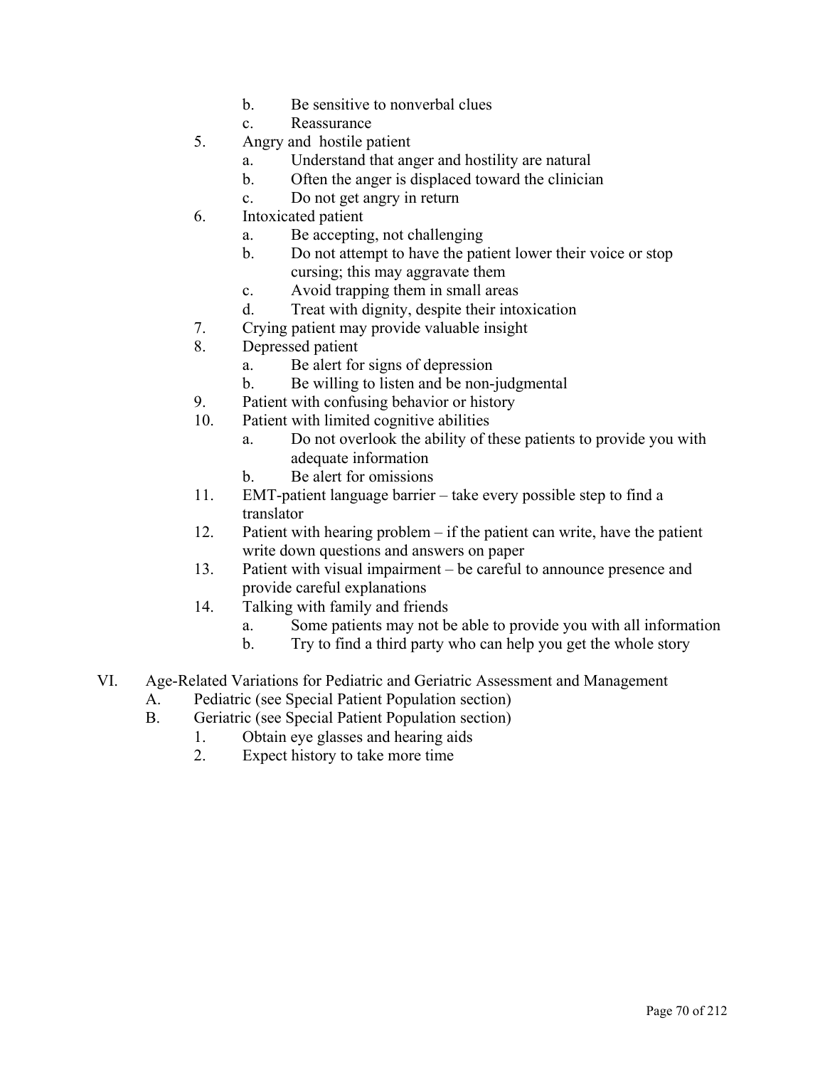- b. Be sensitive to nonverbal clues
   - c. Reassurance

5. Angry and hostile patient
   - a. Understand that anger and hostility are natural
   - b. Often the anger is displaced toward the clinician
   - c. Do not get angry in return
6. Intoxicated patient
   - a. Be accepting, not challenging
   - b. Do not attempt to have the patient lower their voice or stop cursing; this may aggravate them
   - c. Avoid trapping them in small areas
   - d. Treat with dignity, despite their intoxication
7. Crying patient may provide valuable insight
8. Depressed patient
   - a. Be alert for signs of depression
   - b. Be willing to listen and be non-judgmental
9. Patient with confusing behavior or history
10. Patient with limited cognitive abilities
    - a. Do not overlook the ability of these patients to provide you with adequate information
    - b. Be alert for omissions
11. EMT-patient language barrier – take every possible step to find a translator
12. Patient with hearing problem – if the patient can write, have the patient write down questions and answers on paper
13. Patient with visual impairment – be careful to announce presence and provide careful explanations
14. Talking with family and friends
    - a. Some patients may not be able to provide you with all information
    - b. Try to find a third party who can help you get the whole story

VI. Age-Related Variations for Pediatric and Geriatric Assessment and Management

- A. Pediatric (see Special Patient Population section)
- B. Geriatric (see Special Patient Population section)
  1. Obtain eye glasses and hearing aids
  2. Expect history to take more time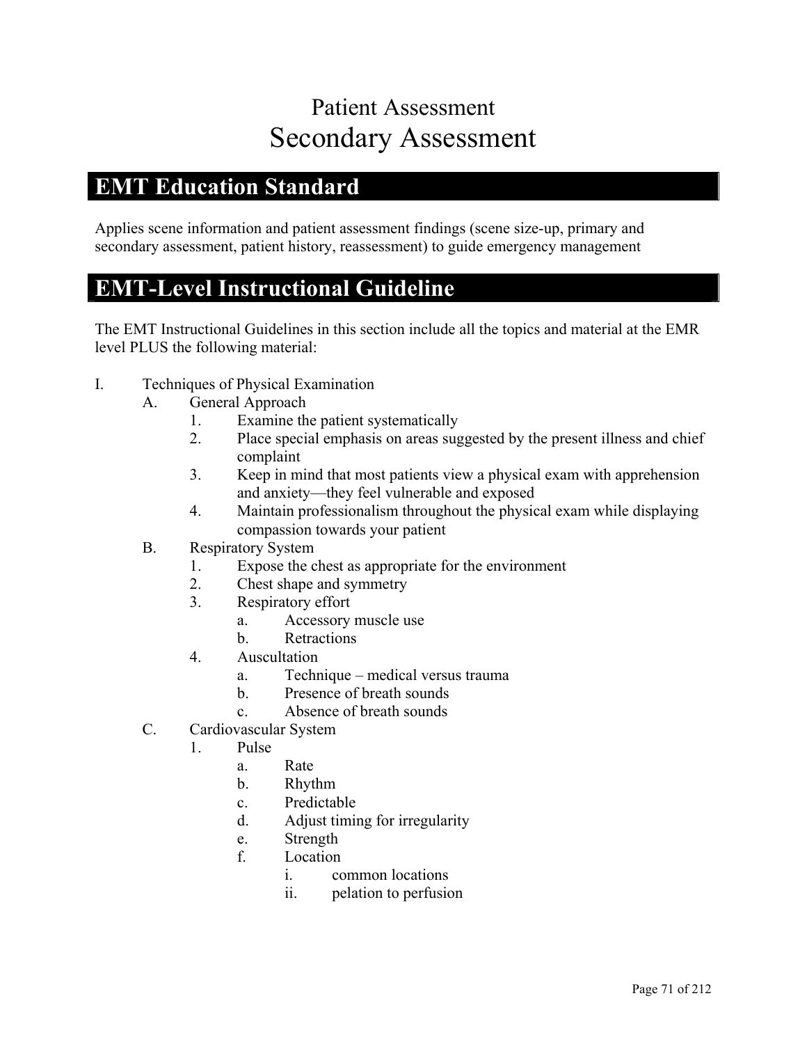# Patient Assessment
# Secondary Assessment

## EMT Education Standard

Applies scene information and patient assessment findings (scene size-up, primary and secondary assessment, patient history, reassessment) to guide emergency management

## EMT-Level Instructional Guideline

The EMT Instructional Guidelines in this section include all the topics and material at the EMR level PLUS the following material:

I. Techniques of Physical Examination
    A. General Approach
        1. Examine the patient systematically
        2. Place special emphasis on areas suggested by the present illness and chief complaint
        3. Keep in mind that most patients view a physical exam with apprehension and anxiety—they feel vulnerable and exposed
        4. Maintain professionalism throughout the physical exam while displaying compassion towards your patient
    B. Respiratory System
        1. Expose the chest as appropriate for the environment
        2. Chest shape and symmetry
        3. Respiratory effort
            a. Accessory muscle use
            b. Retractions
        4. Auscultation
            a. Technique – medical versus trauma
            b. Presence of breath sounds
            c. Absence of breath sounds
    C. Cardiovascular System
        1. Pulse
            a. Rate
            b. Rhythm
            c. Predictable
            d. Adjust timing for irregularity
            e. Strength
            f. Location
                i. common locations
                ii. pelation to perfusion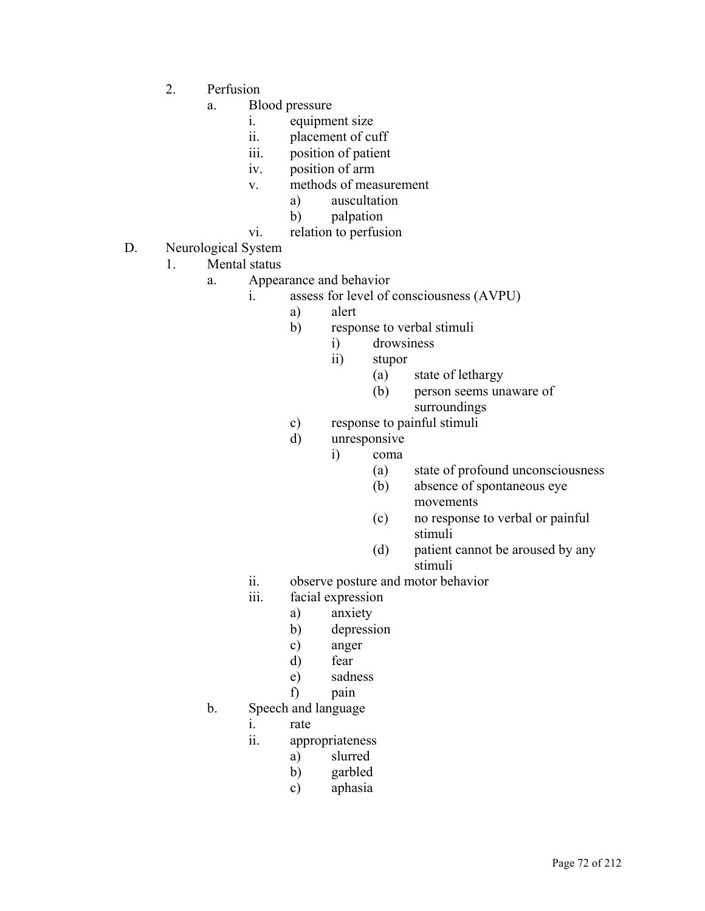2. Perfusion
    a. Blood pressure
        i. equipment size
        ii. placement of cuff
        iii. position of patient
        iv. position of arm
        v. methods of measurement
            a) auscultation
            b) palpation
        vi. relation to perfusion

D. Neurological System
    1. Mental status
        a. Appearance and behavior
            i. assess for level of consciousness (AVPU)
                a) alert
                b) response to verbal stimuli
                    i) drowsiness
                    ii) stupor
                        (a) state of lethargy
                        (b) person seems unaware of surroundings
                c) response to painful stimuli
                d) unresponsive
                    i) coma
                        (a) state of profound unconsciousness
                        (b) absence of spontaneous eye movements
                        (c) no response to verbal or painful stimuli
                        (d) patient cannot be aroused by any stimuli
            ii. observe posture and motor behavior
            iii. facial expression
                a) anxiety
                b) depression
                c) anger
                d) fear
                e) sadness
                f) pain
        b. Speech and language
            i. rate
            ii. appropriateness
                a) slurred
                b) garbled
                c) aphasia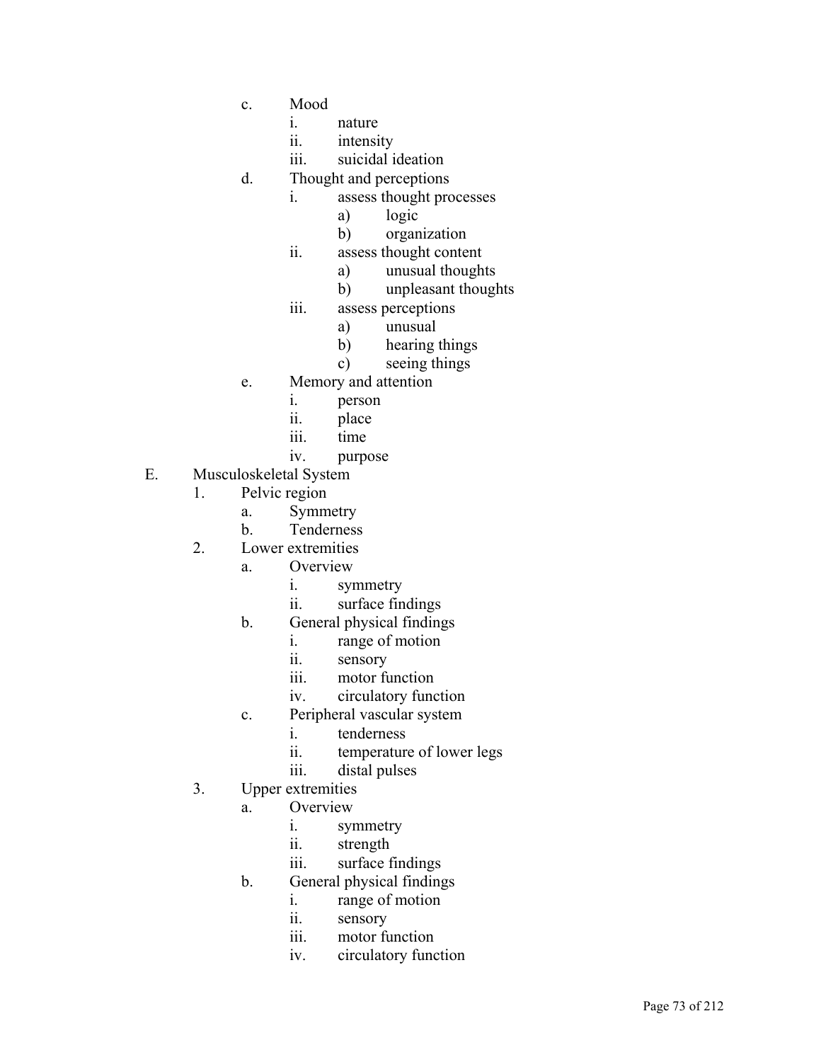c. Mood
   i. nature
   ii. intensity
   iii. suicidal ideation

d. Thought and perceptions
   i. assess thought processes
      a) logic
      b) organization
   ii. assess thought content
      a) unusual thoughts
      b) unpleasant thoughts
   iii. assess perceptions
      a) unusual
      b) hearing things
      c) seeing things

e. Memory and attention
   i. person
   ii. place
   iii. time
   iv. purpose

E. Musculoskeletal System

1. Pelvic region
   a. Symmetry
   b. Tenderness

2. Lower extremities
   a. Overview
      i. symmetry
      ii. surface findings
   b. General physical findings
      i. range of motion
      ii. sensory
      iii. motor function
      iv. circulatory function
   c. Peripheral vascular system
      i. tenderness
      ii. temperature of lower legs
      iii. distal pulses

3. Upper extremities
   a. Overview
      i. symmetry
      ii. strength
      iii. surface findings
   b. General physical findings
      i. range of motion
      ii. sensory
      iii. motor function
      iv. circulatory function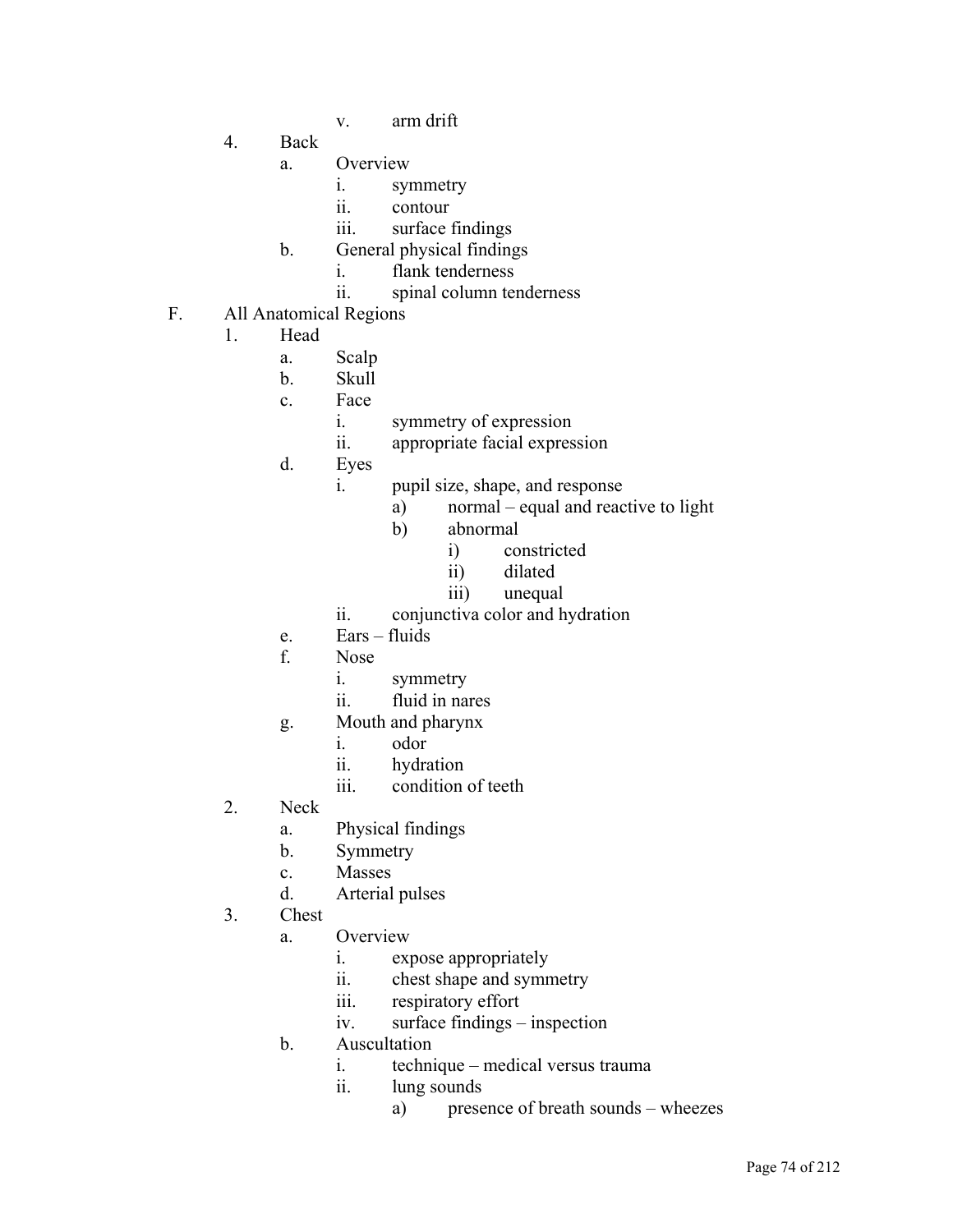- v. arm drift

4. Back
   - a. Overview
     - i. symmetry
     - ii. contour
     - iii. surface findings
   - b. General physical findings
     - i. flank tenderness
     - ii. spinal column tenderness

F. All Anatomical Regions

1. Head
   - a. Scalp
   - b. Skull
   - c. Face
     - i. symmetry of expression
     - ii. appropriate facial expression
   - d. Eyes
     - i. pupil size, shape, and response
       - a) normal – equal and reactive to light
       - b) abnormal
         - i) constricted
         - ii) dilated
         - iii) unequal
     - ii. conjunctiva color and hydration
   - e. Ears – fluids
   - f. Nose
     - i. symmetry
     - ii. fluid in nares
   - g. Mouth and pharynx
     - i. odor
     - ii. hydration
     - iii. condition of teeth
2. Neck
   - a. Physical findings
   - b. Symmetry
   - c. Masses
   - d. Arterial pulses
3. Chest
   - a. Overview
     - i. expose appropriately
     - ii. chest shape and symmetry
     - iii. respiratory effort
     - iv. surface findings – inspection
   - b. Auscultation
     - i. technique – medical versus trauma
     - ii. lung sounds
       - a) presence of breath sounds – wheezes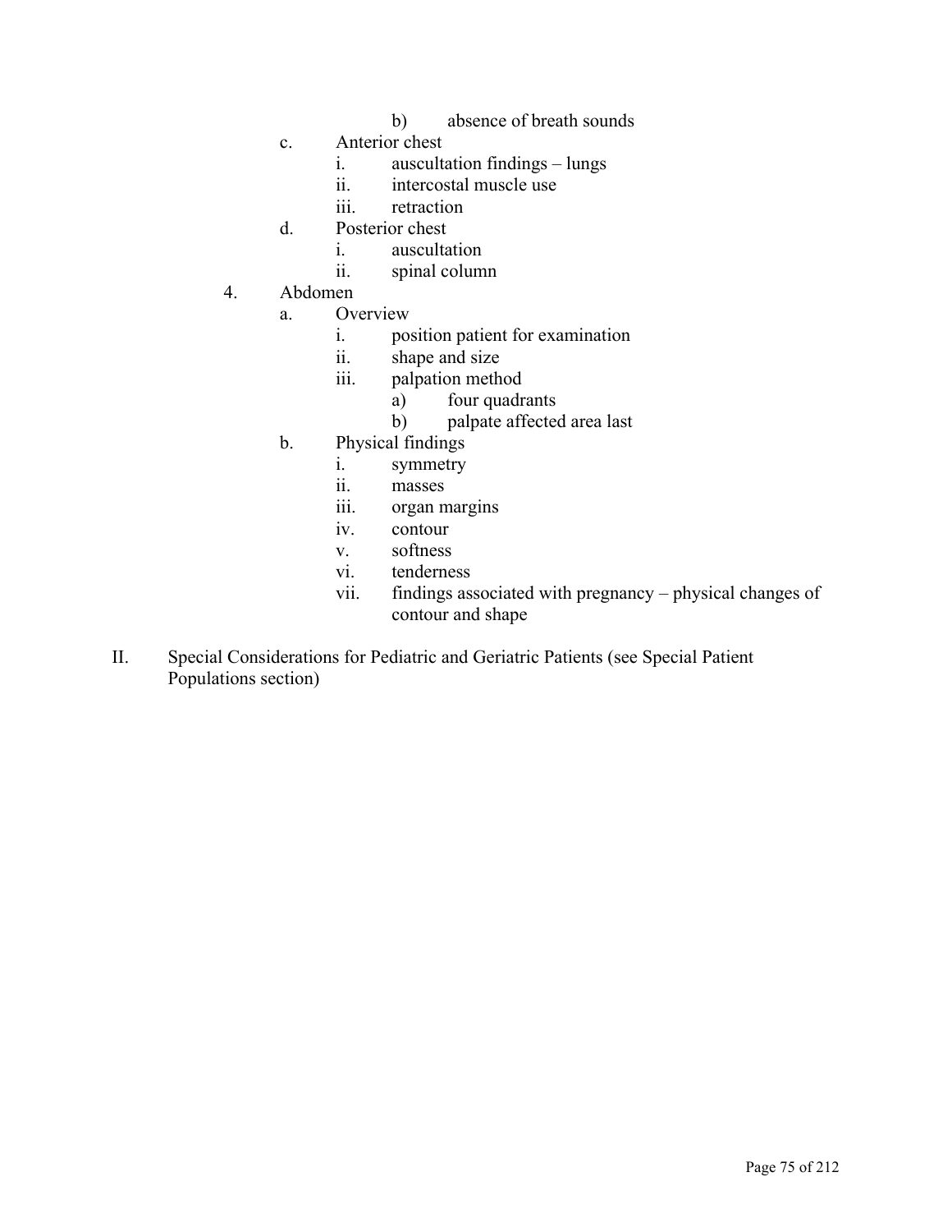- b) absence of breath sounds
    - c. Anterior chest
        - i. auscultation findings – lungs
        - ii. intercostal muscle use
        - iii. retraction
    - d. Posterior chest
        - i. auscultation
        - ii. spinal column
4. Abdomen
    - a. Overview
        - i. position patient for examination
        - ii. shape and size
        - iii. palpation method
            - a) four quadrants
            - b) palpate affected area last
    - b. Physical findings
        - i. symmetry
        - ii. masses
        - iii. organ margins
        - iv. contour
        - v. softness
        - vi. tenderness
        - vii. findings associated with pregnancy – physical changes of contour and shape

II. Special Considerations for Pediatric and Geriatric Patients (see Special Patient Populations section)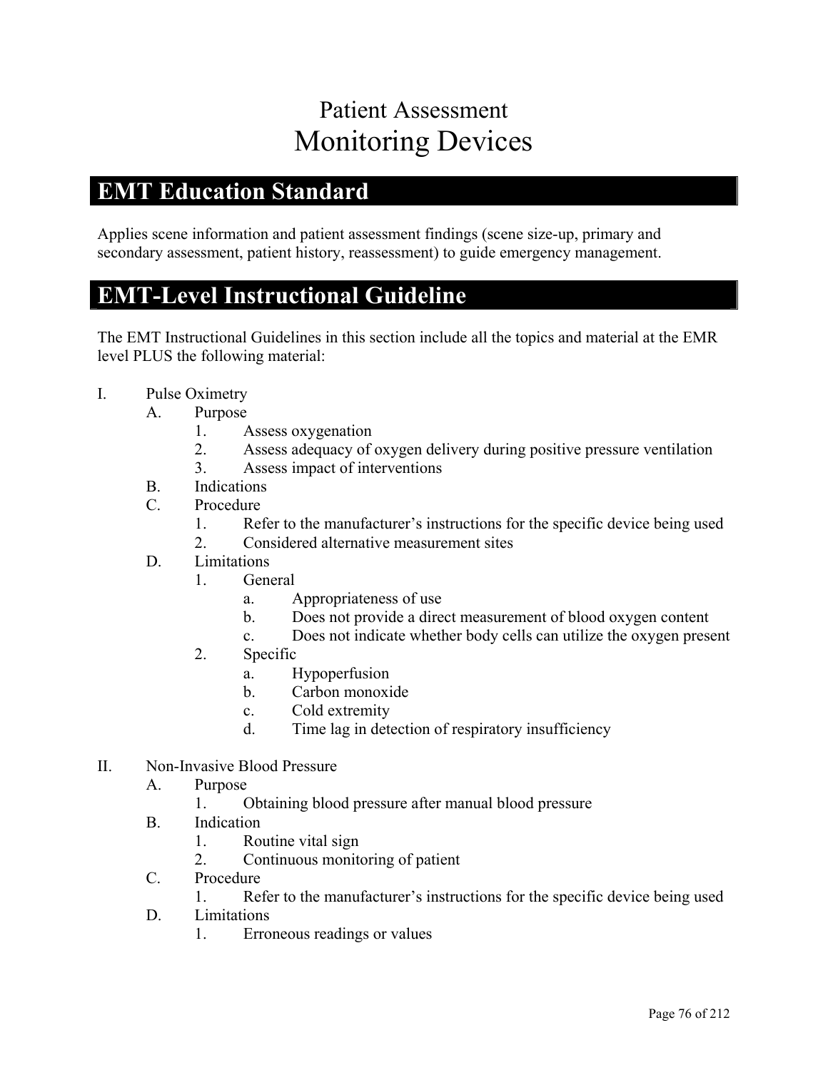# Patient Assessment
# Monitoring Devices

## EMT Education Standard

Applies scene information and patient assessment findings (scene size-up, primary and secondary assessment, patient history, reassessment) to guide emergency management.

## EMT-Level Instructional Guideline

The EMT Instructional Guidelines in this section include all the topics and material at the EMR level PLUS the following material:

- I. Pulse Oximetry
  - A. Purpose
    - 1. Assess oxygenation
    - 2. Assess adequacy of oxygen delivery during positive pressure ventilation
    - 3. Assess impact of interventions
  - B. Indications
  - C. Procedure
    - 1. Refer to the manufacturer's instructions for the specific device being used
    - 2. Considered alternative measurement sites
  - D. Limitations
    - 1. General
      - a. Appropriateness of use
      - b. Does not provide a direct measurement of blood oxygen content
      - c. Does not indicate whether body cells can utilize the oxygen present
    - 2. Specific
      - a. Hypoperfusion
      - b. Carbon monoxide
      - c. Cold extremity
      - d. Time lag in detection of respiratory insufficiency

- II. Non-Invasive Blood Pressure
  - A. Purpose
    - 1. Obtaining blood pressure after manual blood pressure
  - B. Indication
    - 1. Routine vital sign
    - 2. Continuous monitoring of patient
  - C. Procedure
    - 1. Refer to the manufacturer's instructions for the specific device being used
  - D. Limitations
    - 1. Erroneous readings or values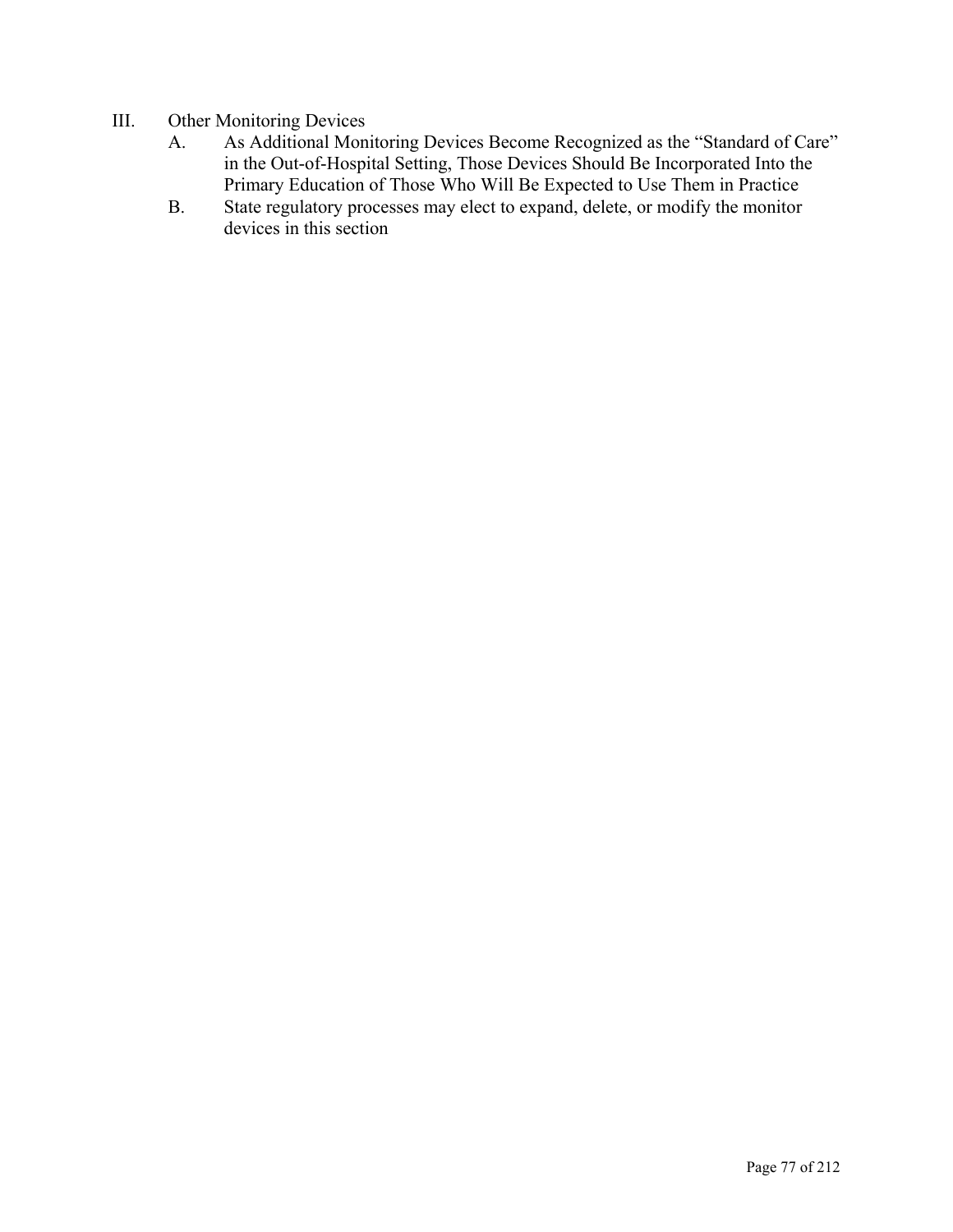III. Other Monitoring Devices
   A. As Additional Monitoring Devices Become Recognized as the "Standard of Care" in the Out-of-Hospital Setting, Those Devices Should Be Incorporated Into the Primary Education of Those Who Will Be Expected to Use Them in Practice
   B. State regulatory processes may elect to expand, delete, or modify the monitor devices in this section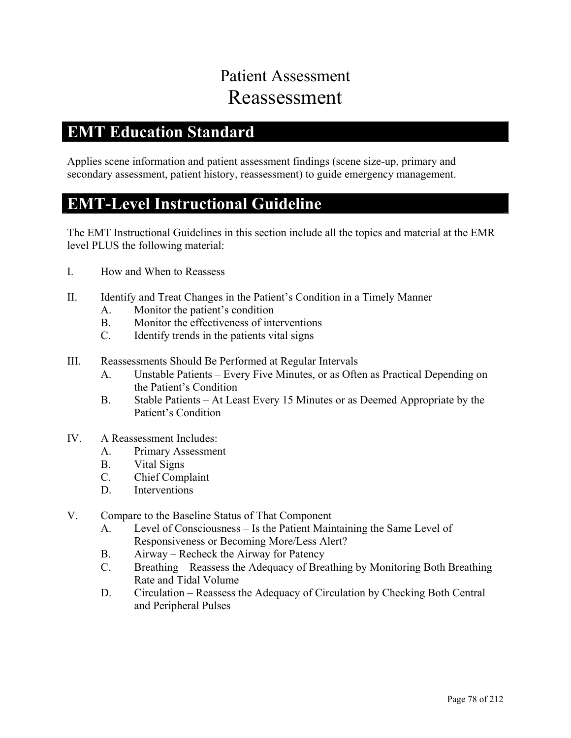# Patient Assessment
# Reassessment

## EMT Education Standard

Applies scene information and patient assessment findings (scene size-up, primary and secondary assessment, patient history, reassessment) to guide emergency management.

## EMT-Level Instructional Guideline

The EMT Instructional Guidelines in this section include all the topics and material at the EMR level PLUS the following material:

I. How and When to Reassess

II. Identify and Treat Changes in the Patient's Condition in a Timely Manner
   - A. Monitor the patient's condition
   - B. Monitor the effectiveness of interventions
   - C. Identify trends in the patients vital signs

III. Reassessments Should Be Performed at Regular Intervals
   - A. Unstable Patients – Every Five Minutes, or as Often as Practical Depending on the Patient's Condition
   - B. Stable Patients – At Least Every 15 Minutes or as Deemed Appropriate by the Patient's Condition

IV. A Reassessment Includes:
   - A. Primary Assessment
   - B. Vital Signs
   - C. Chief Complaint
   - D. Interventions

V. Compare to the Baseline Status of That Component
   - A. Level of Consciousness – Is the Patient Maintaining the Same Level of Responsiveness or Becoming More/Less Alert?
   - B. Airway – Recheck the Airway for Patency
   - C. Breathing – Reassess the Adequacy of Breathing by Monitoring Both Breathing Rate and Tidal Volume
   - D. Circulation – Reassess the Adequacy of Circulation by Checking Both Central and Peripheral Pulses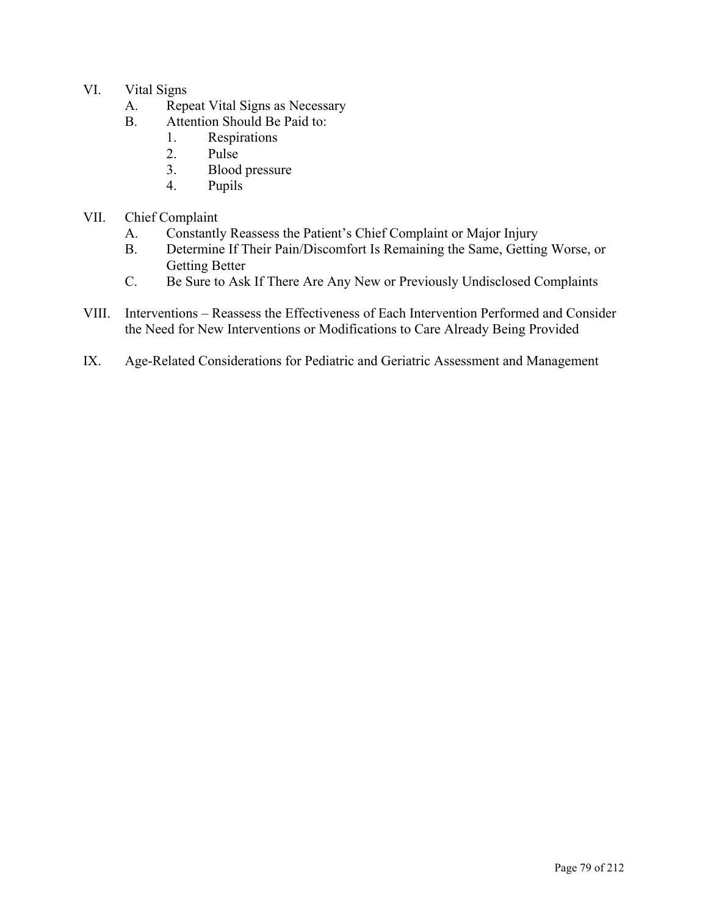VI. Vital Signs
   A. Repeat Vital Signs as Necessary
   B. Attention Should Be Paid to:
      1. Respirations
      2. Pulse
      3. Blood pressure
      4. Pupils

VII. Chief Complaint
   A. Constantly Reassess the Patient's Chief Complaint or Major Injury
   B. Determine If Their Pain/Discomfort Is Remaining the Same, Getting Worse, or Getting Better
   C. Be Sure to Ask If There Are Any New or Previously Undisclosed Complaints

VIII. Interventions – Reassess the Effectiveness of Each Intervention Performed and Consider the Need for New Interventions or Modifications to Care Already Being Provided

IX. Age-Related Considerations for Pediatric and Geriatric Assessment and Management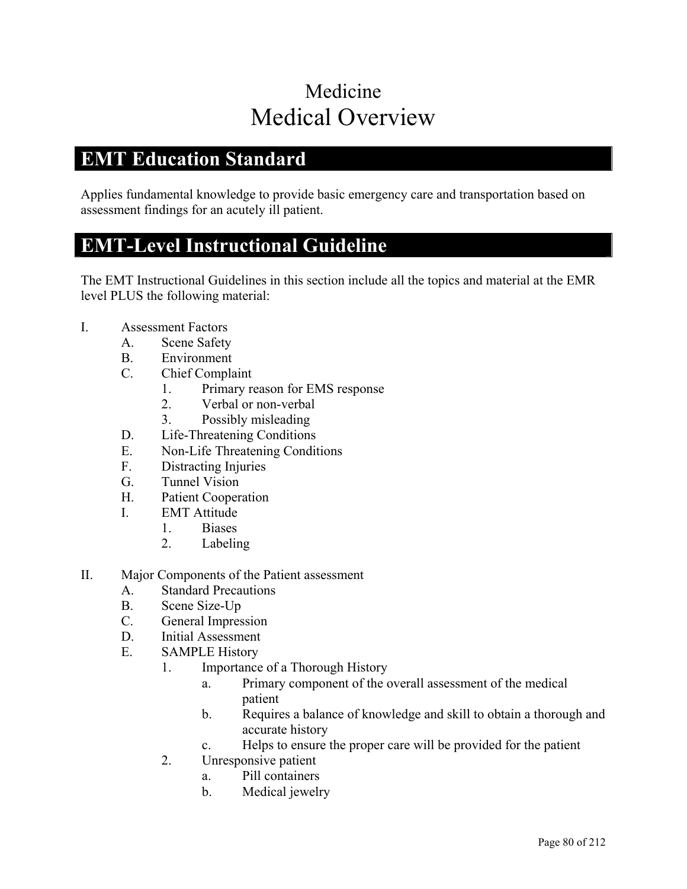# Medicine
# Medical Overview

## EMT Education Standard

Applies fundamental knowledge to provide basic emergency care and transportation based on assessment findings for an acutely ill patient.

## EMT-Level Instructional Guideline

The EMT Instructional Guidelines in this section include all the topics and material at the EMR level PLUS the following material:

I. Assessment Factors
  - A. Scene Safety
  - B. Environment
  - C. Chief Complaint
    1. Primary reason for EMS response
    2. Verbal or non-verbal
    3. Possibly misleading
  - D. Life-Threatening Conditions
  - E. Non-Life Threatening Conditions
  - F. Distracting Injuries
  - G. Tunnel Vision
  - H. Patient Cooperation
  - I. EMT Attitude
    1. Biases
    2. Labeling

II. Major Components of the Patient assessment
  - A. Standard Precautions
  - B. Scene Size-Up
  - C. General Impression
  - D. Initial Assessment
  - E. SAMPLE History
    1. Importance of a Thorough History
      - a. Primary component of the overall assessment of the medical patient
      - b. Requires a balance of knowledge and skill to obtain a thorough and accurate history
      - c. Helps to ensure the proper care will be provided for the patient
    2. Unresponsive patient
      - a. Pill containers
      - b. Medical jewelry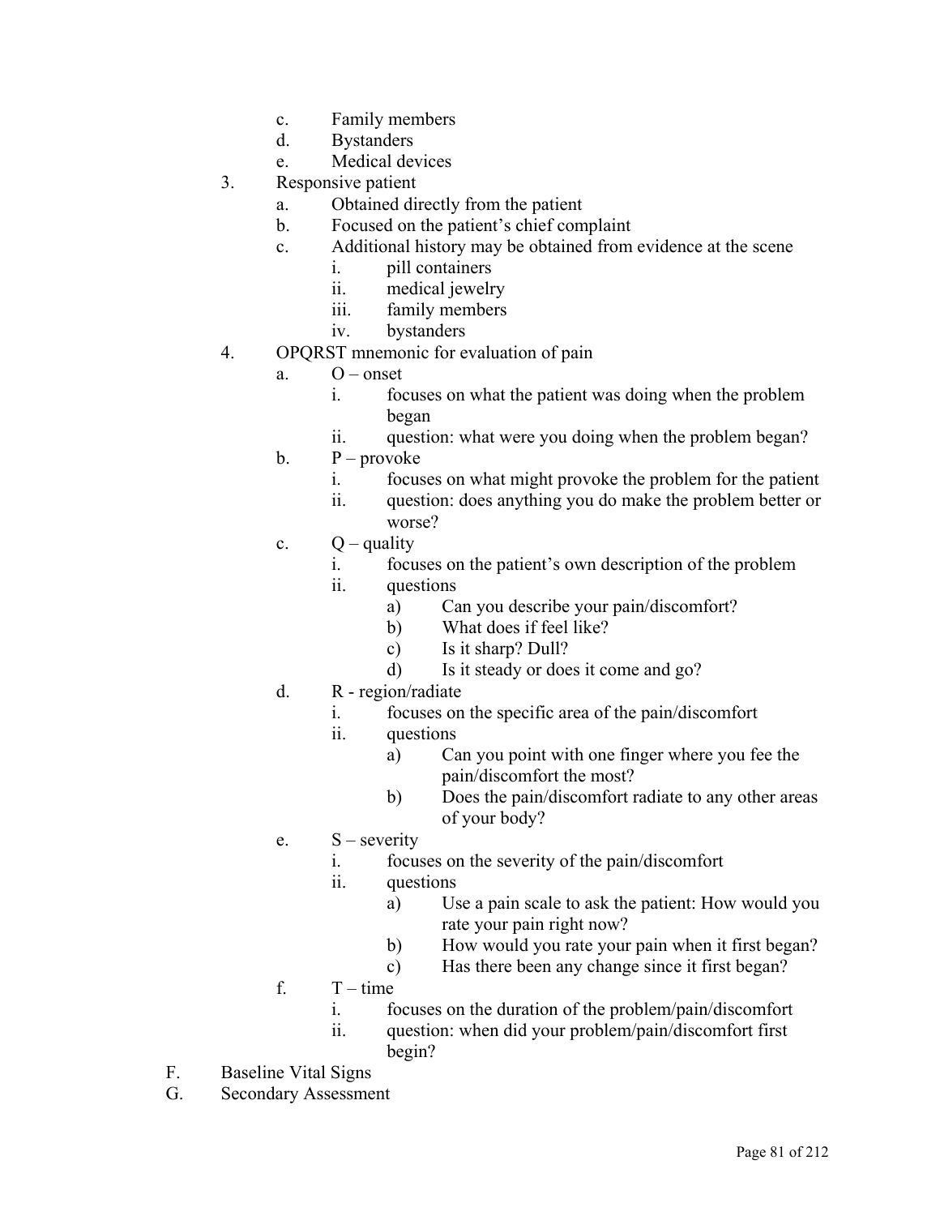c. Family members
   d. Bystanders
   e. Medical devices
3. Responsive patient
   a. Obtained directly from the patient
   b. Focused on the patient's chief complaint
   c. Additional history may be obtained from evidence at the scene
      i. pill containers
      ii. medical jewelry
      iii. family members
      iv. bystanders
4. OPQRST mnemonic for evaluation of pain
   a. O – onset
      i. focuses on what the patient was doing when the problem began
      ii. question: what were you doing when the problem began?
   b. P – provoke
      i. focuses on what might provoke the problem for the patient
      ii. question: does anything you do make the problem better or worse?
   c. Q – quality
      i. focuses on the patient's own description of the problem
      ii. questions
         a) Can you describe your pain/discomfort?
         b) What does if feel like?
         c) Is it sharp? Dull?
         d) Is it steady or does it come and go?
   d. R - region/radiate
      i. focuses on the specific area of the pain/discomfort
      ii. questions
         a) Can you point with one finger where you fee the pain/discomfort the most?
         b) Does the pain/discomfort radiate to any other areas of your body?
   e. S – severity
      i. focuses on the severity of the pain/discomfort
      ii. questions
         a) Use a pain scale to ask the patient: How would you rate your pain right now?
         b) How would you rate your pain when it first began?
         c) Has there been any change since it first began?
   f. T – time
      i. focuses on the duration of the problem/pain/discomfort
      ii. question: when did your problem/pain/discomfort first begin?

F. Baseline Vital Signs

G. Secondary Assessment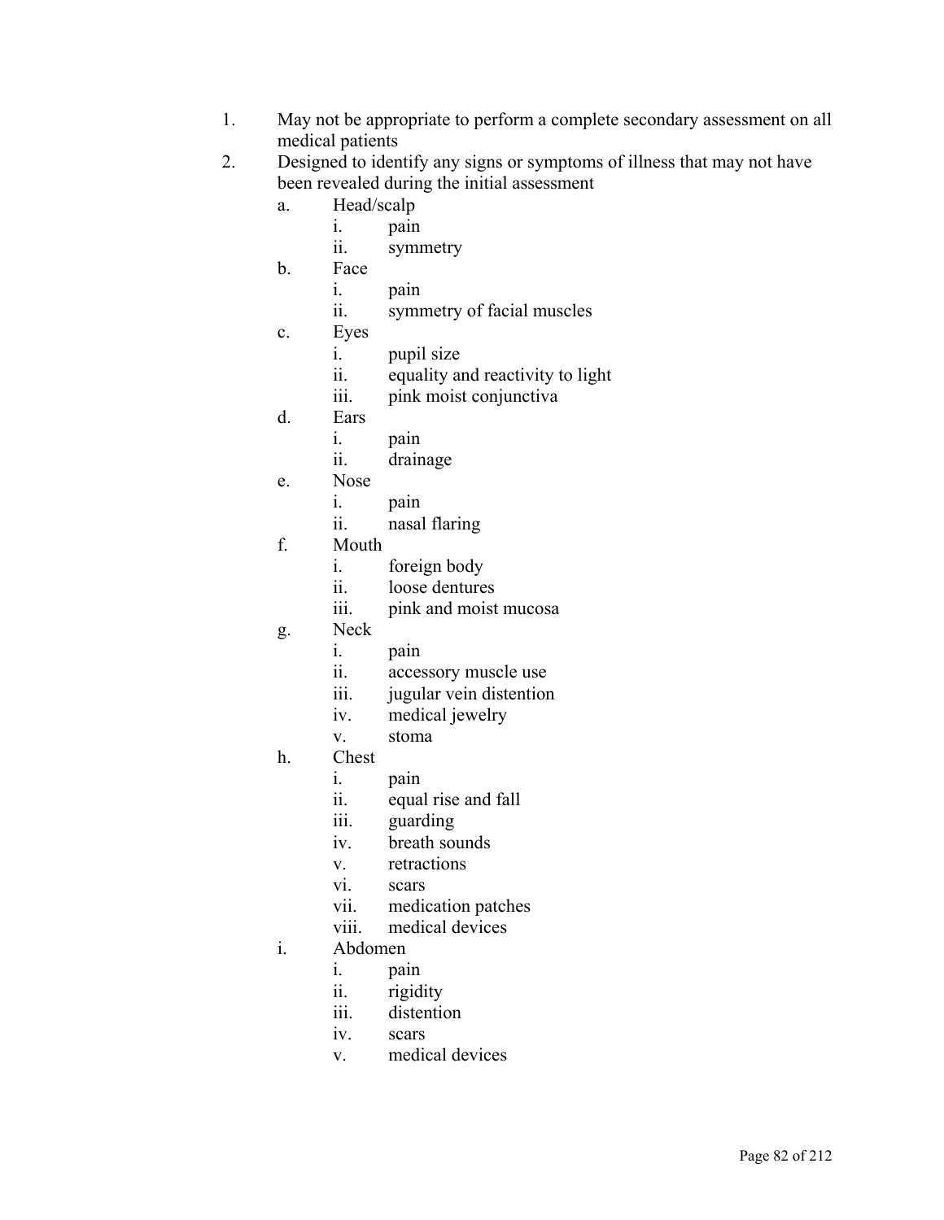1. May not be appropriate to perform a complete secondary assessment on all medical patients
2. Designed to identify any signs or symptoms of illness that may not have been revealed during the initial assessment
   a. Head/scalp
      i. pain
      ii. symmetry
   b. Face
      i. pain
      ii. symmetry of facial muscles
   c. Eyes
      i. pupil size
      ii. equality and reactivity to light
      iii. pink moist conjunctiva
   d. Ears
      i. pain
      ii. drainage
   e. Nose
      i. pain
      ii. nasal flaring
   f. Mouth
      i. foreign body
      ii. loose dentures
      iii. pink and moist mucosa
   g. Neck
      i. pain
      ii. accessory muscle use
      iii. jugular vein distention
      iv. medical jewelry
      v. stoma
   h. Chest
      i. pain
      ii. equal rise and fall
      iii. guarding
      iv. breath sounds
      v. retractions
      vi. scars
      vii. medication patches
      viii. medical devices
   i. Abdomen
      i. pain
      ii. rigidity
      iii. distention
      iv. scars
      v. medical devices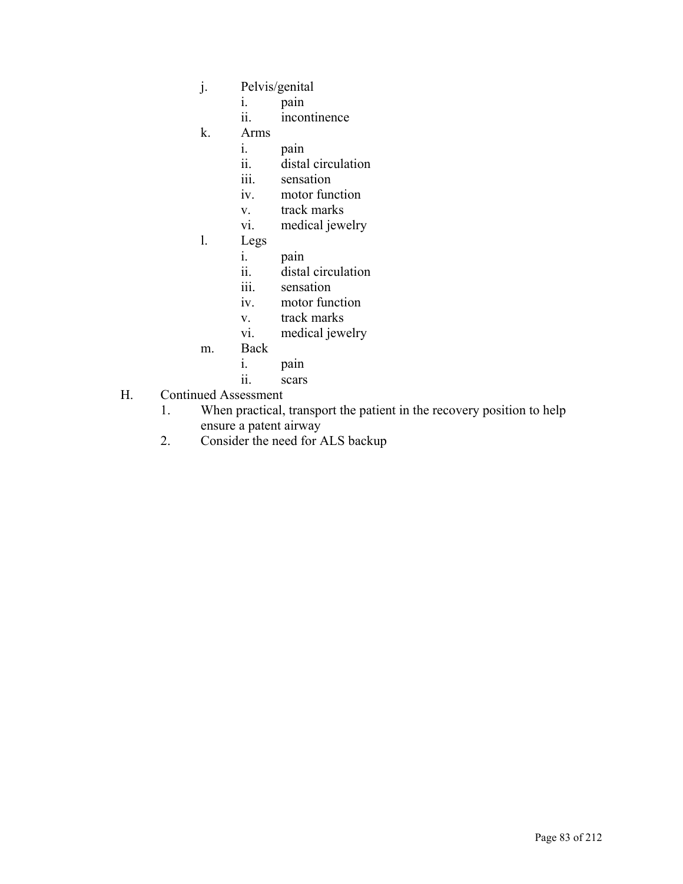j. Pelvis/genital
   i. pain
   ii. incontinence
k. Arms
   i. pain
   ii. distal circulation
   iii. sensation
   iv. motor function
   v. track marks
   vi. medical jewelry
l. Legs
   i. pain
   ii. distal circulation
   iii. sensation
   iv. motor function
   v. track marks
   vi. medical jewelry
m. Back
   i. pain
   ii. scars

H. Continued Assessment
   1. When practical, transport the patient in the recovery position to help ensure a patent airway
   2. Consider the need for ALS backup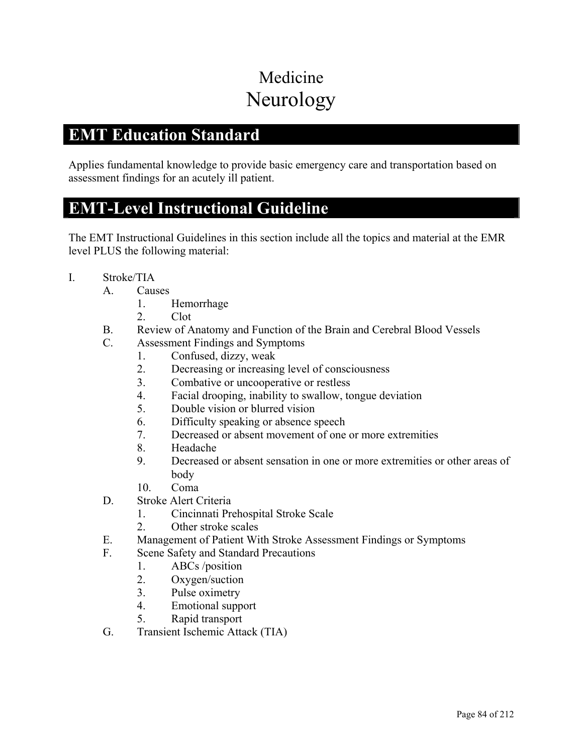# Medicine
# Neurology

## EMT Education Standard

Applies fundamental knowledge to provide basic emergency care and transportation based on assessment findings for an acutely ill patient.

## EMT-Level Instructional Guideline

The EMT Instructional Guidelines in this section include all the topics and material at the EMR level PLUS the following material:

- I. Stroke/TIA
  - A. Causes
    1. Hemorrhage
    2. Clot
  - B. Review of Anatomy and Function of the Brain and Cerebral Blood Vessels
  - C. Assessment Findings and Symptoms
    1. Confused, dizzy, weak
    2. Decreasing or increasing level of consciousness
    3. Combative or uncooperative or restless
    4. Facial drooping, inability to swallow, tongue deviation
    5. Double vision or blurred vision
    6. Difficulty speaking or absence speech
    7. Decreased or absent movement of one or more extremities
    8. Headache
    9. Decreased or absent sensation in one or more extremities or other areas of body
    10. Coma
  - D. Stroke Alert Criteria
    1. Cincinnati Prehospital Stroke Scale
    2. Other stroke scales
  - E. Management of Patient With Stroke Assessment Findings or Symptoms
  - F. Scene Safety and Standard Precautions
    1. ABCs /position
    2. Oxygen/suction
    3. Pulse oximetry
    4. Emotional support
    5. Rapid transport
  - G. Transient Ischemic Attack (TIA)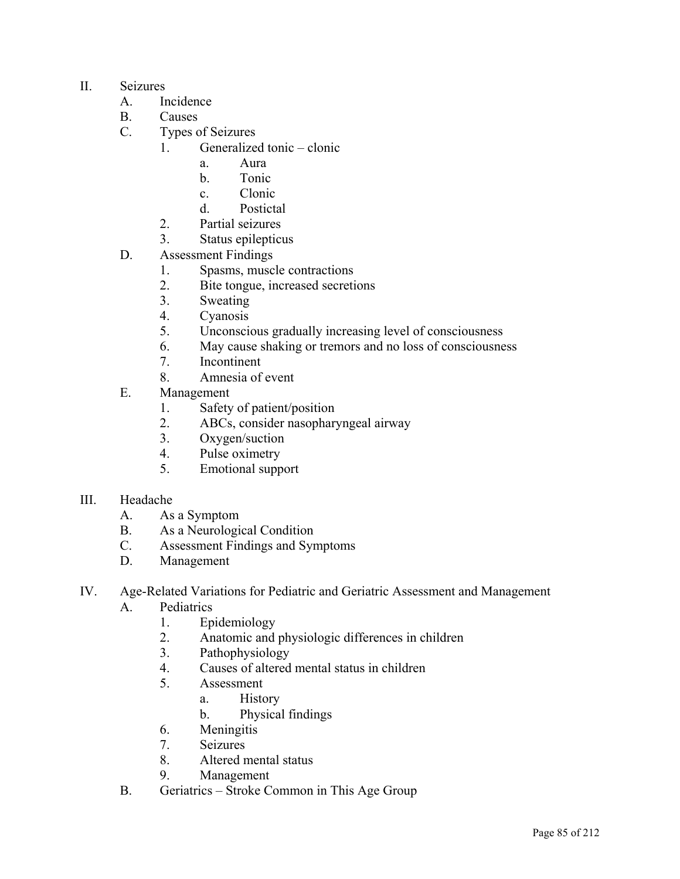II. Seizures
   A. Incidence
   B. Causes
   C. Types of Seizures
      1. Generalized tonic – clonic
         a. Aura
         b. Tonic
         c. Clonic
         d. Postictal
      2. Partial seizures
      3. Status epilepticus
   D. Assessment Findings
      1. Spasms, muscle contractions
      2. Bite tongue, increased secretions
      3. Sweating
      4. Cyanosis
      5. Unconscious gradually increasing level of consciousness
      6. May cause shaking or tremors and no loss of consciousness
      7. Incontinent
      8. Amnesia of event
   E. Management
      1. Safety of patient/position
      2. ABCs, consider nasopharyngeal airway
      3. Oxygen/suction
      4. Pulse oximetry
      5. Emotional support

III. Headache
   A. As a Symptom
   B. As a Neurological Condition
   C. Assessment Findings and Symptoms
   D. Management

IV. Age-Related Variations for Pediatric and Geriatric Assessment and Management
   A. Pediatrics
      1. Epidemiology
      2. Anatomic and physiologic differences in children
      3. Pathophysiology
      4. Causes of altered mental status in children
      5. Assessment
         a. History
         b. Physical findings
      6. Meningitis
      7. Seizures
      8. Altered mental status
      9. Management
   B. Geriatrics – Stroke Common in This Age Group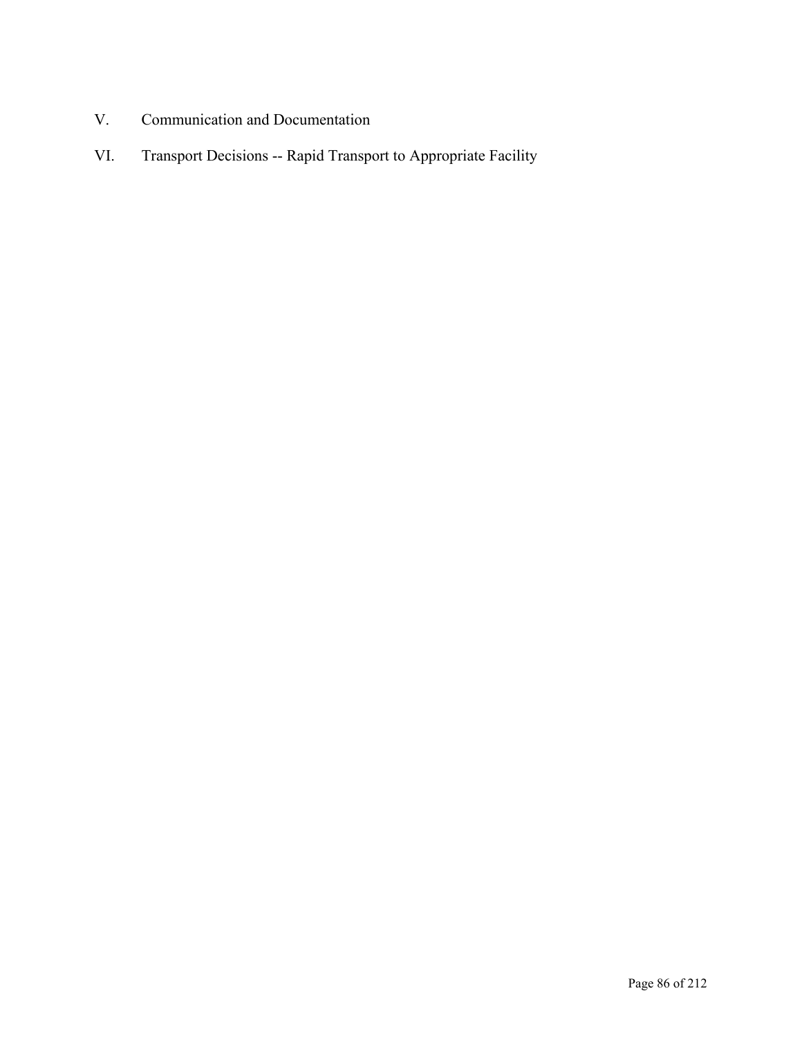V. Communication and Documentation

VI. Transport Decisions -- Rapid Transport to Appropriate Facility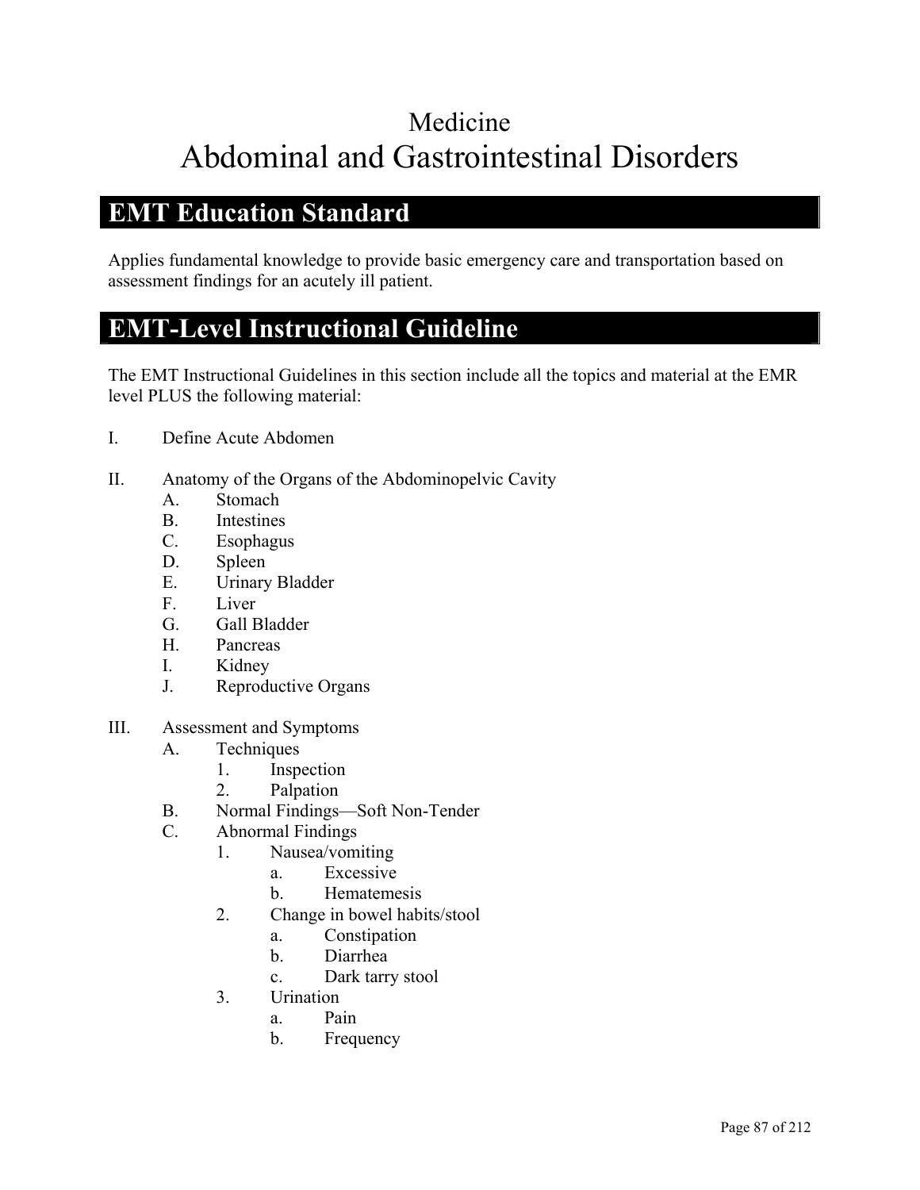# Medicine
# Abdominal and Gastrointestinal Disorders

## EMT Education Standard

Applies fundamental knowledge to provide basic emergency care and transportation based on assessment findings for an acutely ill patient.

## EMT-Level Instructional Guideline

The EMT Instructional Guidelines in this section include all the topics and material at the EMR level PLUS the following material:

I. Define Acute Abdomen

II. Anatomy of the Organs of the Abdominopelvic Cavity
   - A. Stomach
   - B. Intestines
   - C. Esophagus
   - D. Spleen
   - E. Urinary Bladder
   - F. Liver
   - G. Gall Bladder
   - H. Pancreas
   - I. Kidney
   - J. Reproductive Organs

III. Assessment and Symptoms
   - A. Techniques
     1. Inspection
     2. Palpation
   - B. Normal Findings—Soft Non-Tender
   - C. Abnormal Findings
     1. Nausea/vomiting
        - a. Excessive
        - b. Hematemesis
     2. Change in bowel habits/stool
        - a. Constipation
        - b. Diarrhea
        - c. Dark tarry stool
     3. Urination
        - a. Pain
        - b. Frequency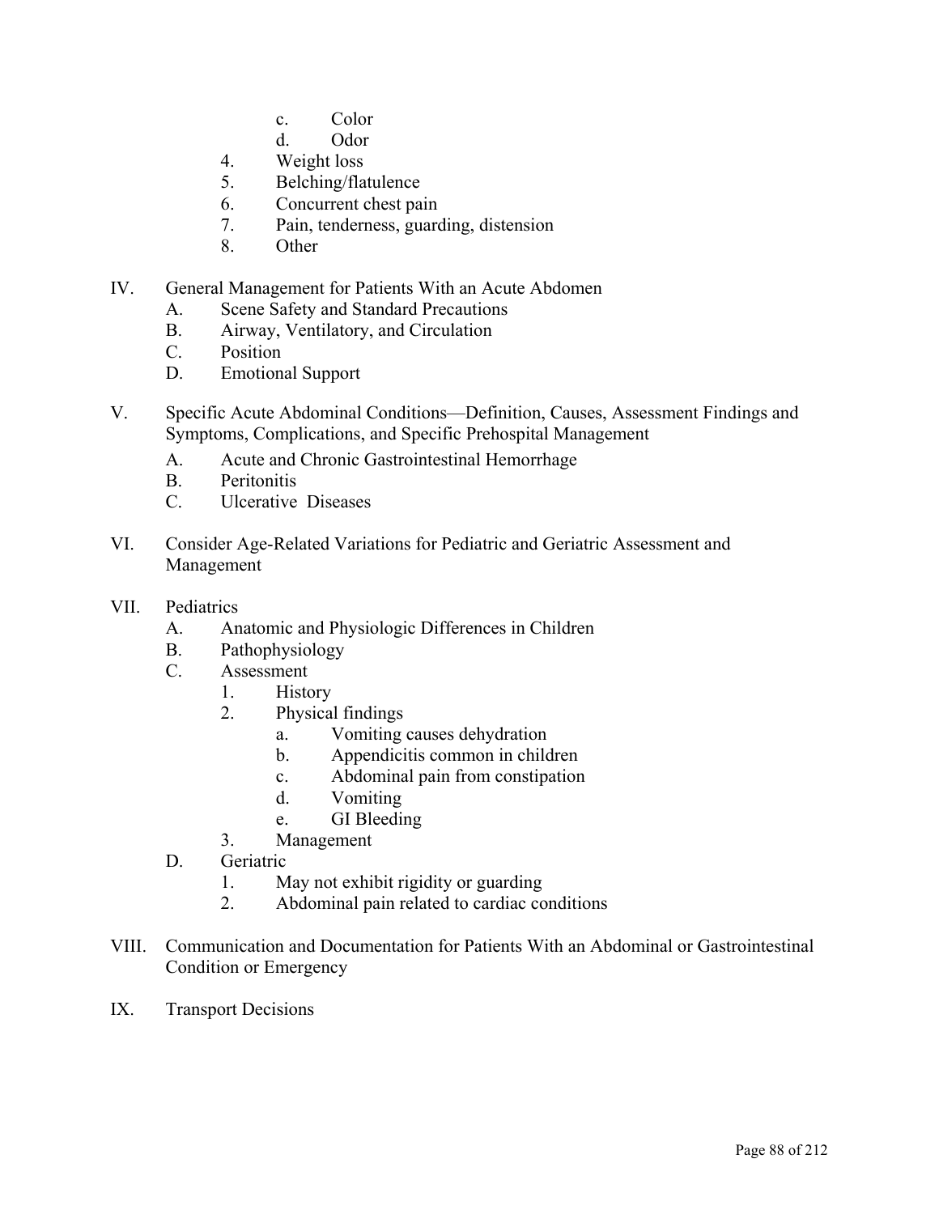c. Color
        d. Odor
    4. Weight loss
    5. Belching/flatulence
    6. Concurrent chest pain
    7. Pain, tenderness, guarding, distension
    8. Other

IV. General Management for Patients With an Acute Abdomen
    A. Scene Safety and Standard Precautions
    B. Airway, Ventilatory, and Circulation
    C. Position
    D. Emotional Support

V. Specific Acute Abdominal Conditions—Definition, Causes, Assessment Findings and Symptoms, Complications, and Specific Prehospital Management
    A. Acute and Chronic Gastrointestinal Hemorrhage
    B. Peritonitis
    C. Ulcerative Diseases

VI. Consider Age-Related Variations for Pediatric and Geriatric Assessment and Management

VII. Pediatrics
    A. Anatomic and Physiologic Differences in Children
    B. Pathophysiology
    C. Assessment
        1. History
        2. Physical findings
            a. Vomiting causes dehydration
            b. Appendicitis common in children
            c. Abdominal pain from constipation
            d. Vomiting
            e. GI Bleeding
        3. Management
    D. Geriatric
        1. May not exhibit rigidity or guarding
        2. Abdominal pain related to cardiac conditions

VIII. Communication and Documentation for Patients With an Abdominal or Gastrointestinal Condition or Emergency

IX. Transport Decisions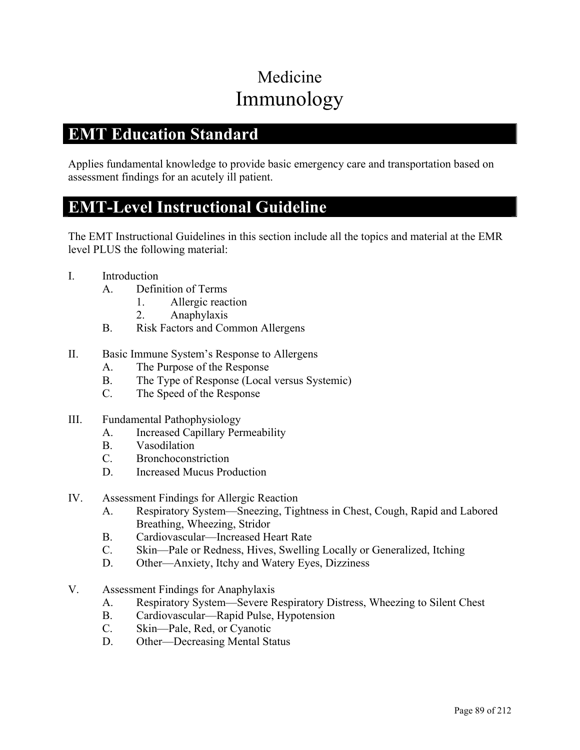# Medicine
# Immunology

## EMT Education Standard

Applies fundamental knowledge to provide basic emergency care and transportation based on assessment findings for an acutely ill patient.

## EMT-Level Instructional Guideline

The EMT Instructional Guidelines in this section include all the topics and material at the EMR level PLUS the following material:

I. Introduction
   A. Definition of Terms
      1. Allergic reaction
      2. Anaphylaxis
   B. Risk Factors and Common Allergens

II. Basic Immune System's Response to Allergens
   A. The Purpose of the Response
   B. The Type of Response (Local versus Systemic)
   C. The Speed of the Response

III. Fundamental Pathophysiology
   A. Increased Capillary Permeability
   B. Vasodilation
   C. Bronchoconstriction
   D. Increased Mucus Production

IV. Assessment Findings for Allergic Reaction
   A. Respiratory System—Sneezing, Tightness in Chest, Cough, Rapid and Labored Breathing, Wheezing, Stridor
   B. Cardiovascular—Increased Heart Rate
   C. Skin—Pale or Redness, Hives, Swelling Locally or Generalized, Itching
   D. Other—Anxiety, Itchy and Watery Eyes, Dizziness

V. Assessment Findings for Anaphylaxis
   A. Respiratory System—Severe Respiratory Distress, Wheezing to Silent Chest
   B. Cardiovascular—Rapid Pulse, Hypotension
   C. Skin—Pale, Red, or Cyanotic
   D. Other—Decreasing Mental Status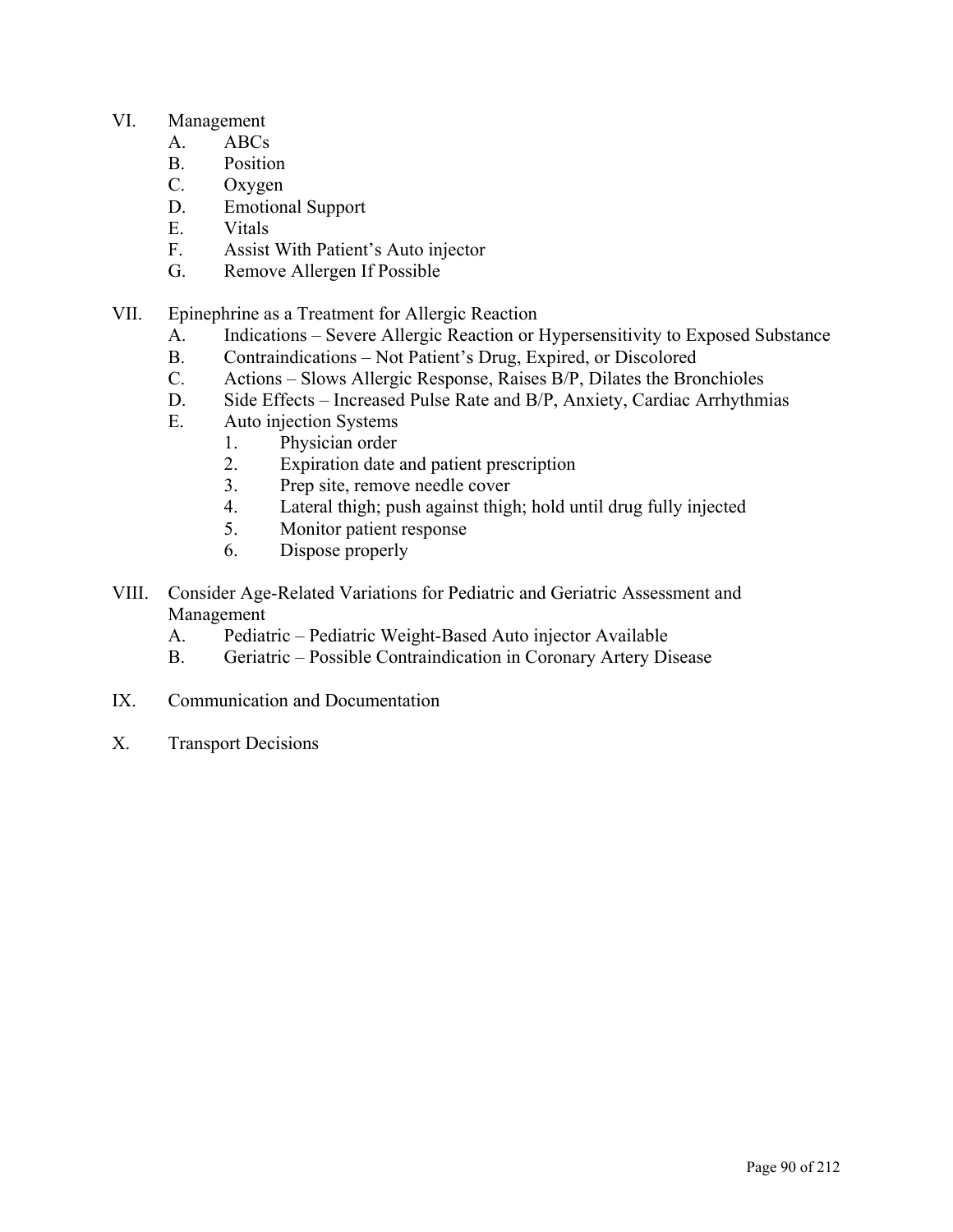VI. Management
   A. ABCs
   B. Position
   C. Oxygen
   D. Emotional Support
   E. Vitals
   F. Assist With Patient's Auto injector
   G. Remove Allergen If Possible

VII. Epinephrine as a Treatment for Allergic Reaction
   A. Indications – Severe Allergic Reaction or Hypersensitivity to Exposed Substance
   B. Contraindications – Not Patient's Drug, Expired, or Discolored
   C. Actions – Slows Allergic Response, Raises B/P, Dilates the Bronchioles
   D. Side Effects – Increased Pulse Rate and B/P, Anxiety, Cardiac Arrhythmias
   E. Auto injection Systems
      1. Physician order
      2. Expiration date and patient prescription
      3. Prep site, remove needle cover
      4. Lateral thigh; push against thigh; hold until drug fully injected
      5. Monitor patient response
      6. Dispose properly

VIII. Consider Age-Related Variations for Pediatric and Geriatric Assessment and Management
   A. Pediatric – Pediatric Weight-Based Auto injector Available
   B. Geriatric – Possible Contraindication in Coronary Artery Disease

IX. Communication and Documentation

X. Transport Decisions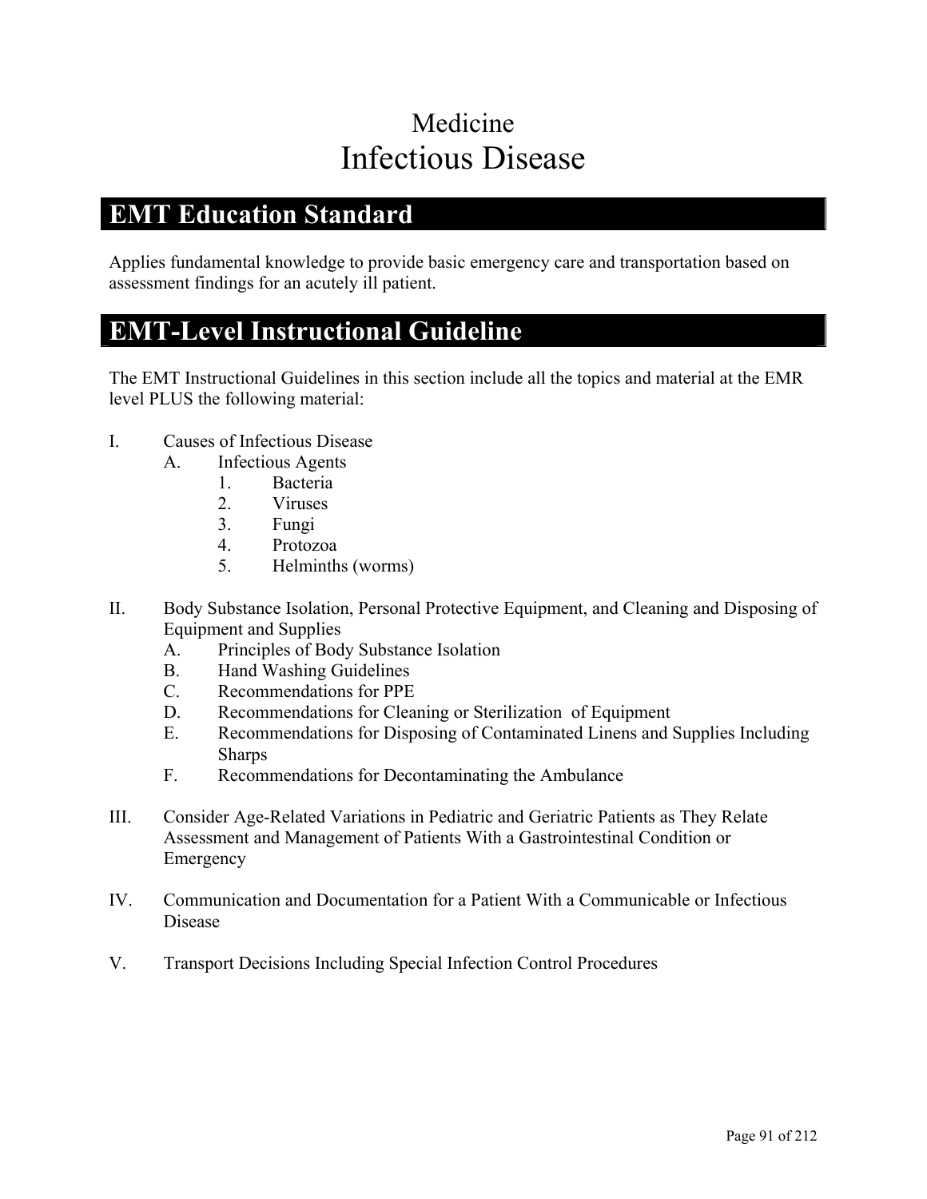# Medicine
# Infectious Disease

## EMT Education Standard

Applies fundamental knowledge to provide basic emergency care and transportation based on assessment findings for an acutely ill patient.

## EMT-Level Instructional Guideline

The EMT Instructional Guidelines in this section include all the topics and material at the EMR level PLUS the following material:

I. Causes of Infectious Disease
   A. Infectious Agents
      1. Bacteria
      2. Viruses
      3. Fungi
      4. Protozoa
      5. Helminths (worms)

II. Body Substance Isolation, Personal Protective Equipment, and Cleaning and Disposing of Equipment and Supplies
   A. Principles of Body Substance Isolation
   B. Hand Washing Guidelines
   C. Recommendations for PPE
   D. Recommendations for Cleaning or Sterilization of Equipment
   E. Recommendations for Disposing of Contaminated Linens and Supplies Including Sharps
   F. Recommendations for Decontaminating the Ambulance

III. Consider Age-Related Variations in Pediatric and Geriatric Patients as They Relate Assessment and Management of Patients With a Gastrointestinal Condition or Emergency

IV. Communication and Documentation for a Patient With a Communicable or Infectious Disease

V. Transport Decisions Including Special Infection Control Procedures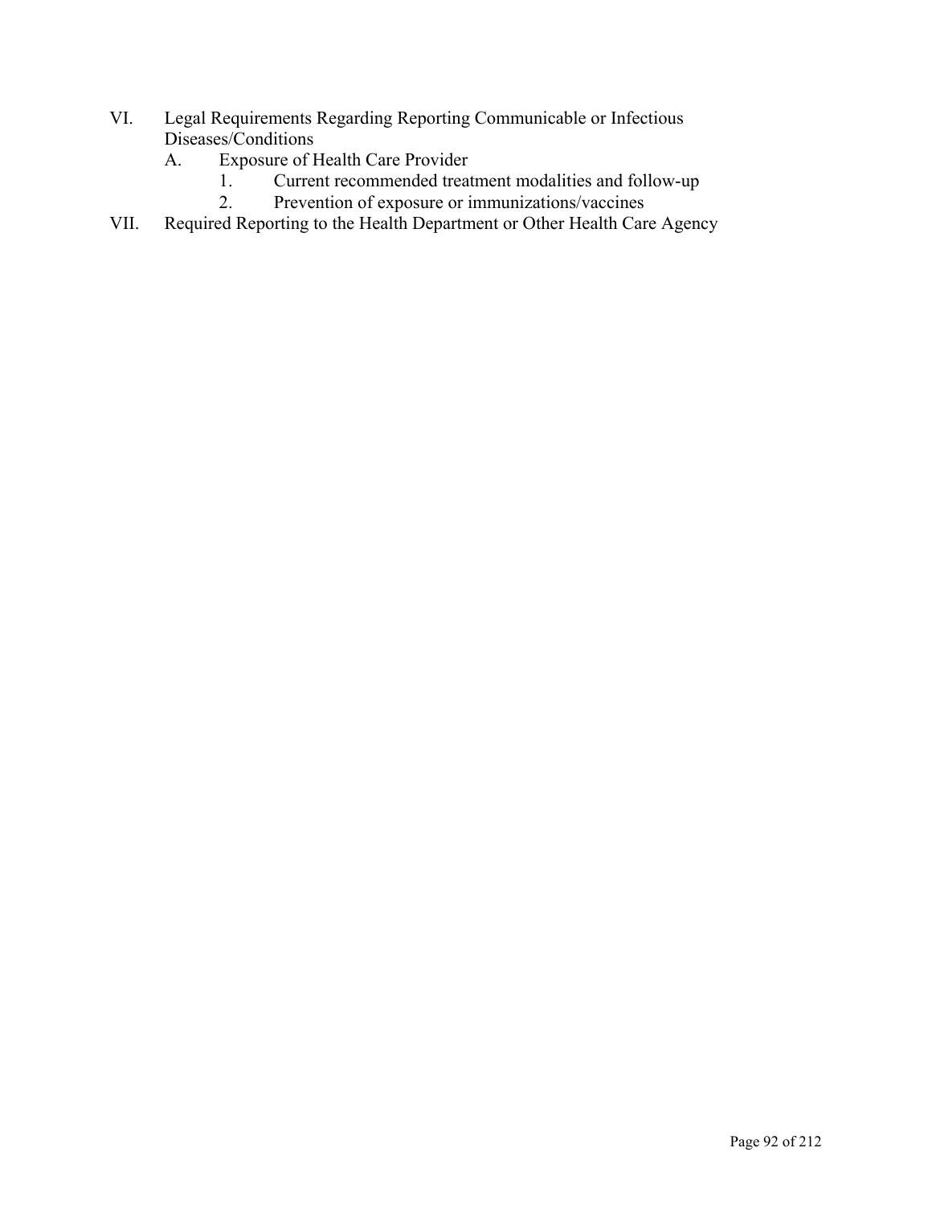VI. Legal Requirements Regarding Reporting Communicable or Infectious Diseases/Conditions
    A. Exposure of Health Care Provider
        1. Current recommended treatment modalities and follow-up
        2. Prevention of exposure or immunizations/vaccines
VII. Required Reporting to the Health Department or Other Health Care Agency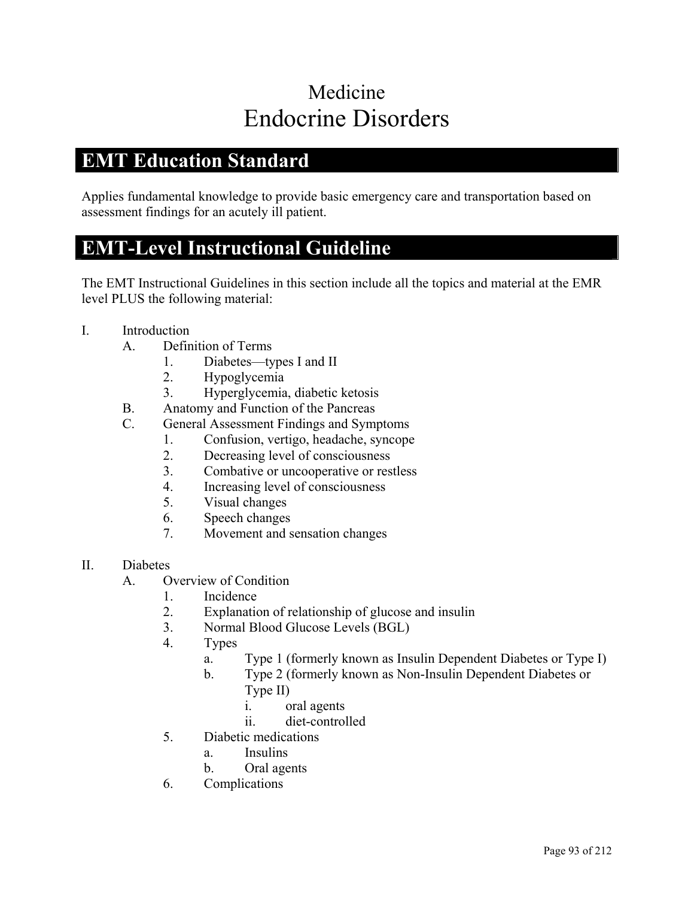# Medicine
# Endocrine Disorders

## EMT Education Standard

Applies fundamental knowledge to provide basic emergency care and transportation based on assessment findings for an acutely ill patient.

## EMT-Level Instructional Guideline

The EMT Instructional Guidelines in this section include all the topics and material at the EMR level PLUS the following material:

- I. Introduction
    - A. Definition of Terms
        1. Diabetes—types I and II
        2. Hypoglycemia
        3. Hyperglycemia, diabetic ketosis
    - B. Anatomy and Function of the Pancreas
    - C. General Assessment Findings and Symptoms
        1. Confusion, vertigo, headache, syncope
        2. Decreasing level of consciousness
        3. Combative or uncooperative or restless
        4. Increasing level of consciousness
        5. Visual changes
        6. Speech changes
        7. Movement and sensation changes

- II. Diabetes
    - A. Overview of Condition
        1. Incidence
        2. Explanation of relationship of glucose and insulin
        3. Normal Blood Glucose Levels (BGL)
        4. Types
            - a. Type 1 (formerly known as Insulin Dependent Diabetes or Type I)
            - b. Type 2 (formerly known as Non-Insulin Dependent Diabetes or Type II)
                - i. oral agents
                - ii. diet-controlled
        5. Diabetic medications
            - a. Insulins
            - b. Oral agents
        6. Complications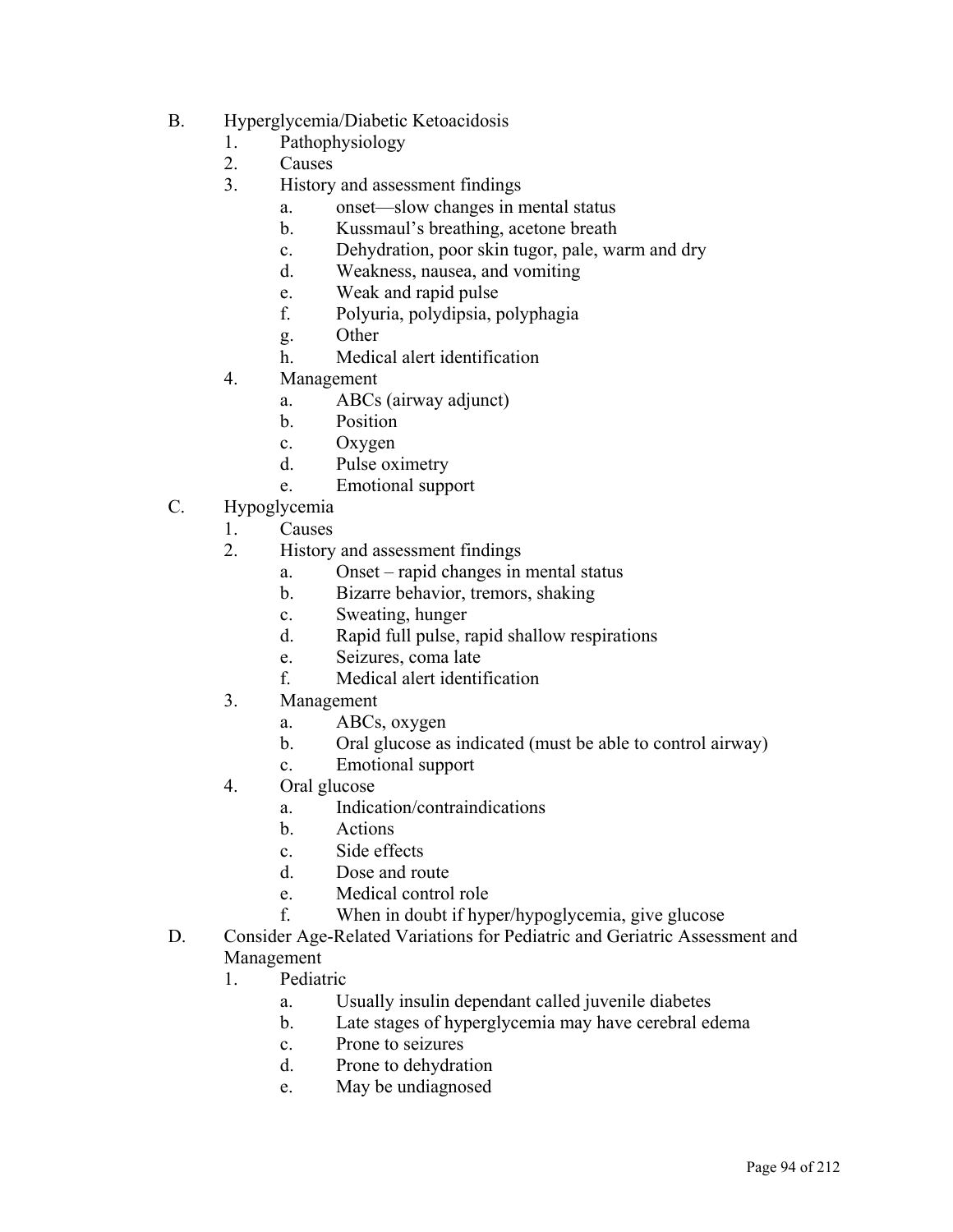B. Hyperglycemia/Diabetic Ketoacidosis
   1. Pathophysiology
   2. Causes
   3. History and assessment findings
      a. onset—slow changes in mental status
      b. Kussmaul's breathing, acetone breath
      c. Dehydration, poor skin tugor, pale, warm and dry
      d. Weakness, nausea, and vomiting
      e. Weak and rapid pulse
      f. Polyuria, polydipsia, polyphagia
      g. Other
      h. Medical alert identification
   4. Management
      a. ABCs (airway adjunct)
      b. Position
      c. Oxygen
      d. Pulse oximetry
      e. Emotional support

C. Hypoglycemia
   1. Causes
   2. History and assessment findings
      a. Onset – rapid changes in mental status
      b. Bizarre behavior, tremors, shaking
      c. Sweating, hunger
      d. Rapid full pulse, rapid shallow respirations
      e. Seizures, coma late
      f. Medical alert identification
   3. Management
      a. ABCs, oxygen
      b. Oral glucose as indicated (must be able to control airway)
      c. Emotional support
   4. Oral glucose
      a. Indication/contraindications
      b. Actions
      c. Side effects
      d. Dose and route
      e. Medical control role
      f. When in doubt if hyper/hypoglycemia, give glucose

D. Consider Age-Related Variations for Pediatric and Geriatric Assessment and Management
   1. Pediatric
      a. Usually insulin dependant called juvenile diabetes
      b. Late stages of hyperglycemia may have cerebral edema
      c. Prone to seizures
      d. Prone to dehydration
      e. May be undiagnosed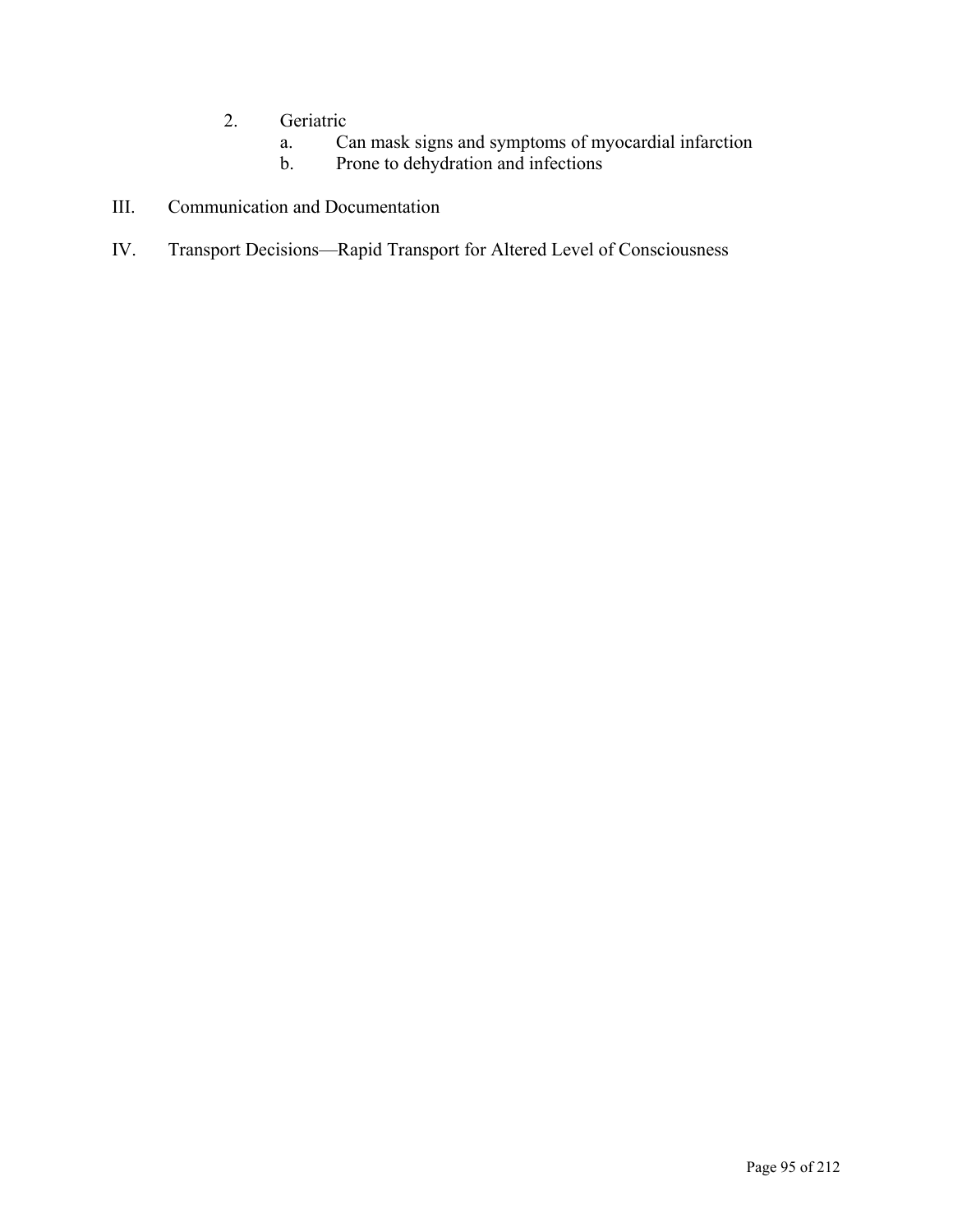2. Geriatric
    a. Can mask signs and symptoms of myocardial infarction
    b. Prone to dehydration and infections

III. Communication and Documentation

IV. Transport Decisions—Rapid Transport for Altered Level of Consciousness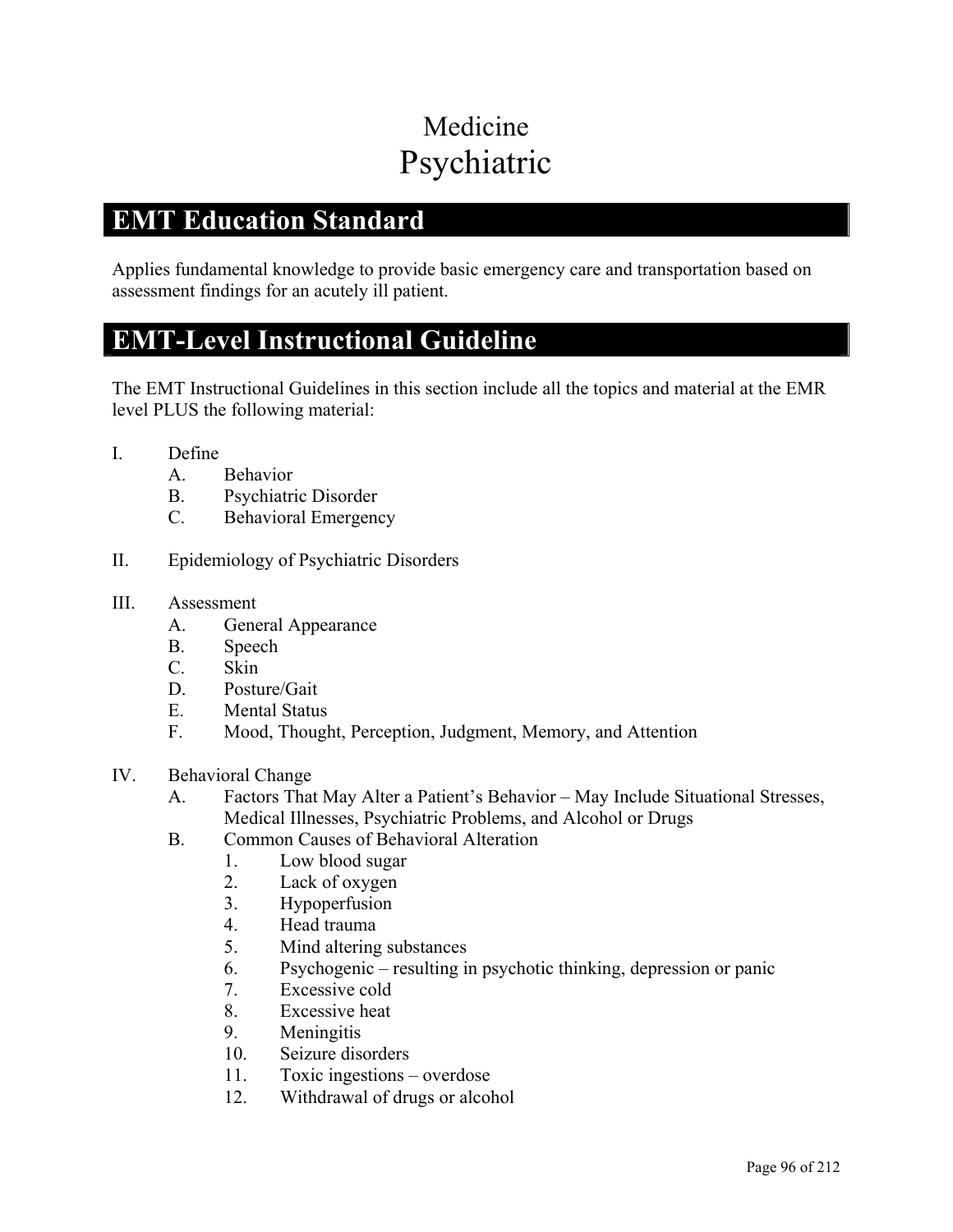# Medicine
# Psychiatric

## EMT Education Standard

Applies fundamental knowledge to provide basic emergency care and transportation based on assessment findings for an acutely ill patient.

## EMT-Level Instructional Guideline

The EMT Instructional Guidelines in this section include all the topics and material at the EMR level PLUS the following material:

I. Define
   A. Behavior
   B. Psychiatric Disorder
   C. Behavioral Emergency

II. Epidemiology of Psychiatric Disorders

III. Assessment
   A. General Appearance
   B. Speech
   C. Skin
   D. Posture/Gait
   E. Mental Status
   F. Mood, Thought, Perception, Judgment, Memory, and Attention

IV. Behavioral Change
   A. Factors That May Alter a Patient's Behavior – May Include Situational Stresses, Medical Illnesses, Psychiatric Problems, and Alcohol or Drugs
   B. Common Causes of Behavioral Alteration
      1. Low blood sugar
      2. Lack of oxygen
      3. Hypoperfusion
      4. Head trauma
      5. Mind altering substances
      6. Psychogenic – resulting in psychotic thinking, depression or panic
      7. Excessive cold
      8. Excessive heat
      9. Meningitis
      10. Seizure disorders
      11. Toxic ingestions – overdose
      12. Withdrawal of drugs or alcohol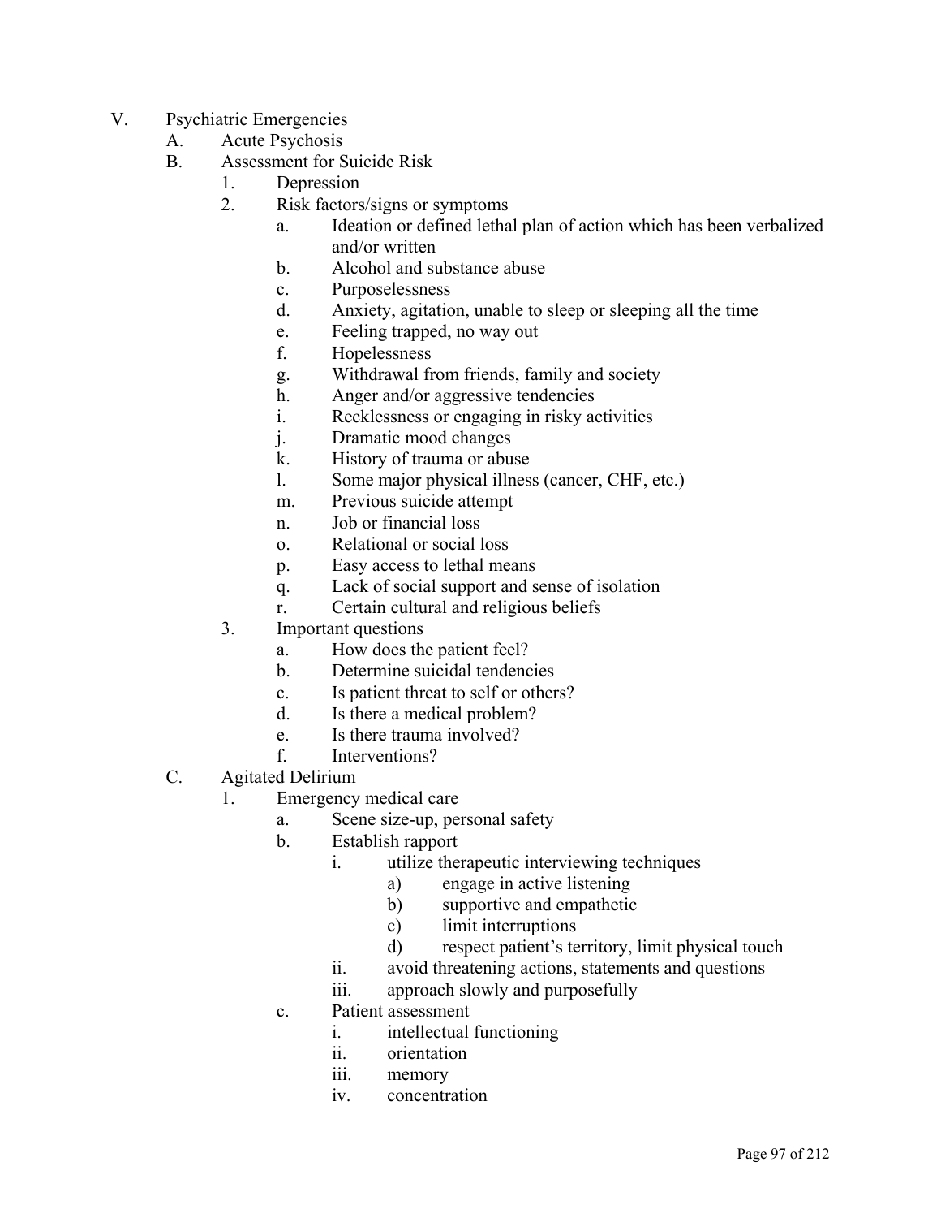V. Psychiatric Emergencies
   A. Acute Psychosis
   B. Assessment for Suicide Risk
      1. Depression
      2. Risk factors/signs or symptoms
         a. Ideation or defined lethal plan of action which has been verbalized and/or written
         b. Alcohol and substance abuse
         c. Purposelessness
         d. Anxiety, agitation, unable to sleep or sleeping all the time
         e. Feeling trapped, no way out
         f. Hopelessness
         g. Withdrawal from friends, family and society
         h. Anger and/or aggressive tendencies
         i. Recklessness or engaging in risky activities
         j. Dramatic mood changes
         k. History of trauma or abuse
         l. Some major physical illness (cancer, CHF, etc.)
         m. Previous suicide attempt
         n. Job or financial loss
         o. Relational or social loss
         p. Easy access to lethal means
         q. Lack of social support and sense of isolation
         r. Certain cultural and religious beliefs
      3. Important questions
         a. How does the patient feel?
         b. Determine suicidal tendencies
         c. Is patient threat to self or others?
         d. Is there a medical problem?
         e. Is there trauma involved?
         f. Interventions?
   C. Agitated Delirium
      1. Emergency medical care
         a. Scene size-up, personal safety
         b. Establish rapport
            i. utilize therapeutic interviewing techniques
               a) engage in active listening
               b) supportive and empathetic
               c) limit interruptions
               d) respect patient's territory, limit physical touch
            ii. avoid threatening actions, statements and questions
            iii. approach slowly and purposefully
         c. Patient assessment
            i. intellectual functioning
            ii. orientation
            iii. memory
            iv. concentration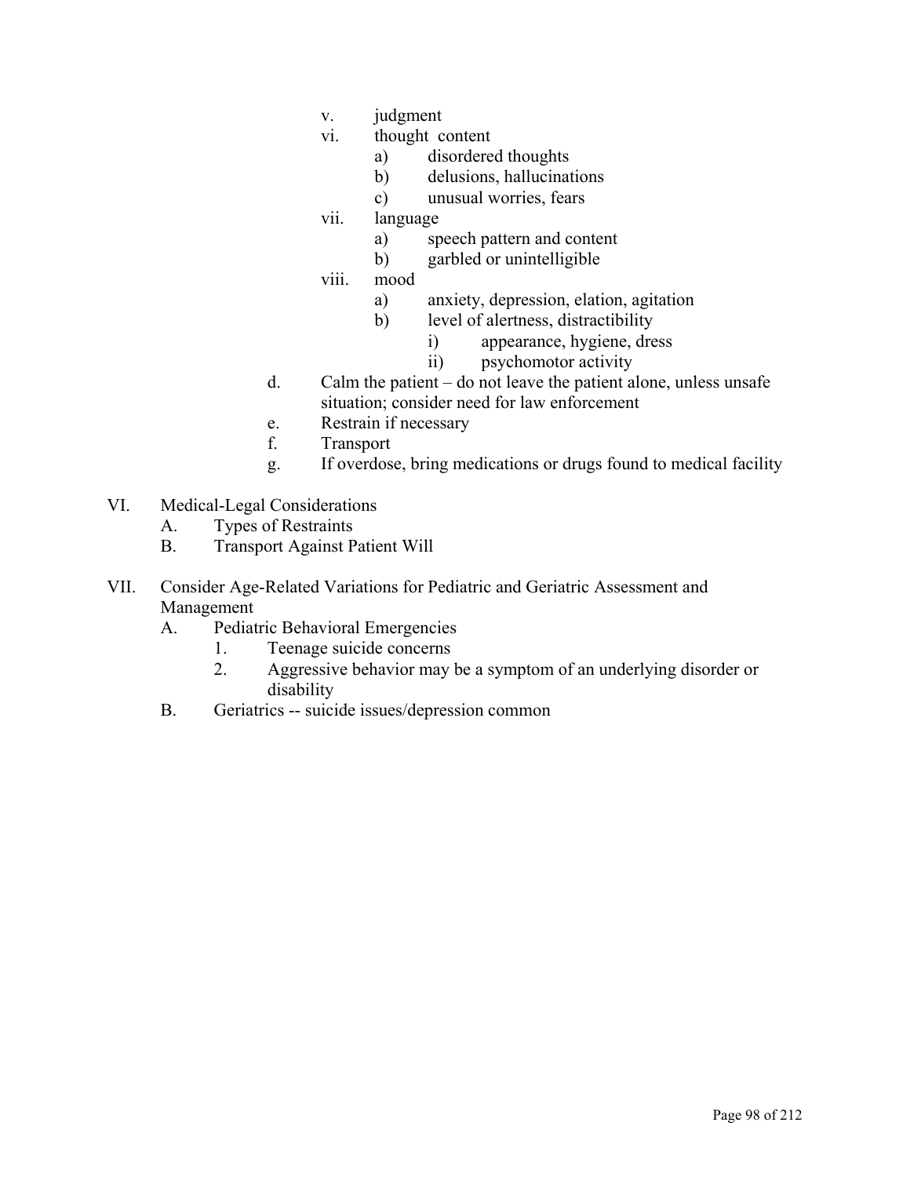- v. judgment
- vi. thought content
  - a) disordered thoughts
  - b) delusions, hallucinations
  - c) unusual worries, fears
- vii. language
  - a) speech pattern and content
  - b) garbled or unintelligible
- viii. mood
  - a) anxiety, depression, elation, agitation
  - b) level of alertness, distractibility
    - i) appearance, hygiene, dress
    - ii) psychomotor activity

d. Calm the patient – do not leave the patient alone, unless unsafe situation; consider need for law enforcement

e. Restrain if necessary

f. Transport

g. If overdose, bring medications or drugs found to medical facility

VI. Medical-Legal Considerations

- A. Types of Restraints
- B. Transport Against Patient Will

VII. Consider Age-Related Variations for Pediatric and Geriatric Assessment and Management

- A. Pediatric Behavioral Emergencies
  1. Teenage suicide concerns
  2. Aggressive behavior may be a symptom of an underlying disorder or disability
- B. Geriatrics -- suicide issues/depression common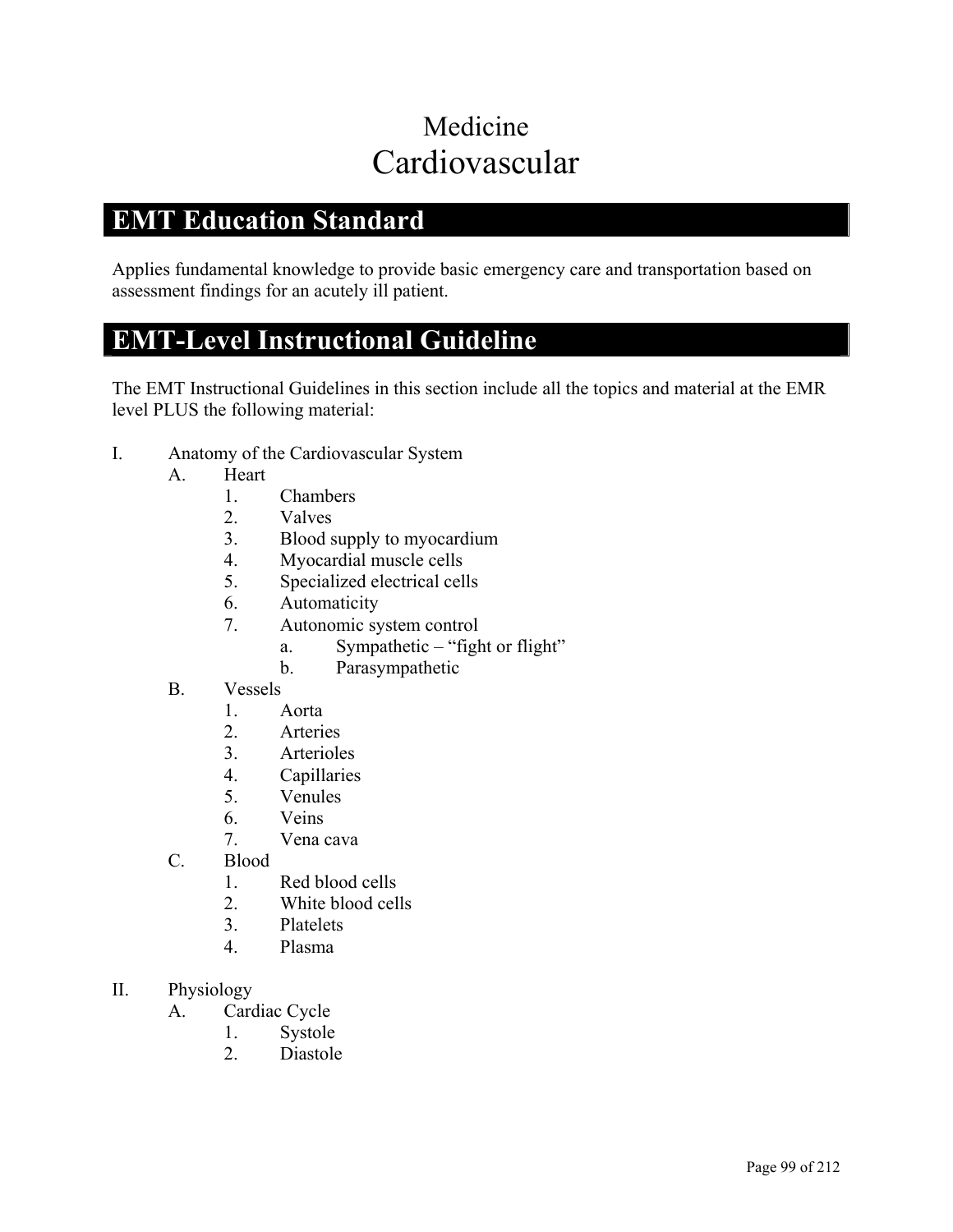# Medicine
# Cardiovascular

## EMT Education Standard

Applies fundamental knowledge to provide basic emergency care and transportation based on assessment findings for an acutely ill patient.

## EMT-Level Instructional Guideline

The EMT Instructional Guidelines in this section include all the topics and material at the EMR level PLUS the following material:

I. Anatomy of the Cardiovascular System
   A. Heart
      1. Chambers
      2. Valves
      3. Blood supply to myocardium
      4. Myocardial muscle cells
      5. Specialized electrical cells
      6. Automaticity
      7. Autonomic system control
         a. Sympathetic – "fight or flight"
         b. Parasympathetic
   B. Vessels
      1. Aorta
      2. Arteries
      3. Arterioles
      4. Capillaries
      5. Venules
      6. Veins
      7. Vena cava
   C. Blood
      1. Red blood cells
      2. White blood cells
      3. Platelets
      4. Plasma

II. Physiology
   A. Cardiac Cycle
      1. Systole
      2. Diastole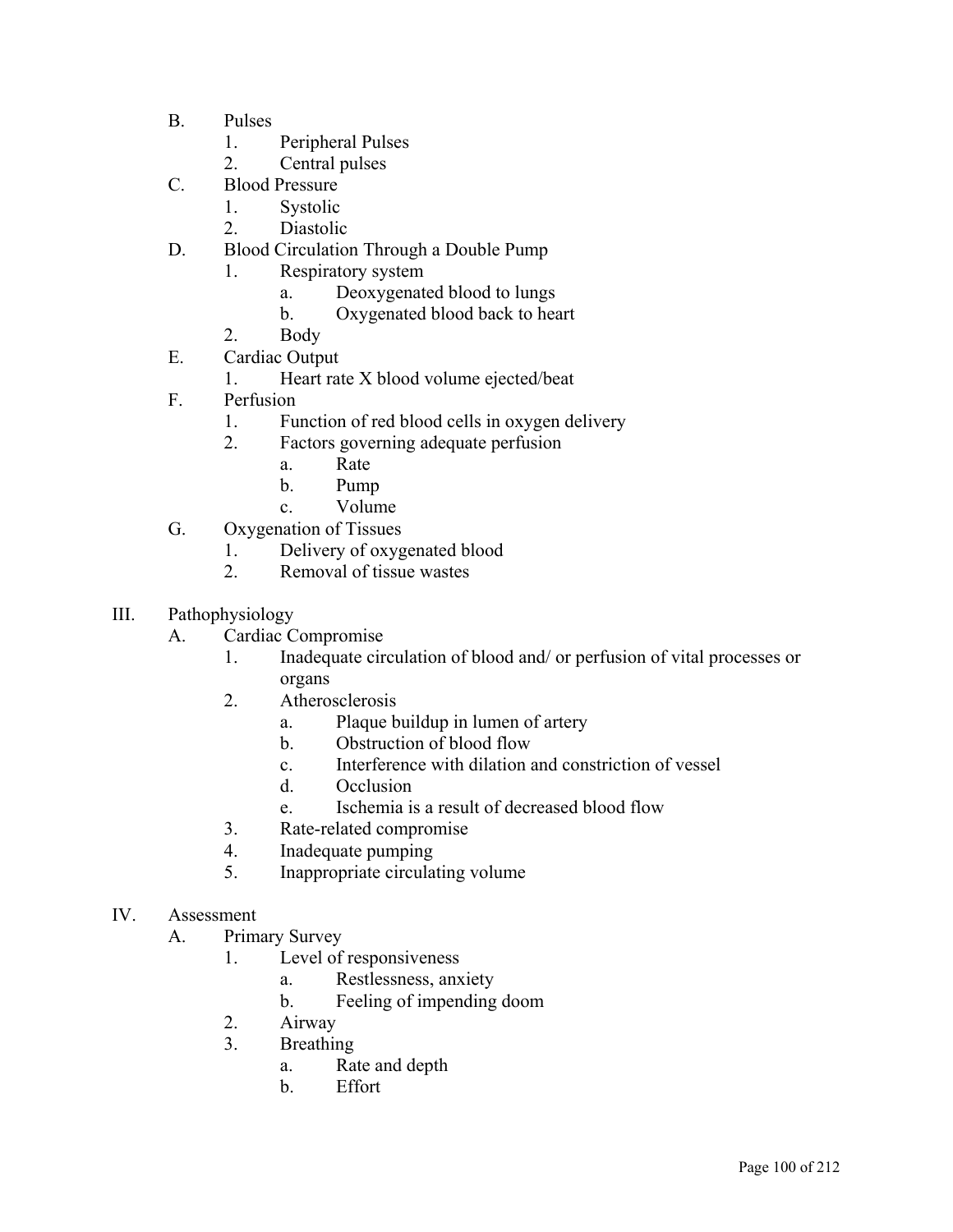B. Pulses
   1. Peripheral Pulses
   2. Central pulses

C. Blood Pressure
   1. Systolic
   2. Diastolic

D. Blood Circulation Through a Double Pump
   1. Respiratory system
      a. Deoxygenated blood to lungs
      b. Oxygenated blood back to heart
   2. Body

E. Cardiac Output
   1. Heart rate X blood volume ejected/beat

F. Perfusion
   1. Function of red blood cells in oxygen delivery
   2. Factors governing adequate perfusion
      a. Rate
      b. Pump
      c. Volume

G. Oxygenation of Tissues
   1. Delivery of oxygenated blood
   2. Removal of tissue wastes

III. Pathophysiology

A. Cardiac Compromise
   1. Inadequate circulation of blood and/ or perfusion of vital processes or organs
   2. Atherosclerosis
      a. Plaque buildup in lumen of artery
      b. Obstruction of blood flow
      c. Interference with dilation and constriction of vessel
      d. Occlusion
      e. Ischemia is a result of decreased blood flow
   3. Rate-related compromise
   4. Inadequate pumping
   5. Inappropriate circulating volume

IV. Assessment

A. Primary Survey
   1. Level of responsiveness
      a. Restlessness, anxiety
      b. Feeling of impending doom
   2. Airway
   3. Breathing
      a. Rate and depth
      b. Effort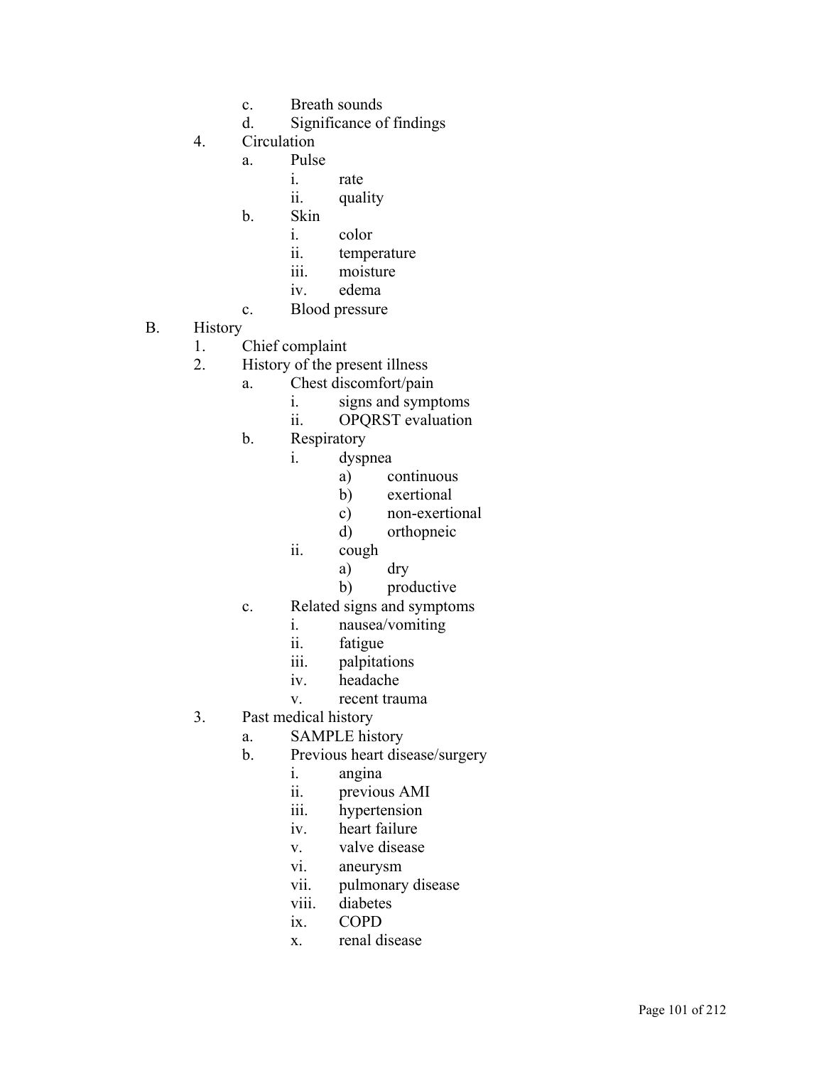c. Breath sounds
d. Significance of findings

4. Circulation
    a. Pulse
        i. rate
        ii. quality
    b. Skin
        i. color
        ii. temperature
        iii. moisture
        iv. edema
    c. Blood pressure

B. History
1. Chief complaint
2. History of the present illness
    a. Chest discomfort/pain
        i. signs and symptoms
        ii. OPQRST evaluation
    b. Respiratory
        i. dyspnea
            a) continuous
            b) exertional
            c) non-exertional
            d) orthopneic
        ii. cough
            a) dry
            b) productive
    c. Related signs and symptoms
        i. nausea/vomiting
        ii. fatigue
        iii. palpitations
        iv. headache
        v. recent trauma
3. Past medical history
    a. SAMPLE history
    b. Previous heart disease/surgery
        i. angina
        ii. previous AMI
        iii. hypertension
        iv. heart failure
        v. valve disease
        vi. aneurysm
        vii. pulmonary disease
        viii. diabetes
        ix. COPD
        x. renal disease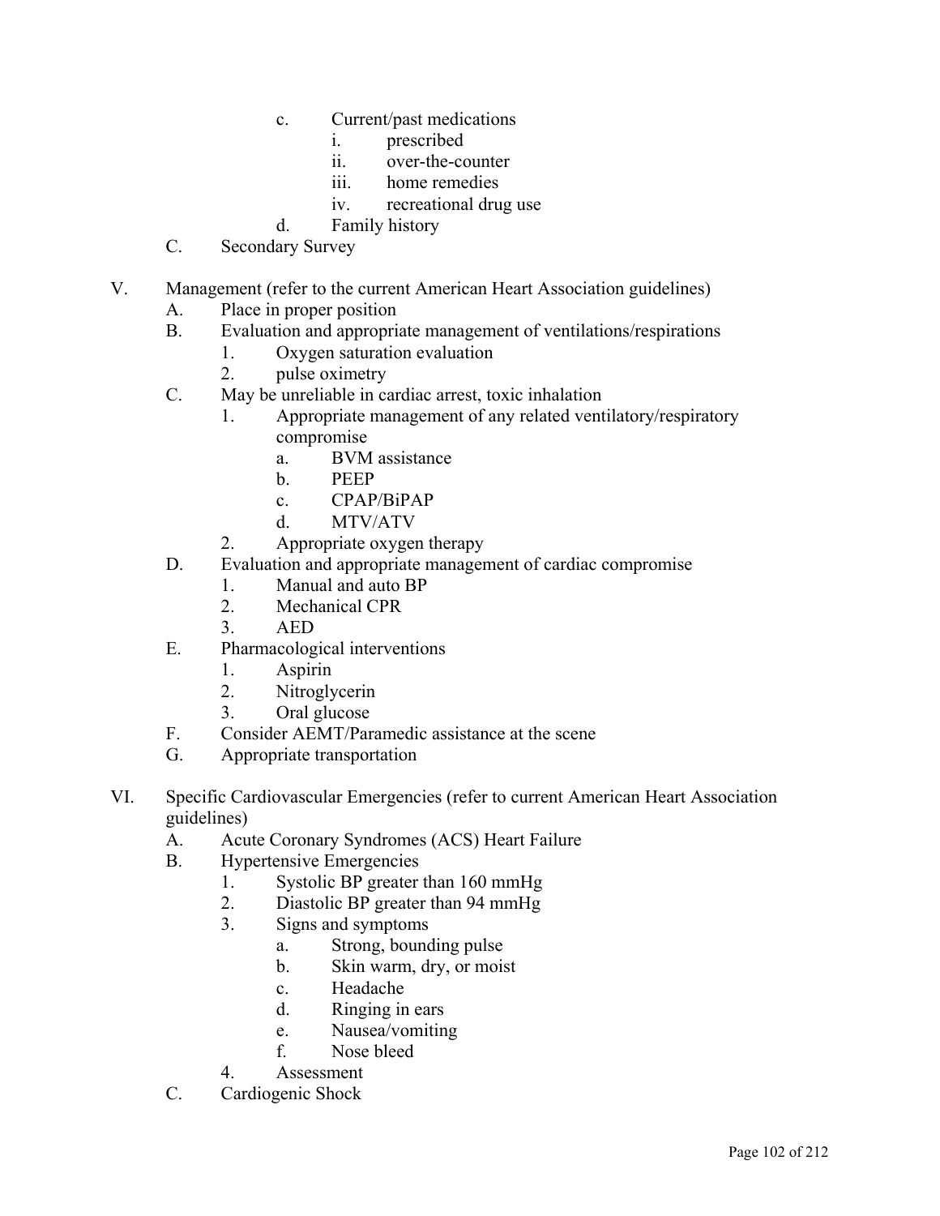- c. Current/past medications
    - i. prescribed
    - ii. over-the-counter
    - iii. home remedies
    - iv. recreational drug use
  - d. Family history
- C. Secondary Survey

V. Management (refer to the current American Heart Association guidelines)
- A. Place in proper position
- B. Evaluation and appropriate management of ventilations/respirations
  - 1. Oxygen saturation evaluation
  - 2. pulse oximetry
- C. May be unreliable in cardiac arrest, toxic inhalation
  - 1. Appropriate management of any related ventilatory/respiratory compromise
    - a. BVM assistance
    - b. PEEP
    - c. CPAP/BiPAP
    - d. MTV/ATV
  - 2. Appropriate oxygen therapy
- D. Evaluation and appropriate management of cardiac compromise
  - 1. Manual and auto BP
  - 2. Mechanical CPR
  - 3. AED
- E. Pharmacological interventions
  - 1. Aspirin
  - 2. Nitroglycerin
  - 3. Oral glucose
- F. Consider AEMT/Paramedic assistance at the scene
- G. Appropriate transportation

VI. Specific Cardiovascular Emergencies (refer to current American Heart Association guidelines)
- A. Acute Coronary Syndromes (ACS) Heart Failure
- B. Hypertensive Emergencies
  - 1. Systolic BP greater than 160 mmHg
  - 2. Diastolic BP greater than 94 mmHg
  - 3. Signs and symptoms
    - a. Strong, bounding pulse
    - b. Skin warm, dry, or moist
    - c. Headache
    - d. Ringing in ears
    - e. Nausea/vomiting
    - f. Nose bleed
  - 4. Assessment
- C. Cardiogenic Shock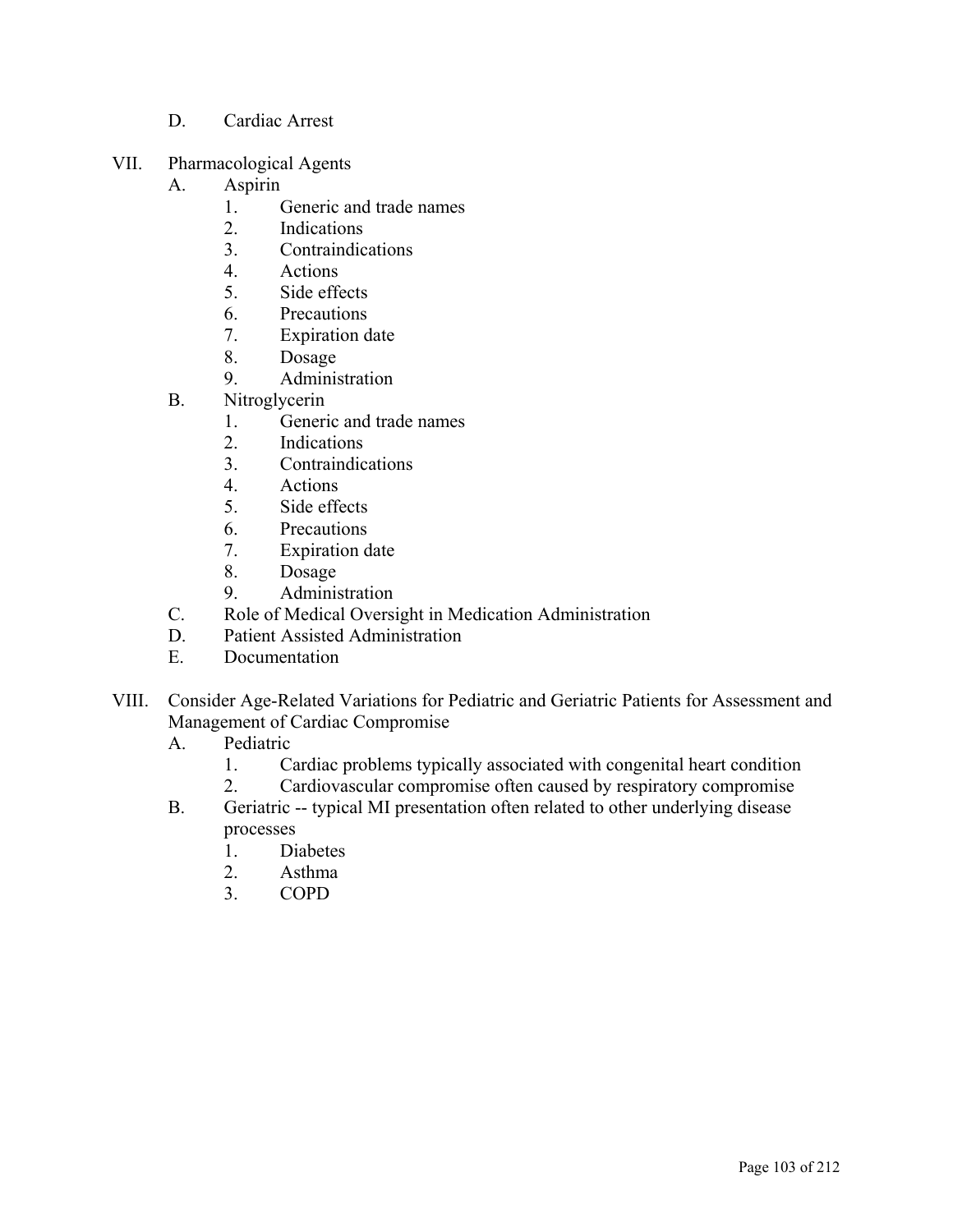D. Cardiac Arrest

VII. Pharmacological Agents
   A. Aspirin
      1. Generic and trade names
      2. Indications
      3. Contraindications
      4. Actions
      5. Side effects
      6. Precautions
      7. Expiration date
      8. Dosage
      9. Administration
   B. Nitroglycerin
      1. Generic and trade names
      2. Indications
      3. Contraindications
      4. Actions
      5. Side effects
      6. Precautions
      7. Expiration date
      8. Dosage
      9. Administration
   C. Role of Medical Oversight in Medication Administration
   D. Patient Assisted Administration
   E. Documentation

VIII. Consider Age-Related Variations for Pediatric and Geriatric Patients for Assessment and Management of Cardiac Compromise
   A. Pediatric
      1. Cardiac problems typically associated with congenital heart condition
      2. Cardiovascular compromise often caused by respiratory compromise
   B. Geriatric -- typical MI presentation often related to other underlying disease processes
      1. Diabetes
      2. Asthma
      3. COPD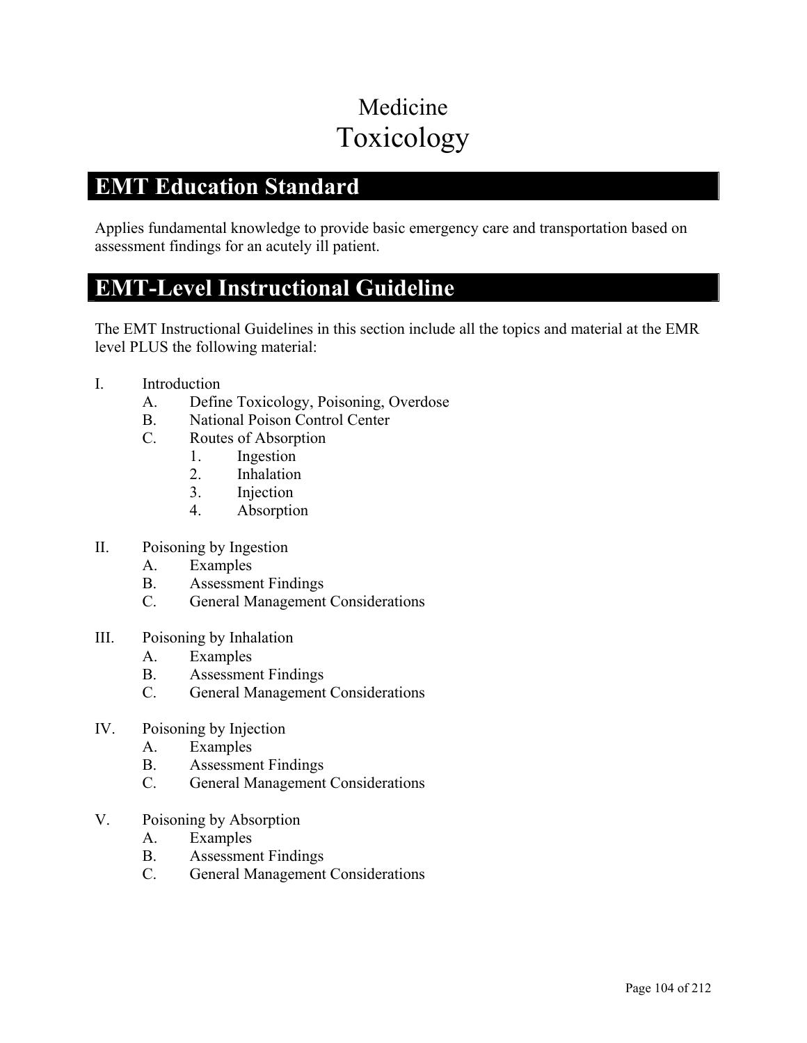# Medicine
# Toxicology

## EMT Education Standard

Applies fundamental knowledge to provide basic emergency care and transportation based on assessment findings for an acutely ill patient.

## EMT-Level Instructional Guideline

The EMT Instructional Guidelines in this section include all the topics and material at the EMR level PLUS the following material:

I. Introduction
   A. Define Toxicology, Poisoning, Overdose
   B. National Poison Control Center
   C. Routes of Absorption
      1. Ingestion
      2. Inhalation
      3. Injection
      4. Absorption

II. Poisoning by Ingestion
   A. Examples
   B. Assessment Findings
   C. General Management Considerations

III. Poisoning by Inhalation
   A. Examples
   B. Assessment Findings
   C. General Management Considerations

IV. Poisoning by Injection
   A. Examples
   B. Assessment Findings
   C. General Management Considerations

V. Poisoning by Absorption
   A. Examples
   B. Assessment Findings
   C. General Management Considerations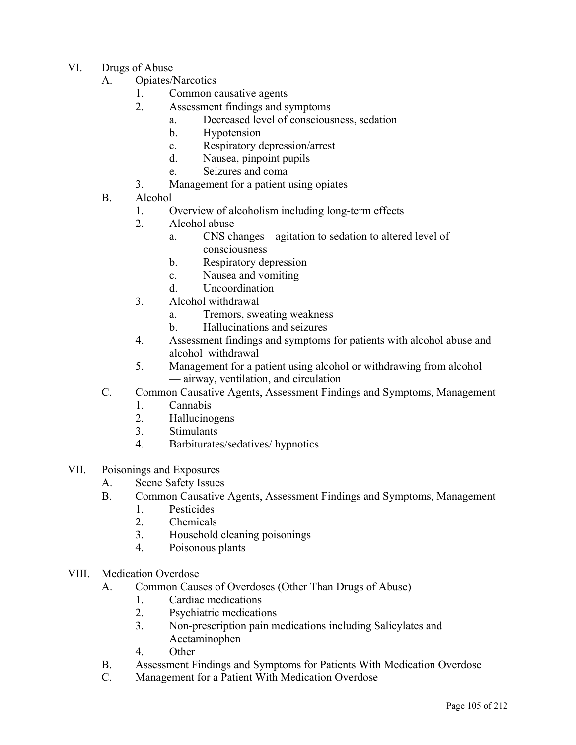VI. Drugs of Abuse
   A. Opiates/Narcotics
      1. Common causative agents
      2. Assessment findings and symptoms
         a. Decreased level of consciousness, sedation
         b. Hypotension
         c. Respiratory depression/arrest
         d. Nausea, pinpoint pupils
         e. Seizures and coma
      3. Management for a patient using opiates
   B. Alcohol
      1. Overview of alcoholism including long-term effects
      2. Alcohol abuse
         a. CNS changes—agitation to sedation to altered level of consciousness
         b. Respiratory depression
         c. Nausea and vomiting
         d. Uncoordination
      3. Alcohol withdrawal
         a. Tremors, sweating weakness
         b. Hallucinations and seizures
      4. Assessment findings and symptoms for patients with alcohol abuse and alcohol withdrawal
      5. Management for a patient using alcohol or withdrawing from alcohol — airway, ventilation, and circulation
   C. Common Causative Agents, Assessment Findings and Symptoms, Management
      1. Cannabis
      2. Hallucinogens
      3. Stimulants
      4. Barbiturates/sedatives/ hypnotics

VII. Poisonings and Exposures
   A. Scene Safety Issues
   B. Common Causative Agents, Assessment Findings and Symptoms, Management
      1. Pesticides
      2. Chemicals
      3. Household cleaning poisonings
      4. Poisonous plants

VIII. Medication Overdose
   A. Common Causes of Overdoses (Other Than Drugs of Abuse)
      1. Cardiac medications
      2. Psychiatric medications
      3. Non-prescription pain medications including Salicylates and Acetaminophen
      4. Other
   B. Assessment Findings and Symptoms for Patients With Medication Overdose
   C. Management for a Patient With Medication Overdose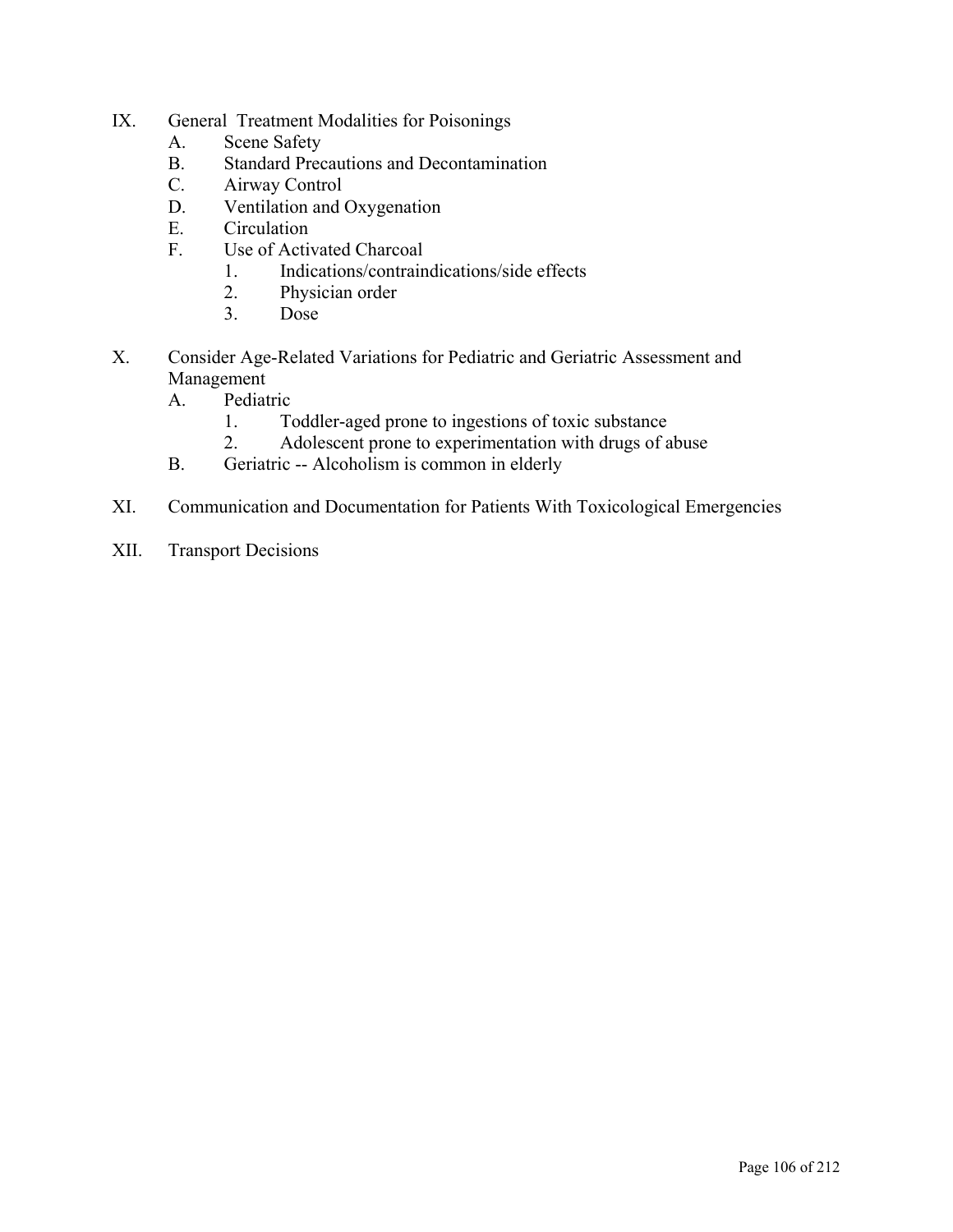IX. General Treatment Modalities for Poisonings
    A. Scene Safety
    B. Standard Precautions and Decontamination
    C. Airway Control
    D. Ventilation and Oxygenation
    E. Circulation
    F. Use of Activated Charcoal
        1. Indications/contraindications/side effects
        2. Physician order
        3. Dose

X. Consider Age-Related Variations for Pediatric and Geriatric Assessment and Management
    A. Pediatric
        1. Toddler-aged prone to ingestions of toxic substance
        2. Adolescent prone to experimentation with drugs of abuse
    B. Geriatric -- Alcoholism is common in elderly

XI. Communication and Documentation for Patients With Toxicological Emergencies

XII. Transport Decisions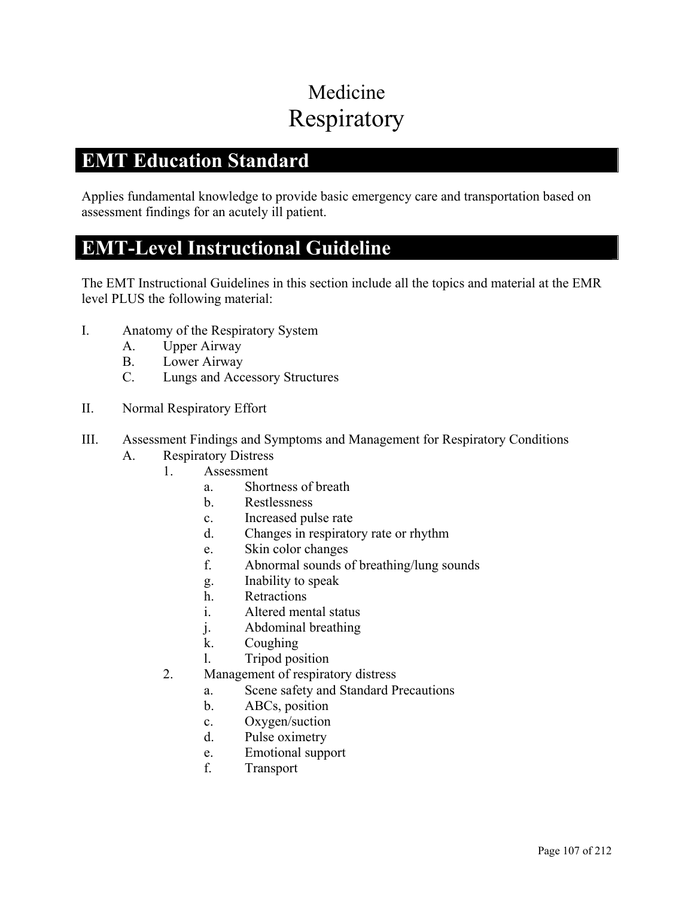# Medicine
# Respiratory

## EMT Education Standard

Applies fundamental knowledge to provide basic emergency care and transportation based on assessment findings for an acutely ill patient.

## EMT-Level Instructional Guideline

The EMT Instructional Guidelines in this section include all the topics and material at the EMR level PLUS the following material:

I. Anatomy of the Respiratory System
   A. Upper Airway
   B. Lower Airway
   C. Lungs and Accessory Structures

II. Normal Respiratory Effort

III. Assessment Findings and Symptoms and Management for Respiratory Conditions
   A. Respiratory Distress
      1. Assessment
         a. Shortness of breath
         b. Restlessness
         c. Increased pulse rate
         d. Changes in respiratory rate or rhythm
         e. Skin color changes
         f. Abnormal sounds of breathing/lung sounds
         g. Inability to speak
         h. Retractions
         i. Altered mental status
         j. Abdominal breathing
         k. Coughing
         l. Tripod position
      2. Management of respiratory distress
         a. Scene safety and Standard Precautions
         b. ABCs, position
         c. Oxygen/suction
         d. Pulse oximetry
         e. Emotional support
         f. Transport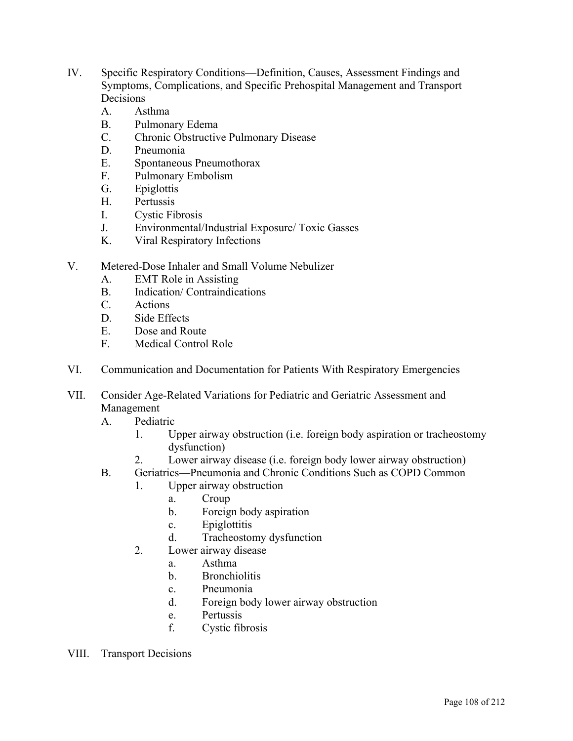IV. Specific Respiratory Conditions—Definition, Causes, Assessment Findings and Symptoms, Complications, and Specific Prehospital Management and Transport Decisions
   A. Asthma
   B. Pulmonary Edema
   C. Chronic Obstructive Pulmonary Disease
   D. Pneumonia
   E. Spontaneous Pneumothorax
   F. Pulmonary Embolism
   G. Epiglottis
   H. Pertussis
   I. Cystic Fibrosis
   J. Environmental/Industrial Exposure/ Toxic Gasses
   K. Viral Respiratory Infections

V. Metered-Dose Inhaler and Small Volume Nebulizer
   A. EMT Role in Assisting
   B. Indication/ Contraindications
   C. Actions
   D. Side Effects
   E. Dose and Route
   F. Medical Control Role

VI. Communication and Documentation for Patients With Respiratory Emergencies

VII. Consider Age-Related Variations for Pediatric and Geriatric Assessment and Management
   A. Pediatric
      1. Upper airway obstruction (i.e. foreign body aspiration or tracheostomy dysfunction)
      2. Lower airway disease (i.e. foreign body lower airway obstruction)
   B. Geriatrics—Pneumonia and Chronic Conditions Such as COPD Common
      1. Upper airway obstruction
         a. Croup
         b. Foreign body aspiration
         c. Epiglottitis
         d. Tracheostomy dysfunction
      2. Lower airway disease
         a. Asthma
         b. Bronchiolitis
         c. Pneumonia
         d. Foreign body lower airway obstruction
         e. Pertussis
         f. Cystic fibrosis

VIII. Transport Decisions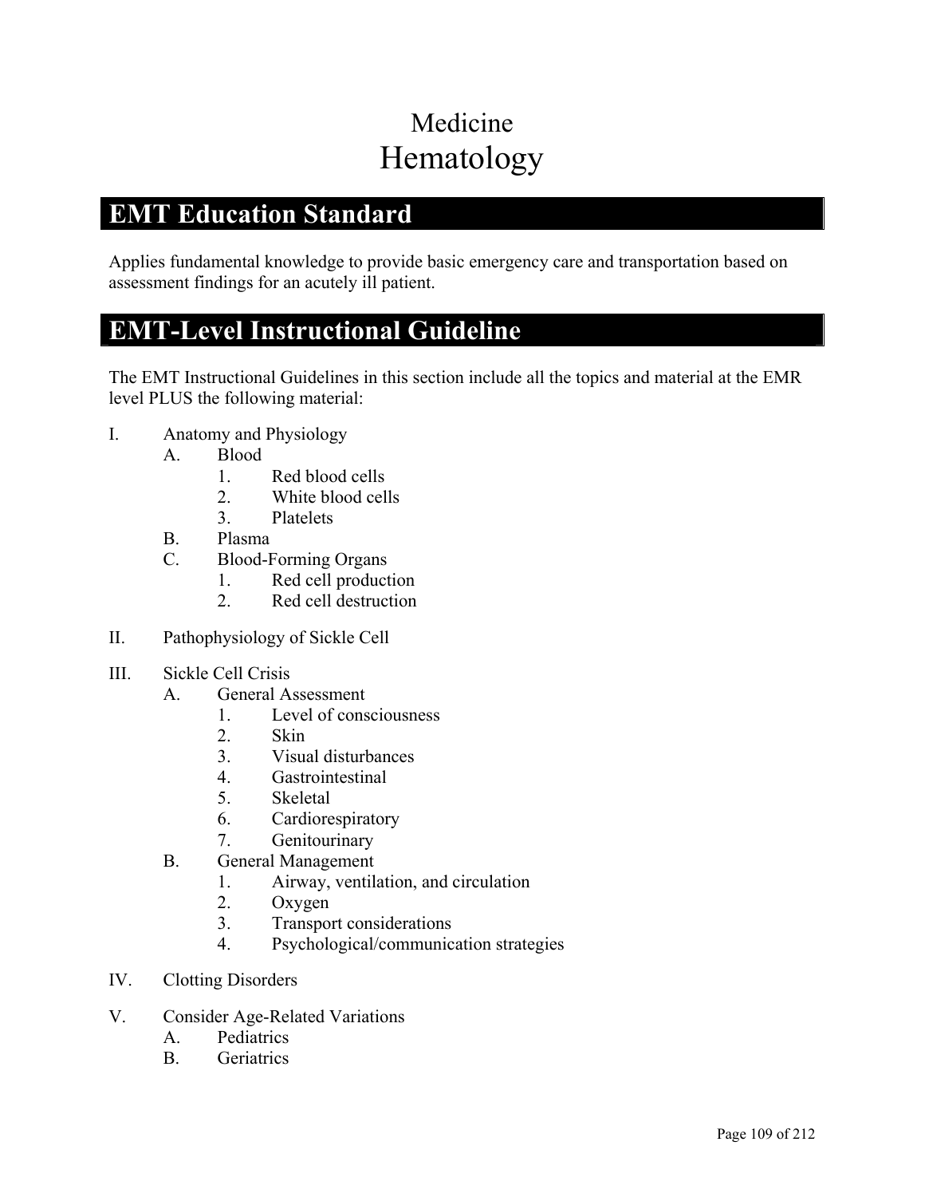# Medicine
# Hematology

## EMT Education Standard

Applies fundamental knowledge to provide basic emergency care and transportation based on assessment findings for an acutely ill patient.

## EMT-Level Instructional Guideline

The EMT Instructional Guidelines in this section include all the topics and material at the EMR level PLUS the following material:

I. Anatomy and Physiology
   - A. Blood
     1. Red blood cells
     2. White blood cells
     3. Platelets
   - B. Plasma
   - C. Blood-Forming Organs
     1. Red cell production
     2. Red cell destruction

II. Pathophysiology of Sickle Cell

III. Sickle Cell Crisis
   - A. General Assessment
     1. Level of consciousness
     2. Skin
     3. Visual disturbances
     4. Gastrointestinal
     5. Skeletal
     6. Cardiorespiratory
     7. Genitourinary
   - B. General Management
     1. Airway, ventilation, and circulation
     2. Oxygen
     3. Transport considerations
     4. Psychological/communication strategies

IV. Clotting Disorders

V. Consider Age-Related Variations
   - A. Pediatrics
   - B. Geriatrics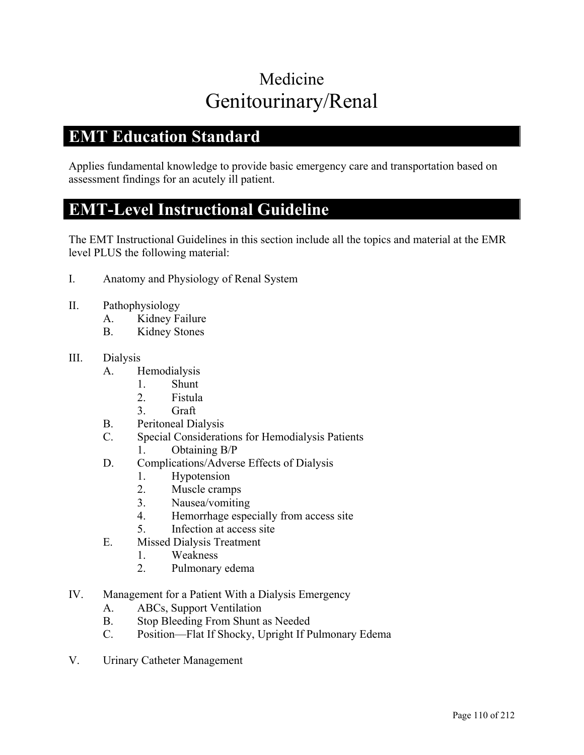# Medicine
# Genitourinary/Renal

## EMT Education Standard

Applies fundamental knowledge to provide basic emergency care and transportation based on assessment findings for an acutely ill patient.

## EMT-Level Instructional Guideline

The EMT Instructional Guidelines in this section include all the topics and material at the EMR level PLUS the following material:

I. Anatomy and Physiology of Renal System

II. Pathophysiology
   A. Kidney Failure
   B. Kidney Stones

III. Dialysis
   A. Hemodialysis
      1. Shunt
      2. Fistula
      3. Graft
   B. Peritoneal Dialysis
   C. Special Considerations for Hemodialysis Patients
      1. Obtaining B/P
   D. Complications/Adverse Effects of Dialysis
      1. Hypotension
      2. Muscle cramps
      3. Nausea/vomiting
      4. Hemorrhage especially from access site
      5. Infection at access site
   E. Missed Dialysis Treatment
      1. Weakness
      2. Pulmonary edema

IV. Management for a Patient With a Dialysis Emergency
   A. ABCs, Support Ventilation
   B. Stop Bleeding From Shunt as Needed
   C. Position—Flat If Shocky, Upright If Pulmonary Edema

V. Urinary Catheter Management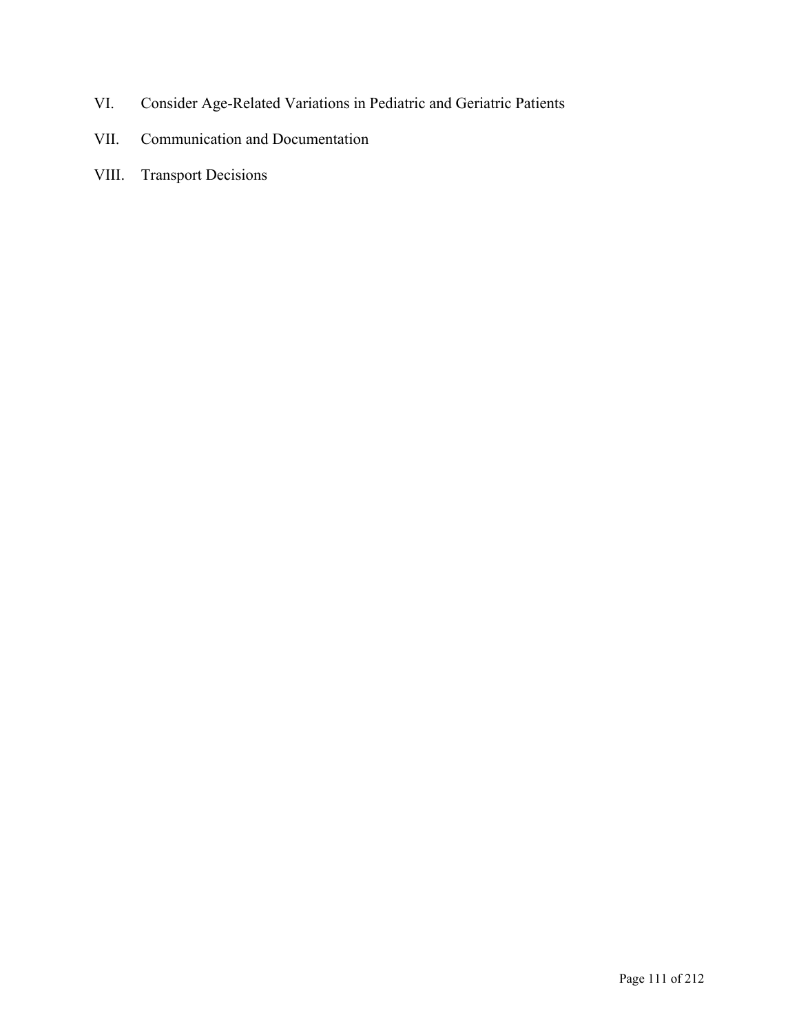VI. Consider Age-Related Variations in Pediatric and Geriatric Patients

VII. Communication and Documentation

VIII. Transport Decisions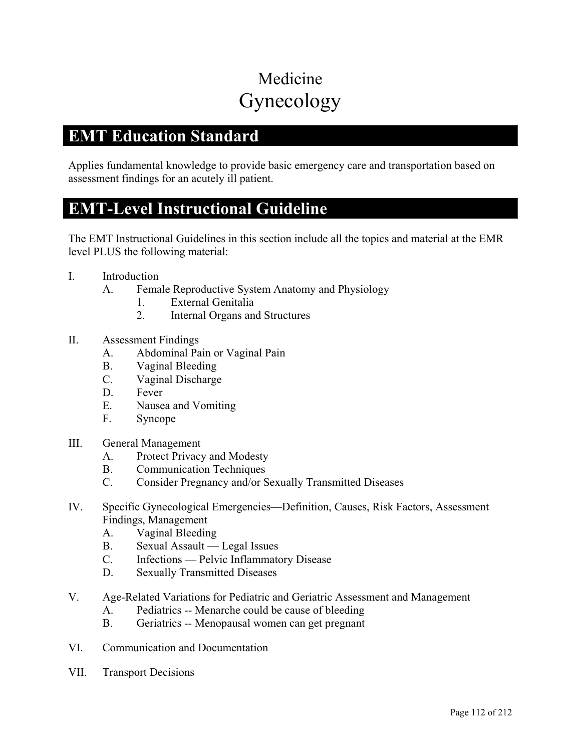# Medicine
# Gynecology

## EMT Education Standard

Applies fundamental knowledge to provide basic emergency care and transportation based on assessment findings for an acutely ill patient.

## EMT-Level Instructional Guideline

The EMT Instructional Guidelines in this section include all the topics and material at the EMR level PLUS the following material:

I. Introduction
   A. Female Reproductive System Anatomy and Physiology
      1. External Genitalia
      2. Internal Organs and Structures

II. Assessment Findings
   A. Abdominal Pain or Vaginal Pain
   B. Vaginal Bleeding
   C. Vaginal Discharge
   D. Fever
   E. Nausea and Vomiting
   F. Syncope

III. General Management
   A. Protect Privacy and Modesty
   B. Communication Techniques
   C. Consider Pregnancy and/or Sexually Transmitted Diseases

IV. Specific Gynecological Emergencies—Definition, Causes, Risk Factors, Assessment Findings, Management
   A. Vaginal Bleeding
   B. Sexual Assault — Legal Issues
   C. Infections — Pelvic Inflammatory Disease
   D. Sexually Transmitted Diseases

V. Age-Related Variations for Pediatric and Geriatric Assessment and Management
   A. Pediatrics -- Menarche could be cause of bleeding
   B. Geriatrics -- Menopausal women can get pregnant

VI. Communication and Documentation

VII. Transport Decisions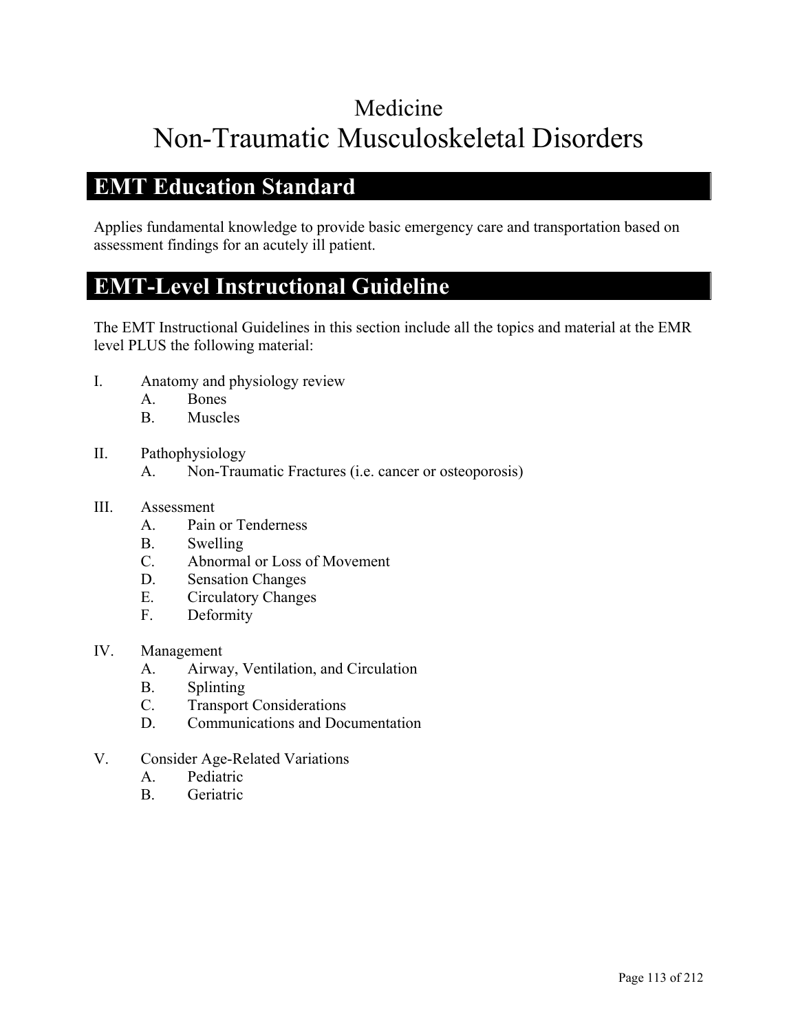# Medicine
# Non-Traumatic Musculoskeletal Disorders

## EMT Education Standard

Applies fundamental knowledge to provide basic emergency care and transportation based on assessment findings for an acutely ill patient.

## EMT-Level Instructional Guideline

The EMT Instructional Guidelines in this section include all the topics and material at the EMR level PLUS the following material:

I. Anatomy and physiology review
   A. Bones
   B. Muscles

II. Pathophysiology
   A. Non-Traumatic Fractures (i.e. cancer or osteoporosis)

III. Assessment
   A. Pain or Tenderness
   B. Swelling
   C. Abnormal or Loss of Movement
   D. Sensation Changes
   E. Circulatory Changes
   F. Deformity

IV. Management
   A. Airway, Ventilation, and Circulation
   B. Splinting
   C. Transport Considerations
   D. Communications and Documentation

V. Consider Age-Related Variations
   A. Pediatric
   B. Geriatric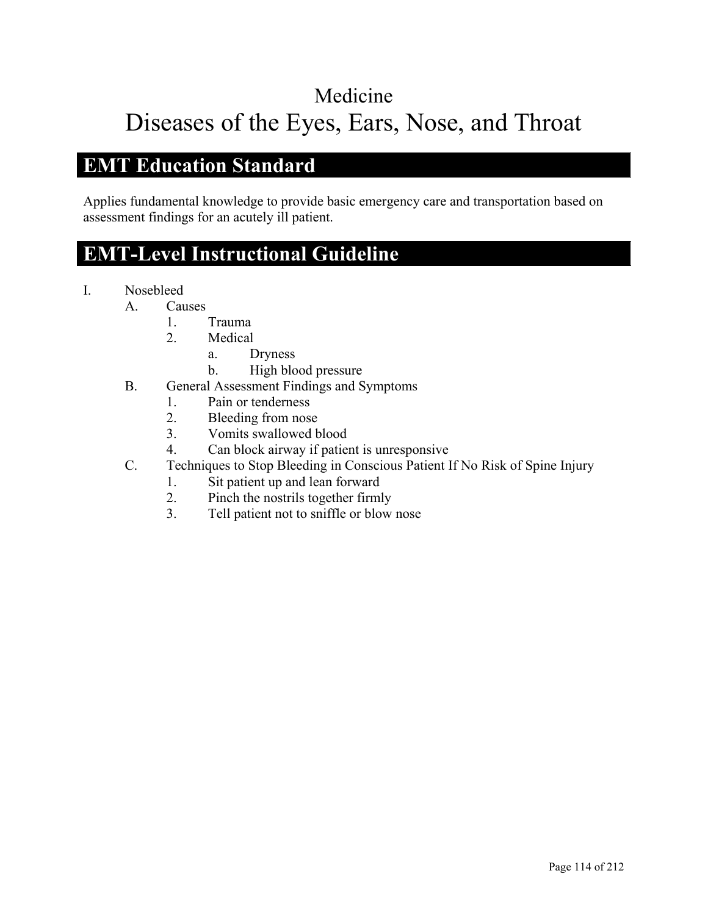# Medicine

# Diseases of the Eyes, Ears, Nose, and Throat

## EMT Education Standard

Applies fundamental knowledge to provide basic emergency care and transportation based on assessment findings for an acutely ill patient.

## EMT-Level Instructional Guideline

I. Nosebleed
   A. Causes
      1. Trauma
      2. Medical
         a. Dryness
         b. High blood pressure
   B. General Assessment Findings and Symptoms
      1. Pain or tenderness
      2. Bleeding from nose
      3. Vomits swallowed blood
      4. Can block airway if patient is unresponsive
   C. Techniques to Stop Bleeding in Conscious Patient If No Risk of Spine Injury
      1. Sit patient up and lean forward
      2. Pinch the nostrils together firmly
      3. Tell patient not to sniffle or blow nose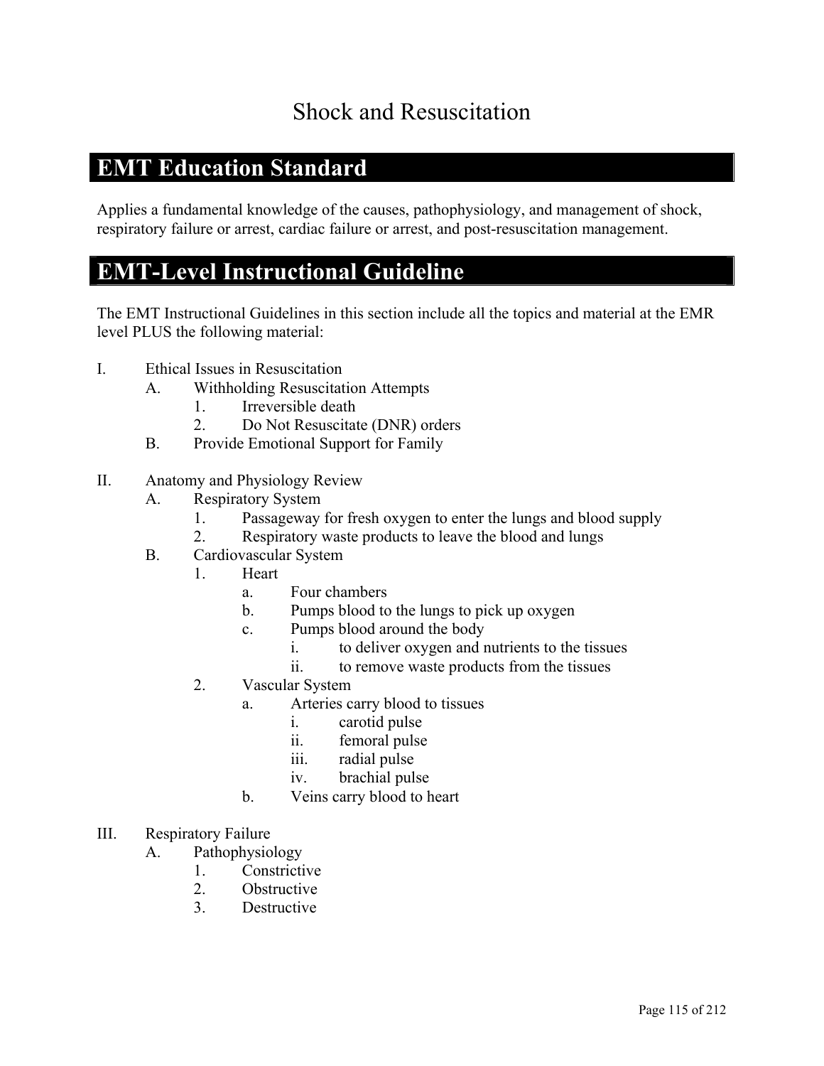# Shock and Resuscitation

## EMT Education Standard

Applies a fundamental knowledge of the causes, pathophysiology, and management of shock, respiratory failure or arrest, cardiac failure or arrest, and post-resuscitation management.

## EMT-Level Instructional Guideline

The EMT Instructional Guidelines in this section include all the topics and material at the EMR level PLUS the following material:

- I. Ethical Issues in Resuscitation
  - A. Withholding Resuscitation Attempts
    - 1. Irreversible death
    - 2. Do Not Resuscitate (DNR) orders
  - B. Provide Emotional Support for Family
- II. Anatomy and Physiology Review
  - A. Respiratory System
    - 1. Passageway for fresh oxygen to enter the lungs and blood supply
    - 2. Respiratory waste products to leave the blood and lungs
  - B. Cardiovascular System
    - 1. Heart
      - a. Four chambers
      - b. Pumps blood to the lungs to pick up oxygen
      - c. Pumps blood around the body
        - i. to deliver oxygen and nutrients to the tissues
        - ii. to remove waste products from the tissues
    - 2. Vascular System
      - a. Arteries carry blood to tissues
        - i. carotid pulse
        - ii. femoral pulse
        - iii. radial pulse
        - iv. brachial pulse
      - b. Veins carry blood to heart
- III. Respiratory Failure
  - A. Pathophysiology
    - 1. Constrictive
    - 2. Obstructive
    - 3. Destructive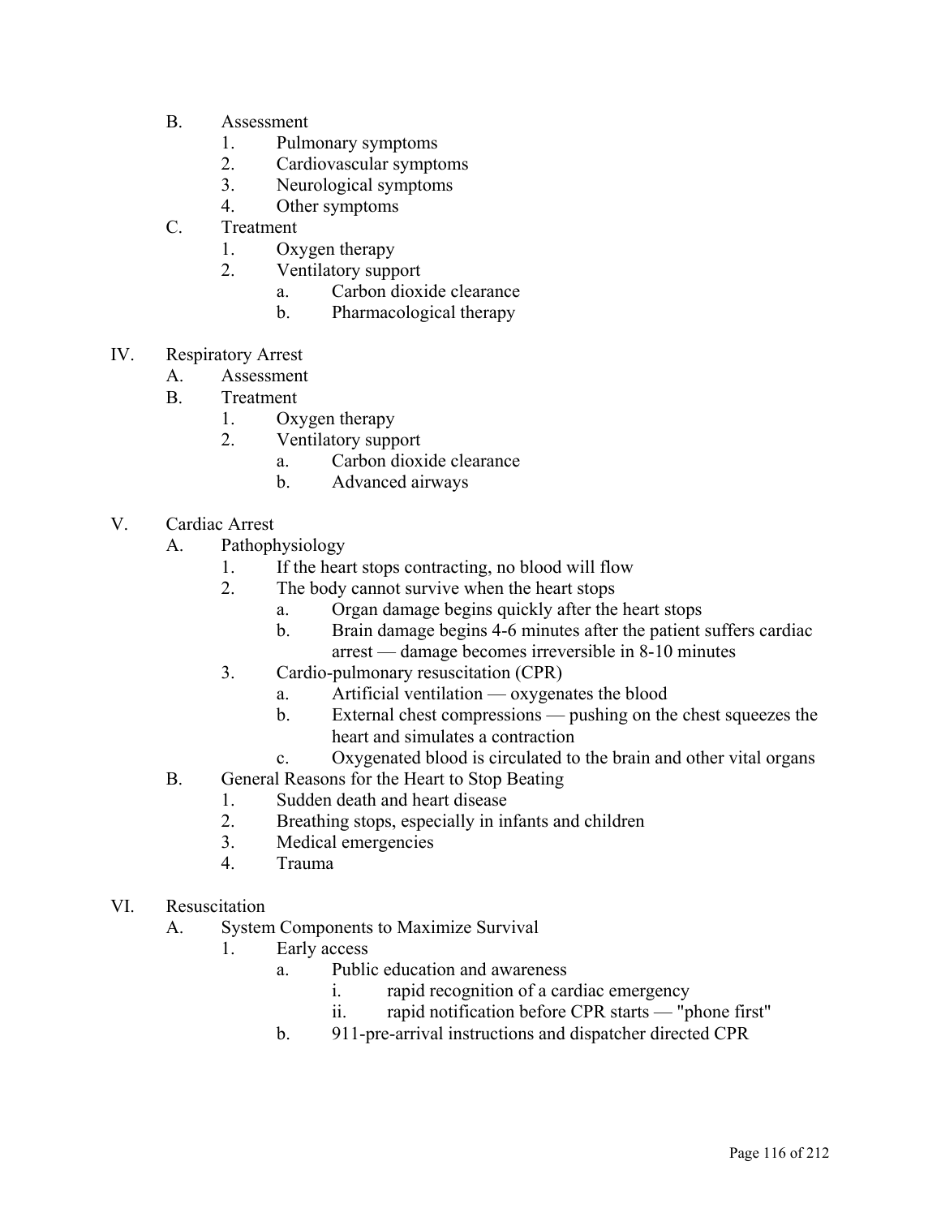- B. Assessment
    1. Pulmonary symptoms
    2. Cardiovascular symptoms
    3. Neurological symptoms
    4. Other symptoms
- C. Treatment
    1. Oxygen therapy
    2. Ventilatory support
        - a. Carbon dioxide clearance
        - b. Pharmacological therapy

IV. Respiratory Arrest

- A. Assessment
- B. Treatment
    1. Oxygen therapy
    2. Ventilatory support
        - a. Carbon dioxide clearance
        - b. Advanced airways

V. Cardiac Arrest

- A. Pathophysiology
    1. If the heart stops contracting, no blood will flow
    2. The body cannot survive when the heart stops
        - a. Organ damage begins quickly after the heart stops
        - b. Brain damage begins 4-6 minutes after the patient suffers cardiac arrest — damage becomes irreversible in 8-10 minutes
    3. Cardio-pulmonary resuscitation (CPR)
        - a. Artificial ventilation — oxygenates the blood
        - b. External chest compressions — pushing on the chest squeezes the heart and simulates a contraction
        - c. Oxygenated blood is circulated to the brain and other vital organs
- B. General Reasons for the Heart to Stop Beating
    1. Sudden death and heart disease
    2. Breathing stops, especially in infants and children
    3. Medical emergencies
    4. Trauma

VI. Resuscitation

- A. System Components to Maximize Survival
    1. Early access
        - a. Public education and awareness
            - i. rapid recognition of a cardiac emergency
            - ii. rapid notification before CPR starts — "phone first"
        - b. 911-pre-arrival instructions and dispatcher directed CPR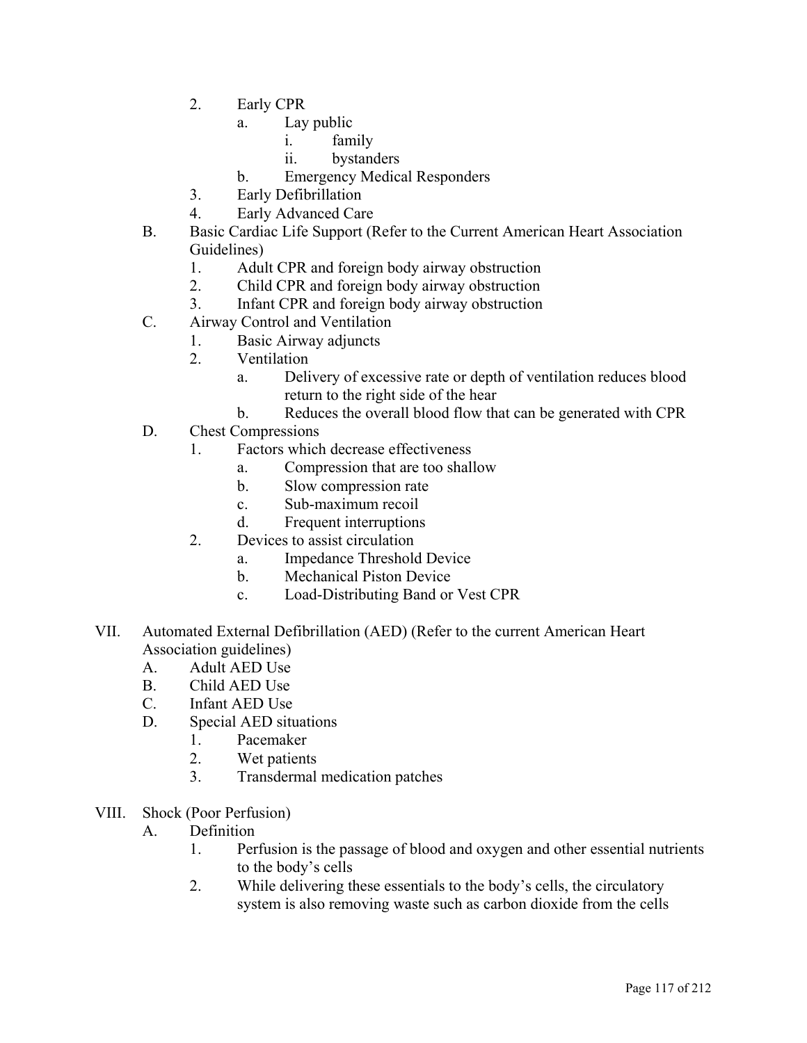2. Early CPR
   a. Lay public
      i. family
      ii. bystanders
   b. Emergency Medical Responders
3. Early Defibrillation
4. Early Advanced Care

B. Basic Cardiac Life Support (Refer to the Current American Heart Association Guidelines)
   1. Adult CPR and foreign body airway obstruction
   2. Child CPR and foreign body airway obstruction
   3. Infant CPR and foreign body airway obstruction

C. Airway Control and Ventilation
   1. Basic Airway adjuncts
   2. Ventilation
      a. Delivery of excessive rate or depth of ventilation reduces blood return to the right side of the hear
      b. Reduces the overall blood flow that can be generated with CPR

D. Chest Compressions
   1. Factors which decrease effectiveness
      a. Compression that are too shallow
      b. Slow compression rate
      c. Sub-maximum recoil
      d. Frequent interruptions
   2. Devices to assist circulation
      a. Impedance Threshold Device
      b. Mechanical Piston Device
      c. Load-Distributing Band or Vest CPR

VII. Automated External Defibrillation (AED) (Refer to the current American Heart Association guidelines)

A. Adult AED Use

B. Child AED Use

C. Infant AED Use

D. Special AED situations
   1. Pacemaker
   2. Wet patients
   3. Transdermal medication patches

VIII. Shock (Poor Perfusion)

A. Definition
   1. Perfusion is the passage of blood and oxygen and other essential nutrients to the body's cells
   2. While delivering these essentials to the body's cells, the circulatory system is also removing waste such as carbon dioxide from the cells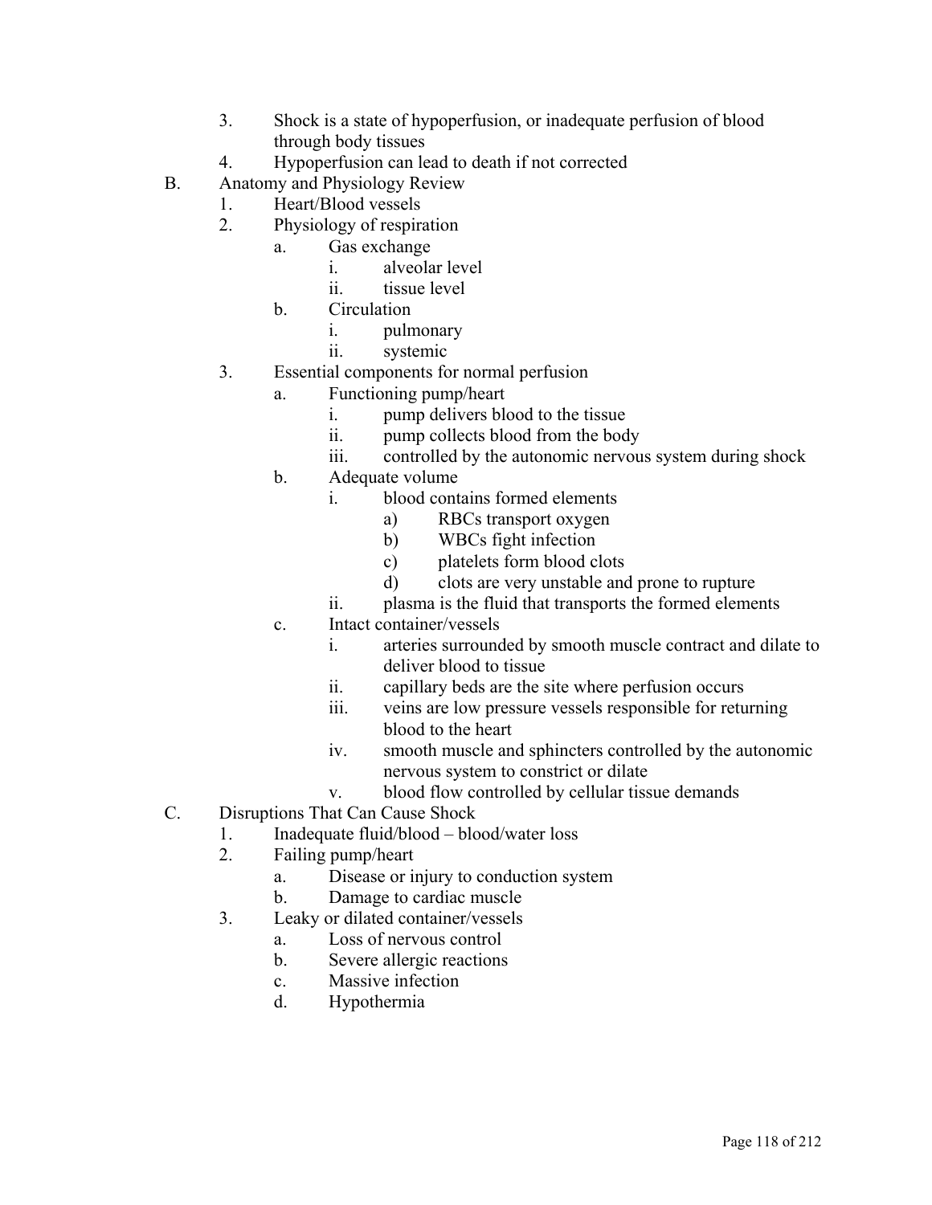3. Shock is a state of hypoperfusion, or inadequate perfusion of blood through body tissues
4. Hypoperfusion can lead to death if not corrected

B. Anatomy and Physiology Review
   1. Heart/Blood vessels
   2. Physiology of respiration
      a. Gas exchange
         i. alveolar level
         ii. tissue level
      b. Circulation
         i. pulmonary
         ii. systemic
   3. Essential components for normal perfusion
      a. Functioning pump/heart
         i. pump delivers blood to the tissue
         ii. pump collects blood from the body
         iii. controlled by the autonomic nervous system during shock
      b. Adequate volume
         i. blood contains formed elements
            a) RBCs transport oxygen
            b) WBCs fight infection
            c) platelets form blood clots
            d) clots are very unstable and prone to rupture
         ii. plasma is the fluid that transports the formed elements
      c. Intact container/vessels
         i. arteries surrounded by smooth muscle contract and dilate to deliver blood to tissue
         ii. capillary beds are the site where perfusion occurs
         iii. veins are low pressure vessels responsible for returning blood to the heart
         iv. smooth muscle and sphincters controlled by the autonomic nervous system to constrict or dilate
         v. blood flow controlled by cellular tissue demands

C. Disruptions That Can Cause Shock
   1. Inadequate fluid/blood – blood/water loss
   2. Failing pump/heart
      a. Disease or injury to conduction system
      b. Damage to cardiac muscle
   3. Leaky or dilated container/vessels
      a. Loss of nervous control
      b. Severe allergic reactions
      c. Massive infection
      d. Hypothermia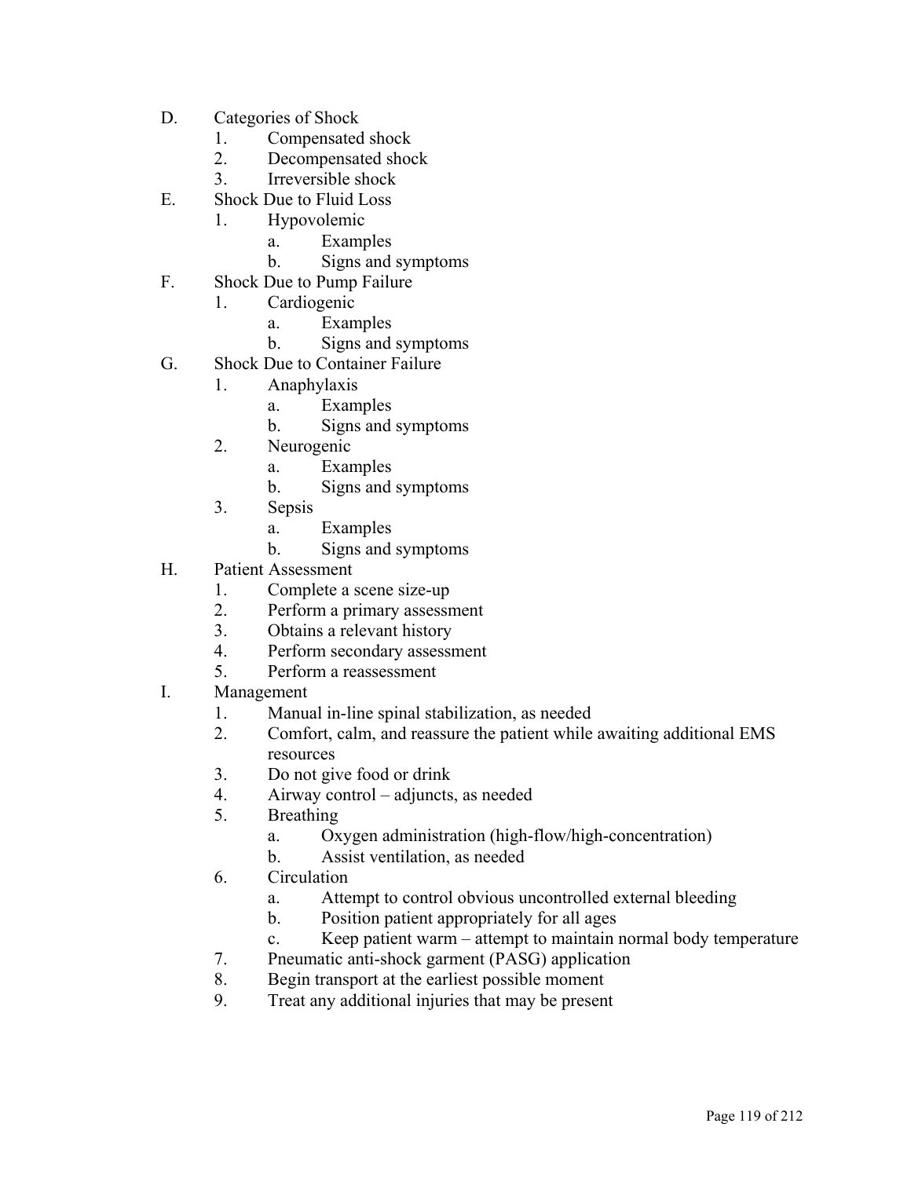D. Categories of Shock
   1. Compensated shock
   2. Decompensated shock
   3. Irreversible shock

E. Shock Due to Fluid Loss
   1. Hypovolemic
      a. Examples
      b. Signs and symptoms

F. Shock Due to Pump Failure
   1. Cardiogenic
      a. Examples
      b. Signs and symptoms

G. Shock Due to Container Failure
   1. Anaphylaxis
      a. Examples
      b. Signs and symptoms
   2. Neurogenic
      a. Examples
      b. Signs and symptoms
   3. Sepsis
      a. Examples
      b. Signs and symptoms

H. Patient Assessment
   1. Complete a scene size-up
   2. Perform a primary assessment
   3. Obtains a relevant history
   4. Perform secondary assessment
   5. Perform a reassessment

I. Management
   1. Manual in-line spinal stabilization, as needed
   2. Comfort, calm, and reassure the patient while awaiting additional EMS resources
   3. Do not give food or drink
   4. Airway control – adjuncts, as needed
   5. Breathing
      a. Oxygen administration (high-flow/high-concentration)
      b. Assist ventilation, as needed
   6. Circulation
      a. Attempt to control obvious uncontrolled external bleeding
      b. Position patient appropriately for all ages
      c. Keep patient warm – attempt to maintain normal body temperature
   7. Pneumatic anti-shock garment (PASG) application
   8. Begin transport at the earliest possible moment
   9. Treat any additional injuries that may be present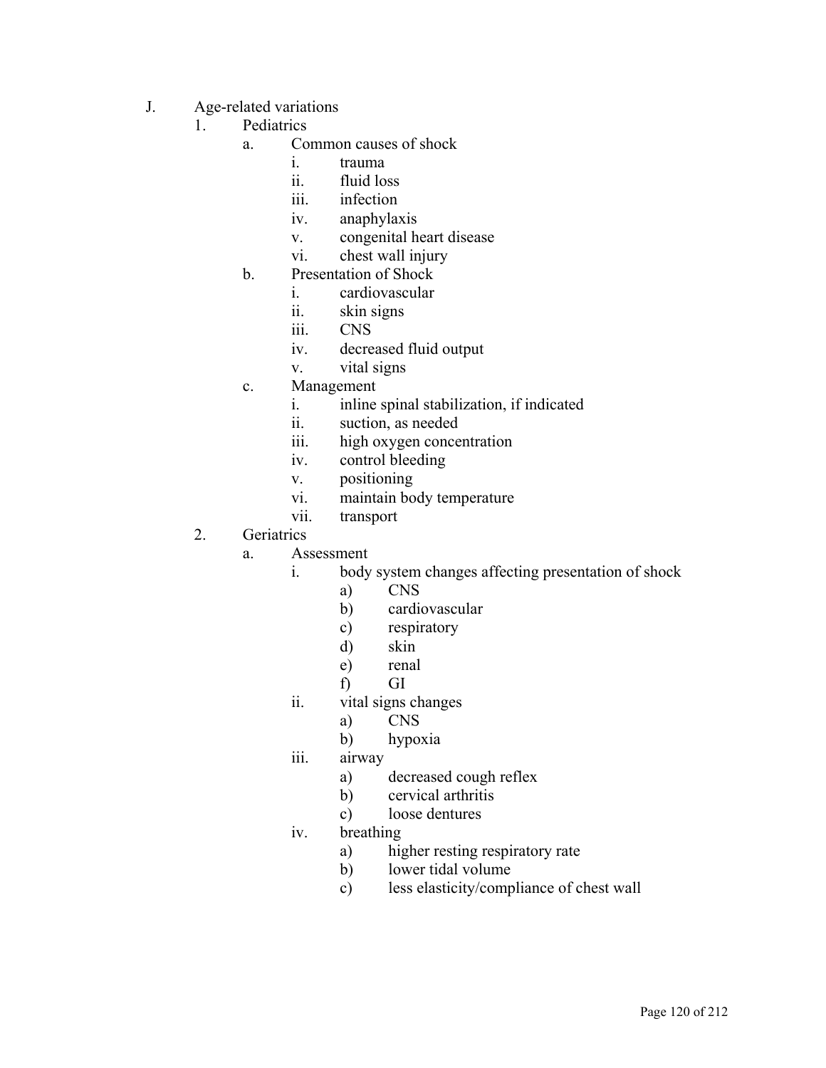J. Age-related variations
   1. Pediatrics
      a. Common causes of shock
         i. trauma
         ii. fluid loss
         iii. infection
         iv. anaphylaxis
         v. congenital heart disease
         vi. chest wall injury
      b. Presentation of Shock
         i. cardiovascular
         ii. skin signs
         iii. CNS
         iv. decreased fluid output
         v. vital signs
      c. Management
         i. inline spinal stabilization, if indicated
         ii. suction, as needed
         iii. high oxygen concentration
         iv. control bleeding
         v. positioning
         vi. maintain body temperature
         vii. transport
   2. Geriatrics
      a. Assessment
         i. body system changes affecting presentation of shock
            a) CNS
            b) cardiovascular
            c) respiratory
            d) skin
            e) renal
            f) GI
         ii. vital signs changes
            a) CNS
            b) hypoxia
         iii. airway
            a) decreased cough reflex
            b) cervical arthritis
            c) loose dentures
         iv. breathing
            a) higher resting respiratory rate
            b) lower tidal volume
            c) less elasticity/compliance of chest wall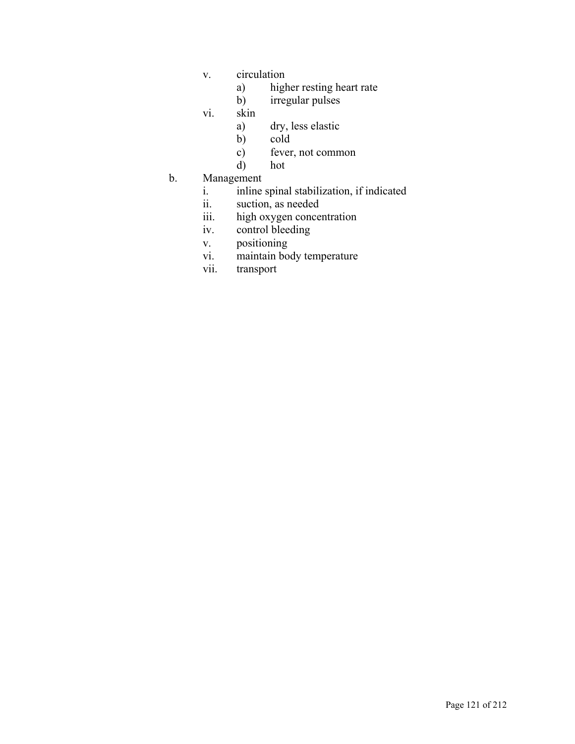v. circulation
   a) higher resting heart rate
   b) irregular pulses

vi. skin
   a) dry, less elastic
   b) cold
   c) fever, not common
   d) hot

b. Management
   i. inline spinal stabilization, if indicated
   ii. suction, as needed
   iii. high oxygen concentration
   iv. control bleeding
   v. positioning
   vi. maintain body temperature
   vii. transport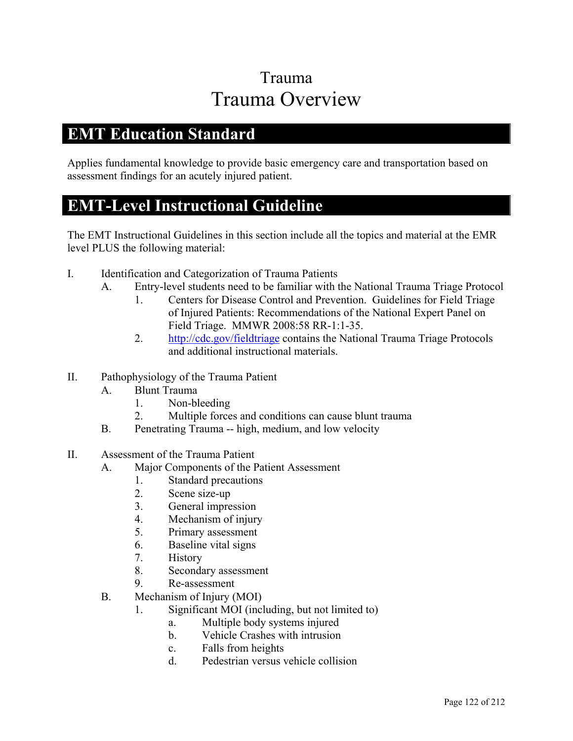# Trauma
# Trauma Overview

## EMT Education Standard

Applies fundamental knowledge to provide basic emergency care and transportation based on assessment findings for an acutely injured patient.

## EMT-Level Instructional Guideline

The EMT Instructional Guidelines in this section include all the topics and material at the EMR level PLUS the following material:

I. Identification and Categorization of Trauma Patients
   A. Entry-level students need to be familiar with the National Trauma Triage Protocol
      1. Centers for Disease Control and Prevention. Guidelines for Field Triage of Injured Patients: Recommendations of the National Expert Panel on Field Triage. MMWR 2008:58 RR-1:1-35.
      2. [http://cdc.gov/fieldtriage](http://cdc.gov/fieldtriage) contains the National Trauma Triage Protocols and additional instructional materials.

II. Pathophysiology of the Trauma Patient
   A. Blunt Trauma
      1. Non-bleeding
      2. Multiple forces and conditions can cause blunt trauma
   B. Penetrating Trauma -- high, medium, and low velocity

II. Assessment of the Trauma Patient
   A. Major Components of the Patient Assessment
      1. Standard precautions
      2. Scene size-up
      3. General impression
      4. Mechanism of injury
      5. Primary assessment
      6. Baseline vital signs
      7. History
      8. Secondary assessment
      9. Re-assessment
   B. Mechanism of Injury (MOI)
      1. Significant MOI (including, but not limited to)
         a. Multiple body systems injured
         b. Vehicle Crashes with intrusion
         c. Falls from heights
         d. Pedestrian versus vehicle collision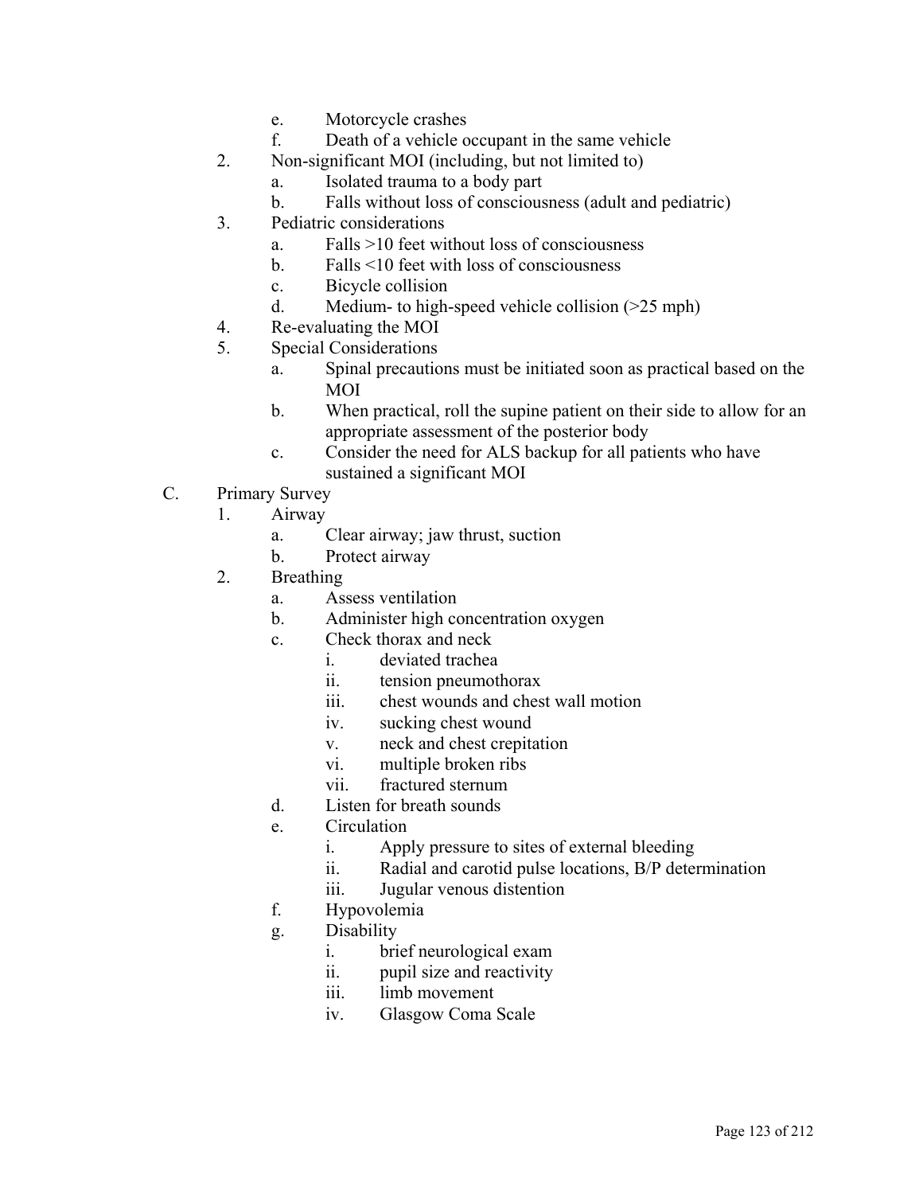e. Motorcycle crashes
f. Death of a vehicle occupant in the same vehicle

2. Non-significant MOI (including, but not limited to)
   a. Isolated trauma to a body part
   b. Falls without loss of consciousness (adult and pediatric)

3. Pediatric considerations
   a. Falls >10 feet without loss of consciousness
   b. Falls <10 feet with loss of consciousness
   c. Bicycle collision
   d. Medium- to high-speed vehicle collision (>25 mph)

4. Re-evaluating the MOI

5. Special Considerations
   a. Spinal precautions must be initiated soon as practical based on the MOI
   b. When practical, roll the supine patient on their side to allow for an appropriate assessment of the posterior body
   c. Consider the need for ALS backup for all patients who have sustained a significant MOI

C. Primary Survey

1. Airway
   a. Clear airway; jaw thrust, suction
   b. Protect airway

2. Breathing
   a. Assess ventilation
   b. Administer high concentration oxygen
   c. Check thorax and neck
      i. deviated trachea
      ii. tension pneumothorax
      iii. chest wounds and chest wall motion
      iv. sucking chest wound
      v. neck and chest crepitation
      vi. multiple broken ribs
      vii. fractured sternum
   d. Listen for breath sounds
   e. Circulation
      i. Apply pressure to sites of external bleeding
      ii. Radial and carotid pulse locations, B/P determination
      iii. Jugular venous distention
   f. Hypovolemia
   g. Disability
      i. brief neurological exam
      ii. pupil size and reactivity
      iii. limb movement
      iv. Glasgow Coma Scale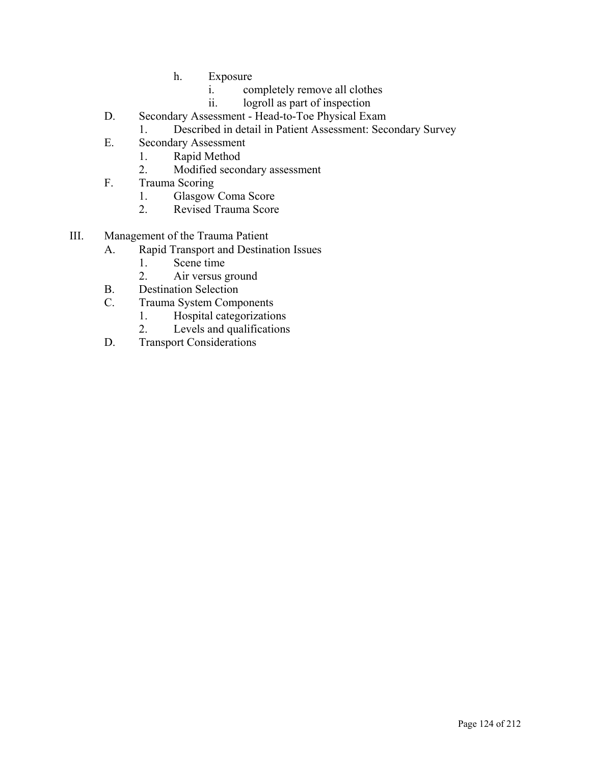h. Exposure
   i. completely remove all clothes
   ii. logroll as part of inspection

D. Secondary Assessment - Head-to-Toe Physical Exam
   1. Described in detail in Patient Assessment: Secondary Survey

E. Secondary Assessment
   1. Rapid Method
   2. Modified secondary assessment

F. Trauma Scoring
   1. Glasgow Coma Score
   2. Revised Trauma Score

III. Management of the Trauma Patient

A. Rapid Transport and Destination Issues
   1. Scene time
   2. Air versus ground

B. Destination Selection

C. Trauma System Components
   1. Hospital categorizations
   2. Levels and qualifications

D. Transport Considerations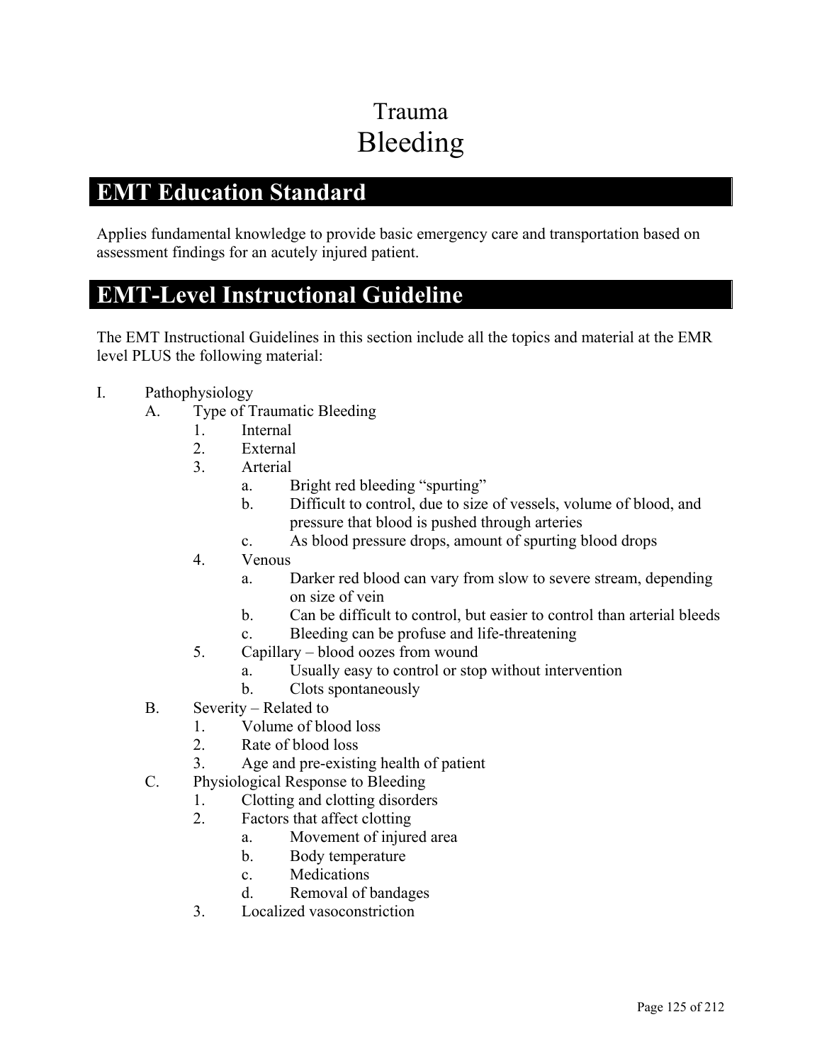# Trauma
# Bleeding

## EMT Education Standard

Applies fundamental knowledge to provide basic emergency care and transportation based on assessment findings for an acutely injured patient.

## EMT-Level Instructional Guideline

The EMT Instructional Guidelines in this section include all the topics and material at the EMR level PLUS the following material:

I. Pathophysiology
   A. Type of Traumatic Bleeding
      1. Internal
      2. External
      3. Arterial
         a. Bright red bleeding "spurting"
         b. Difficult to control, due to size of vessels, volume of blood, and pressure that blood is pushed through arteries
         c. As blood pressure drops, amount of spurting blood drops
      4. Venous
         a. Darker red blood can vary from slow to severe stream, depending on size of vein
         b. Can be difficult to control, but easier to control than arterial bleeds
         c. Bleeding can be profuse and life-threatening
      5. Capillary – blood oozes from wound
         a. Usually easy to control or stop without intervention
         b. Clots spontaneously
   B. Severity – Related to
      1. Volume of blood loss
      2. Rate of blood loss
      3. Age and pre-existing health of patient
   C. Physiological Response to Bleeding
      1. Clotting and clotting disorders
      2. Factors that affect clotting
         a. Movement of injured area
         b. Body temperature
         c. Medications
         d. Removal of bandages
      3. Localized vasoconstriction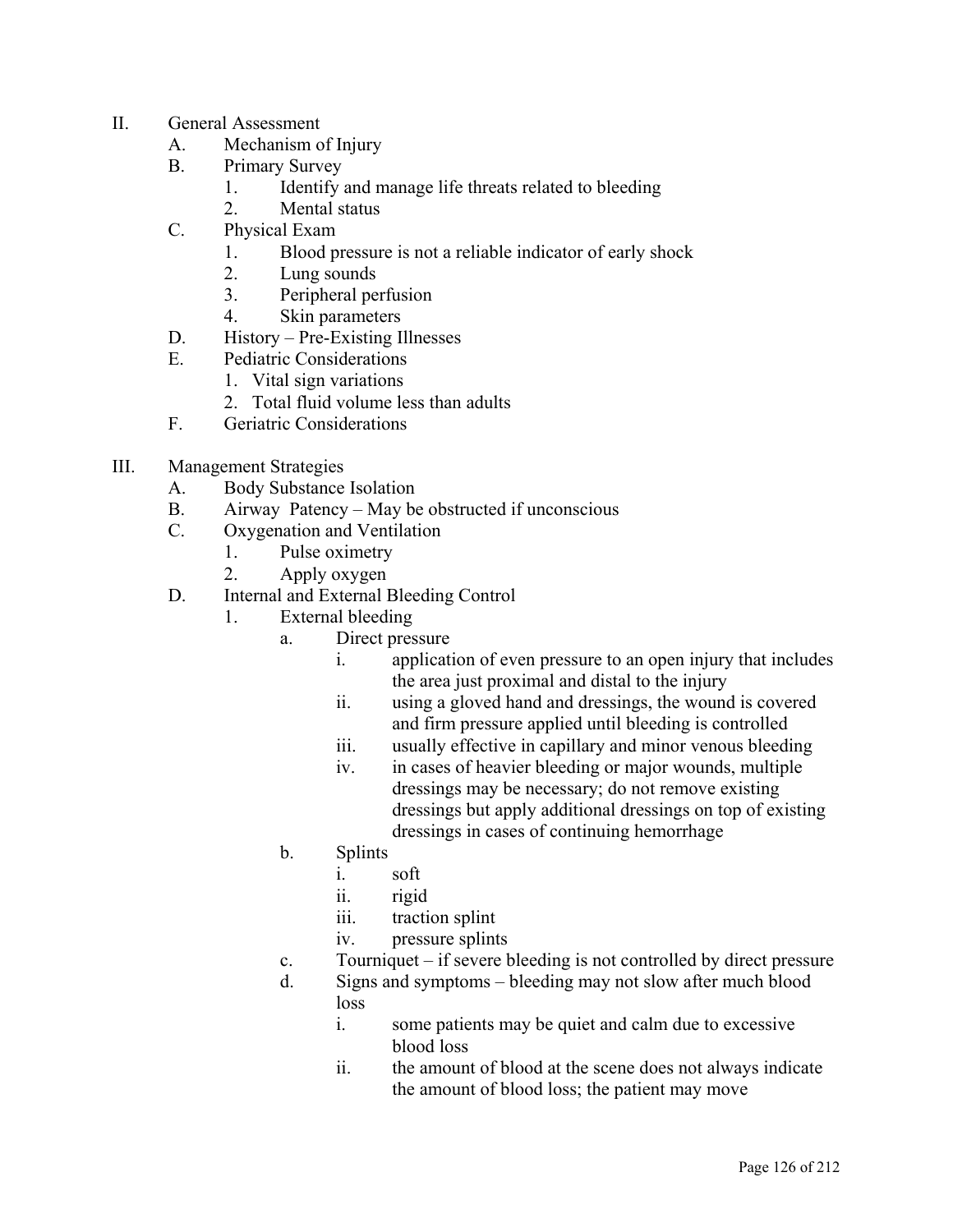II. General Assessment
   A. Mechanism of Injury
   B. Primary Survey
      1. Identify and manage life threats related to bleeding
      2. Mental status
   C. Physical Exam
      1. Blood pressure is not a reliable indicator of early shock
      2. Lung sounds
      3. Peripheral perfusion
      4. Skin parameters
   D. History – Pre-Existing Illnesses
   E. Pediatric Considerations
      1. Vital sign variations
      2. Total fluid volume less than adults
   F. Geriatric Considerations

III. Management Strategies
   A. Body Substance Isolation
   B. Airway Patency – May be obstructed if unconscious
   C. Oxygenation and Ventilation
      1. Pulse oximetry
      2. Apply oxygen
   D. Internal and External Bleeding Control
      1. External bleeding
         a. Direct pressure
            i. application of even pressure to an open injury that includes the area just proximal and distal to the injury
            ii. using a gloved hand and dressings, the wound is covered and firm pressure applied until bleeding is controlled
            iii. usually effective in capillary and minor venous bleeding
            iv. in cases of heavier bleeding or major wounds, multiple dressings may be necessary; do not remove existing dressings but apply additional dressings on top of existing dressings in cases of continuing hemorrhage
         b. Splints
            i. soft
            ii. rigid
            iii. traction splint
            iv. pressure splints
         c. Tourniquet – if severe bleeding is not controlled by direct pressure
         d. Signs and symptoms – bleeding may not slow after much blood loss
            i. some patients may be quiet and calm due to excessive blood loss
            ii. the amount of blood at the scene does not always indicate the amount of blood loss; the patient may move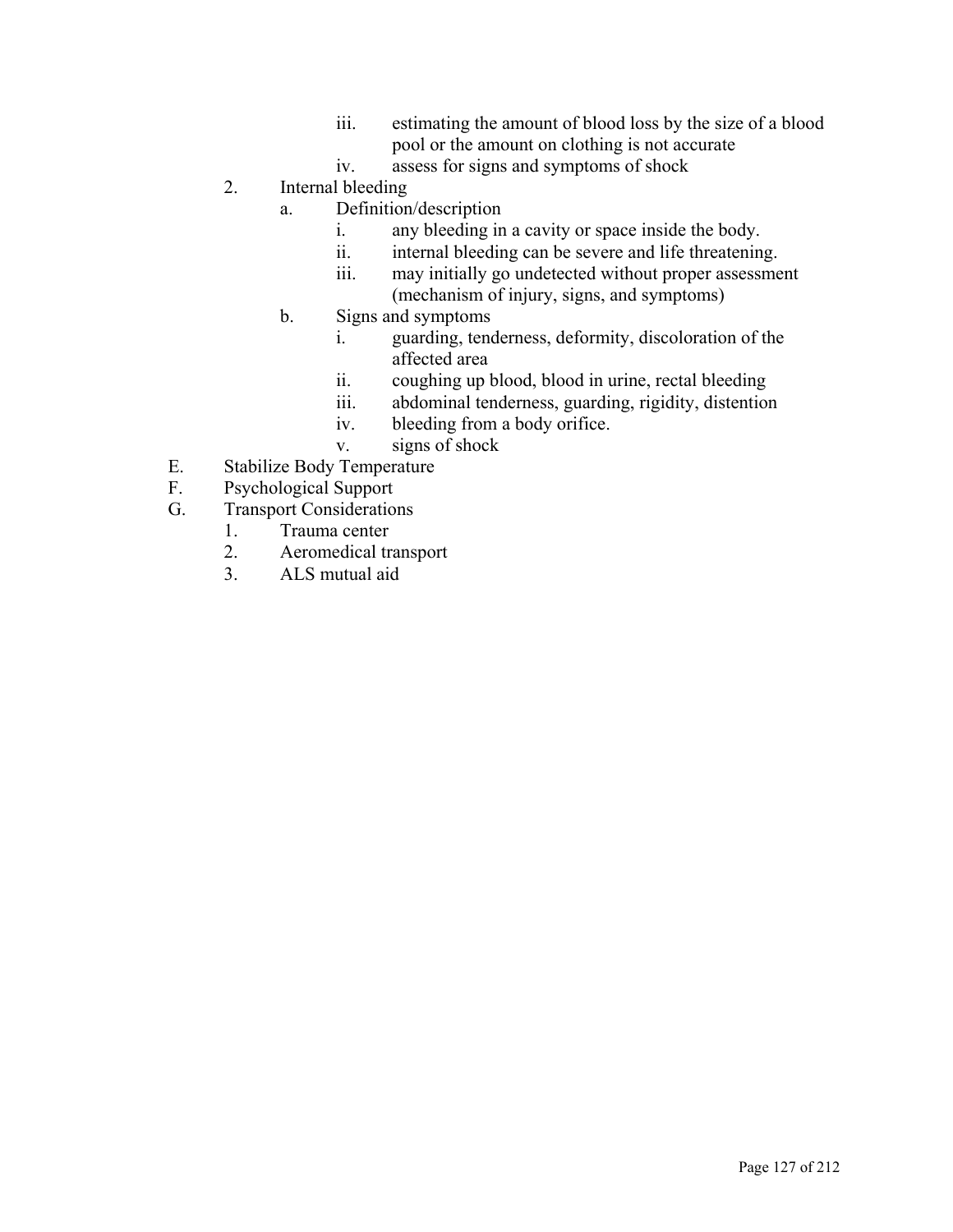iii. estimating the amount of blood loss by the size of a blood pool or the amount on clothing is not accurate
      iv. assess for signs and symptoms of shock

  2. Internal bleeding
    a. Definition/description
      i. any bleeding in a cavity or space inside the body.
      ii. internal bleeding can be severe and life threatening.
      iii. may initially go undetected without proper assessment (mechanism of injury, signs, and symptoms)
    b. Signs and symptoms
      i. guarding, tenderness, deformity, discoloration of the affected area
      ii. coughing up blood, blood in urine, rectal bleeding
      iii. abdominal tenderness, guarding, rigidity, distention
      iv. bleeding from a body orifice.
      v. signs of shock

E. Stabilize Body Temperature

F. Psychological Support

G. Transport Considerations
  1. Trauma center
  2. Aeromedical transport
  3. ALS mutual aid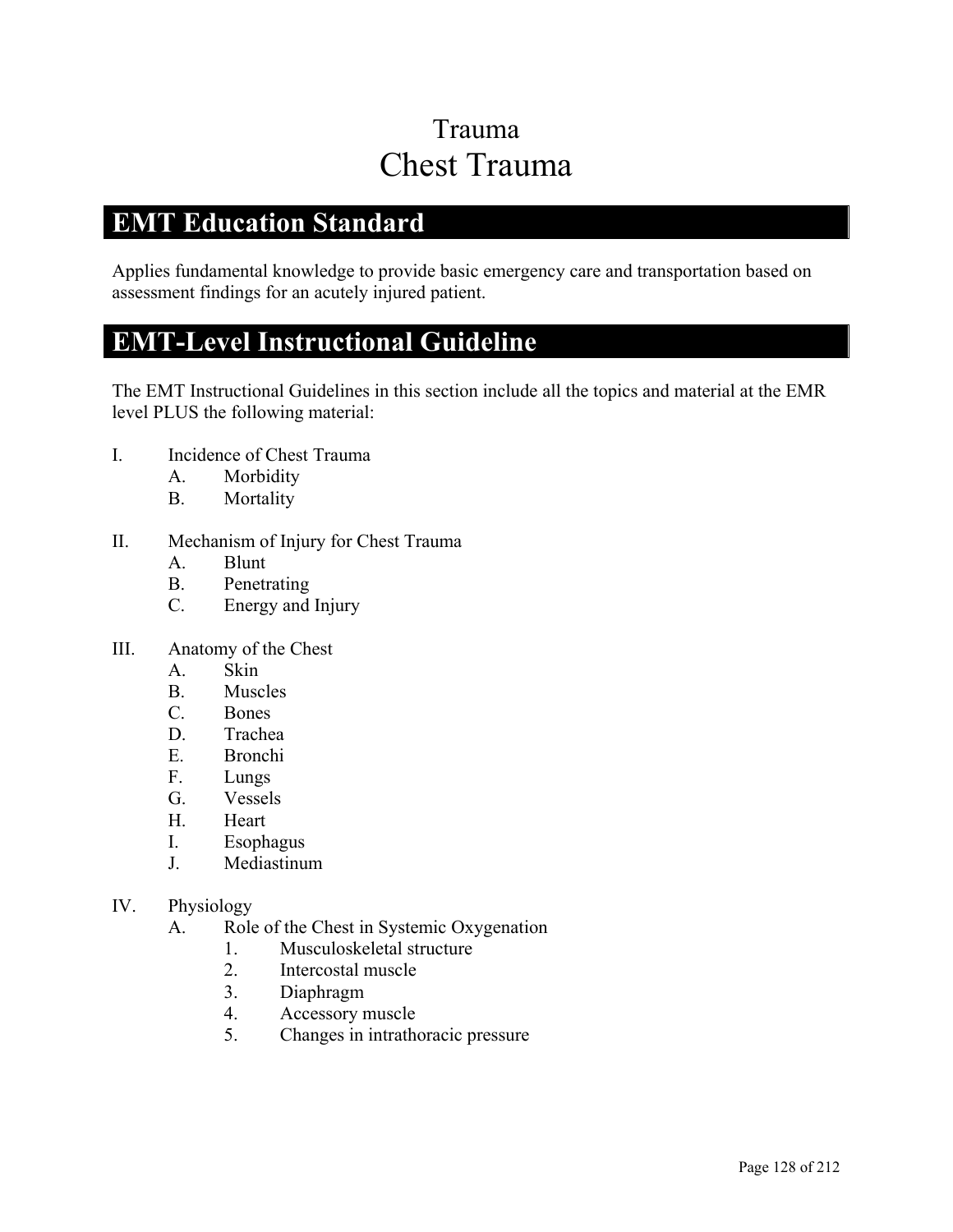# Trauma
# Chest Trauma

## EMT Education Standard

Applies fundamental knowledge to provide basic emergency care and transportation based on assessment findings for an acutely injured patient.

## EMT-Level Instructional Guideline

The EMT Instructional Guidelines in this section include all the topics and material at the EMR level PLUS the following material:

I. Incidence of Chest Trauma
   - A. Morbidity
   - B. Mortality

II. Mechanism of Injury for Chest Trauma
   - A. Blunt
   - B. Penetrating
   - C. Energy and Injury

III. Anatomy of the Chest
   - A. Skin
   - B. Muscles
   - C. Bones
   - D. Trachea
   - E. Bronchi
   - F. Lungs
   - G. Vessels
   - H. Heart
   - I. Esophagus
   - J. Mediastinum

IV. Physiology
   - A. Role of the Chest in Systemic Oxygenation
     1. Musculoskeletal structure
     2. Intercostal muscle
     3. Diaphragm
     4. Accessory muscle
     5. Changes in intrathoracic pressure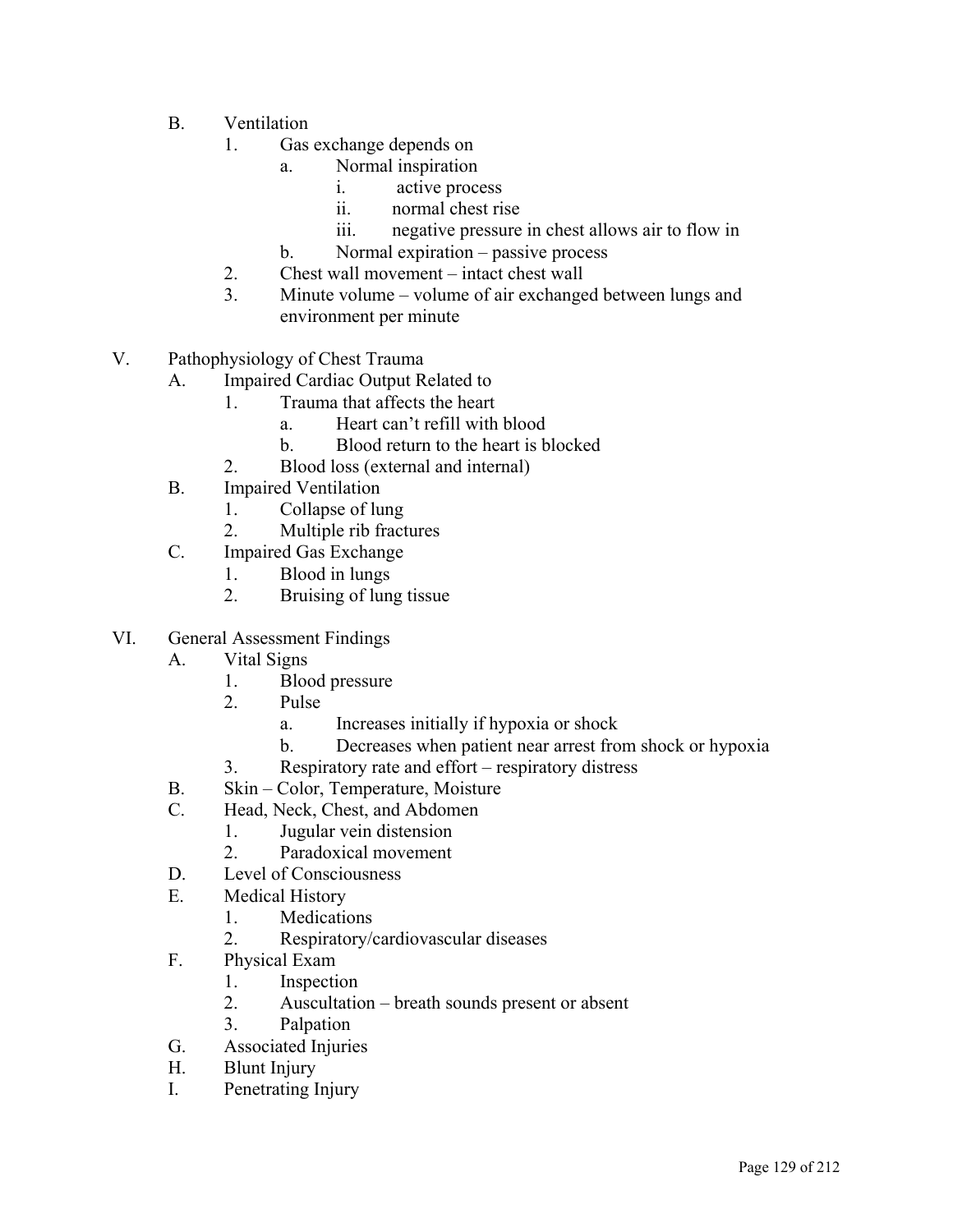B. Ventilation
   1. Gas exchange depends on
      a. Normal inspiration
         i. active process
         ii. normal chest rise
         iii. negative pressure in chest allows air to flow in
      b. Normal expiration – passive process
   2. Chest wall movement – intact chest wall
   3. Minute volume – volume of air exchanged between lungs and environment per minute

V. Pathophysiology of Chest Trauma
   A. Impaired Cardiac Output Related to
      1. Trauma that affects the heart
         a. Heart can't refill with blood
         b. Blood return to the heart is blocked
      2. Blood loss (external and internal)
   B. Impaired Ventilation
      1. Collapse of lung
      2. Multiple rib fractures
   C. Impaired Gas Exchange
      1. Blood in lungs
      2. Bruising of lung tissue

VI. General Assessment Findings
   A. Vital Signs
      1. Blood pressure
      2. Pulse
         a. Increases initially if hypoxia or shock
         b. Decreases when patient near arrest from shock or hypoxia
      3. Respiratory rate and effort – respiratory distress
   B. Skin – Color, Temperature, Moisture
   C. Head, Neck, Chest, and Abdomen
      1. Jugular vein distension
      2. Paradoxical movement
   D. Level of Consciousness
   E. Medical History
      1. Medications
      2. Respiratory/cardiovascular diseases
   F. Physical Exam
      1. Inspection
      2. Auscultation – breath sounds present or absent
      3. Palpation
   G. Associated Injuries
   H. Blunt Injury
   I. Penetrating Injury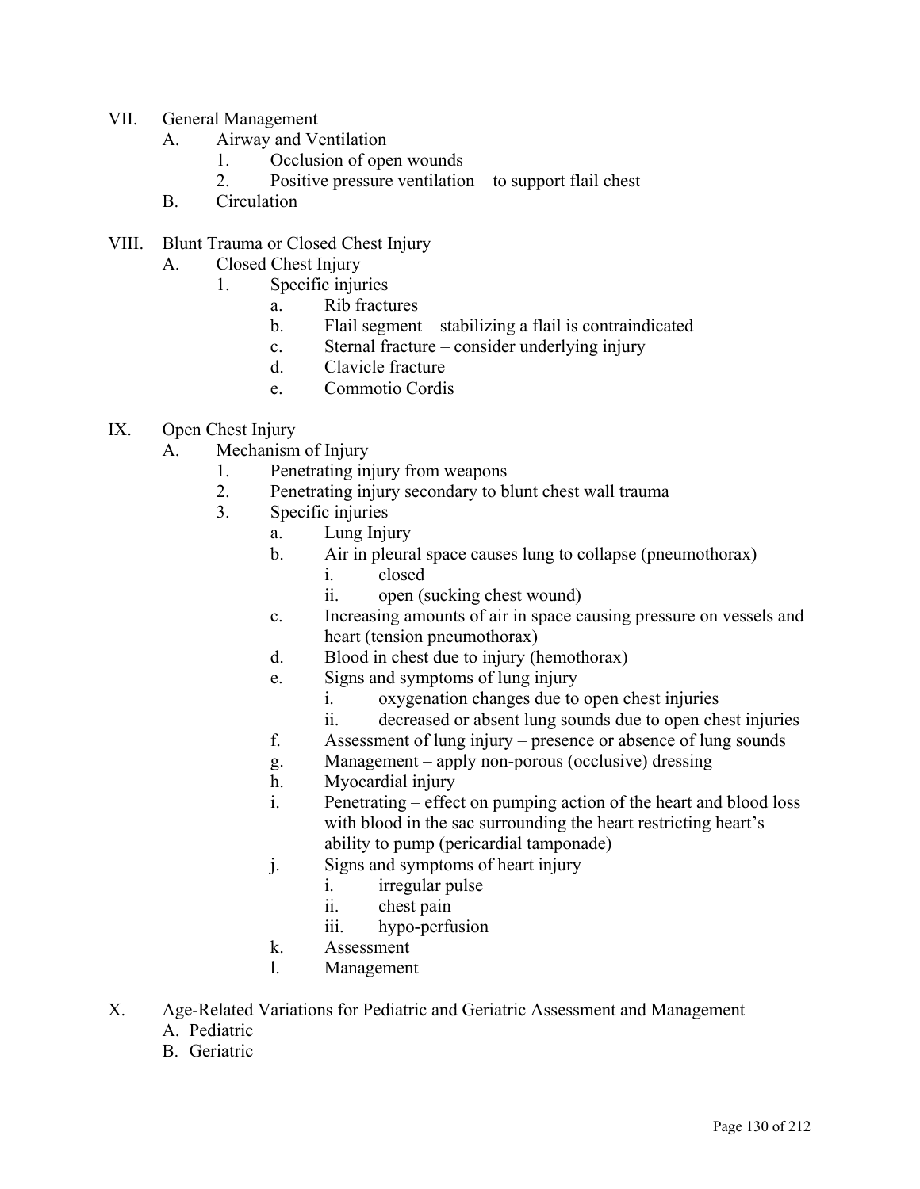VII. General Management
   A. Airway and Ventilation
      1. Occlusion of open wounds
      2. Positive pressure ventilation – to support flail chest
   B. Circulation

VIII. Blunt Trauma or Closed Chest Injury
   A. Closed Chest Injury
      1. Specific injuries
         a. Rib fractures
         b. Flail segment – stabilizing a flail is contraindicated
         c. Sternal fracture – consider underlying injury
         d. Clavicle fracture
         e. Commotio Cordis

IX. Open Chest Injury
   A. Mechanism of Injury
      1. Penetrating injury from weapons
      2. Penetrating injury secondary to blunt chest wall trauma
      3. Specific injuries
         a. Lung Injury
         b. Air in pleural space causes lung to collapse (pneumothorax)
            i. closed
            ii. open (sucking chest wound)
         c. Increasing amounts of air in space causing pressure on vessels and heart (tension pneumothorax)
         d. Blood in chest due to injury (hemothorax)
         e. Signs and symptoms of lung injury
            i. oxygenation changes due to open chest injuries
            ii. decreased or absent lung sounds due to open chest injuries
         f. Assessment of lung injury – presence or absence of lung sounds
         g. Management – apply non-porous (occlusive) dressing
         h. Myocardial injury
         i. Penetrating – effect on pumping action of the heart and blood loss with blood in the sac surrounding the heart restricting heart's ability to pump (pericardial tamponade)
         j. Signs and symptoms of heart injury
            i. irregular pulse
            ii. chest pain
            iii. hypo-perfusion
         k. Assessment
         l. Management

X. Age-Related Variations for Pediatric and Geriatric Assessment and Management
   A. Pediatric
   B. Geriatric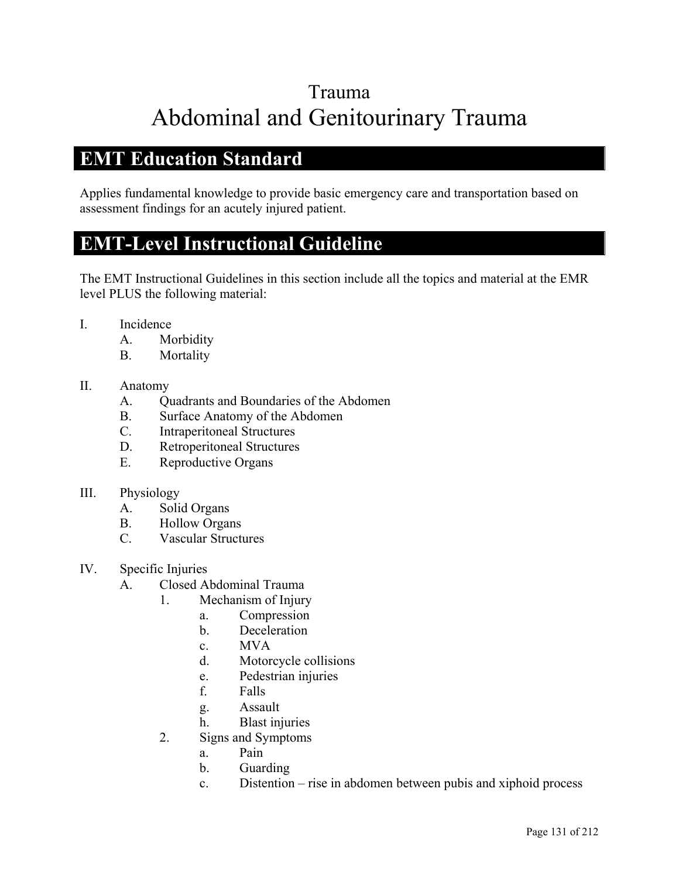# Trauma

# Abdominal and Genitourinary Trauma

## EMT Education Standard

Applies fundamental knowledge to provide basic emergency care and transportation based on assessment findings for an acutely injured patient.

## EMT-Level Instructional Guideline

The EMT Instructional Guidelines in this section include all the topics and material at the EMR level PLUS the following material:

- I. Incidence
  - A. Morbidity
  - B. Mortality
- II. Anatomy
  - A. Quadrants and Boundaries of the Abdomen
  - B. Surface Anatomy of the Abdomen
  - C. Intraperitoneal Structures
  - D. Retroperitoneal Structures
  - E. Reproductive Organs
- III. Physiology
  - A. Solid Organs
  - B. Hollow Organs
  - C. Vascular Structures
- IV. Specific Injuries
  - A. Closed Abdominal Trauma
    - 1. Mechanism of Injury
      - a. Compression
      - b. Deceleration
      - c. MVA
      - d. Motorcycle collisions
      - e. Pedestrian injuries
      - f. Falls
      - g. Assault
      - h. Blast injuries
    - 2. Signs and Symptoms
      - a. Pain
      - b. Guarding
      - c. Distention – rise in abdomen between pubis and xiphoid process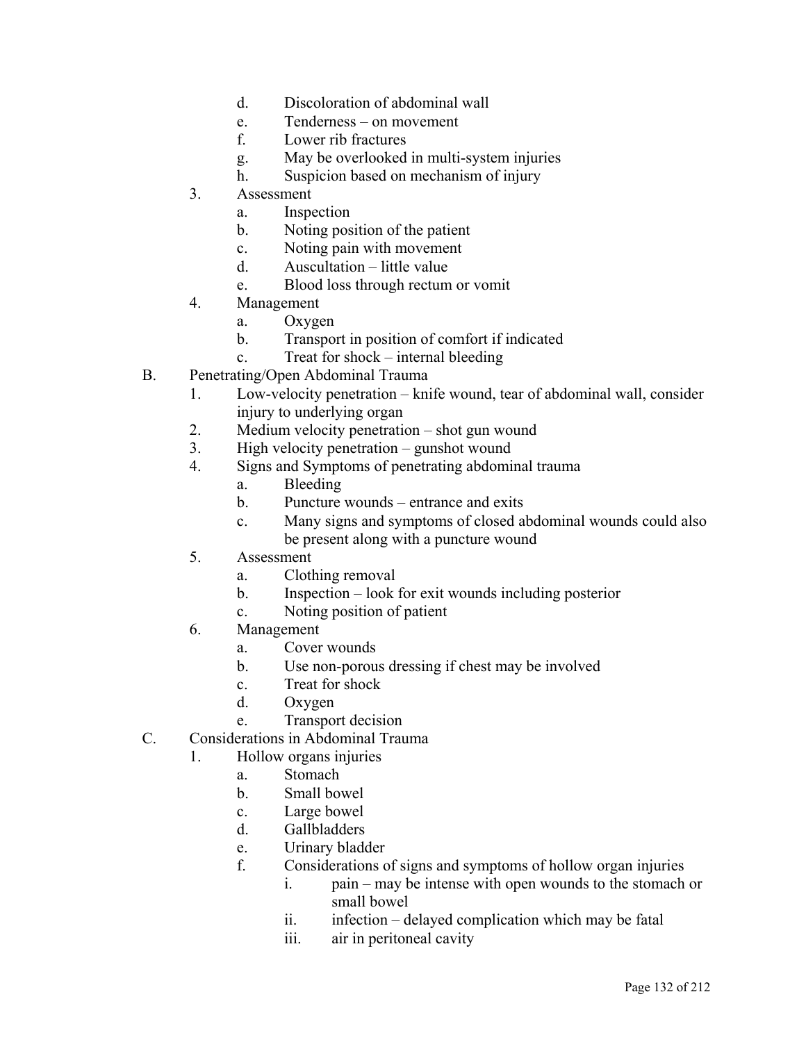d. Discoloration of abdominal wall
   e. Tenderness – on movement
   f. Lower rib fractures
   g. May be overlooked in multi-system injuries
   h. Suspicion based on mechanism of injury
3. Assessment
   a. Inspection
   b. Noting position of the patient
   c. Noting pain with movement
   d. Auscultation – little value
   e. Blood loss through rectum or vomit
4. Management
   a. Oxygen
   b. Transport in position of comfort if indicated
   c. Treat for shock – internal bleeding

B. Penetrating/Open Abdominal Trauma
   1. Low-velocity penetration – knife wound, tear of abdominal wall, consider injury to underlying organ
   2. Medium velocity penetration – shot gun wound
   3. High velocity penetration – gunshot wound
   4. Signs and Symptoms of penetrating abdominal trauma
      a. Bleeding
      b. Puncture wounds – entrance and exits
      c. Many signs and symptoms of closed abdominal wounds could also be present along with a puncture wound
   5. Assessment
      a. Clothing removal
      b. Inspection – look for exit wounds including posterior
      c. Noting position of patient
   6. Management
      a. Cover wounds
      b. Use non-porous dressing if chest may be involved
      c. Treat for shock
      d. Oxygen
      e. Transport decision

C. Considerations in Abdominal Trauma
   1. Hollow organs injuries
      a. Stomach
      b. Small bowel
      c. Large bowel
      d. Gallbladders
      e. Urinary bladder
      f. Considerations of signs and symptoms of hollow organ injuries
         i. pain – may be intense with open wounds to the stomach or small bowel
         ii. infection – delayed complication which may be fatal
         iii. air in peritoneal cavity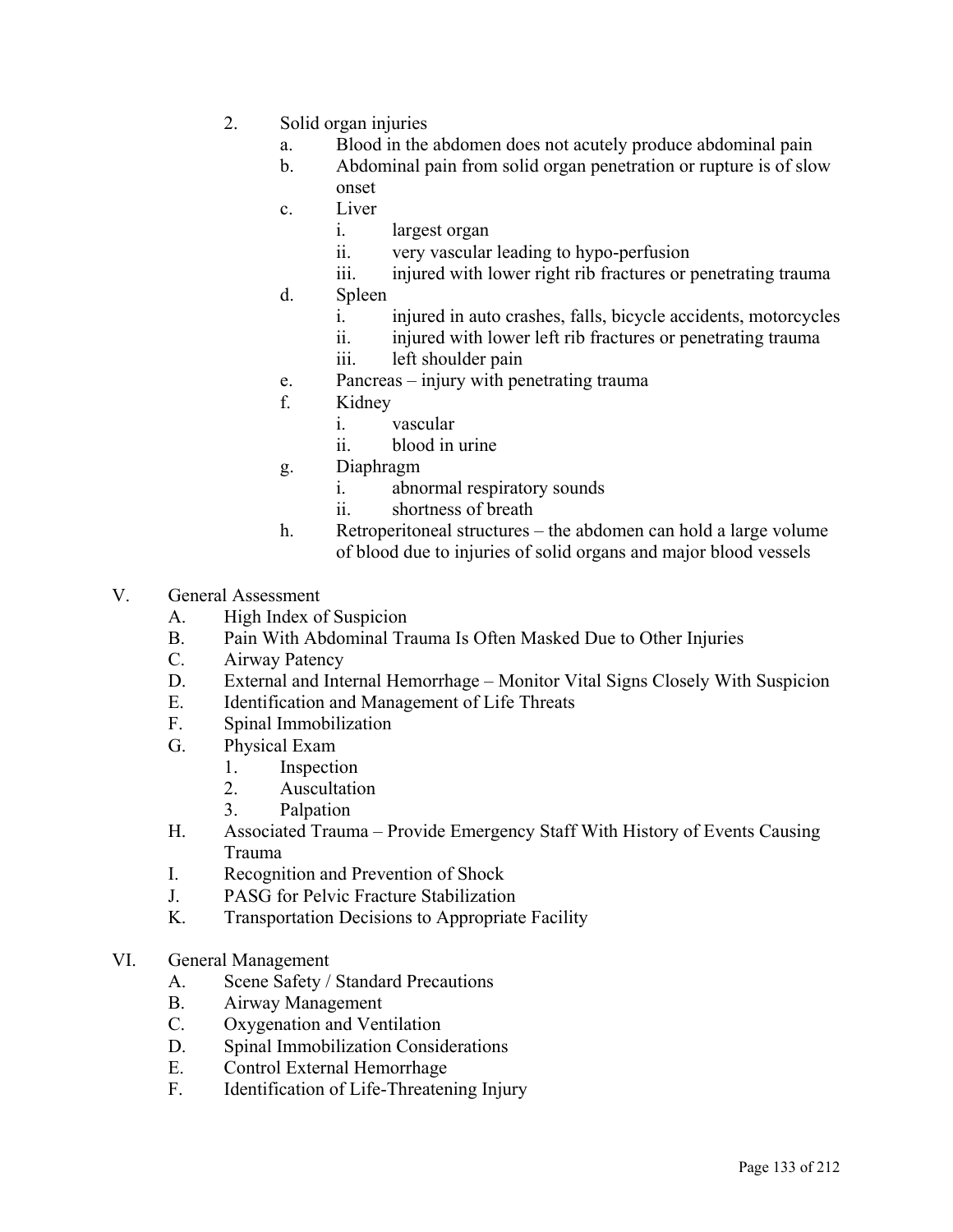2. Solid organ injuries
    a. Blood in the abdomen does not acutely produce abdominal pain
    b. Abdominal pain from solid organ penetration or rupture is of slow onset
    c. Liver
        i. largest organ
        ii. very vascular leading to hypo-perfusion
        iii. injured with lower right rib fractures or penetrating trauma
    d. Spleen
        i. injured in auto crashes, falls, bicycle accidents, motorcycles
        ii. injured with lower left rib fractures or penetrating trauma
        iii. left shoulder pain
    e. Pancreas – injury with penetrating trauma
    f. Kidney
        i. vascular
        ii. blood in urine
    g. Diaphragm
        i. abnormal respiratory sounds
        ii. shortness of breath
    h. Retroperitoneal structures – the abdomen can hold a large volume of blood due to injuries of solid organs and major blood vessels

V. General Assessment
    A. High Index of Suspicion
    B. Pain With Abdominal Trauma Is Often Masked Due to Other Injuries
    C. Airway Patency
    D. External and Internal Hemorrhage – Monitor Vital Signs Closely With Suspicion
    E. Identification and Management of Life Threats
    F. Spinal Immobilization
    G. Physical Exam
        1. Inspection
        2. Auscultation
        3. Palpation
    H. Associated Trauma – Provide Emergency Staff With History of Events Causing Trauma
    I. Recognition and Prevention of Shock
    J. PASG for Pelvic Fracture Stabilization
    K. Transportation Decisions to Appropriate Facility

VI. General Management
    A. Scene Safety / Standard Precautions
    B. Airway Management
    C. Oxygenation and Ventilation
    D. Spinal Immobilization Considerations
    E. Control External Hemorrhage
    F. Identification of Life-Threatening Injury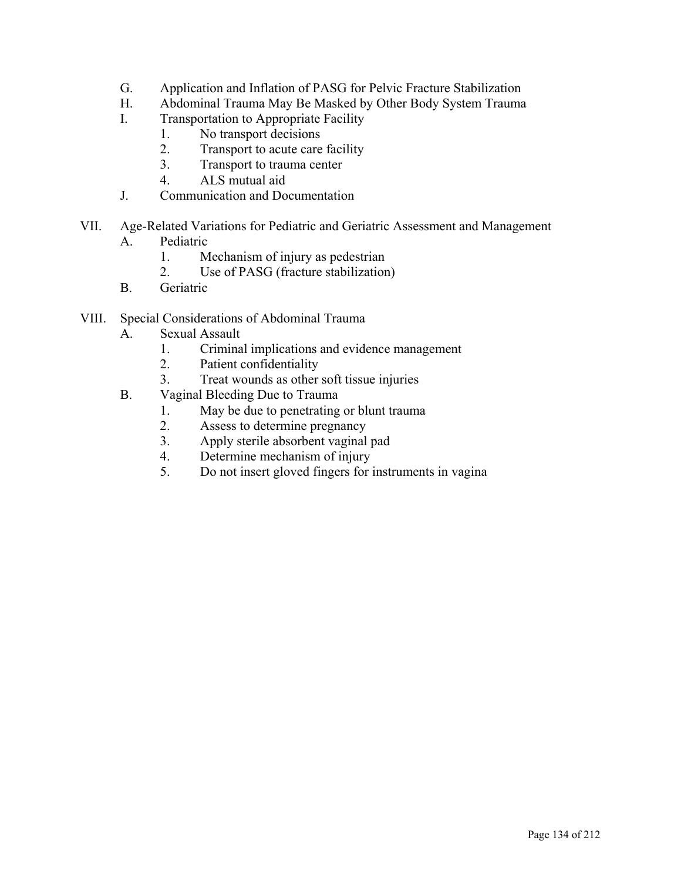G. Application and Inflation of PASG for Pelvic Fracture Stabilization
H. Abdominal Trauma May Be Masked by Other Body System Trauma
I. Transportation to Appropriate Facility
   1. No transport decisions
   2. Transport to acute care facility
   3. Transport to trauma center
   4. ALS mutual aid
J. Communication and Documentation

VII. Age-Related Variations for Pediatric and Geriatric Assessment and Management
   A. Pediatric
      1. Mechanism of injury as pedestrian
      2. Use of PASG (fracture stabilization)
   B. Geriatric

VIII. Special Considerations of Abdominal Trauma
   A. Sexual Assault
      1. Criminal implications and evidence management
      2. Patient confidentiality
      3. Treat wounds as other soft tissue injuries
   B. Vaginal Bleeding Due to Trauma
      1. May be due to penetrating or blunt trauma
      2. Assess to determine pregnancy
      3. Apply sterile absorbent vaginal pad
      4. Determine mechanism of injury
      5. Do not insert gloved fingers for instruments in vagina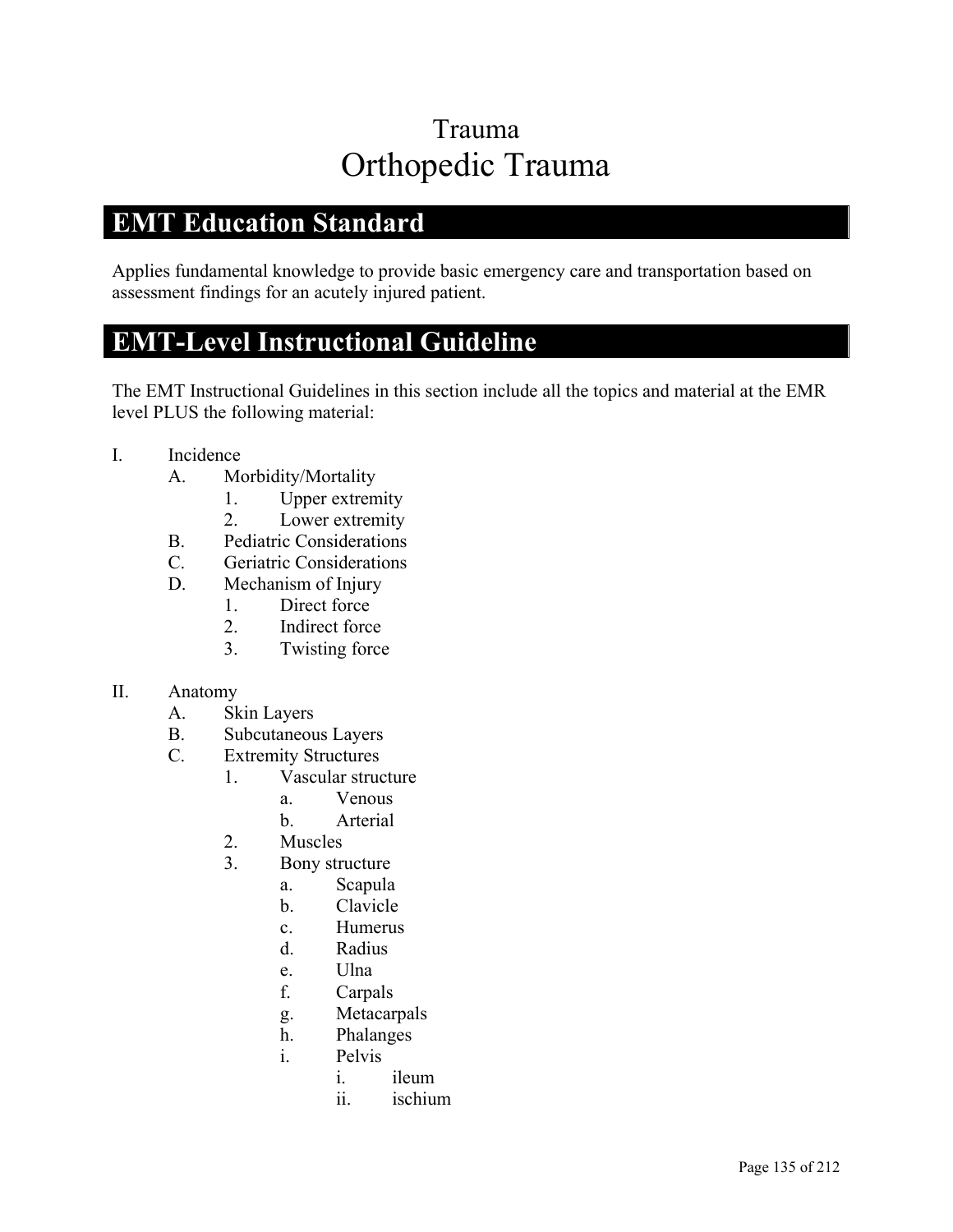# Trauma
# Orthopedic Trauma

## EMT Education Standard

Applies fundamental knowledge to provide basic emergency care and transportation based on assessment findings for an acutely injured patient.

## EMT-Level Instructional Guideline

The EMT Instructional Guidelines in this section include all the topics and material at the EMR level PLUS the following material:

- I. Incidence
    - A. Morbidity/Mortality
        - 1. Upper extremity
        - 2. Lower extremity
    - B. Pediatric Considerations
    - C. Geriatric Considerations
    - D. Mechanism of Injury
        - 1. Direct force
        - 2. Indirect force
        - 3. Twisting force
- II. Anatomy
    - A. Skin Layers
    - B. Subcutaneous Layers
    - C. Extremity Structures
        - 1. Vascular structure
            - a. Venous
            - b. Arterial
        - 2. Muscles
        - 3. Bony structure
            - a. Scapula
            - b. Clavicle
            - c. Humerus
            - d. Radius
            - e. Ulna
            - f. Carpals
            - g. Metacarpals
            - h. Phalanges
            - i. Pelvis
                - i. ileum
                - ii. ischium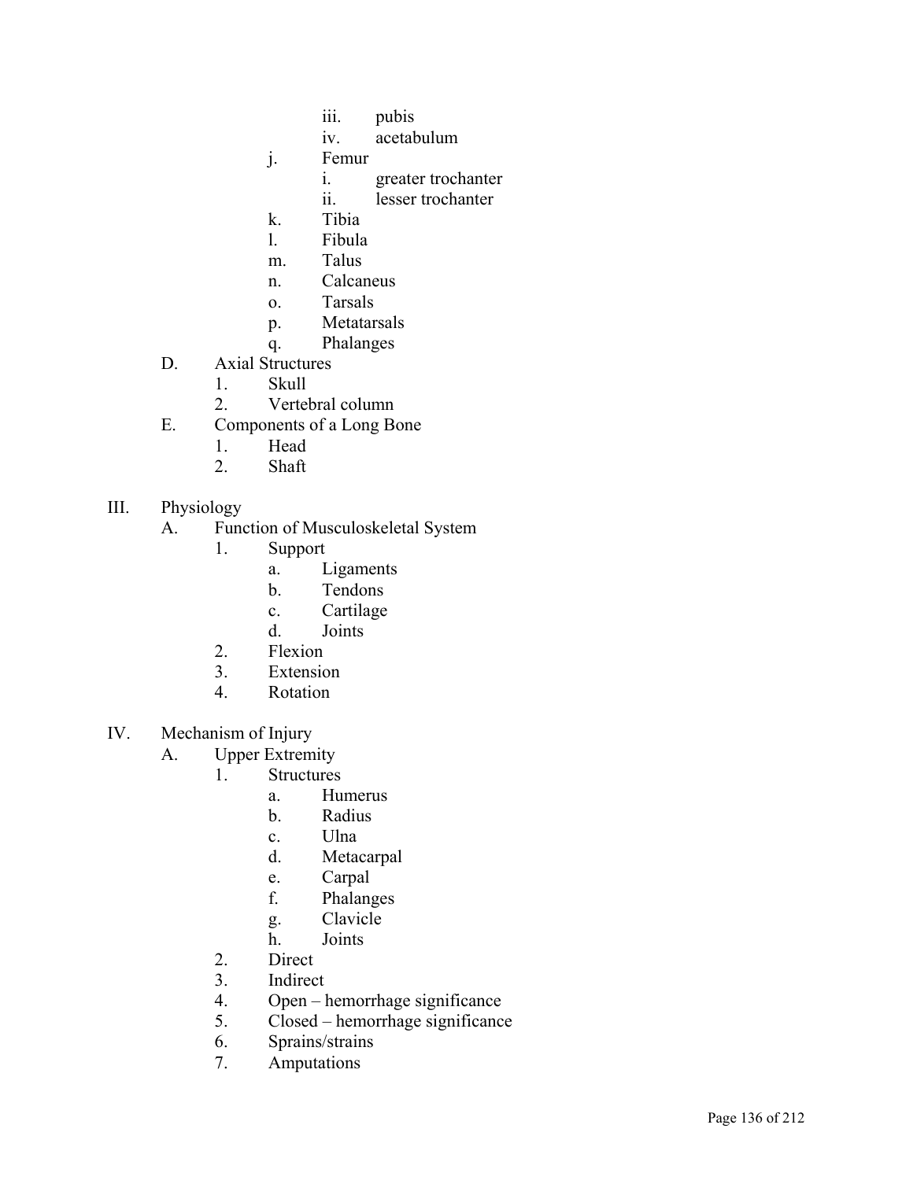- iii. pubis
- iv. acetabulum

j. Femur
- i. greater trochanter
- ii. lesser trochanter

k. Tibia
l. Fibula
m. Talus
n. Calcaneus
o. Tarsals
p. Metatarsals
q. Phalanges

D. Axial Structures
1. Skull
2. Vertebral column

E. Components of a Long Bone
1. Head
2. Shaft

III. Physiology

A. Function of Musculoskeletal System
1. Support
   - a. Ligaments
   - b. Tendons
   - c. Cartilage
   - d. Joints
2. Flexion
3. Extension
4. Rotation

IV. Mechanism of Injury

A. Upper Extremity
1. Structures
   - a. Humerus
   - b. Radius
   - c. Ulna
   - d. Metacarpal
   - e. Carpal
   - f. Phalanges
   - g. Clavicle
   - h. Joints
2. Direct
3. Indirect
4. Open – hemorrhage significance
5. Closed – hemorrhage significance
6. Sprains/strains
7. Amputations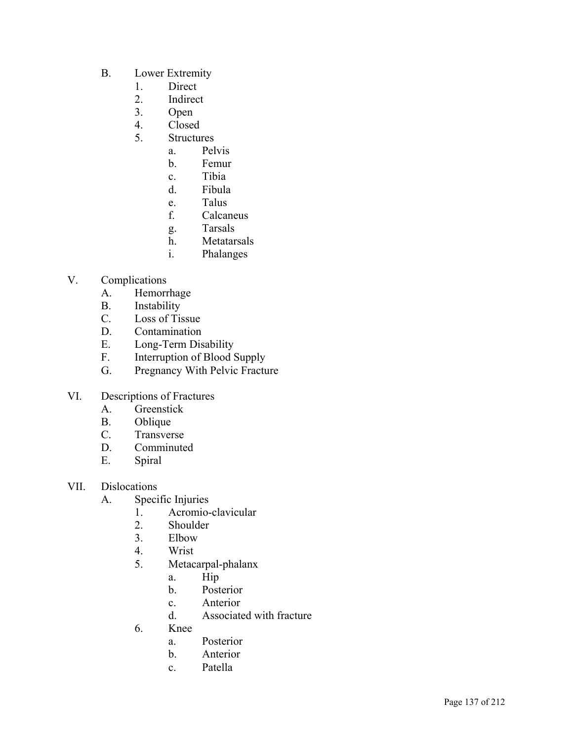- B. Lower Extremity
  1. Direct
  2. Indirect
  3. Open
  4. Closed
  5. Structures
     - a. Pelvis
     - b. Femur
     - c. Tibia
     - d. Fibula
     - e. Talus
     - f. Calcaneus
     - g. Tarsals
     - h. Metatarsals
     - i. Phalanges

V. Complications
- A. Hemorrhage
- B. Instability
- C. Loss of Tissue
- D. Contamination
- E. Long-Term Disability
- F. Interruption of Blood Supply
- G. Pregnancy With Pelvic Fracture

VI. Descriptions of Fractures
- A. Greenstick
- B. Oblique
- C. Transverse
- D. Comminuted
- E. Spiral

VII. Dislocations
- A. Specific Injuries
  1. Acromio-clavicular
  2. Shoulder
  3. Elbow
  4. Wrist
  5. Metacarpal-phalanx
     - a. Hip
     - b. Posterior
     - c. Anterior
     - d. Associated with fracture
  6. Knee
     - a. Posterior
     - b. Anterior
     - c. Patella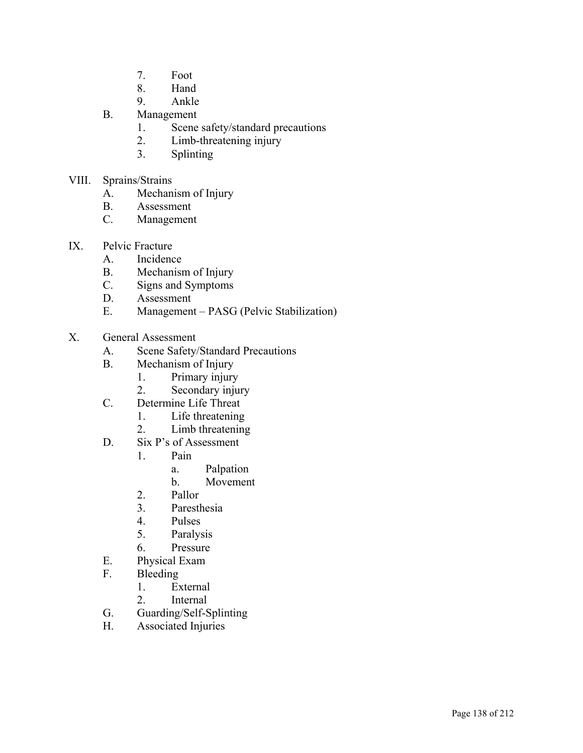7. Foot
8. Hand
9. Ankle

B. Management
1. Scene safety/standard precautions
2. Limb-threatening injury
3. Splinting

VIII. Sprains/Strains
A. Mechanism of Injury
B. Assessment
C. Management

IX. Pelvic Fracture
A. Incidence
B. Mechanism of Injury
C. Signs and Symptoms
D. Assessment
E. Management – PASG (Pelvic Stabilization)

X. General Assessment
A. Scene Safety/Standard Precautions
B. Mechanism of Injury
1. Primary injury
2. Secondary injury
C. Determine Life Threat
1. Life threatening
2. Limb threatening
D. Six P's of Assessment
1. Pain
a. Palpation
b. Movement
2. Pallor
3. Paresthesia
4. Pulses
5. Paralysis
6. Pressure
E. Physical Exam
F. Bleeding
1. External
2. Internal
G. Guarding/Self-Splinting
H. Associated Injuries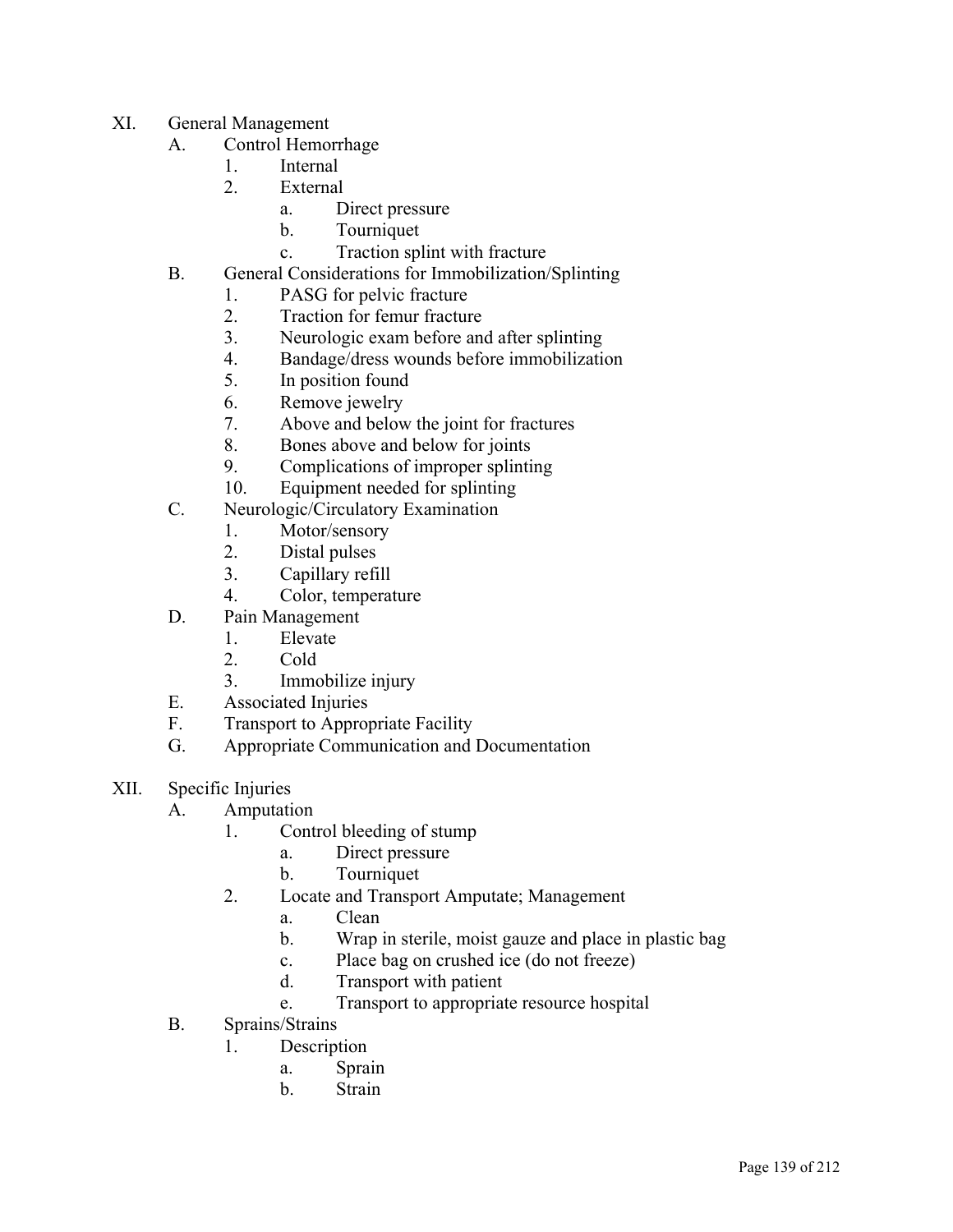XI. General Management
   A. Control Hemorrhage
      1. Internal
      2. External
         a. Direct pressure
         b. Tourniquet
         c. Traction splint with fracture
   B. General Considerations for Immobilization/Splinting
      1. PASG for pelvic fracture
      2. Traction for femur fracture
      3. Neurologic exam before and after splinting
      4. Bandage/dress wounds before immobilization
      5. In position found
      6. Remove jewelry
      7. Above and below the joint for fractures
      8. Bones above and below for joints
      9. Complications of improper splinting
      10. Equipment needed for splinting
   C. Neurologic/Circulatory Examination
      1. Motor/sensory
      2. Distal pulses
      3. Capillary refill
      4. Color, temperature
   D. Pain Management
      1. Elevate
      2. Cold
      3. Immobilize injury
   E. Associated Injuries
   F. Transport to Appropriate Facility
   G. Appropriate Communication and Documentation

XII. Specific Injuries
   A. Amputation
      1. Control bleeding of stump
         a. Direct pressure
         b. Tourniquet
      2. Locate and Transport Amputate; Management
         a. Clean
         b. Wrap in sterile, moist gauze and place in plastic bag
         c. Place bag on crushed ice (do not freeze)
         d. Transport with patient
         e. Transport to appropriate resource hospital
   B. Sprains/Strains
      1. Description
         a. Sprain
         b. Strain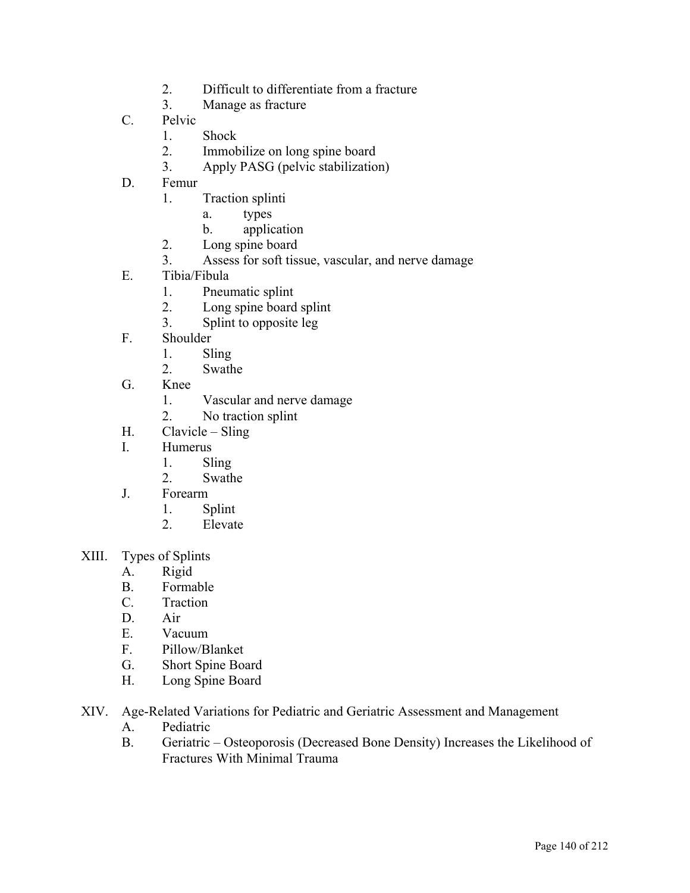2. Difficult to differentiate from a fracture
3. Manage as fracture

C. Pelvic
   1. Shock
   2. Immobilize on long spine board
   3. Apply PASG (pelvic stabilization)

D. Femur
   1. Traction splinti
      a. types
      b. application
   2. Long spine board
   3. Assess for soft tissue, vascular, and nerve damage

E. Tibia/Fibula
   1. Pneumatic splint
   2. Long spine board splint
   3. Splint to opposite leg

F. Shoulder
   1. Sling
   2. Swathe

G. Knee
   1. Vascular and nerve damage
   2. No traction splint

H. Clavicle – Sling

I. Humerus
   1. Sling
   2. Swathe

J. Forearm
   1. Splint
   2. Elevate

XIII. Types of Splints
   A. Rigid
   B. Formable
   C. Traction
   D. Air
   E. Vacuum
   F. Pillow/Blanket
   G. Short Spine Board
   H. Long Spine Board

XIV. Age-Related Variations for Pediatric and Geriatric Assessment and Management
   A. Pediatric
   B. Geriatric – Osteoporosis (Decreased Bone Density) Increases the Likelihood of Fractures With Minimal Trauma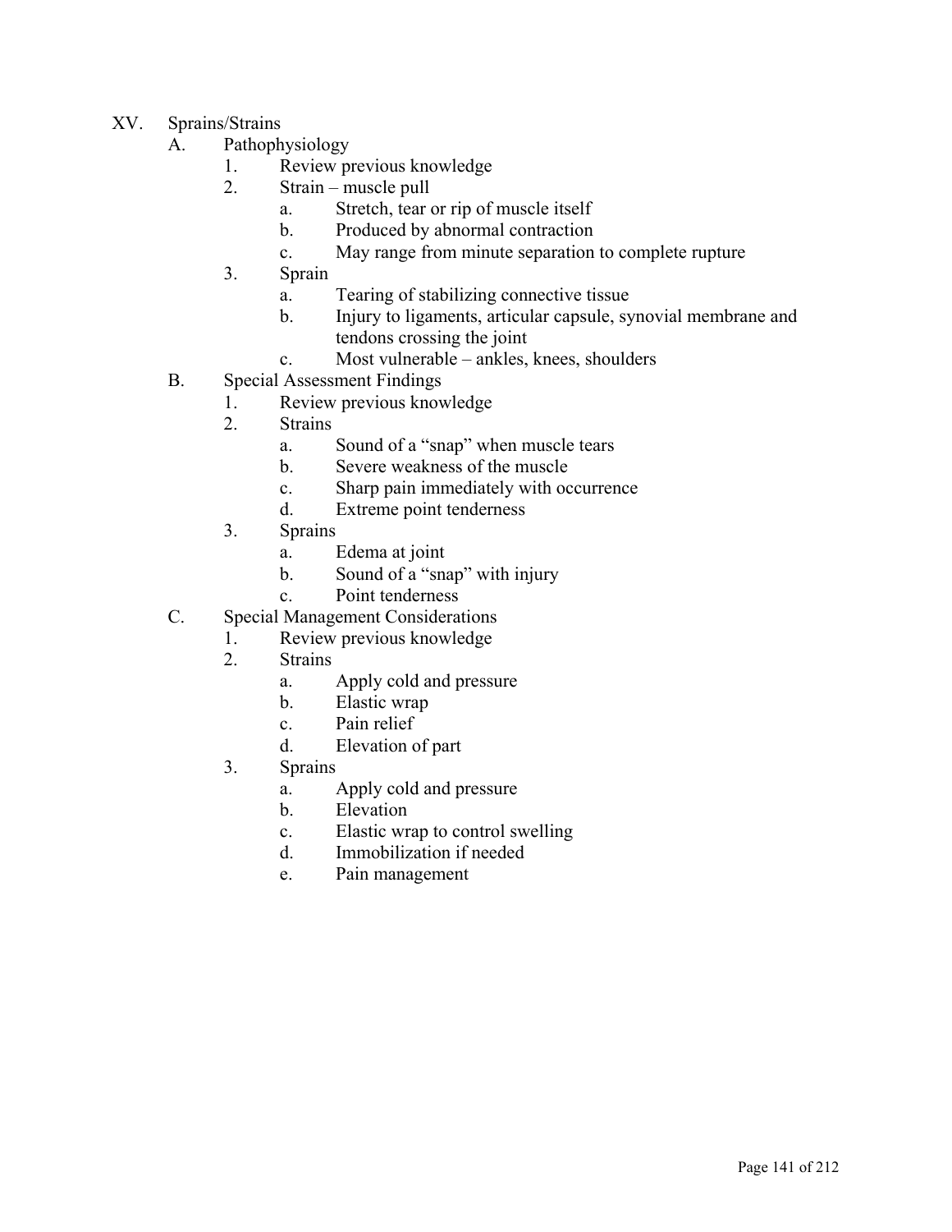XV. Sprains/Strains

A. Pathophysiology
   1. Review previous knowledge
   2. Strain – muscle pull
      a. Stretch, tear or rip of muscle itself
      b. Produced by abnormal contraction
      c. May range from minute separation to complete rupture
   3. Sprain
      a. Tearing of stabilizing connective tissue
      b. Injury to ligaments, articular capsule, synovial membrane and tendons crossing the joint
      c. Most vulnerable – ankles, knees, shoulders

B. Special Assessment Findings
   1. Review previous knowledge
   2. Strains
      a. Sound of a "snap" when muscle tears
      b. Severe weakness of the muscle
      c. Sharp pain immediately with occurrence
      d. Extreme point tenderness
   3. Sprains
      a. Edema at joint
      b. Sound of a "snap" with injury
      c. Point tenderness

C. Special Management Considerations
   1. Review previous knowledge
   2. Strains
      a. Apply cold and pressure
      b. Elastic wrap
      c. Pain relief
      d. Elevation of part
   3. Sprains
      a. Apply cold and pressure
      b. Elevation
      c. Elastic wrap to control swelling
      d. Immobilization if needed
      e. Pain management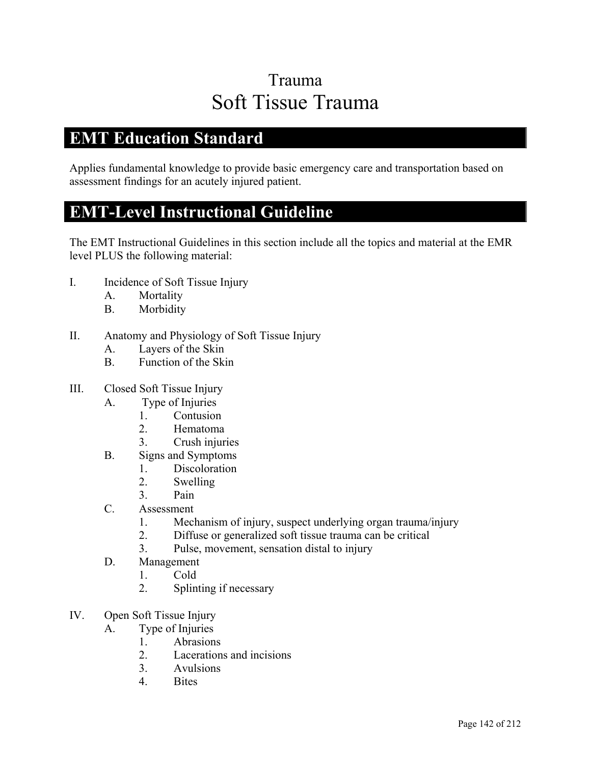# Trauma
# Soft Tissue Trauma

## EMT Education Standard

Applies fundamental knowledge to provide basic emergency care and transportation based on assessment findings for an acutely injured patient.

## EMT-Level Instructional Guideline

The EMT Instructional Guidelines in this section include all the topics and material at the EMR level PLUS the following material:

I. Incidence of Soft Tissue Injury
   A. Mortality
   B. Morbidity

II. Anatomy and Physiology of Soft Tissue Injury
   A. Layers of the Skin
   B. Function of the Skin

III. Closed Soft Tissue Injury
   A. Type of Injuries
      1. Contusion
      2. Hematoma
      3. Crush injuries
   B. Signs and Symptoms
      1. Discoloration
      2. Swelling
      3. Pain
   C. Assessment
      1. Mechanism of injury, suspect underlying organ trauma/injury
      2. Diffuse or generalized soft tissue trauma can be critical
      3. Pulse, movement, sensation distal to injury
   D. Management
      1. Cold
      2. Splinting if necessary

IV. Open Soft Tissue Injury
   A. Type of Injuries
      1. Abrasions
      2. Lacerations and incisions
      3. Avulsions
      4. Bites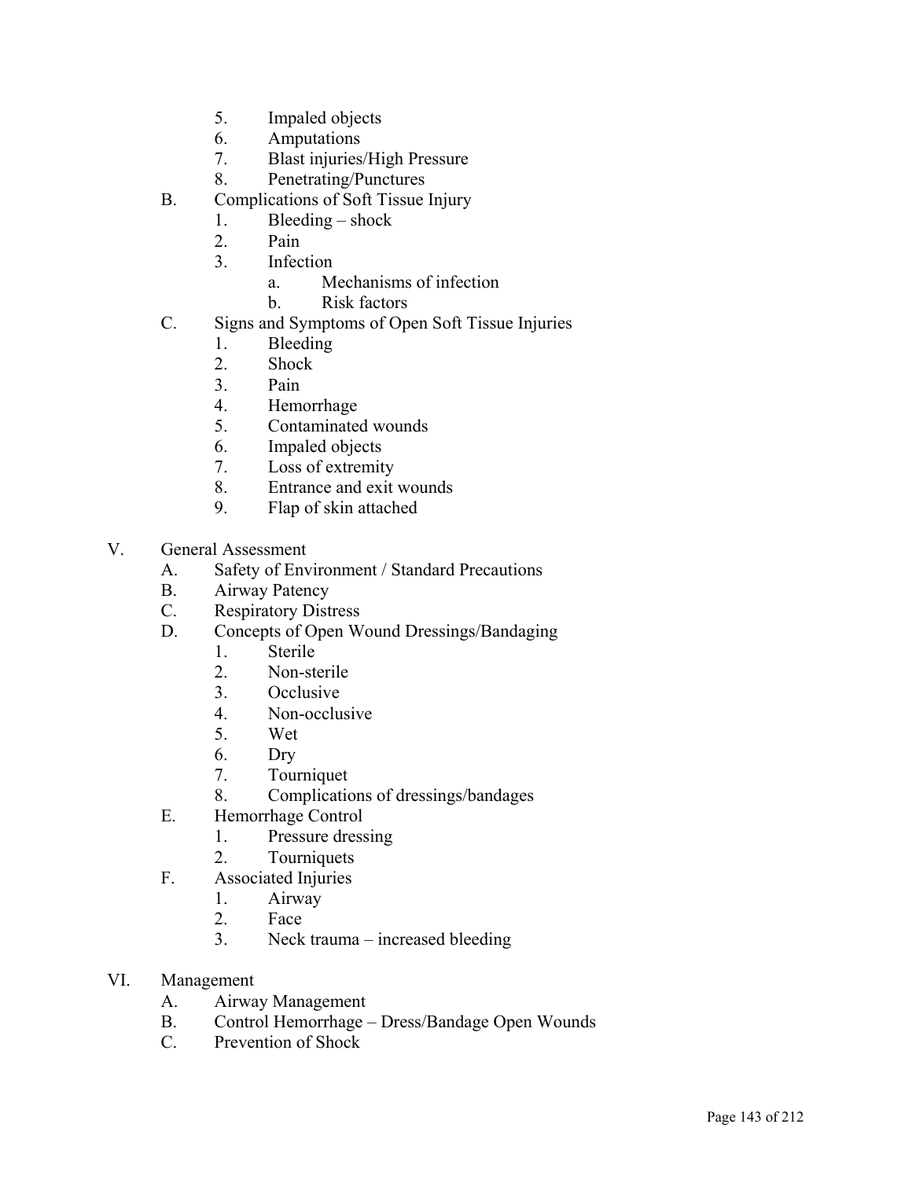5. Impaled objects
6. Amputations
7. Blast injuries/High Pressure
8. Penetrating/Punctures

B. Complications of Soft Tissue Injury
   1. Bleeding – shock
   2. Pain
   3. Infection
      a. Mechanisms of infection
      b. Risk factors

C. Signs and Symptoms of Open Soft Tissue Injuries
   1. Bleeding
   2. Shock
   3. Pain
   4. Hemorrhage
   5. Contaminated wounds
   6. Impaled objects
   7. Loss of extremity
   8. Entrance and exit wounds
   9. Flap of skin attached

V. General Assessment
   A. Safety of Environment / Standard Precautions
   B. Airway Patency
   C. Respiratory Distress
   D. Concepts of Open Wound Dressings/Bandaging
      1. Sterile
      2. Non-sterile
      3. Occlusive
      4. Non-occlusive
      5. Wet
      6. Dry
      7. Tourniquet
      8. Complications of dressings/bandages
   E. Hemorrhage Control
      1. Pressure dressing
      2. Tourniquets
   F. Associated Injuries
      1. Airway
      2. Face
      3. Neck trauma – increased bleeding

VI. Management
   A. Airway Management
   B. Control Hemorrhage – Dress/Bandage Open Wounds
   C. Prevention of Shock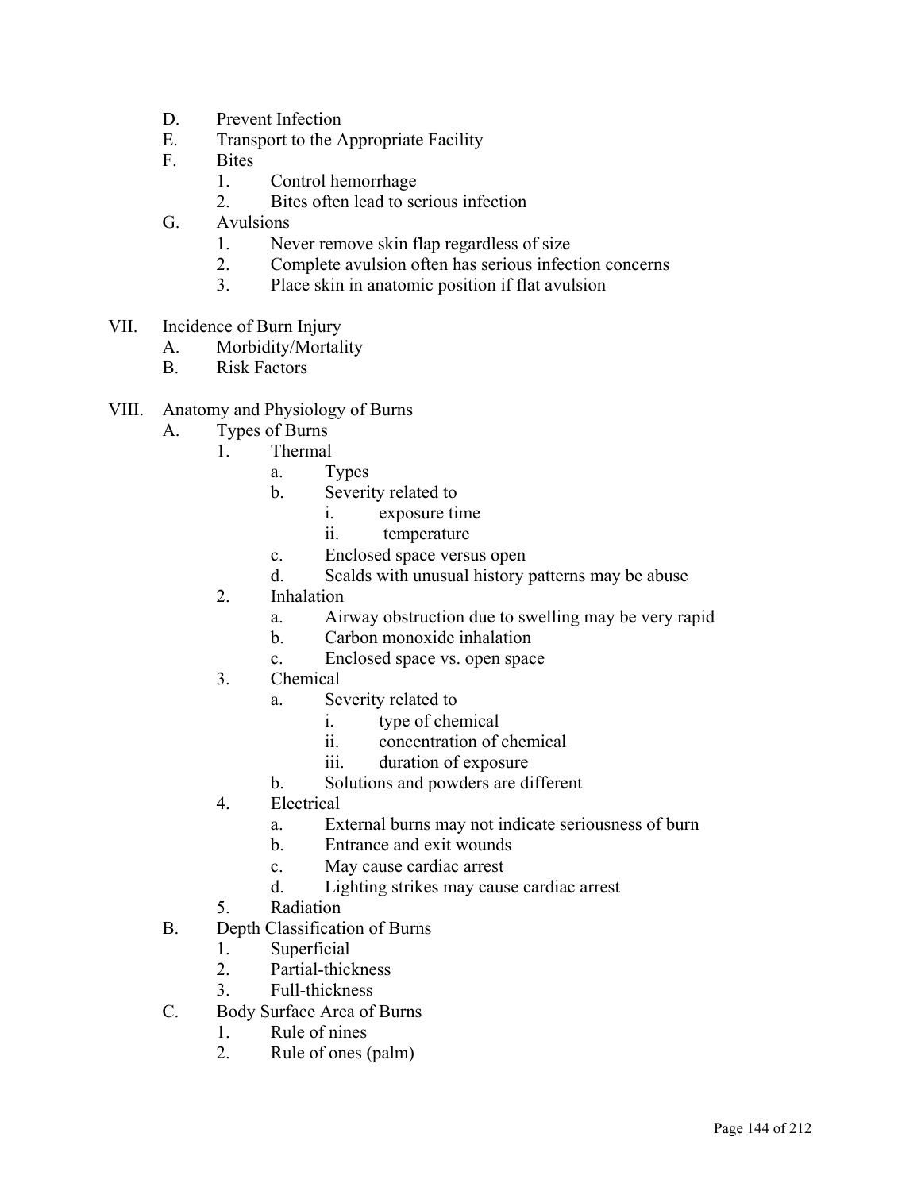D. Prevent Infection
E. Transport to the Appropriate Facility
F. Bites
   1. Control hemorrhage
   2. Bites often lead to serious infection
G. Avulsions
   1. Never remove skin flap regardless of size
   2. Complete avulsion often has serious infection concerns
   3. Place skin in anatomic position if flat avulsion

VII. Incidence of Burn Injury
   A. Morbidity/Mortality
   B. Risk Factors

VIII. Anatomy and Physiology of Burns
   A. Types of Burns
      1. Thermal
         a. Types
         b. Severity related to
            i. exposure time
            ii. temperature
         c. Enclosed space versus open
         d. Scalds with unusual history patterns may be abuse
      2. Inhalation
         a. Airway obstruction due to swelling may be very rapid
         b. Carbon monoxide inhalation
         c. Enclosed space vs. open space
      3. Chemical
         a. Severity related to
            i. type of chemical
            ii. concentration of chemical
            iii. duration of exposure
         b. Solutions and powders are different
      4. Electrical
         a. External burns may not indicate seriousness of burn
         b. Entrance and exit wounds
         c. May cause cardiac arrest
         d. Lighting strikes may cause cardiac arrest
      5. Radiation
   B. Depth Classification of Burns
      1. Superficial
      2. Partial-thickness
      3. Full-thickness
   C. Body Surface Area of Burns
      1. Rule of nines
      2. Rule of ones (palm)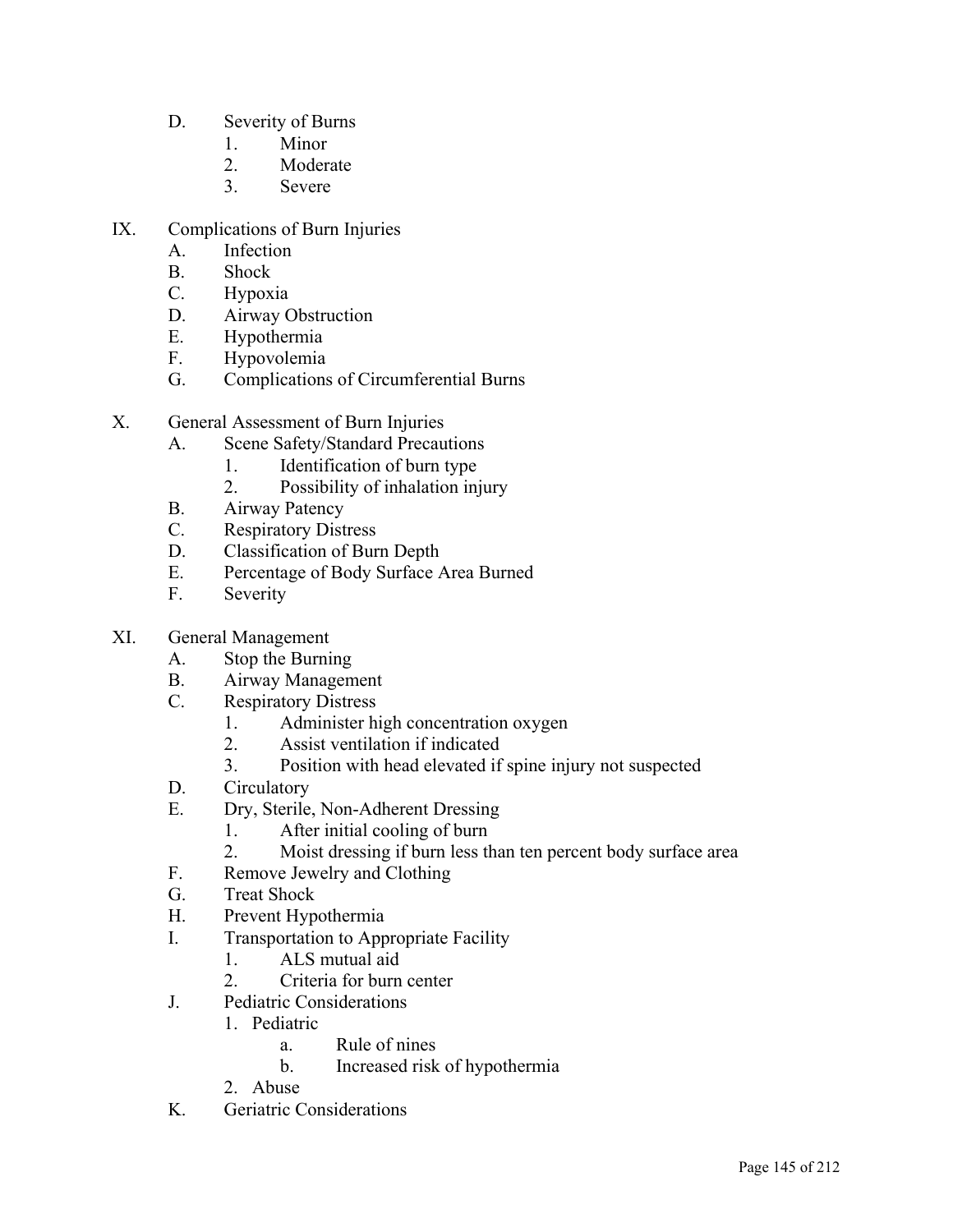D. Severity of Burns
   1. Minor
   2. Moderate
   3. Severe

IX. Complications of Burn Injuries
   A. Infection
   B. Shock
   C. Hypoxia
   D. Airway Obstruction
   E. Hypothermia
   F. Hypovolemia
   G. Complications of Circumferential Burns

X. General Assessment of Burn Injuries
   A. Scene Safety/Standard Precautions
      1. Identification of burn type
      2. Possibility of inhalation injury
   B. Airway Patency
   C. Respiratory Distress
   D. Classification of Burn Depth
   E. Percentage of Body Surface Area Burned
   F. Severity

XI. General Management
   A. Stop the Burning
   B. Airway Management
   C. Respiratory Distress
      1. Administer high concentration oxygen
      2. Assist ventilation if indicated
      3. Position with head elevated if spine injury not suspected
   D. Circulatory
   E. Dry, Sterile, Non-Adherent Dressing
      1. After initial cooling of burn
      2. Moist dressing if burn less than ten percent body surface area
   F. Remove Jewelry and Clothing
   G. Treat Shock
   H. Prevent Hypothermia
   I. Transportation to Appropriate Facility
      1. ALS mutual aid
      2. Criteria for burn center
   J. Pediatric Considerations
      1. Pediatric
         a. Rule of nines
         b. Increased risk of hypothermia
      2. Abuse
   K. Geriatric Considerations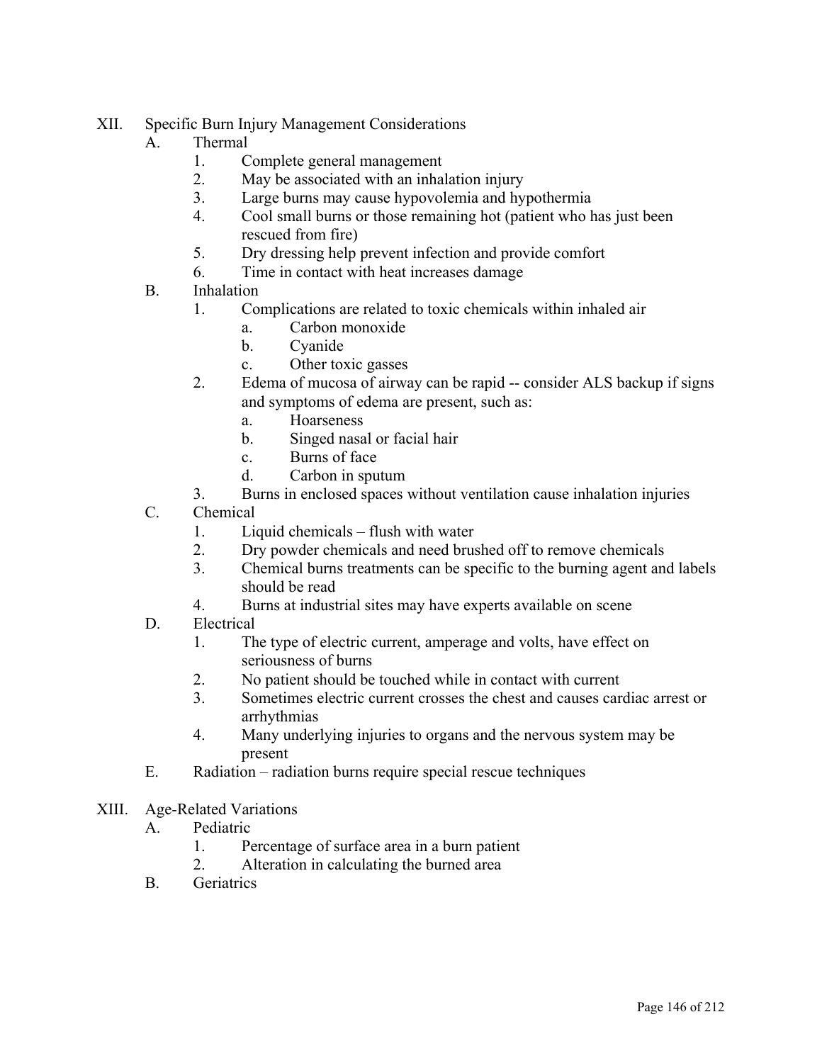XII. Specific Burn Injury Management Considerations
   A. Thermal
      1. Complete general management
      2. May be associated with an inhalation injury
      3. Large burns may cause hypovolemia and hypothermia
      4. Cool small burns or those remaining hot (patient who has just been rescued from fire)
      5. Dry dressing help prevent infection and provide comfort
      6. Time in contact with heat increases damage
   B. Inhalation
      1. Complications are related to toxic chemicals within inhaled air
         a. Carbon monoxide
         b. Cyanide
         c. Other toxic gasses
      2. Edema of mucosa of airway can be rapid -- consider ALS backup if signs and symptoms of edema are present, such as:
         a. Hoarseness
         b. Singed nasal or facial hair
         c. Burns of face
         d. Carbon in sputum
      3. Burns in enclosed spaces without ventilation cause inhalation injuries
   C. Chemical
      1. Liquid chemicals – flush with water
      2. Dry powder chemicals and need brushed off to remove chemicals
      3. Chemical burns treatments can be specific to the burning agent and labels should be read
      4. Burns at industrial sites may have experts available on scene
   D. Electrical
      1. The type of electric current, amperage and volts, have effect on seriousness of burns
      2. No patient should be touched while in contact with current
      3. Sometimes electric current crosses the chest and causes cardiac arrest or arrhythmias
      4. Many underlying injuries to organs and the nervous system may be present
   E. Radiation – radiation burns require special rescue techniques

XIII. Age-Related Variations
   A. Pediatric
      1. Percentage of surface area in a burn patient
      2. Alteration in calculating the burned area
   B. Geriatrics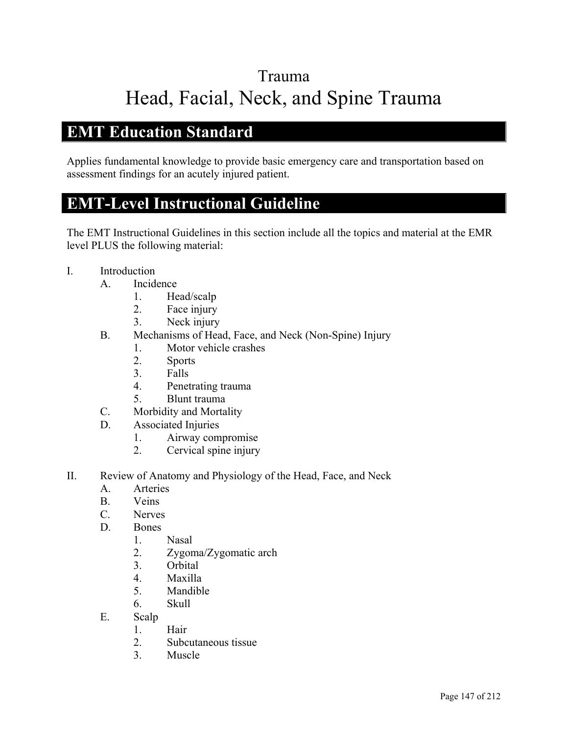# Trauma

# Head, Facial, Neck, and Spine Trauma

## EMT Education Standard

Applies fundamental knowledge to provide basic emergency care and transportation based on assessment findings for an acutely injured patient.

## EMT-Level Instructional Guideline

The EMT Instructional Guidelines in this section include all the topics and material at the EMR level PLUS the following material:

I. Introduction
   - A. Incidence
     1. Head/scalp
     2. Face injury
     3. Neck injury
   - B. Mechanisms of Head, Face, and Neck (Non-Spine) Injury
     1. Motor vehicle crashes
     2. Sports
     3. Falls
     4. Penetrating trauma
     5. Blunt trauma
   - C. Morbidity and Mortality
   - D. Associated Injuries
     1. Airway compromise
     2. Cervical spine injury

II. Review of Anatomy and Physiology of the Head, Face, and Neck
   - A. Arteries
   - B. Veins
   - C. Nerves
   - D. Bones
     1. Nasal
     2. Zygoma/Zygomatic arch
     3. Orbital
     4. Maxilla
     5. Mandible
     6. Skull
   - E. Scalp
     1. Hair
     2. Subcutaneous tissue
     3. Muscle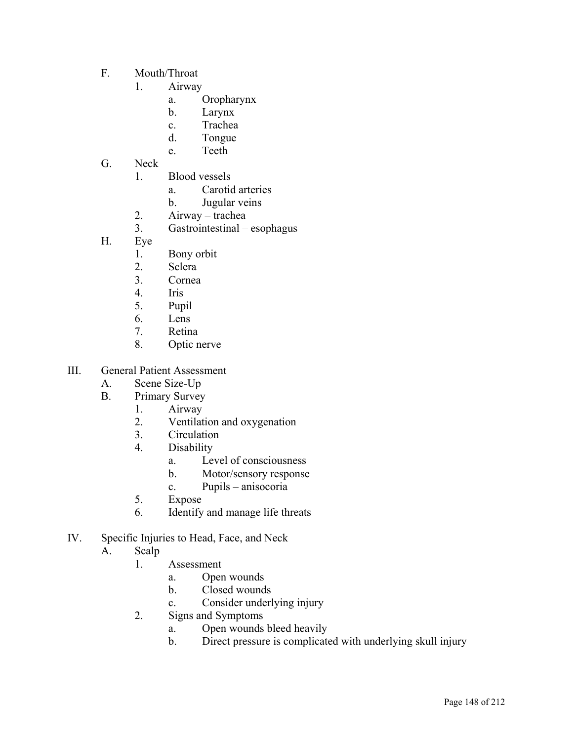- F. Mouth/Throat
  - 1. Airway
    - a. Oropharynx
    - b. Larynx
    - c. Trachea
    - d. Tongue
    - e. Teeth
- G. Neck
  - 1. Blood vessels
    - a. Carotid arteries
    - b. Jugular veins
  - 2. Airway – trachea
  - 3. Gastrointestinal – esophagus
- H. Eye
  - 1. Bony orbit
  - 2. Sclera
  - 3. Cornea
  - 4. Iris
  - 5. Pupil
  - 6. Lens
  - 7. Retina
  - 8. Optic nerve

III. General Patient Assessment

- A. Scene Size-Up
- B. Primary Survey
  - 1. Airway
  - 2. Ventilation and oxygenation
  - 3. Circulation
  - 4. Disability
    - a. Level of consciousness
    - b. Motor/sensory response
    - c. Pupils – anisocoria
  - 5. Expose
  - 6. Identify and manage life threats

IV. Specific Injuries to Head, Face, and Neck

- A. Scalp
  - 1. Assessment
    - a. Open wounds
    - b. Closed wounds
    - c. Consider underlying injury
  - 2. Signs and Symptoms
    - a. Open wounds bleed heavily
    - b. Direct pressure is complicated with underlying skull injury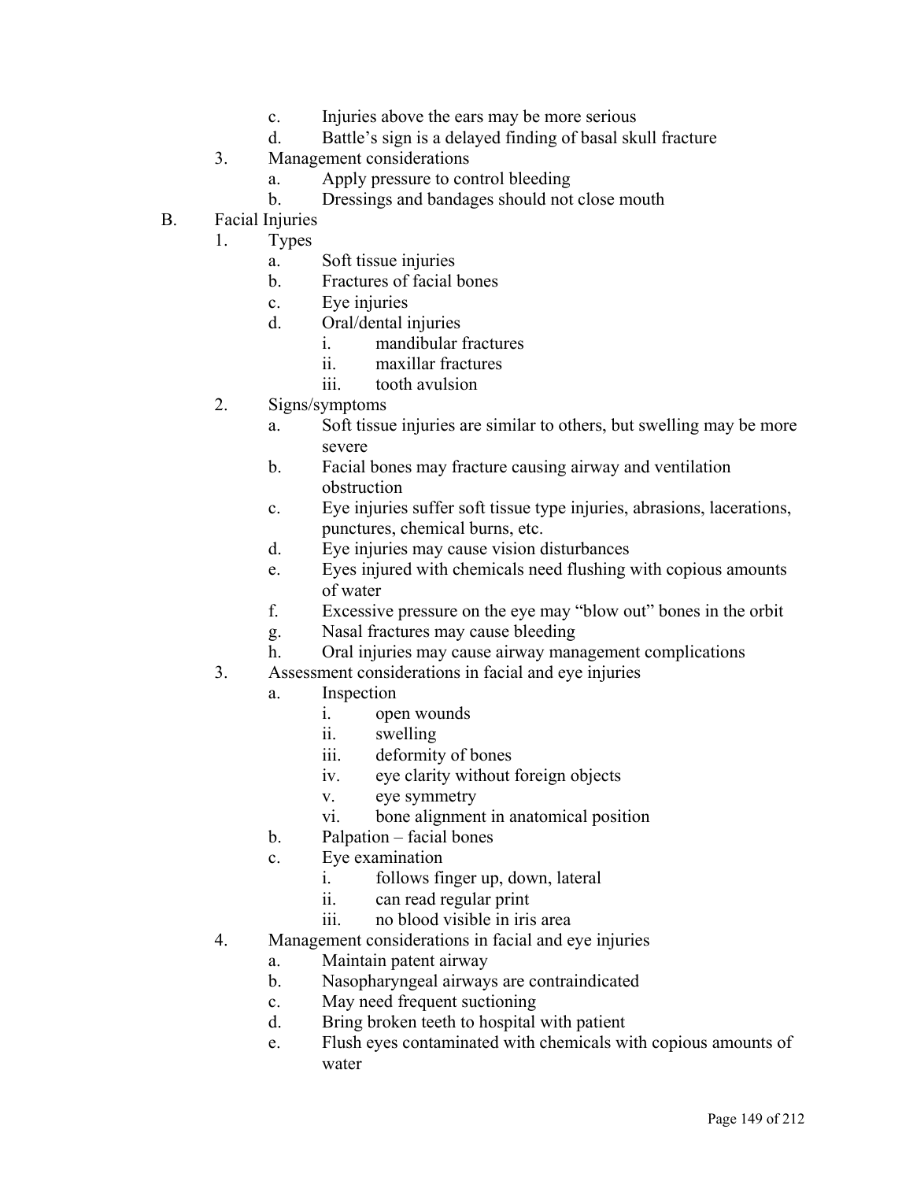- c. Injuries above the ears may be more serious
   - d. Battle's sign is a delayed finding of basal skull fracture
3. Management considerations
   - a. Apply pressure to control bleeding
   - b. Dressings and bandages should not close mouth

B. Facial Injuries

1. Types
   - a. Soft tissue injuries
   - b. Fractures of facial bones
   - c. Eye injuries
   - d. Oral/dental injuries
     - i. mandibular fractures
     - ii. maxillar fractures
     - iii. tooth avulsion
2. Signs/symptoms
   - a. Soft tissue injuries are similar to others, but swelling may be more severe
   - b. Facial bones may fracture causing airway and ventilation obstruction
   - c. Eye injuries suffer soft tissue type injuries, abrasions, lacerations, punctures, chemical burns, etc.
   - d. Eye injuries may cause vision disturbances
   - e. Eyes injured with chemicals need flushing with copious amounts of water
   - f. Excessive pressure on the eye may "blow out" bones in the orbit
   - g. Nasal fractures may cause bleeding
   - h. Oral injuries may cause airway management complications
3. Assessment considerations in facial and eye injuries
   - a. Inspection
     - i. open wounds
     - ii. swelling
     - iii. deformity of bones
     - iv. eye clarity without foreign objects
     - v. eye symmetry
     - vi. bone alignment in anatomical position
   - b. Palpation – facial bones
   - c. Eye examination
     - i. follows finger up, down, lateral
     - ii. can read regular print
     - iii. no blood visible in iris area
4. Management considerations in facial and eye injuries
   - a. Maintain patent airway
   - b. Nasopharyngeal airways are contraindicated
   - c. May need frequent suctioning
   - d. Bring broken teeth to hospital with patient
   - e. Flush eyes contaminated with chemicals with copious amounts of water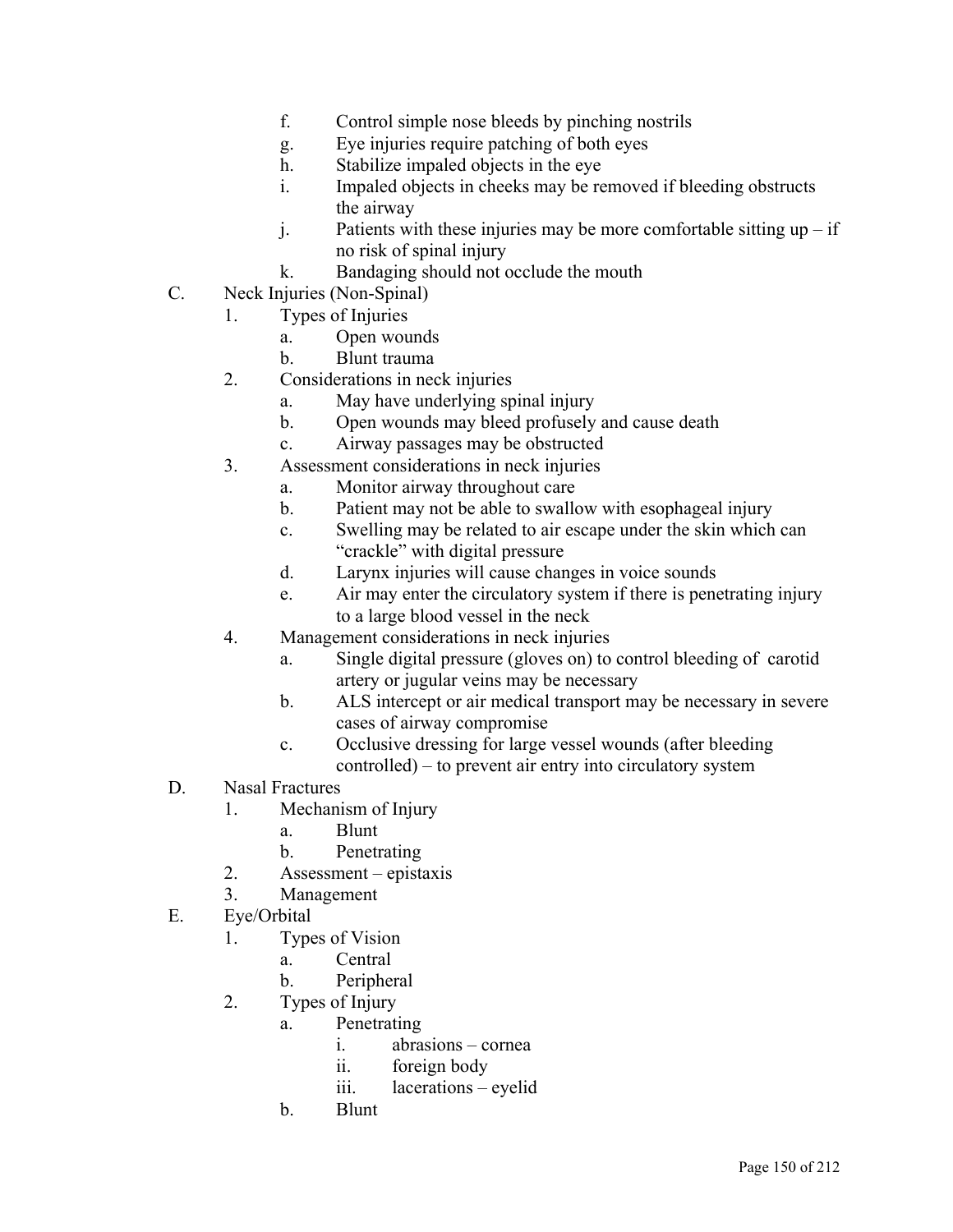f. Control simple nose bleeds by pinching nostrils
g. Eye injuries require patching of both eyes
h. Stabilize impaled objects in the eye
i. Impaled objects in cheeks may be removed if bleeding obstructs the airway
j. Patients with these injuries may be more comfortable sitting up – if no risk of spinal injury
k. Bandaging should not occlude the mouth

C. Neck Injuries (Non-Spinal)
   1. Types of Injuries
      a. Open wounds
      b. Blunt trauma
   2. Considerations in neck injuries
      a. May have underlying spinal injury
      b. Open wounds may bleed profusely and cause death
      c. Airway passages may be obstructed
   3. Assessment considerations in neck injuries
      a. Monitor airway throughout care
      b. Patient may not be able to swallow with esophageal injury
      c. Swelling may be related to air escape under the skin which can "crackle" with digital pressure
      d. Larynx injuries will cause changes in voice sounds
      e. Air may enter the circulatory system if there is penetrating injury to a large blood vessel in the neck
   4. Management considerations in neck injuries
      a. Single digital pressure (gloves on) to control bleeding of carotid artery or jugular veins may be necessary
      b. ALS intercept or air medical transport may be necessary in severe cases of airway compromise
      c. Occlusive dressing for large vessel wounds (after bleeding controlled) – to prevent air entry into circulatory system

D. Nasal Fractures
   1. Mechanism of Injury
      a. Blunt
      b. Penetrating
   2. Assessment – epistaxis
   3. Management

E. Eye/Orbital
   1. Types of Vision
      a. Central
      b. Peripheral
   2. Types of Injury
      a. Penetrating
         i. abrasions – cornea
         ii. foreign body
         iii. lacerations – eyelid
      b. Blunt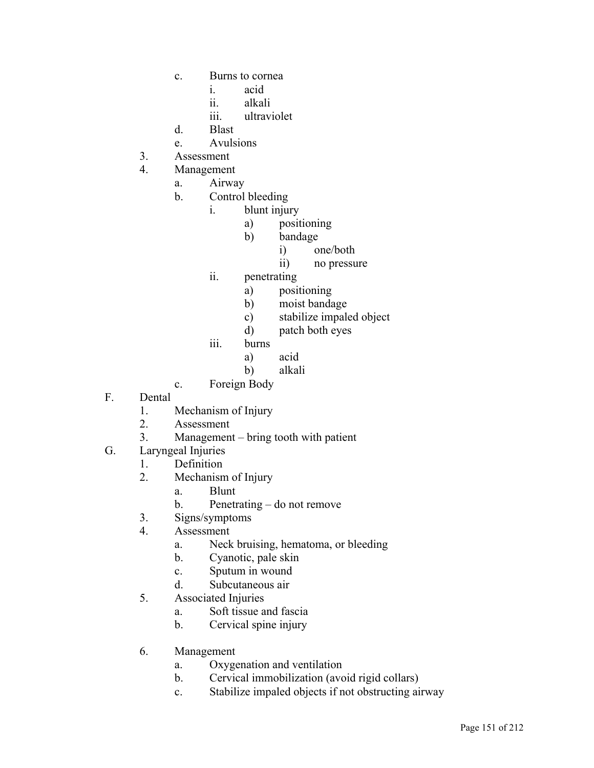- c. Burns to cornea
  - i. acid
  - ii. alkali
  - iii. ultraviolet
- d. Blast
- e. Avulsions

3. Assessment
4. Management
   - a. Airway
   - b. Control bleeding
     - i. blunt injury
       - a) positioning
       - b) bandage
         - i) one/both
         - ii) no pressure
     - ii. penetrating
       - a) positioning
       - b) moist bandage
       - c) stabilize impaled object
       - d) patch both eyes
     - iii. burns
       - a) acid
       - b) alkali
   - c. Foreign Body

F. Dental
1. Mechanism of Injury
2. Assessment
3. Management – bring tooth with patient

G. Laryngeal Injuries
1. Definition
2. Mechanism of Injury
   - a. Blunt
   - b. Penetrating – do not remove
3. Signs/symptoms
4. Assessment
   - a. Neck bruising, hematoma, or bleeding
   - b. Cyanotic, pale skin
   - c. Sputum in wound
   - d. Subcutaneous air
5. Associated Injuries
   - a. Soft tissue and fascia
   - b. Cervical spine injury
6. Management
   - a. Oxygenation and ventilation
   - b. Cervical immobilization (avoid rigid collars)
   - c. Stabilize impaled objects if not obstructing airway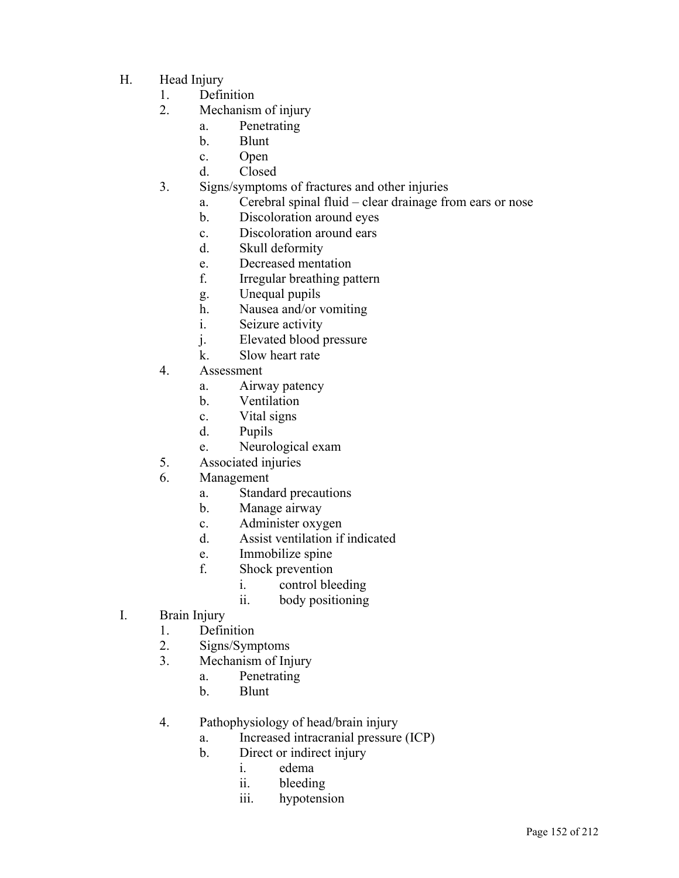H. Head Injury
   1. Definition
   2. Mechanism of injury
      a. Penetrating
      b. Blunt
      c. Open
      d. Closed
   3. Signs/symptoms of fractures and other injuries
      a. Cerebral spinal fluid – clear drainage from ears or nose
      b. Discoloration around eyes
      c. Discoloration around ears
      d. Skull deformity
      e. Decreased mentation
      f. Irregular breathing pattern
      g. Unequal pupils
      h. Nausea and/or vomiting
      i. Seizure activity
      j. Elevated blood pressure
      k. Slow heart rate
   4. Assessment
      a. Airway patency
      b. Ventilation
      c. Vital signs
      d. Pupils
      e. Neurological exam
   5. Associated injuries
   6. Management
      a. Standard precautions
      b. Manage airway
      c. Administer oxygen
      d. Assist ventilation if indicated
      e. Immobilize spine
      f. Shock prevention
         i. control bleeding
         ii. body positioning

I. Brain Injury
   1. Definition
   2. Signs/Symptoms
   3. Mechanism of Injury
      a. Penetrating
      b. Blunt

   4. Pathophysiology of head/brain injury
      a. Increased intracranial pressure (ICP)
      b. Direct or indirect injury
         i. edema
         ii. bleeding
         iii. hypotension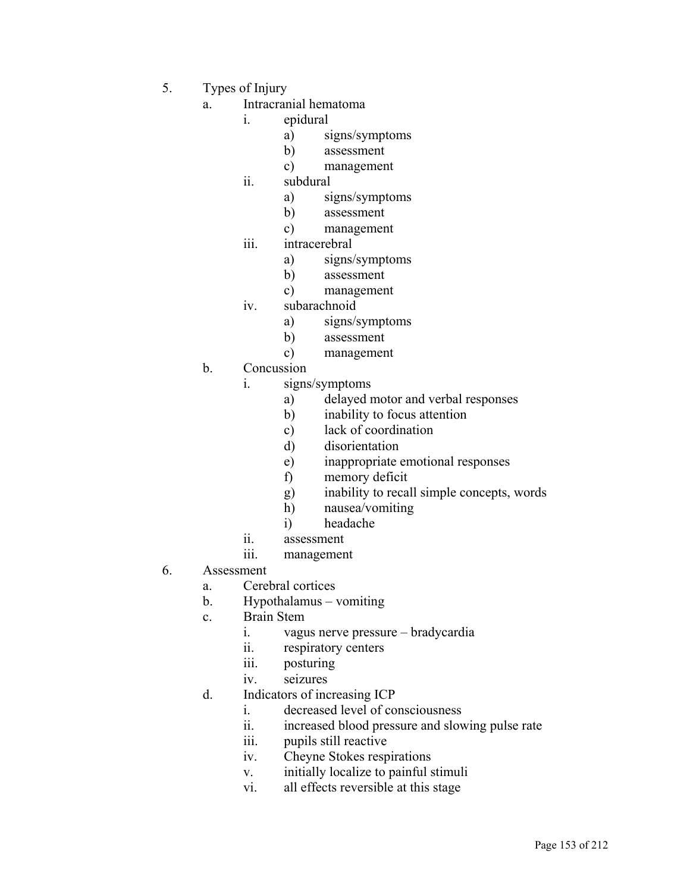5. Types of Injury
    a. Intracranial hematoma
        i. epidural
            a) signs/symptoms
            b) assessment
            c) management
        ii. subdural
            a) signs/symptoms
            b) assessment
            c) management
        iii. intracerebral
            a) signs/symptoms
            b) assessment
            c) management
        iv. subarachnoid
            a) signs/symptoms
            b) assessment
            c) management
    b. Concussion
        i. signs/symptoms
            a) delayed motor and verbal responses
            b) inability to focus attention
            c) lack of coordination
            d) disorientation
            e) inappropriate emotional responses
            f) memory deficit
            g) inability to recall simple concepts, words
            h) nausea/vomiting
            i) headache
        ii. assessment
        iii. management
6. Assessment
    a. Cerebral cortices
    b. Hypothalamus – vomiting
    c. Brain Stem
        i. vagus nerve pressure – bradycardia
        ii. respiratory centers
        iii. posturing
        iv. seizures
    d. Indicators of increasing ICP
        i. decreased level of consciousness
        ii. increased blood pressure and slowing pulse rate
        iii. pupils still reactive
        iv. Cheyne Stokes respirations
        v. initially localize to painful stimuli
        vi. all effects reversible at this stage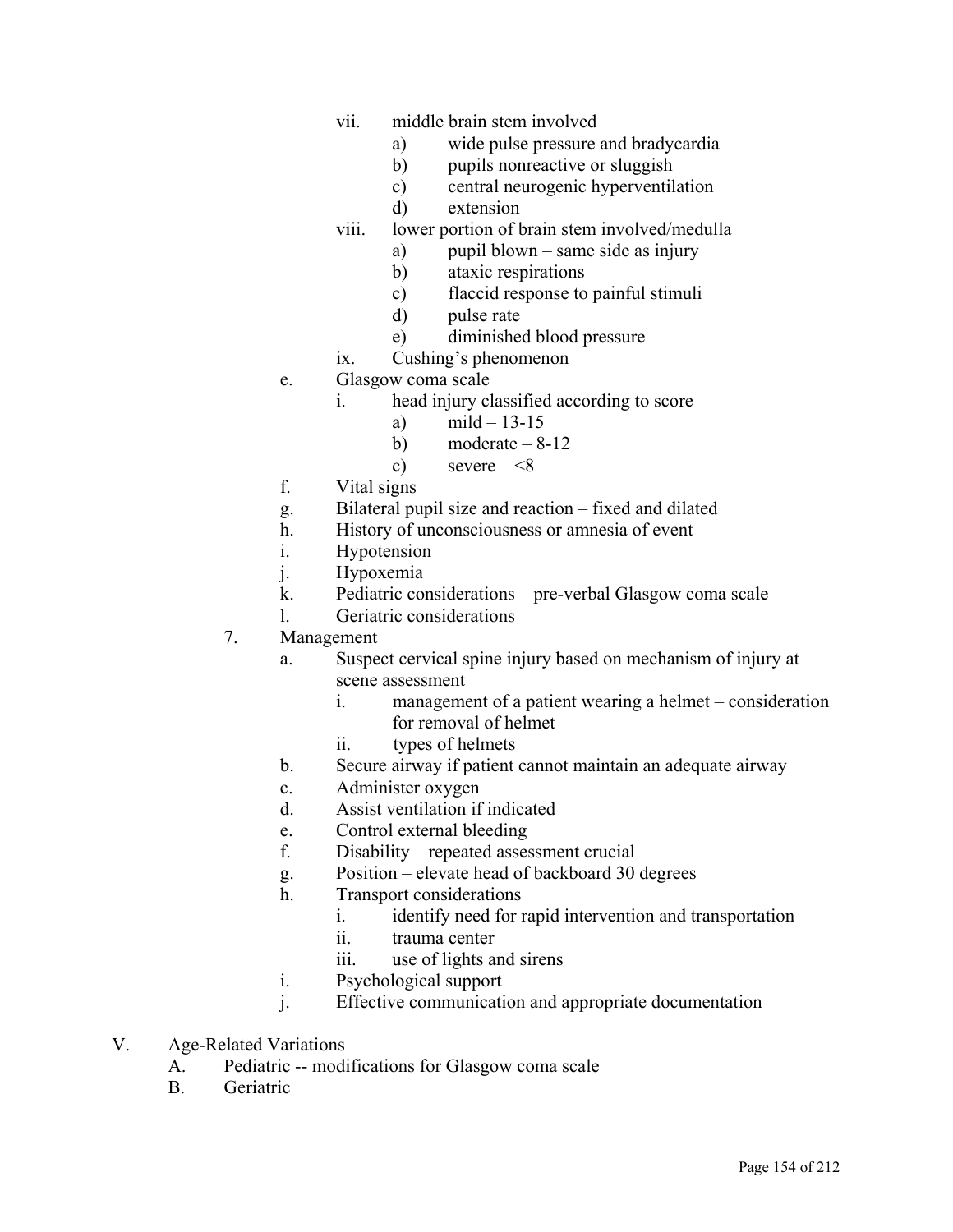- vii. middle brain stem involved
  - a) wide pulse pressure and bradycardia
  - b) pupils nonreactive or sluggish
  - c) central neurogenic hyperventilation
  - d) extension
- viii. lower portion of brain stem involved/medulla
  - a) pupil blown – same side as injury
  - b) ataxic respirations
  - c) flaccid response to painful stimuli
  - d) pulse rate
  - e) diminished blood pressure
- ix. Cushing's phenomenon

e. Glasgow coma scale
  - i. head injury classified according to score
    - a) mild – 13-15
    - b) moderate – 8-12
    - c) severe – <8

f. Vital signs

g. Bilateral pupil size and reaction – fixed and dilated

h. History of unconsciousness or amnesia of event

i. Hypotension

j. Hypoxemia

k. Pediatric considerations – pre-verbal Glasgow coma scale

l. Geriatric considerations

7. Management
   - a. Suspect cervical spine injury based on mechanism of injury at scene assessment
     - i. management of a patient wearing a helmet – consideration for removal of helmet
     - ii. types of helmets
   - b. Secure airway if patient cannot maintain an adequate airway
   - c. Administer oxygen
   - d. Assist ventilation if indicated
   - e. Control external bleeding
   - f. Disability – repeated assessment crucial
   - g. Position – elevate head of backboard 30 degrees
   - h. Transport considerations
     - i. identify need for rapid intervention and transportation
     - ii. trauma center
     - iii. use of lights and sirens
   - i. Psychological support
   - j. Effective communication and appropriate documentation

V. Age-Related Variations
   - A. Pediatric -- modifications for Glasgow coma scale
   - B. Geriatric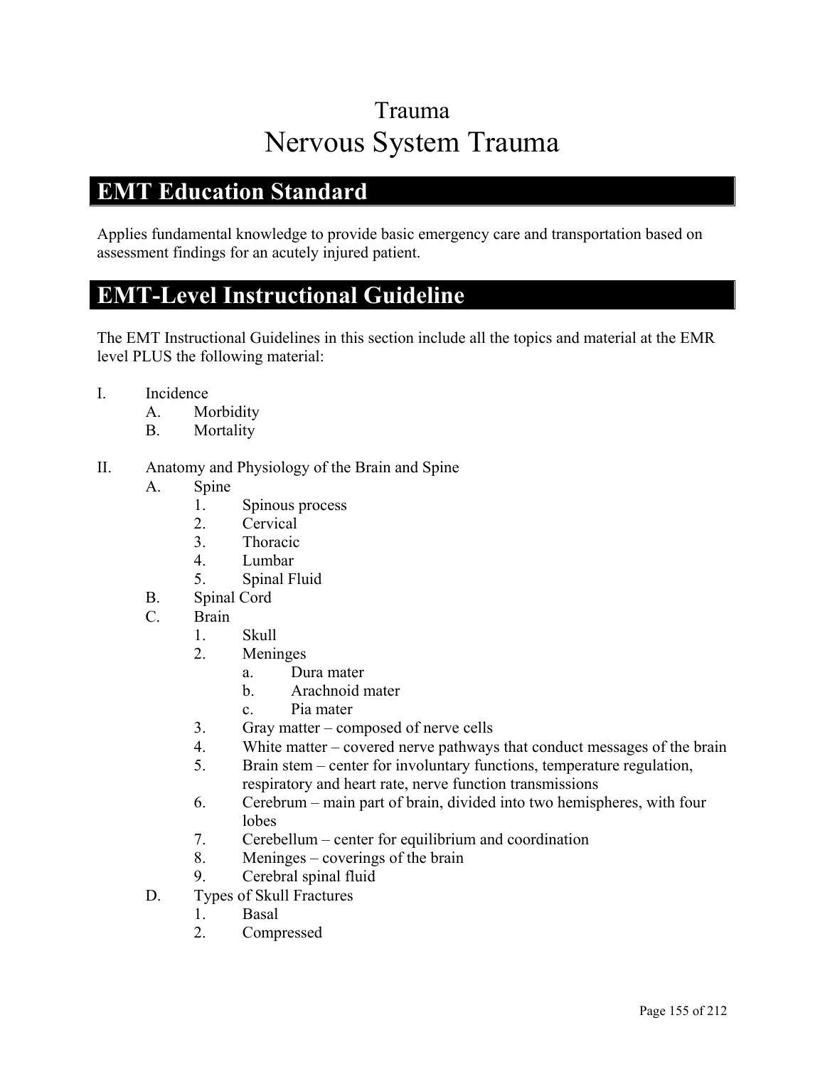# Trauma
# Nervous System Trauma

## EMT Education Standard

Applies fundamental knowledge to provide basic emergency care and transportation based on assessment findings for an acutely injured patient.

## EMT-Level Instructional Guideline

The EMT Instructional Guidelines in this section include all the topics and material at the EMR level PLUS the following material:

I. Incidence
   A. Morbidity
   B. Mortality

II. Anatomy and Physiology of the Brain and Spine
   A. Spine
      1. Spinous process
      2. Cervical
      3. Thoracic
      4. Lumbar
      5. Spinal Fluid
   B. Spinal Cord
   C. Brain
      1. Skull
      2. Meninges
         a. Dura mater
         b. Arachnoid mater
         c. Pia mater
      3. Gray matter – composed of nerve cells
      4. White matter – covered nerve pathways that conduct messages of the brain
      5. Brain stem – center for involuntary functions, temperature regulation, respiratory and heart rate, nerve function transmissions
      6. Cerebrum – main part of brain, divided into two hemispheres, with four lobes
      7. Cerebellum – center for equilibrium and coordination
      8. Meninges – coverings of the brain
      9. Cerebral spinal fluid
   D. Types of Skull Fractures
      1. Basal
      2. Compressed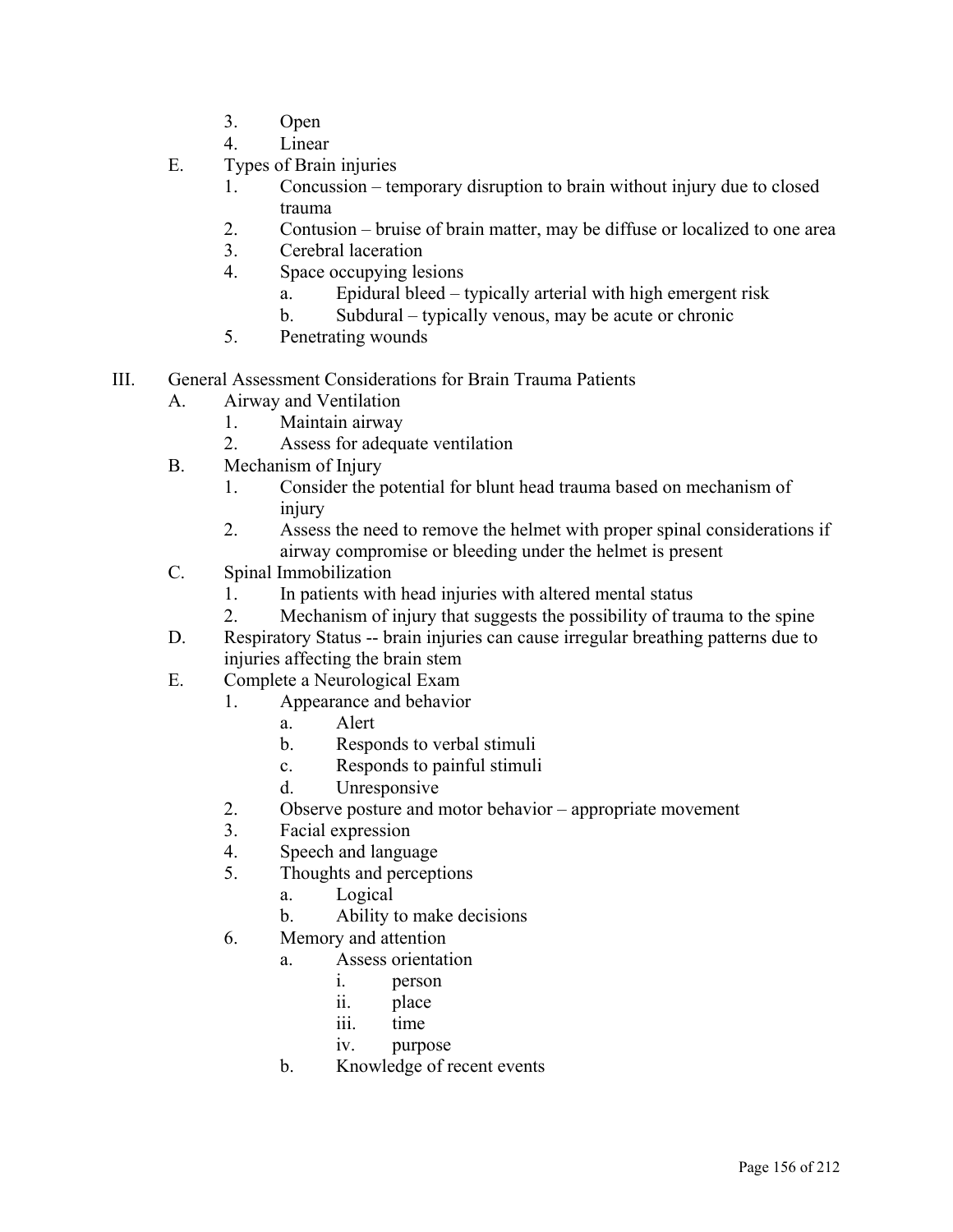3. Open
4. Linear

E. Types of Brain injuries
   1. Concussion – temporary disruption to brain without injury due to closed trauma
   2. Contusion – bruise of brain matter, may be diffuse or localized to one area
   3. Cerebral laceration
   4. Space occupying lesions
      a. Epidural bleed – typically arterial with high emergent risk
      b. Subdural – typically venous, may be acute or chronic
   5. Penetrating wounds

III. General Assessment Considerations for Brain Trauma Patients

A. Airway and Ventilation
   1. Maintain airway
   2. Assess for adequate ventilation

B. Mechanism of Injury
   1. Consider the potential for blunt head trauma based on mechanism of injury
   2. Assess the need to remove the helmet with proper spinal considerations if airway compromise or bleeding under the helmet is present

C. Spinal Immobilization
   1. In patients with head injuries with altered mental status
   2. Mechanism of injury that suggests the possibility of trauma to the spine

D. Respiratory Status -- brain injuries can cause irregular breathing patterns due to injuries affecting the brain stem

E. Complete a Neurological Exam
   1. Appearance and behavior
      a. Alert
      b. Responds to verbal stimuli
      c. Responds to painful stimuli
      d. Unresponsive
   2. Observe posture and motor behavior – appropriate movement
   3. Facial expression
   4. Speech and language
   5. Thoughts and perceptions
      a. Logical
      b. Ability to make decisions
   6. Memory and attention
      a. Assess orientation
         i. person
         ii. place
         iii. time
         iv. purpose
      b. Knowledge of recent events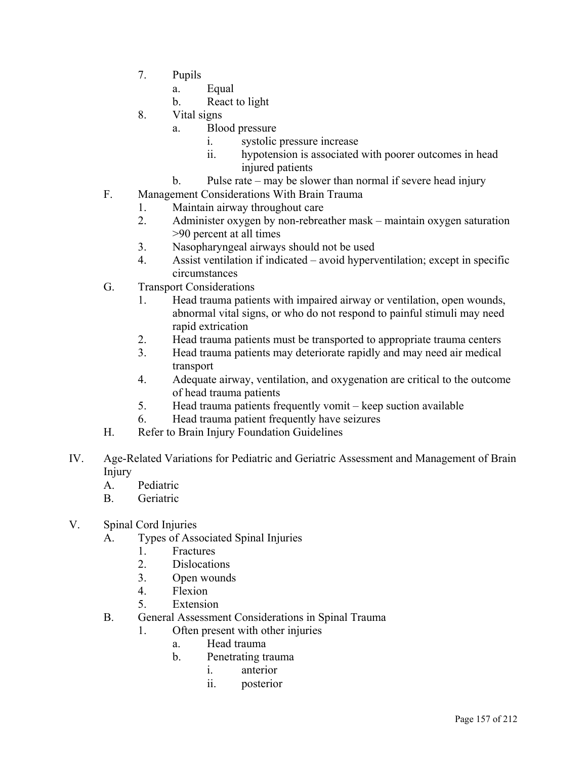7. Pupils
    a. Equal
    b. React to light
8. Vital signs
    a. Blood pressure
        i. systolic pressure increase
        ii. hypotension is associated with poorer outcomes in head injured patients
    b. Pulse rate – may be slower than normal if severe head injury

F. Management Considerations With Brain Trauma
    1. Maintain airway throughout care
    2. Administer oxygen by non-rebreather mask – maintain oxygen saturation >90 percent at all times
    3. Nasopharyngeal airways should not be used
    4. Assist ventilation if indicated – avoid hyperventilation; except in specific circumstances

G. Transport Considerations
    1. Head trauma patients with impaired airway or ventilation, open wounds, abnormal vital signs, or who do not respond to painful stimuli may need rapid extrication
    2. Head trauma patients must be transported to appropriate trauma centers
    3. Head trauma patients may deteriorate rapidly and may need air medical transport
    4. Adequate airway, ventilation, and oxygenation are critical to the outcome of head trauma patients
    5. Head trauma patients frequently vomit – keep suction available
    6. Head trauma patient frequently have seizures

H. Refer to Brain Injury Foundation Guidelines

IV. Age-Related Variations for Pediatric and Geriatric Assessment and Management of Brain Injury
    A. Pediatric
    B. Geriatric

V. Spinal Cord Injuries
    A. Types of Associated Spinal Injuries
        1. Fractures
        2. Dislocations
        3. Open wounds
        4. Flexion
        5. Extension
    B. General Assessment Considerations in Spinal Trauma
        1. Often present with other injuries
            a. Head trauma
            b. Penetrating trauma
                i. anterior
                ii. posterior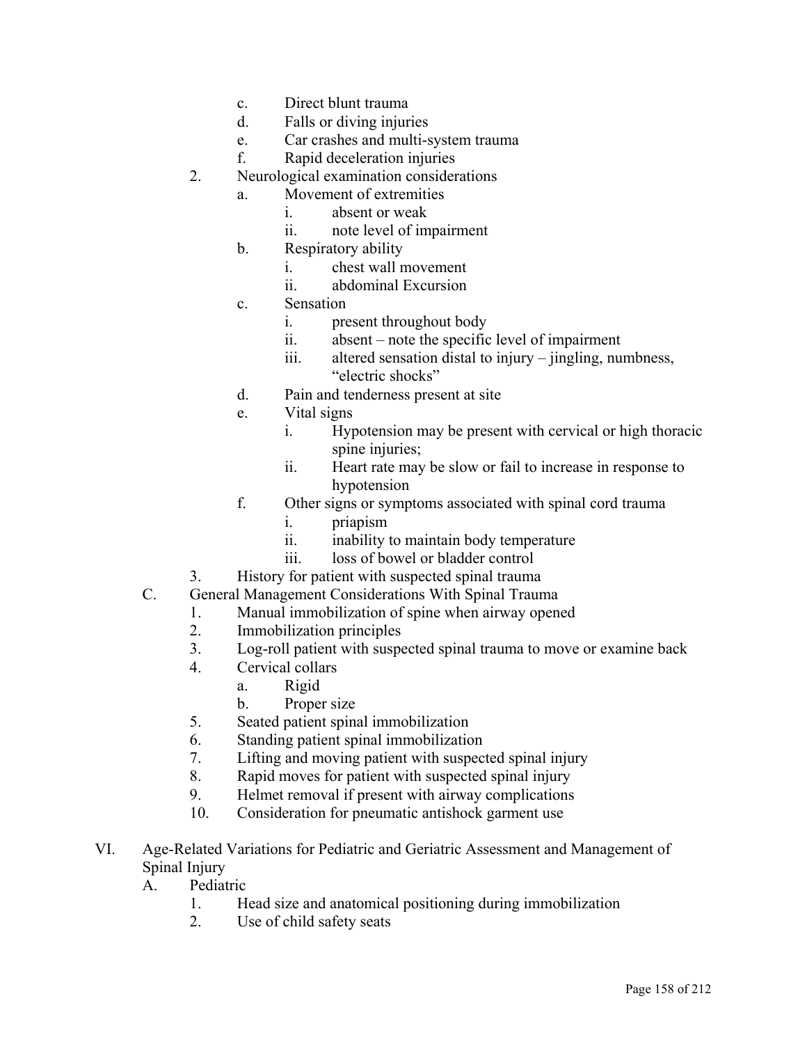c. Direct blunt trauma
d. Falls or diving injuries
e. Car crashes and multi-system trauma
f. Rapid deceleration injuries

2. Neurological examination considerations
   a. Movement of extremities
      i. absent or weak
      ii. note level of impairment
   b. Respiratory ability
      i. chest wall movement
      ii. abdominal Excursion
   c. Sensation
      i. present throughout body
      ii. absent – note the specific level of impairment
      iii. altered sensation distal to injury – jingling, numbness, "electric shocks"
   d. Pain and tenderness present at site
   e. Vital signs
      i. Hypotension may be present with cervical or high thoracic spine injuries;
      ii. Heart rate may be slow or fail to increase in response to hypotension
   f. Other signs or symptoms associated with spinal cord trauma
      i. priapism
      ii. inability to maintain body temperature
      iii. loss of bowel or bladder control
3. History for patient with suspected spinal trauma

C. General Management Considerations With Spinal Trauma
   1. Manual immobilization of spine when airway opened
   2. Immobilization principles
   3. Log-roll patient with suspected spinal trauma to move or examine back
   4. Cervical collars
      a. Rigid
      b. Proper size
   5. Seated patient spinal immobilization
   6. Standing patient spinal immobilization
   7. Lifting and moving patient with suspected spinal injury
   8. Rapid moves for patient with suspected spinal injury
   9. Helmet removal if present with airway complications
   10. Consideration for pneumatic antishock garment use

VI. Age-Related Variations for Pediatric and Geriatric Assessment and Management of Spinal Injury
   A. Pediatric
      1. Head size and anatomical positioning during immobilization
      2. Use of child safety seats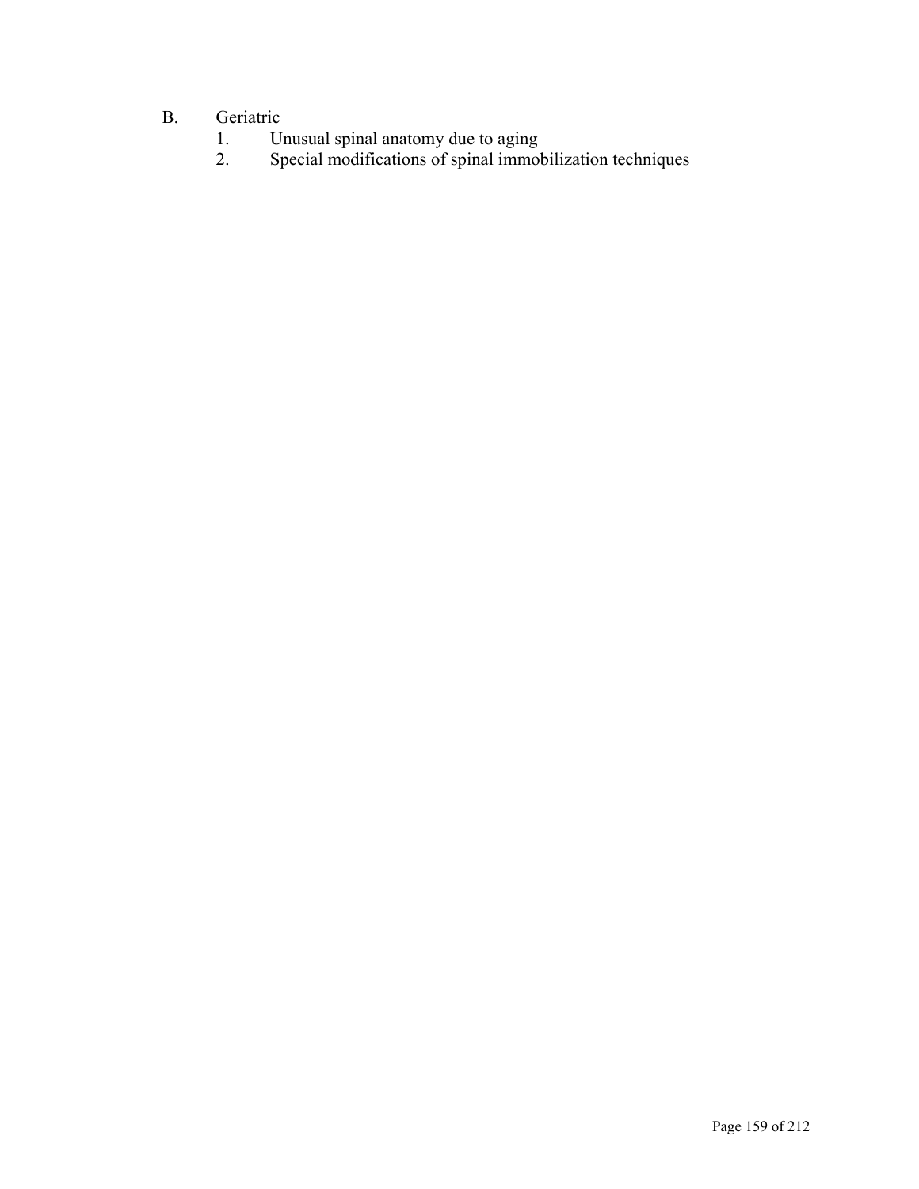B. Geriatric

1. Unusual spinal anatomy due to aging
2. Special modifications of spinal immobilization techniques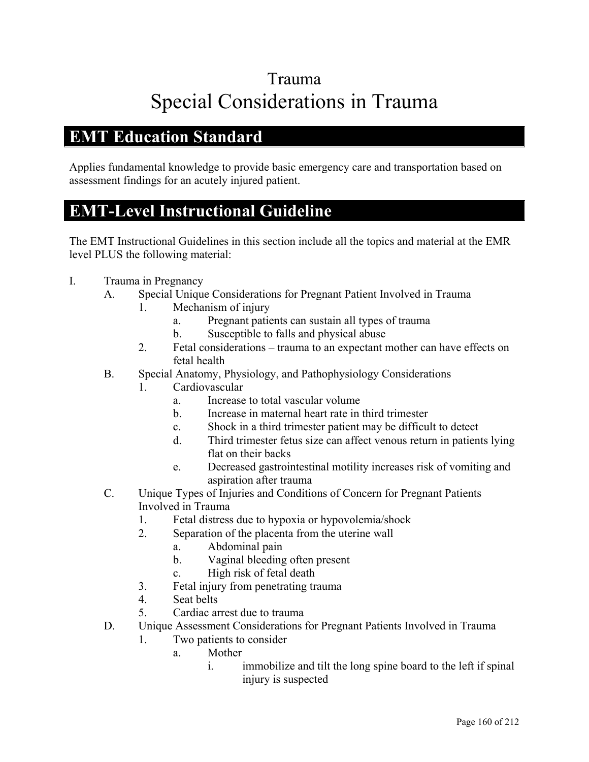# Trauma

# Special Considerations in Trauma

## EMT Education Standard

Applies fundamental knowledge to provide basic emergency care and transportation based on assessment findings for an acutely injured patient.

## EMT-Level Instructional Guideline

The EMT Instructional Guidelines in this section include all the topics and material at the EMR level PLUS the following material:

- I. Trauma in Pregnancy
  - A. Special Unique Considerations for Pregnant Patient Involved in Trauma
    - 1. Mechanism of injury
      - a. Pregnant patients can sustain all types of trauma
      - b. Susceptible to falls and physical abuse
    - 2. Fetal considerations – trauma to an expectant mother can have effects on fetal health
  - B. Special Anatomy, Physiology, and Pathophysiology Considerations
    - 1. Cardiovascular
      - a. Increase to total vascular volume
      - b. Increase in maternal heart rate in third trimester
      - c. Shock in a third trimester patient may be difficult to detect
      - d. Third trimester fetus size can affect venous return in patients lying flat on their backs
      - e. Decreased gastrointestinal motility increases risk of vomiting and aspiration after trauma
  - C. Unique Types of Injuries and Conditions of Concern for Pregnant Patients Involved in Trauma
    - 1. Fetal distress due to hypoxia or hypovolemia/shock
    - 2. Separation of the placenta from the uterine wall
      - a. Abdominal pain
      - b. Vaginal bleeding often present
      - c. High risk of fetal death
    - 3. Fetal injury from penetrating trauma
    - 4. Seat belts
    - 5. Cardiac arrest due to trauma
  - D. Unique Assessment Considerations for Pregnant Patients Involved in Trauma
    - 1. Two patients to consider
      - a. Mother
        - i. immobilize and tilt the long spine board to the left if spinal injury is suspected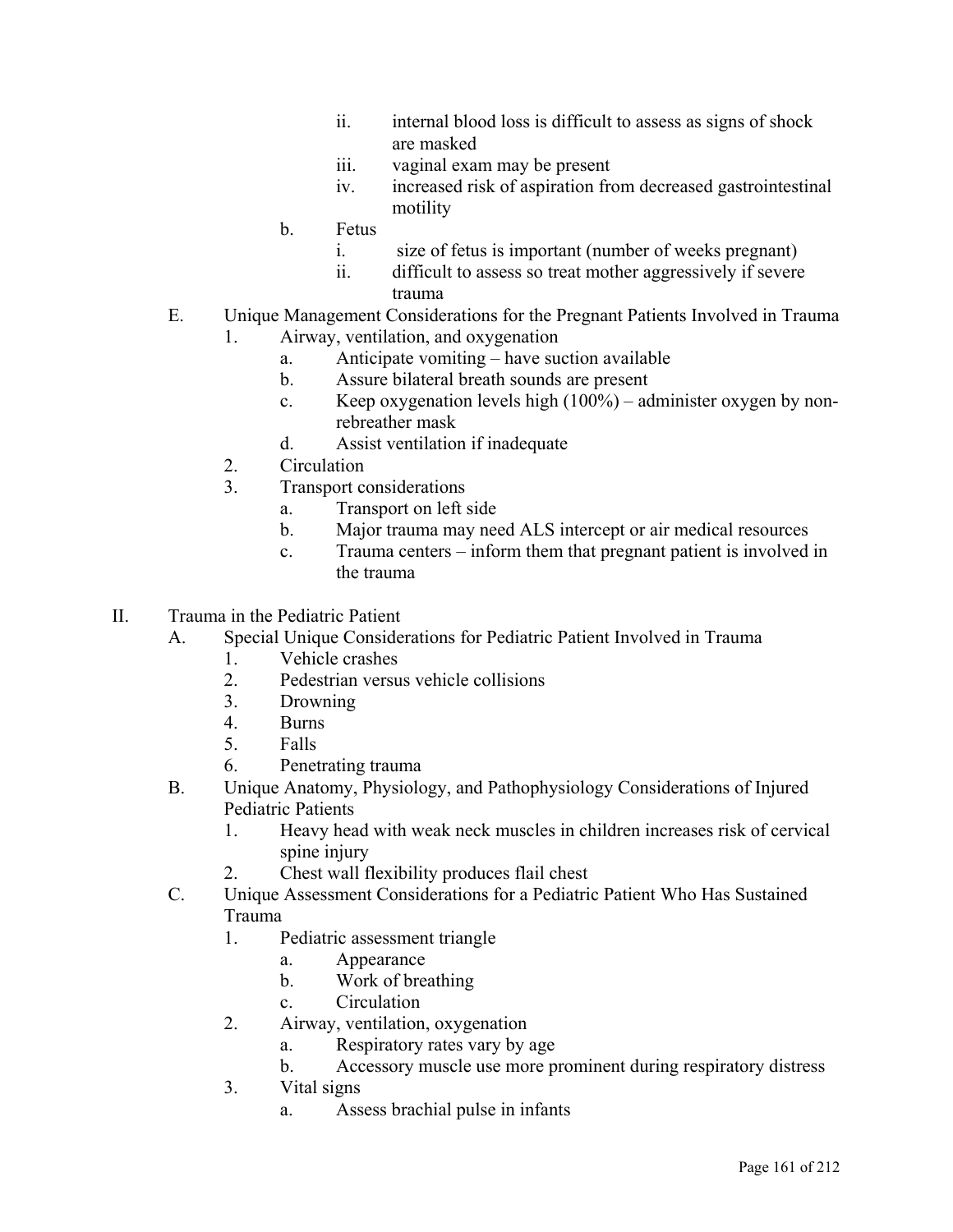- ii. internal blood loss is difficult to assess as signs of shock are masked
- iii. vaginal exam may be present
- iv. increased risk of aspiration from decreased gastrointestinal motility

- b. Fetus
  - i. size of fetus is important (number of weeks pregnant)
  - ii. difficult to assess so treat mother aggressively if severe trauma

- E. Unique Management Considerations for the Pregnant Patients Involved in Trauma
  1. Airway, ventilation, and oxygenation
     - a. Anticipate vomiting – have suction available
     - b. Assure bilateral breath sounds are present
     - c. Keep oxygenation levels high (100%) – administer oxygen by non-rebreather mask
     - d. Assist ventilation if inadequate
  2. Circulation
  3. Transport considerations
     - a. Transport on left side
     - b. Major trauma may need ALS intercept or air medical resources
     - c. Trauma centers – inform them that pregnant patient is involved in the trauma

II. Trauma in the Pediatric Patient

- A. Special Unique Considerations for Pediatric Patient Involved in Trauma
  1. Vehicle crashes
  2. Pedestrian versus vehicle collisions
  3. Drowning
  4. Burns
  5. Falls
  6. Penetrating trauma
- B. Unique Anatomy, Physiology, and Pathophysiology Considerations of Injured Pediatric Patients
  1. Heavy head with weak neck muscles in children increases risk of cervical spine injury
  2. Chest wall flexibility produces flail chest
- C. Unique Assessment Considerations for a Pediatric Patient Who Has Sustained Trauma
  1. Pediatric assessment triangle
     - a. Appearance
     - b. Work of breathing
     - c. Circulation
  2. Airway, ventilation, oxygenation
     - a. Respiratory rates vary by age
     - b. Accessory muscle use more prominent during respiratory distress
  3. Vital signs
     - a. Assess brachial pulse in infants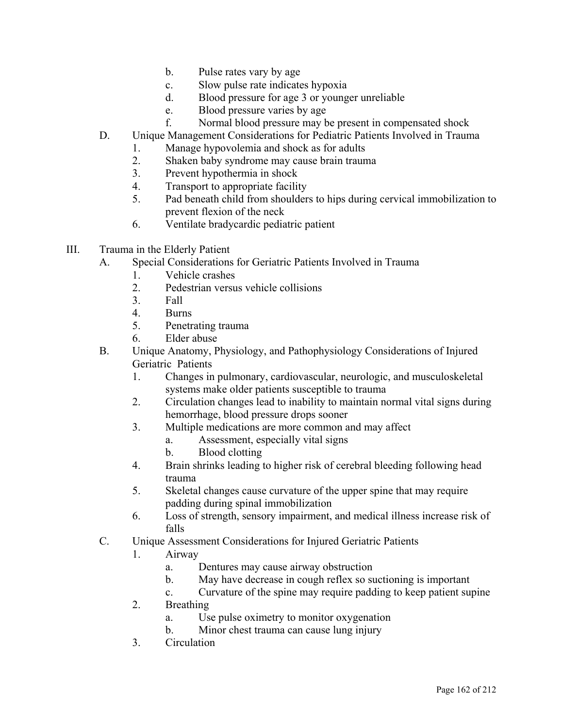b. Pulse rates vary by age
        c. Slow pulse rate indicates hypoxia
        d. Blood pressure for age 3 or younger unreliable
        e. Blood pressure varies by age
        f. Normal blood pressure may be present in compensated shock

D. Unique Management Considerations for Pediatric Patients Involved in Trauma
    1. Manage hypovolemia and shock as for adults
    2. Shaken baby syndrome may cause brain trauma
    3. Prevent hypothermia in shock
    4. Transport to appropriate facility
    5. Pad beneath child from shoulders to hips during cervical immobilization to prevent flexion of the neck
    6. Ventilate bradycardic pediatric patient

III. Trauma in the Elderly Patient

A. Special Considerations for Geriatric Patients Involved in Trauma
    1. Vehicle crashes
    2. Pedestrian versus vehicle collisions
    3. Fall
    4. Burns
    5. Penetrating trauma
    6. Elder abuse

B. Unique Anatomy, Physiology, and Pathophysiology Considerations of Injured Geriatric Patients
    1. Changes in pulmonary, cardiovascular, neurologic, and musculoskeletal systems make older patients susceptible to trauma
    2. Circulation changes lead to inability to maintain normal vital signs during hemorrhage, blood pressure drops sooner
    3. Multiple medications are more common and may affect
        a. Assessment, especially vital signs
        b. Blood clotting
    4. Brain shrinks leading to higher risk of cerebral bleeding following head trauma
    5. Skeletal changes cause curvature of the upper spine that may require padding during spinal immobilization
    6. Loss of strength, sensory impairment, and medical illness increase risk of falls

C. Unique Assessment Considerations for Injured Geriatric Patients
    1. Airway
        a. Dentures may cause airway obstruction
        b. May have decrease in cough reflex so suctioning is important
        c. Curvature of the spine may require padding to keep patient supine
    2. Breathing
        a. Use pulse oximetry to monitor oxygenation
        b. Minor chest trauma can cause lung injury
    3. Circulation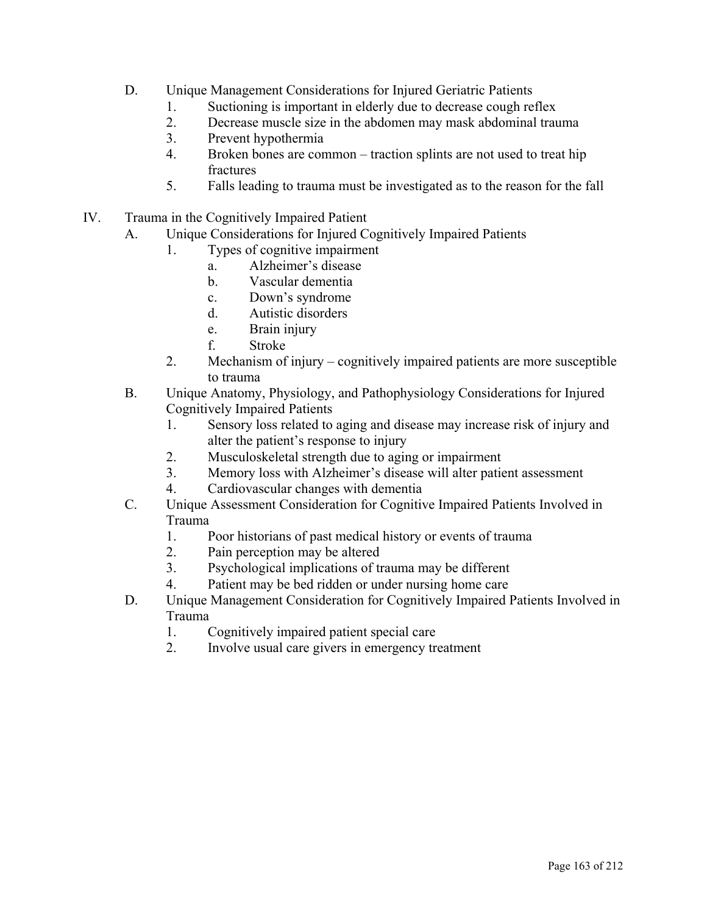D. Unique Management Considerations for Injured Geriatric Patients
   1. Suctioning is important in elderly due to decrease cough reflex
   2. Decrease muscle size in the abdomen may mask abdominal trauma
   3. Prevent hypothermia
   4. Broken bones are common – traction splints are not used to treat hip fractures
   5. Falls leading to trauma must be investigated as to the reason for the fall

IV. Trauma in the Cognitively Impaired Patient

A. Unique Considerations for Injured Cognitively Impaired Patients
   1. Types of cognitive impairment
      a. Alzheimer's disease
      b. Vascular dementia
      c. Down's syndrome
      d. Autistic disorders
      e. Brain injury
      f. Stroke
   2. Mechanism of injury – cognitively impaired patients are more susceptible to trauma

B. Unique Anatomy, Physiology, and Pathophysiology Considerations for Injured Cognitively Impaired Patients
   1. Sensory loss related to aging and disease may increase risk of injury and alter the patient's response to injury
   2. Musculoskeletal strength due to aging or impairment
   3. Memory loss with Alzheimer's disease will alter patient assessment
   4. Cardiovascular changes with dementia

C. Unique Assessment Consideration for Cognitive Impaired Patients Involved in Trauma
   1. Poor historians of past medical history or events of trauma
   2. Pain perception may be altered
   3. Psychological implications of trauma may be different
   4. Patient may be bed ridden or under nursing home care

D. Unique Management Consideration for Cognitively Impaired Patients Involved in Trauma
   1. Cognitively impaired patient special care
   2. Involve usual care givers in emergency treatment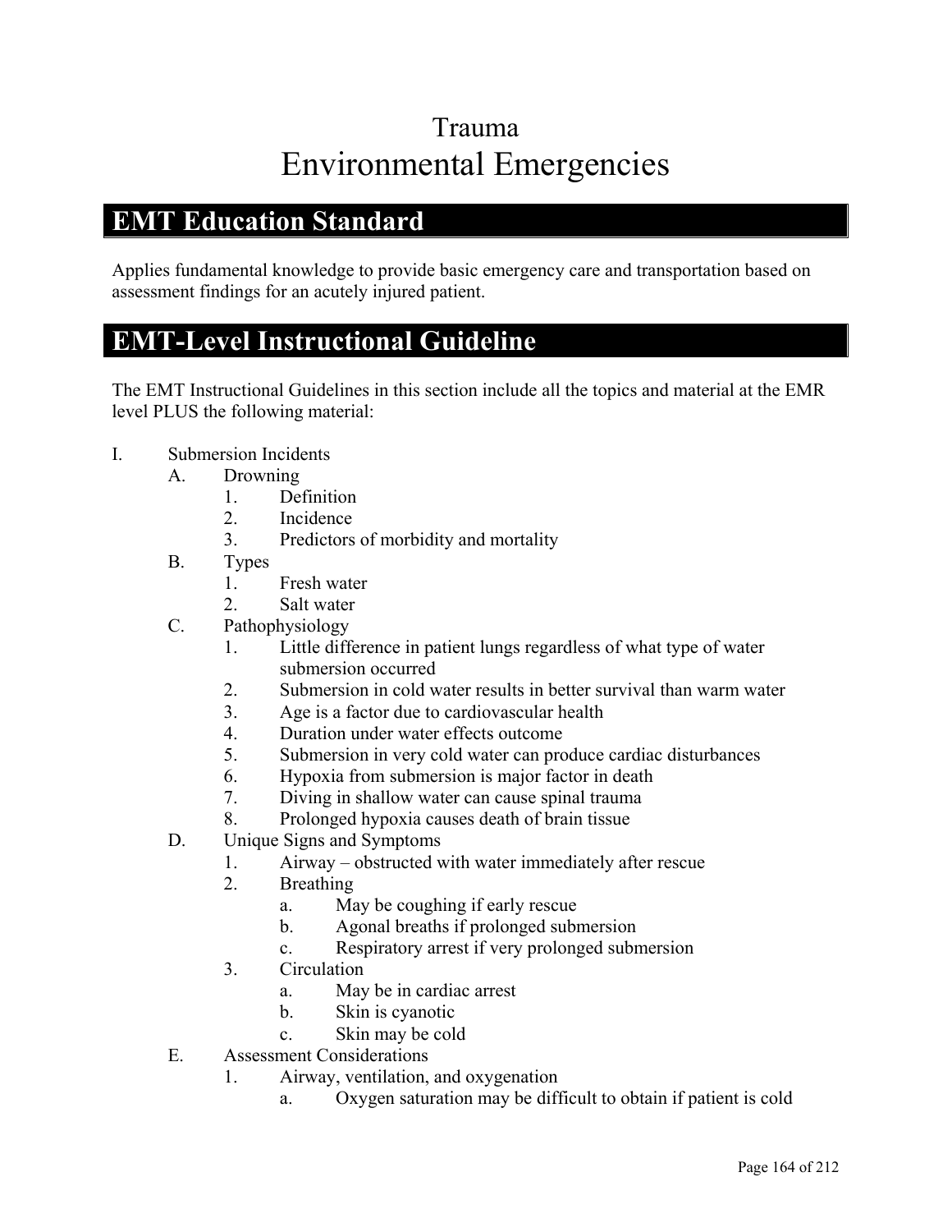# Trauma
# Environmental Emergencies

## EMT Education Standard

Applies fundamental knowledge to provide basic emergency care and transportation based on assessment findings for an acutely injured patient.

## EMT-Level Instructional Guideline

The EMT Instructional Guidelines in this section include all the topics and material at the EMR level PLUS the following material:

- I. Submersion Incidents
  - A. Drowning
    - 1. Definition
    - 2. Incidence
    - 3. Predictors of morbidity and mortality
  - B. Types
    - 1. Fresh water
    - 2. Salt water
  - C. Pathophysiology
    - 1. Little difference in patient lungs regardless of what type of water submersion occurred
    - 2. Submersion in cold water results in better survival than warm water
    - 3. Age is a factor due to cardiovascular health
    - 4. Duration under water effects outcome
    - 5. Submersion in very cold water can produce cardiac disturbances
    - 6. Hypoxia from submersion is major factor in death
    - 7. Diving in shallow water can cause spinal trauma
    - 8. Prolonged hypoxia causes death of brain tissue
  - D. Unique Signs and Symptoms
    - 1. Airway – obstructed with water immediately after rescue
    - 2. Breathing
      - a. May be coughing if early rescue
      - b. Agonal breaths if prolonged submersion
      - c. Respiratory arrest if very prolonged submersion
    - 3. Circulation
      - a. May be in cardiac arrest
      - b. Skin is cyanotic
      - c. Skin may be cold
  - E. Assessment Considerations
    - 1. Airway, ventilation, and oxygenation
      - a. Oxygen saturation may be difficult to obtain if patient is cold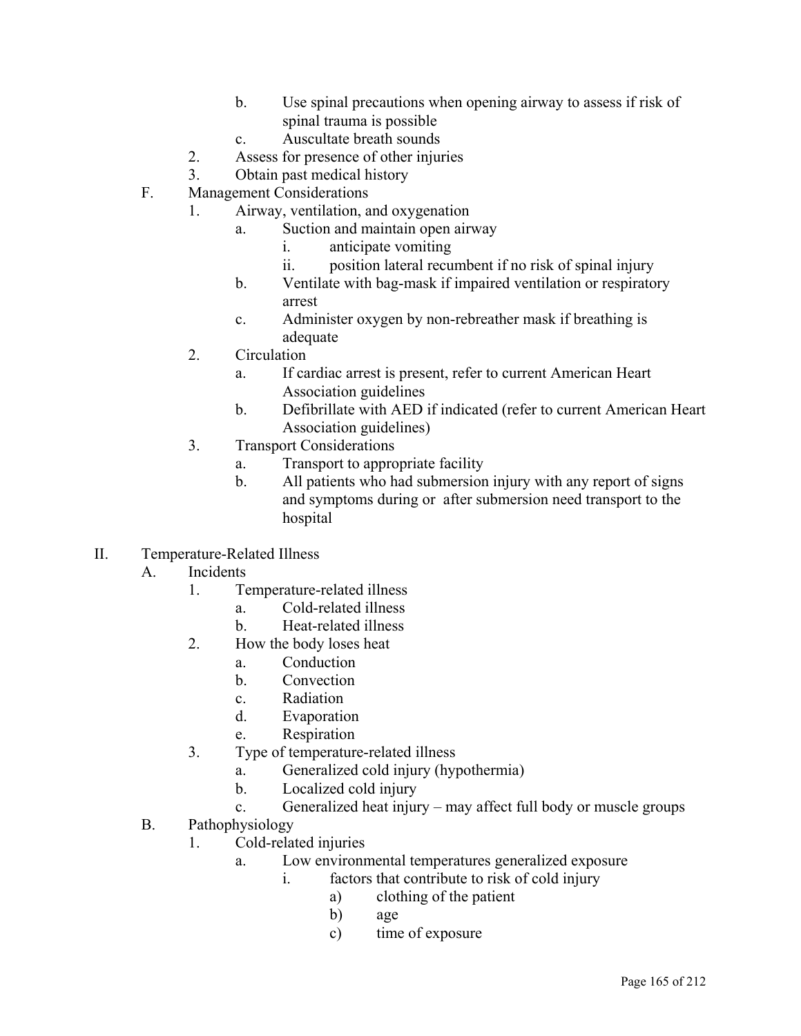- b. Use spinal precautions when opening airway to assess if risk of spinal trauma is possible
- c. Auscultate breath sounds

2. Assess for presence of other injuries
3. Obtain past medical history

F. Management Considerations

1. Airway, ventilation, and oxygenation
   - a. Suction and maintain open airway
     - i. anticipate vomiting
     - ii. position lateral recumbent if no risk of spinal injury
   - b. Ventilate with bag-mask if impaired ventilation or respiratory arrest
   - c. Administer oxygen by non-rebreather mask if breathing is adequate
2. Circulation
   - a. If cardiac arrest is present, refer to current American Heart Association guidelines
   - b. Defibrillate with AED if indicated (refer to current American Heart Association guidelines)
3. Transport Considerations
   - a. Transport to appropriate facility
   - b. All patients who had submersion injury with any report of signs and symptoms during or after submersion need transport to the hospital

## II. Temperature-Related Illness

A. Incidents

1. Temperature-related illness
   - a. Cold-related illness
   - b. Heat-related illness
2. How the body loses heat
   - a. Conduction
   - b. Convection
   - c. Radiation
   - d. Evaporation
   - e. Respiration
3. Type of temperature-related illness
   - a. Generalized cold injury (hypothermia)
   - b. Localized cold injury
   - c. Generalized heat injury – may affect full body or muscle groups

B. Pathophysiology

1. Cold-related injuries
   - a. Low environmental temperatures generalized exposure
     - i. factors that contribute to risk of cold injury
       - a) clothing of the patient
       - b) age
       - c) time of exposure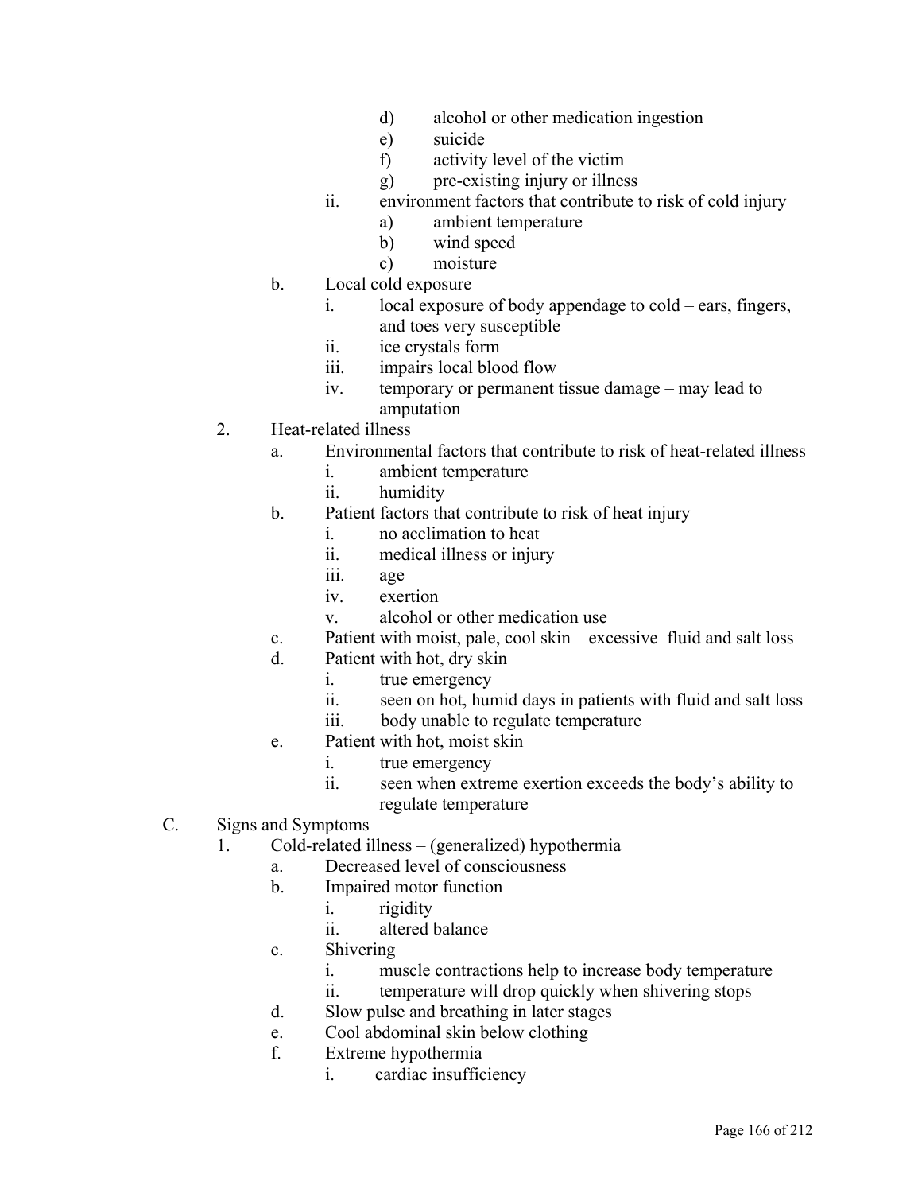- d) alcohol or other medication ingestion
- e) suicide
- f) activity level of the victim
- g) pre-existing injury or illness

ii. environment factors that contribute to risk of cold injury

- a) ambient temperature
- b) wind speed
- c) moisture

b. Local cold exposure

- i. local exposure of body appendage to cold – ears, fingers, and toes very susceptible
- ii. ice crystals form
- iii. impairs local blood flow
- iv. temporary or permanent tissue damage – may lead to amputation

2. Heat-related illness

a. Environmental factors that contribute to risk of heat-related illness

- i. ambient temperature
- ii. humidity

b. Patient factors that contribute to risk of heat injury

- i. no acclimation to heat
- ii. medical illness or injury
- iii. age
- iv. exertion
- v. alcohol or other medication use

c. Patient with moist, pale, cool skin – excessive fluid and salt loss

d. Patient with hot, dry skin

- i. true emergency
- ii. seen on hot, humid days in patients with fluid and salt loss
- iii. body unable to regulate temperature

e. Patient with hot, moist skin

- i. true emergency
- ii. seen when extreme exertion exceeds the body's ability to regulate temperature

C. Signs and Symptoms

1. Cold-related illness – (generalized) hypothermia

a. Decreased level of consciousness

b. Impaired motor function

- i. rigidity
- ii. altered balance

c. Shivering

- i. muscle contractions help to increase body temperature
- ii. temperature will drop quickly when shivering stops

d. Slow pulse and breathing in later stages

e. Cool abdominal skin below clothing

f. Extreme hypothermia

- i. cardiac insufficiency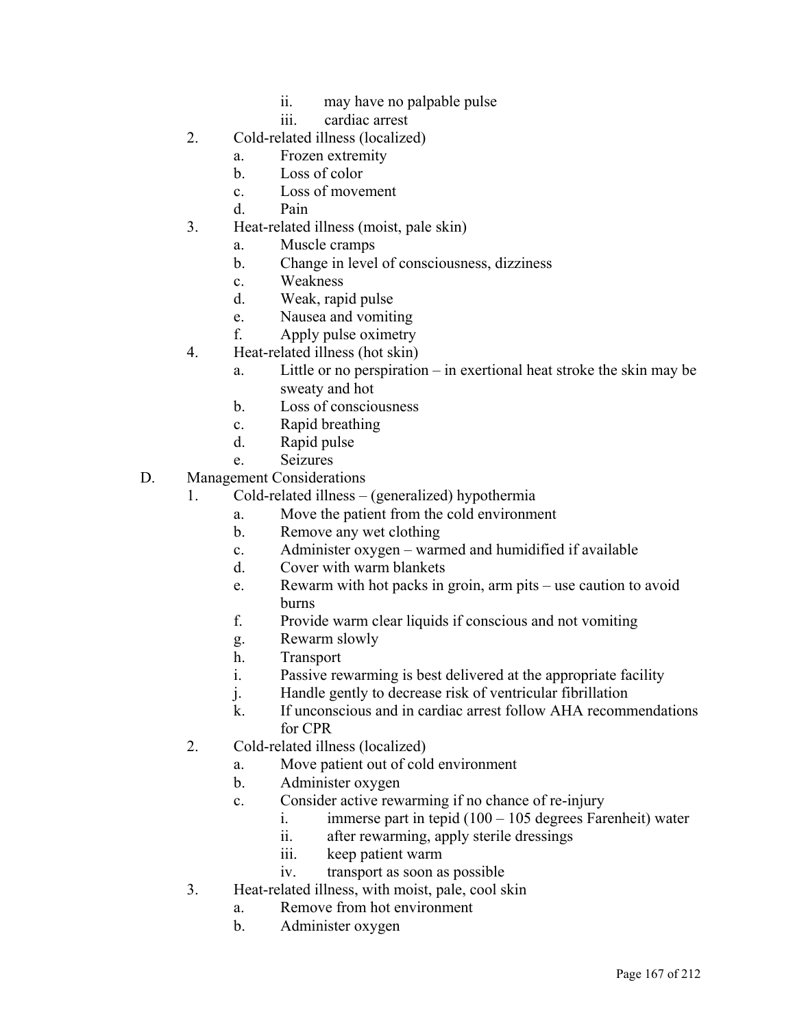ii. may have no palpable pulse
iii. cardiac arrest

2. Cold-related illness (localized)
   a. Frozen extremity
   b. Loss of color
   c. Loss of movement
   d. Pain
3. Heat-related illness (moist, pale skin)
   a. Muscle cramps
   b. Change in level of consciousness, dizziness
   c. Weakness
   d. Weak, rapid pulse
   e. Nausea and vomiting
   f. Apply pulse oximetry
4. Heat-related illness (hot skin)
   a. Little or no perspiration – in exertional heat stroke the skin may be sweaty and hot
   b. Loss of consciousness
   c. Rapid breathing
   d. Rapid pulse
   e. Seizures

D. Management Considerations
1. Cold-related illness – (generalized) hypothermia
   a. Move the patient from the cold environment
   b. Remove any wet clothing
   c. Administer oxygen – warmed and humidified if available
   d. Cover with warm blankets
   e. Rewarm with hot packs in groin, arm pits – use caution to avoid burns
   f. Provide warm clear liquids if conscious and not vomiting
   g. Rewarm slowly
   h. Transport
   i. Passive rewarming is best delivered at the appropriate facility
   j. Handle gently to decrease risk of ventricular fibrillation
   k. If unconscious and in cardiac arrest follow AHA recommendations for CPR
2. Cold-related illness (localized)
   a. Move patient out of cold environment
   b. Administer oxygen
   c. Consider active rewarming if no chance of re-injury
      i. immerse part in tepid (100 – 105 degrees Farenheit) water
      ii. after rewarming, apply sterile dressings
      iii. keep patient warm
      iv. transport as soon as possible
3. Heat-related illness, with moist, pale, cool skin
   a. Remove from hot environment
   b. Administer oxygen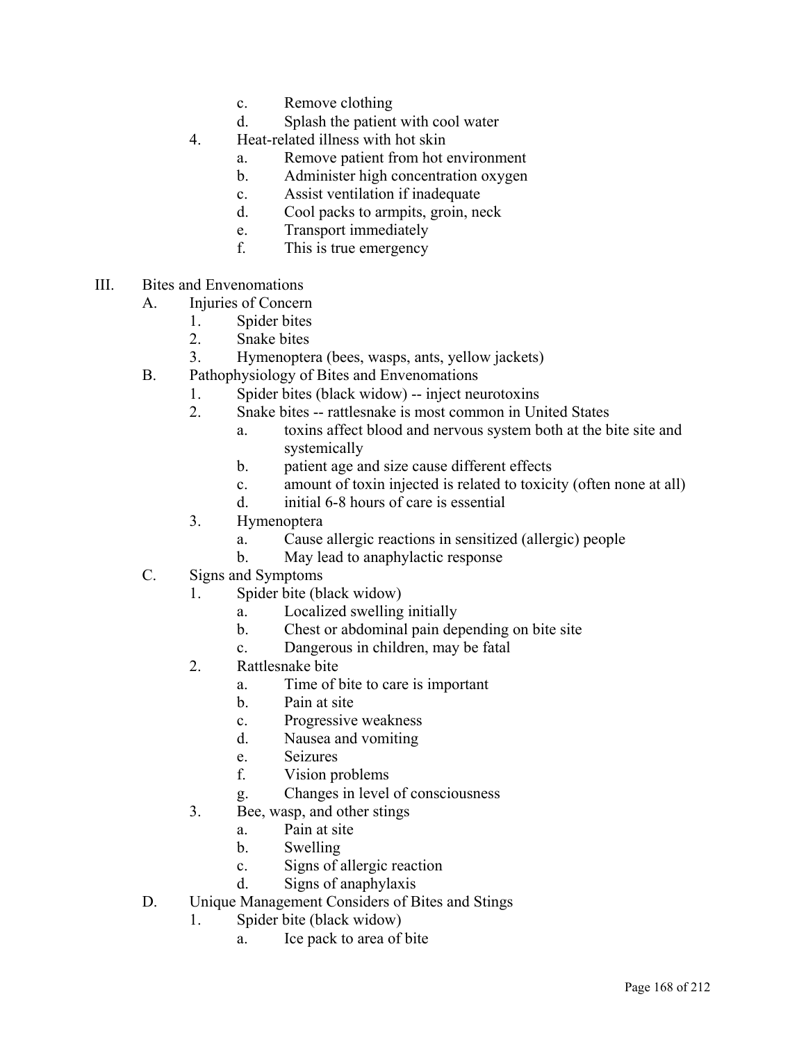c. Remove clothing
        d. Splash the patient with cool water
    4. Heat-related illness with hot skin
        a. Remove patient from hot environment
        b. Administer high concentration oxygen
        c. Assist ventilation if inadequate
        d. Cool packs to armpits, groin, neck
        e. Transport immediately
        f. This is true emergency

III. Bites and Envenomations
  A. Injuries of Concern
    1. Spider bites
    2. Snake bites
    3. Hymenoptera (bees, wasps, ants, yellow jackets)
  B. Pathophysiology of Bites and Envenomations
    1. Spider bites (black widow) -- inject neurotoxins
    2. Snake bites -- rattlesnake is most common in United States
        a. toxins affect blood and nervous system both at the bite site and systemically
        b. patient age and size cause different effects
        c. amount of toxin injected is related to toxicity (often none at all)
        d. initial 6-8 hours of care is essential
    3. Hymenoptera
        a. Cause allergic reactions in sensitized (allergic) people
        b. May lead to anaphylactic response
  C. Signs and Symptoms
    1. Spider bite (black widow)
        a. Localized swelling initially
        b. Chest or abdominal pain depending on bite site
        c. Dangerous in children, may be fatal
    2. Rattlesnake bite
        a. Time of bite to care is important
        b. Pain at site
        c. Progressive weakness
        d. Nausea and vomiting
        e. Seizures
        f. Vision problems
        g. Changes in level of consciousness
    3. Bee, wasp, and other stings
        a. Pain at site
        b. Swelling
        c. Signs of allergic reaction
        d. Signs of anaphylaxis
  D. Unique Management Considers of Bites and Stings
    1. Spider bite (black widow)
        a. Ice pack to area of bite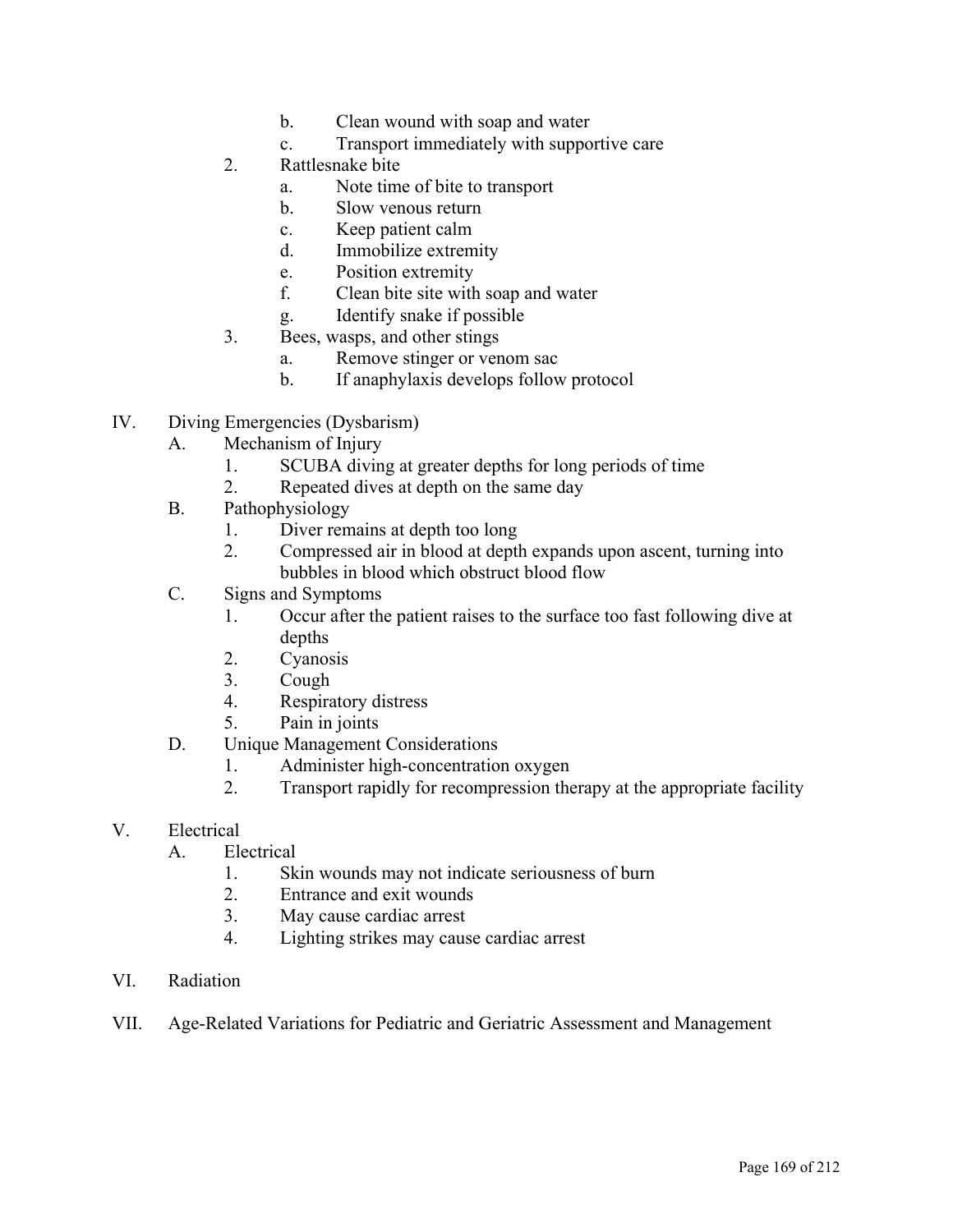b. Clean wound with soap and water
c. Transport immediately with supportive care

2. Rattlesnake bite
   a. Note time of bite to transport
   b. Slow venous return
   c. Keep patient calm
   d. Immobilize extremity
   e. Position extremity
   f. Clean bite site with soap and water
   g. Identify snake if possible
3. Bees, wasps, and other stings
   a. Remove stinger or venom sac
   b. If anaphylaxis develops follow protocol

IV. Diving Emergencies (Dysbarism)
   A. Mechanism of Injury
      1. SCUBA diving at greater depths for long periods of time
      2. Repeated dives at depth on the same day
   B. Pathophysiology
      1. Diver remains at depth too long
      2. Compressed air in blood at depth expands upon ascent, turning into bubbles in blood which obstruct blood flow
   C. Signs and Symptoms
      1. Occur after the patient raises to the surface too fast following dive at depths
      2. Cyanosis
      3. Cough
      4. Respiratory distress
      5. Pain in joints
   D. Unique Management Considerations
      1. Administer high-concentration oxygen
      2. Transport rapidly for recompression therapy at the appropriate facility

V. Electrical
   A. Electrical
      1. Skin wounds may not indicate seriousness of burn
      2. Entrance and exit wounds
      3. May cause cardiac arrest
      4. Lighting strikes may cause cardiac arrest

VI. Radiation

VII. Age-Related Variations for Pediatric and Geriatric Assessment and Management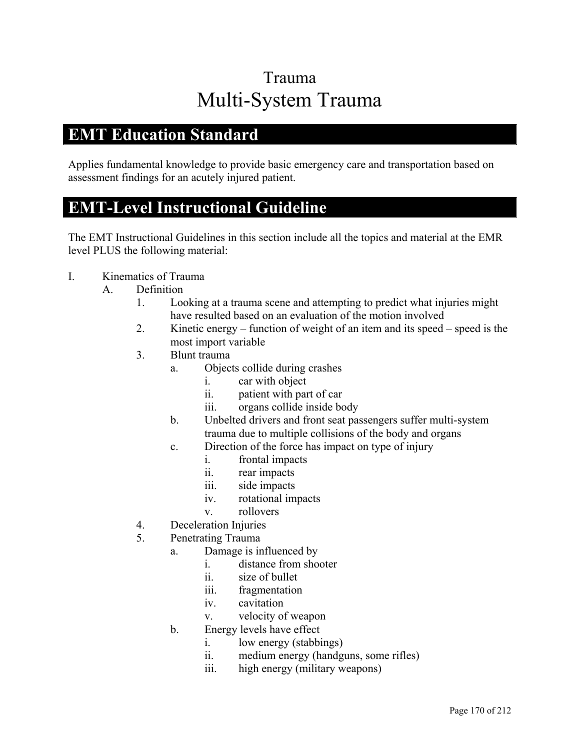# Trauma

# Multi-System Trauma

## EMT Education Standard

Applies fundamental knowledge to provide basic emergency care and transportation based on assessment findings for an acutely injured patient.

## EMT-Level Instructional Guideline

The EMT Instructional Guidelines in this section include all the topics and material at the EMR level PLUS the following material:

I. Kinematics of Trauma
   A. Definition
      1. Looking at a trauma scene and attempting to predict what injuries might have resulted based on an evaluation of the motion involved
      2. Kinetic energy – function of weight of an item and its speed – speed is the most import variable
      3. Blunt trauma
         a. Objects collide during crashes
            i. car with object
            ii. patient with part of car
            iii. organs collide inside body
         b. Unbelted drivers and front seat passengers suffer multi-system trauma due to multiple collisions of the body and organs
         c. Direction of the force has impact on type of injury
            i. frontal impacts
            ii. rear impacts
            iii. side impacts
            iv. rotational impacts
            v. rollovers
      4. Deceleration Injuries
      5. Penetrating Trauma
         a. Damage is influenced by
            i. distance from shooter
            ii. size of bullet
            iii. fragmentation
            iv. cavitation
            v. velocity of weapon
         b. Energy levels have effect
            i. low energy (stabbings)
            ii. medium energy (handguns, some rifles)
            iii. high energy (military weapons)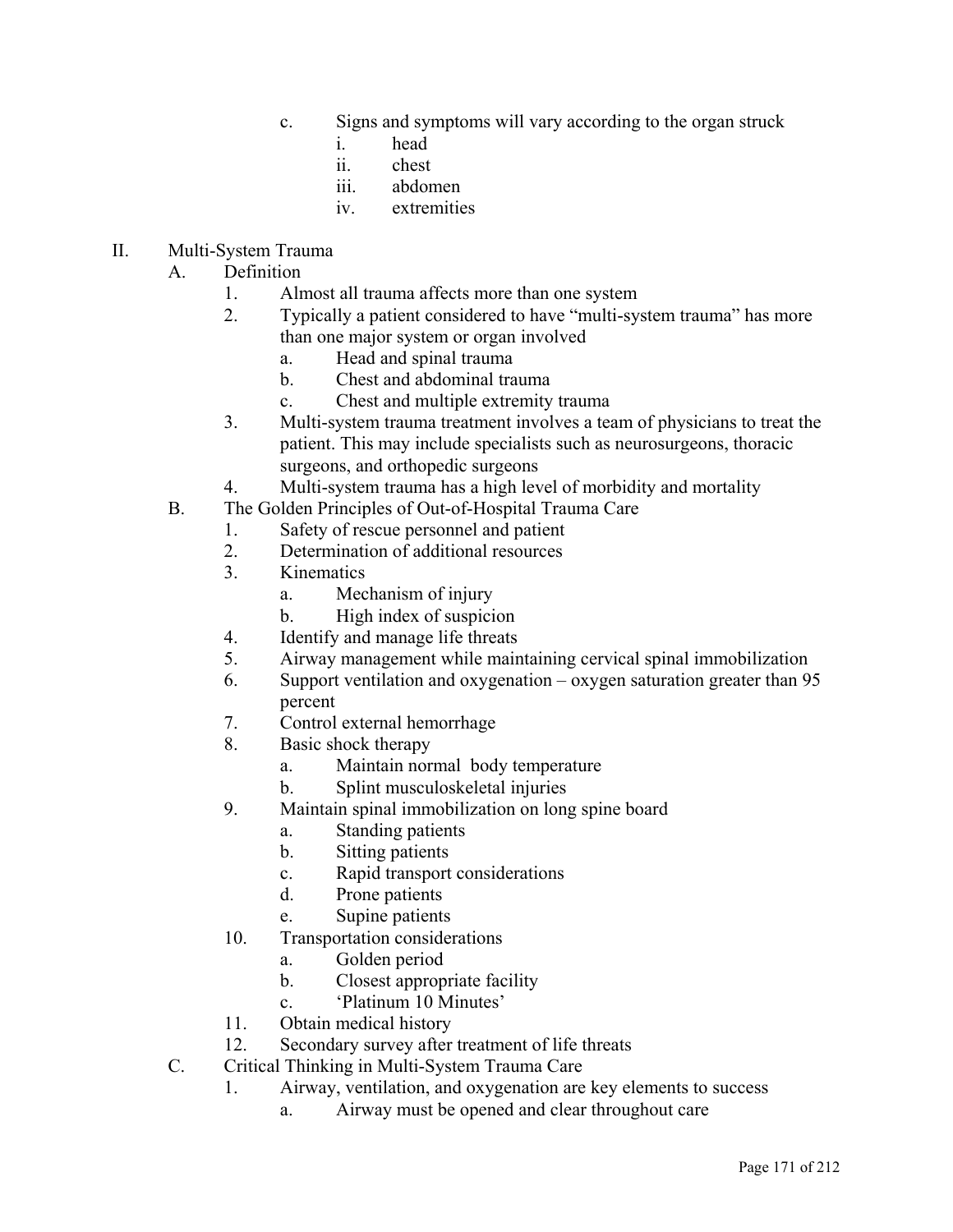c. Signs and symptoms will vary according to the organ struck
   i. head
   ii. chest
   iii. abdomen
   iv. extremities

II. Multi-System Trauma
   A. Definition
      1. Almost all trauma affects more than one system
      2. Typically a patient considered to have "multi-system trauma" has more than one major system or organ involved
         a. Head and spinal trauma
         b. Chest and abdominal trauma
         c. Chest and multiple extremity trauma
      3. Multi-system trauma treatment involves a team of physicians to treat the patient. This may include specialists such as neurosurgeons, thoracic surgeons, and orthopedic surgeons
      4. Multi-system trauma has a high level of morbidity and mortality
   B. The Golden Principles of Out-of-Hospital Trauma Care
      1. Safety of rescue personnel and patient
      2. Determination of additional resources
      3. Kinematics
         a. Mechanism of injury
         b. High index of suspicion
      4. Identify and manage life threats
      5. Airway management while maintaining cervical spinal immobilization
      6. Support ventilation and oxygenation – oxygen saturation greater than 95 percent
      7. Control external hemorrhage
      8. Basic shock therapy
         a. Maintain normal body temperature
         b. Splint musculoskeletal injuries
      9. Maintain spinal immobilization on long spine board
         a. Standing patients
         b. Sitting patients
         c. Rapid transport considerations
         d. Prone patients
         e. Supine patients
      10. Transportation considerations
         a. Golden period
         b. Closest appropriate facility
         c. 'Platinum 10 Minutes'
      11. Obtain medical history
      12. Secondary survey after treatment of life threats
   C. Critical Thinking in Multi-System Trauma Care
      1. Airway, ventilation, and oxygenation are key elements to success
         a. Airway must be opened and clear throughout care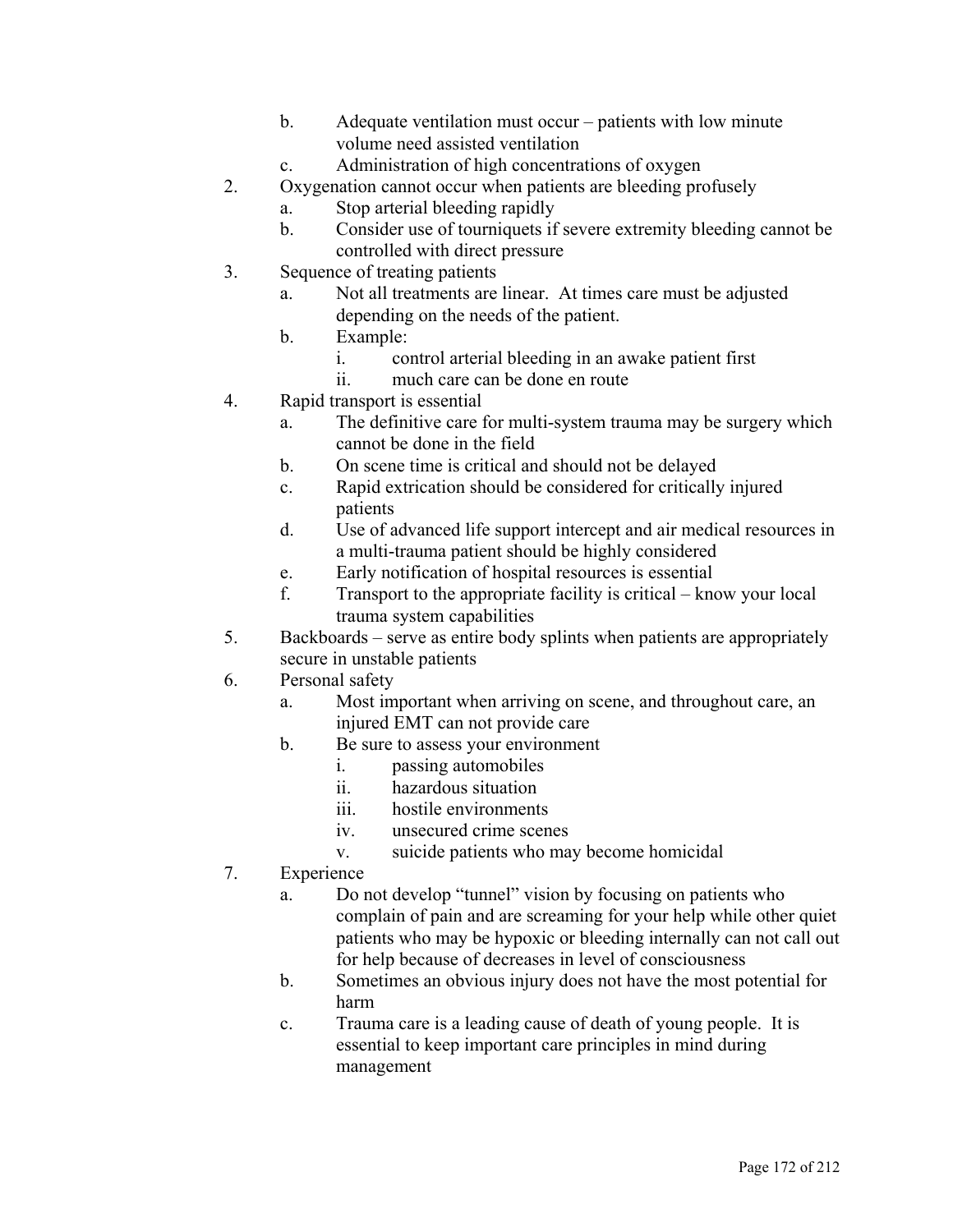b. Adequate ventilation must occur – patients with low minute volume need assisted ventilation
   c. Administration of high concentrations of oxygen
2. Oxygenation cannot occur when patients are bleeding profusely
   a. Stop arterial bleeding rapidly
   b. Consider use of tourniquets if severe extremity bleeding cannot be controlled with direct pressure
3. Sequence of treating patients
   a. Not all treatments are linear. At times care must be adjusted depending on the needs of the patient.
   b. Example:
      i. control arterial bleeding in an awake patient first
      ii. much care can be done en route
4. Rapid transport is essential
   a. The definitive care for multi-system trauma may be surgery which cannot be done in the field
   b. On scene time is critical and should not be delayed
   c. Rapid extrication should be considered for critically injured patients
   d. Use of advanced life support intercept and air medical resources in a multi-trauma patient should be highly considered
   e. Early notification of hospital resources is essential
   f. Transport to the appropriate facility is critical – know your local trauma system capabilities
5. Backboards – serve as entire body splints when patients are appropriately secure in unstable patients
6. Personal safety
   a. Most important when arriving on scene, and throughout care, an injured EMT can not provide care
   b. Be sure to assess your environment
      i. passing automobiles
      ii. hazardous situation
      iii. hostile environments
      iv. unsecured crime scenes
      v. suicide patients who may become homicidal
7. Experience
   a. Do not develop "tunnel" vision by focusing on patients who complain of pain and are screaming for your help while other quiet patients who may be hypoxic or bleeding internally can not call out for help because of decreases in level of consciousness
   b. Sometimes an obvious injury does not have the most potential for harm
   c. Trauma care is a leading cause of death of young people. It is essential to keep important care principles in mind during management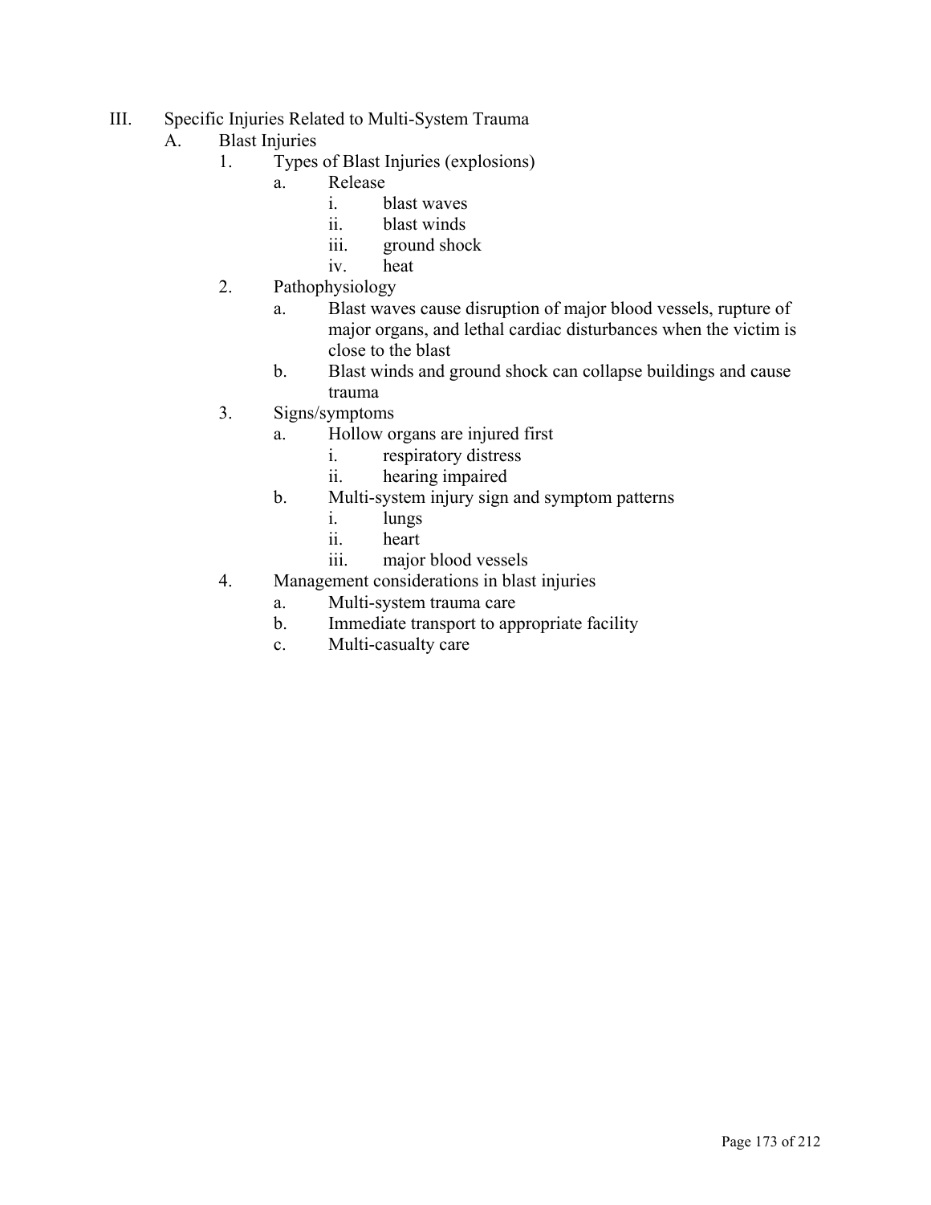III. Specific Injuries Related to Multi-System Trauma
   A. Blast Injuries
      1. Types of Blast Injuries (explosions)
         a. Release
            i. blast waves
            ii. blast winds
            iii. ground shock
            iv. heat
      2. Pathophysiology
         a. Blast waves cause disruption of major blood vessels, rupture of major organs, and lethal cardiac disturbances when the victim is close to the blast
         b. Blast winds and ground shock can collapse buildings and cause trauma
      3. Signs/symptoms
         a. Hollow organs are injured first
            i. respiratory distress
            ii. hearing impaired
         b. Multi-system injury sign and symptom patterns
            i. lungs
            ii. heart
            iii. major blood vessels
      4. Management considerations in blast injuries
         a. Multi-system trauma care
         b. Immediate transport to appropriate facility
         c. Multi-casualty care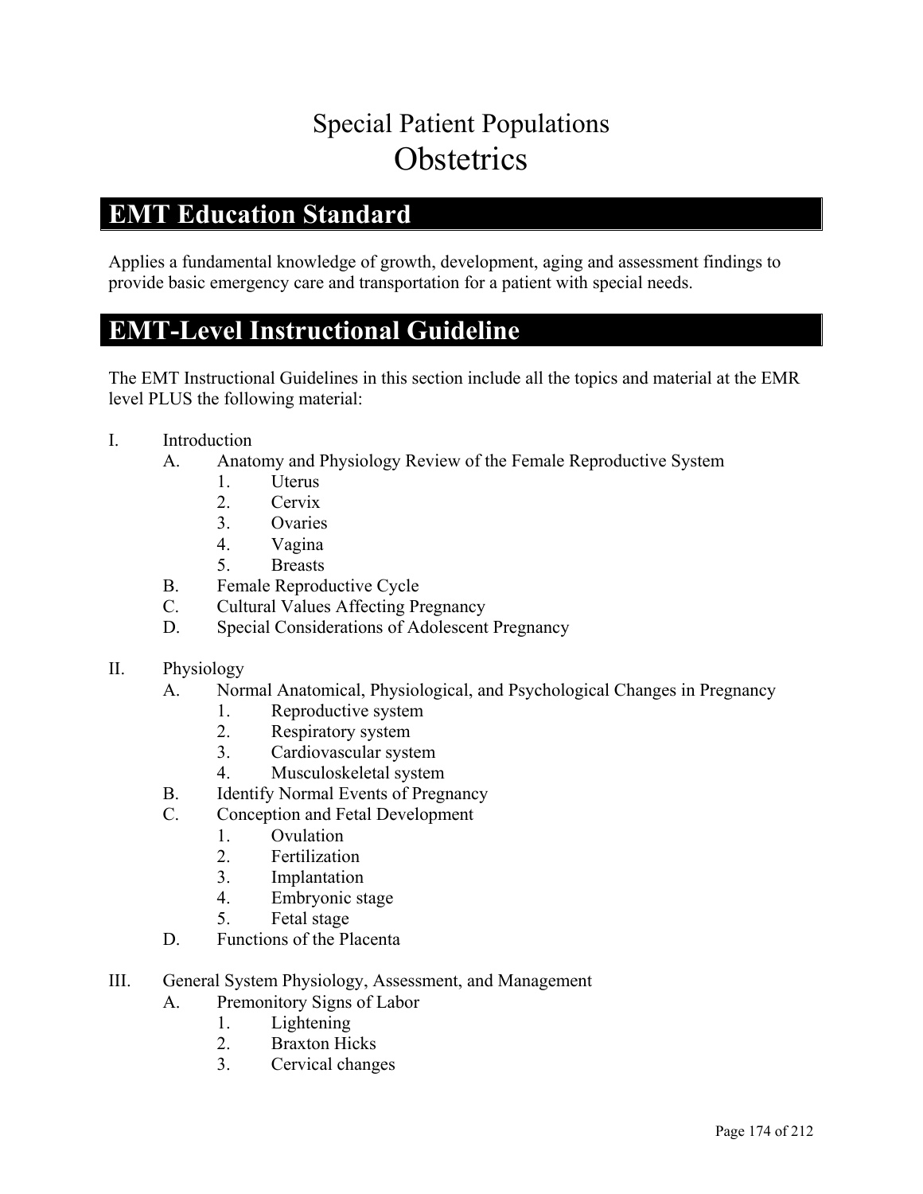# Special Patient Populations
# Obstetrics

## EMT Education Standard

Applies a fundamental knowledge of growth, development, aging and assessment findings to provide basic emergency care and transportation for a patient with special needs.

## EMT-Level Instructional Guideline

The EMT Instructional Guidelines in this section include all the topics and material at the EMR level PLUS the following material:

I. Introduction
   A. Anatomy and Physiology Review of the Female Reproductive System
      1. Uterus
      2. Cervix
      3. Ovaries
      4. Vagina
      5. Breasts
   B. Female Reproductive Cycle
   C. Cultural Values Affecting Pregnancy
   D. Special Considerations of Adolescent Pregnancy

II. Physiology
   A. Normal Anatomical, Physiological, and Psychological Changes in Pregnancy
      1. Reproductive system
      2. Respiratory system
      3. Cardiovascular system
      4. Musculoskeletal system
   B. Identify Normal Events of Pregnancy
   C. Conception and Fetal Development
      1. Ovulation
      2. Fertilization
      3. Implantation
      4. Embryonic stage
      5. Fetal stage
   D. Functions of the Placenta

III. General System Physiology, Assessment, and Management
   A. Premonitory Signs of Labor
      1. Lightening
      2. Braxton Hicks
      3. Cervical changes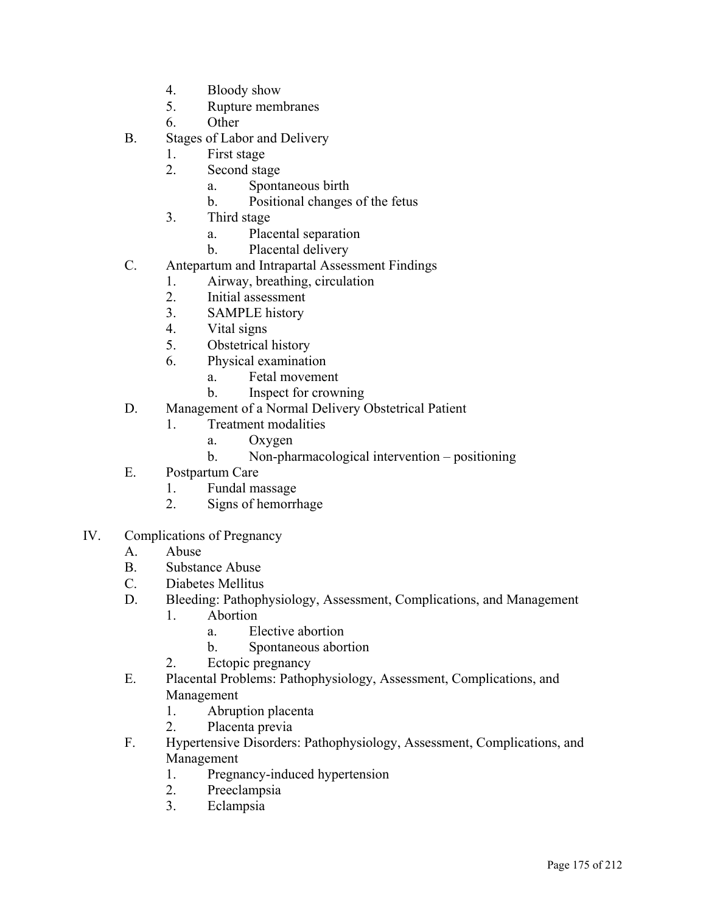4. Bloody show
5. Rupture membranes
6. Other

B. Stages of Labor and Delivery
   1. First stage
   2. Second stage
      a. Spontaneous birth
      b. Positional changes of the fetus
   3. Third stage
      a. Placental separation
      b. Placental delivery

C. Antepartum and Intrapartal Assessment Findings
   1. Airway, breathing, circulation
   2. Initial assessment
   3. SAMPLE history
   4. Vital signs
   5. Obstetrical history
   6. Physical examination
      a. Fetal movement
      b. Inspect for crowning

D. Management of a Normal Delivery Obstetrical Patient
   1. Treatment modalities
      a. Oxygen
      b. Non-pharmacological intervention – positioning

E. Postpartum Care
   1. Fundal massage
   2. Signs of hemorrhage

IV. Complications of Pregnancy

A. Abuse

B. Substance Abuse

C. Diabetes Mellitus

D. Bleeding: Pathophysiology, Assessment, Complications, and Management
   1. Abortion
      a. Elective abortion
      b. Spontaneous abortion
   2. Ectopic pregnancy

E. Placental Problems: Pathophysiology, Assessment, Complications, and Management
   1. Abruption placenta
   2. Placenta previa

F. Hypertensive Disorders: Pathophysiology, Assessment, Complications, and Management
   1. Pregnancy-induced hypertension
   2. Preeclampsia
   3. Eclampsia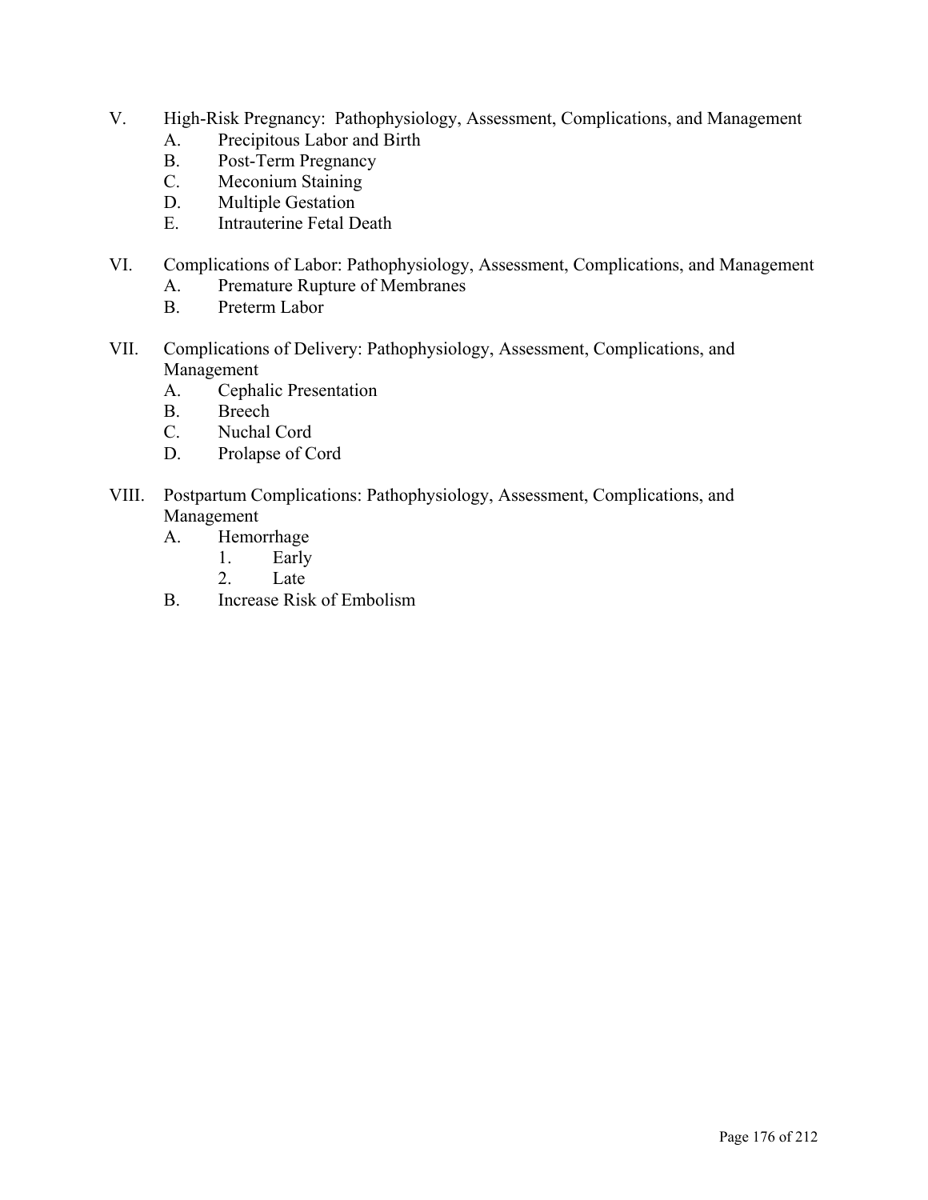V. High-Risk Pregnancy: Pathophysiology, Assessment, Complications, and Management
   A. Precipitous Labor and Birth
   B. Post-Term Pregnancy
   C. Meconium Staining
   D. Multiple Gestation
   E. Intrauterine Fetal Death

VI. Complications of Labor: Pathophysiology, Assessment, Complications, and Management
   A. Premature Rupture of Membranes
   B. Preterm Labor

VII. Complications of Delivery: Pathophysiology, Assessment, Complications, and Management
   A. Cephalic Presentation
   B. Breech
   C. Nuchal Cord
   D. Prolapse of Cord

VIII. Postpartum Complications: Pathophysiology, Assessment, Complications, and Management
   A. Hemorrhage
      1. Early
      2. Late
   B. Increase Risk of Embolism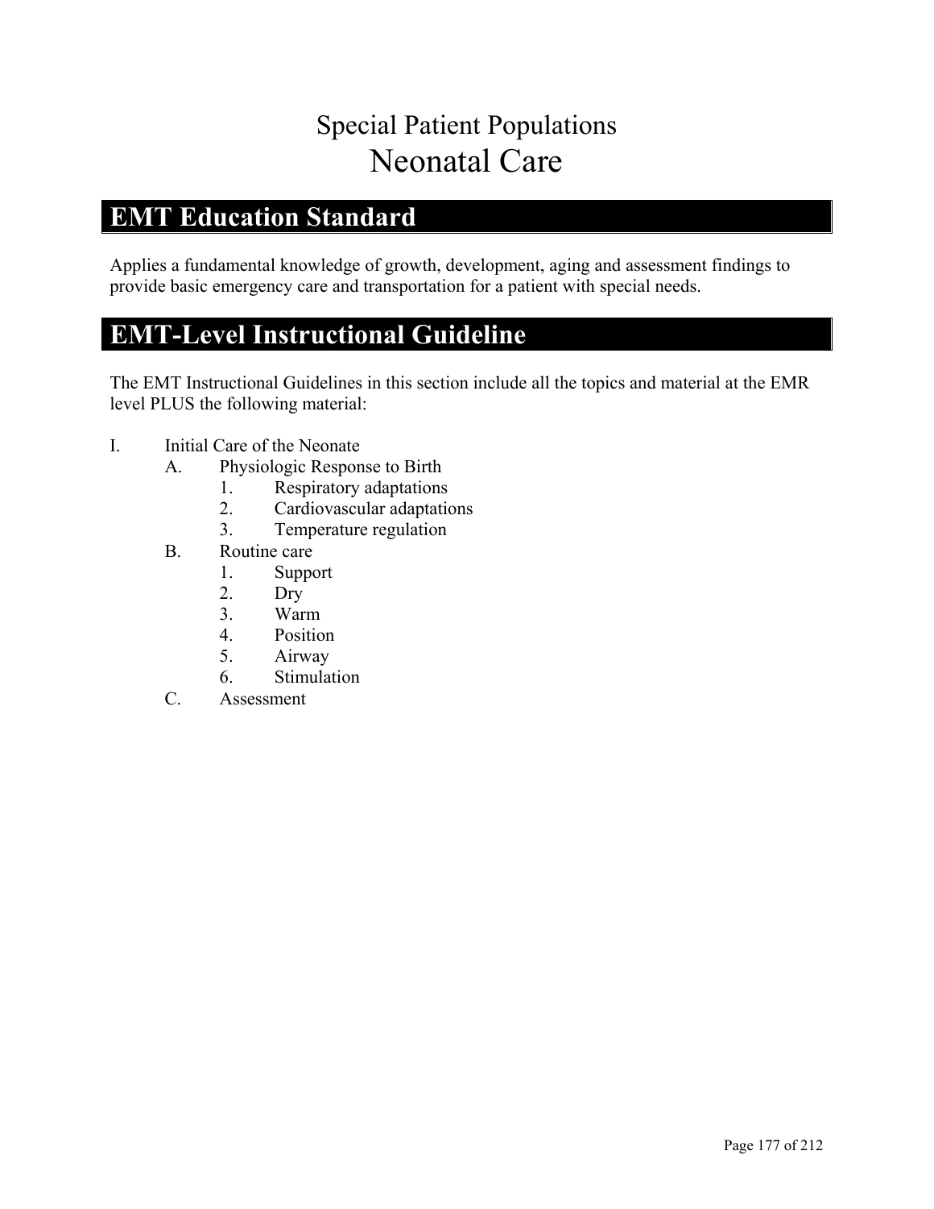# Special Patient Populations
# Neonatal Care

## EMT Education Standard

Applies a fundamental knowledge of growth, development, aging and assessment findings to provide basic emergency care and transportation for a patient with special needs.

## EMT-Level Instructional Guideline

The EMT Instructional Guidelines in this section include all the topics and material at the EMR level PLUS the following material:

I. Initial Care of the Neonate
   A. Physiologic Response to Birth
      1. Respiratory adaptations
      2. Cardiovascular adaptations
      3. Temperature regulation
   B. Routine care
      1. Support
      2. Dry
      3. Warm
      4. Position
      5. Airway
      6. Stimulation
   C. Assessment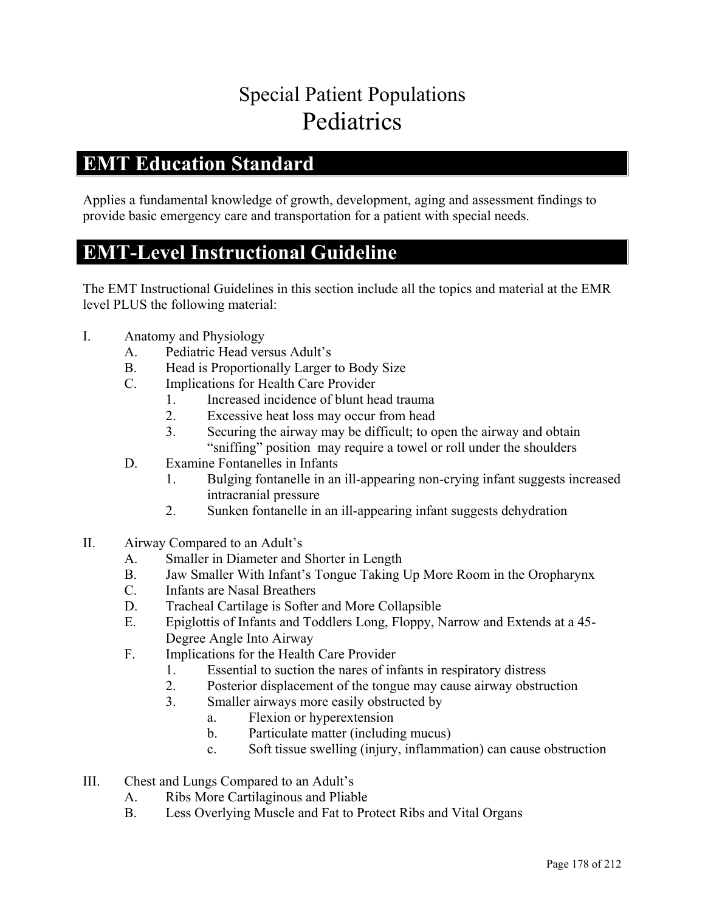# Special Patient Populations
# Pediatrics

## EMT Education Standard

Applies a fundamental knowledge of growth, development, aging and assessment findings to provide basic emergency care and transportation for a patient with special needs.

## EMT-Level Instructional Guideline

The EMT Instructional Guidelines in this section include all the topics and material at the EMR level PLUS the following material:

I. Anatomy and Physiology
   A. Pediatric Head versus Adult's
   B. Head is Proportionally Larger to Body Size
   C. Implications for Health Care Provider
      1. Increased incidence of blunt head trauma
      2. Excessive heat loss may occur from head
      3. Securing the airway may be difficult; to open the airway and obtain "sniffing" position may require a towel or roll under the shoulders
   D. Examine Fontanelles in Infants
      1. Bulging fontanelle in an ill-appearing non-crying infant suggests increased intracranial pressure
      2. Sunken fontanelle in an ill-appearing infant suggests dehydration

II. Airway Compared to an Adult's
   A. Smaller in Diameter and Shorter in Length
   B. Jaw Smaller With Infant's Tongue Taking Up More Room in the Oropharynx
   C. Infants are Nasal Breathers
   D. Tracheal Cartilage is Softer and More Collapsible
   E. Epiglottis of Infants and Toddlers Long, Floppy, Narrow and Extends at a 45-Degree Angle Into Airway
   F. Implications for the Health Care Provider
      1. Essential to suction the nares of infants in respiratory distress
      2. Posterior displacement of the tongue may cause airway obstruction
      3. Smaller airways more easily obstructed by
         a. Flexion or hyperextension
         b. Particulate matter (including mucus)
         c. Soft tissue swelling (injury, inflammation) can cause obstruction

III. Chest and Lungs Compared to an Adult's
   A. Ribs More Cartilaginous and Pliable
   B. Less Overlying Muscle and Fat to Protect Ribs and Vital Organs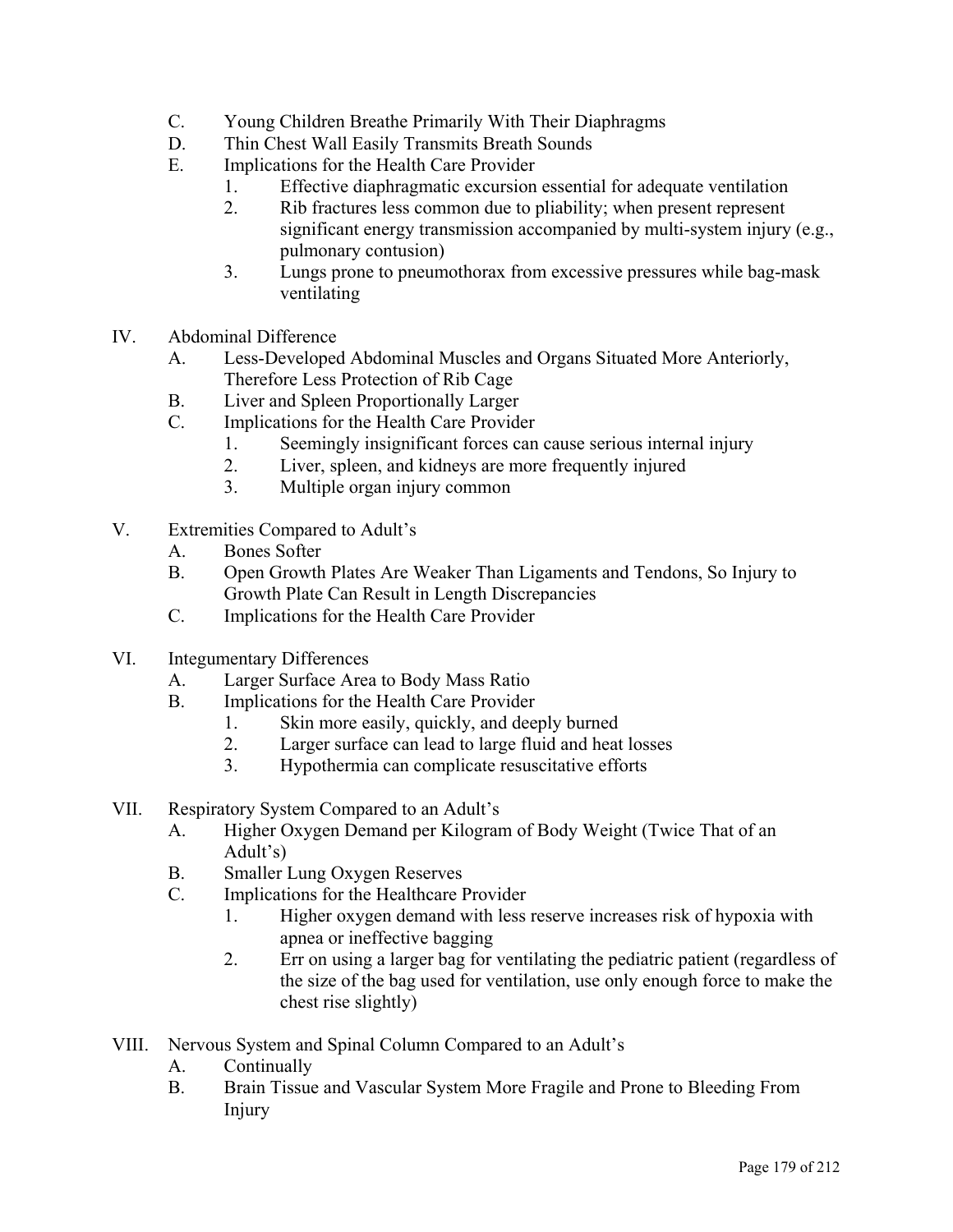C. Young Children Breathe Primarily With Their Diaphragms
D. Thin Chest Wall Easily Transmits Breath Sounds
E. Implications for the Health Care Provider
   1. Effective diaphragmatic excursion essential for adequate ventilation
   2. Rib fractures less common due to pliability; when present represent significant energy transmission accompanied by multi-system injury (e.g., pulmonary contusion)
   3. Lungs prone to pneumothorax from excessive pressures while bag-mask ventilating

IV. Abdominal Difference
   A. Less-Developed Abdominal Muscles and Organs Situated More Anteriorly, Therefore Less Protection of Rib Cage
   B. Liver and Spleen Proportionally Larger
   C. Implications for the Health Care Provider
      1. Seemingly insignificant forces can cause serious internal injury
      2. Liver, spleen, and kidneys are more frequently injured
      3. Multiple organ injury common

V. Extremities Compared to Adult's
   A. Bones Softer
   B. Open Growth Plates Are Weaker Than Ligaments and Tendons, So Injury to Growth Plate Can Result in Length Discrepancies
   C. Implications for the Health Care Provider

VI. Integumentary Differences
   A. Larger Surface Area to Body Mass Ratio
   B. Implications for the Health Care Provider
      1. Skin more easily, quickly, and deeply burned
      2. Larger surface can lead to large fluid and heat losses
      3. Hypothermia can complicate resuscitative efforts

VII. Respiratory System Compared to an Adult's
   A. Higher Oxygen Demand per Kilogram of Body Weight (Twice That of an Adult's)
   B. Smaller Lung Oxygen Reserves
   C. Implications for the Healthcare Provider
      1. Higher oxygen demand with less reserve increases risk of hypoxia with apnea or ineffective bagging
      2. Err on using a larger bag for ventilating the pediatric patient (regardless of the size of the bag used for ventilation, use only enough force to make the chest rise slightly)

VIII. Nervous System and Spinal Column Compared to an Adult's
   A. Continually
   B. Brain Tissue and Vascular System More Fragile and Prone to Bleeding From Injury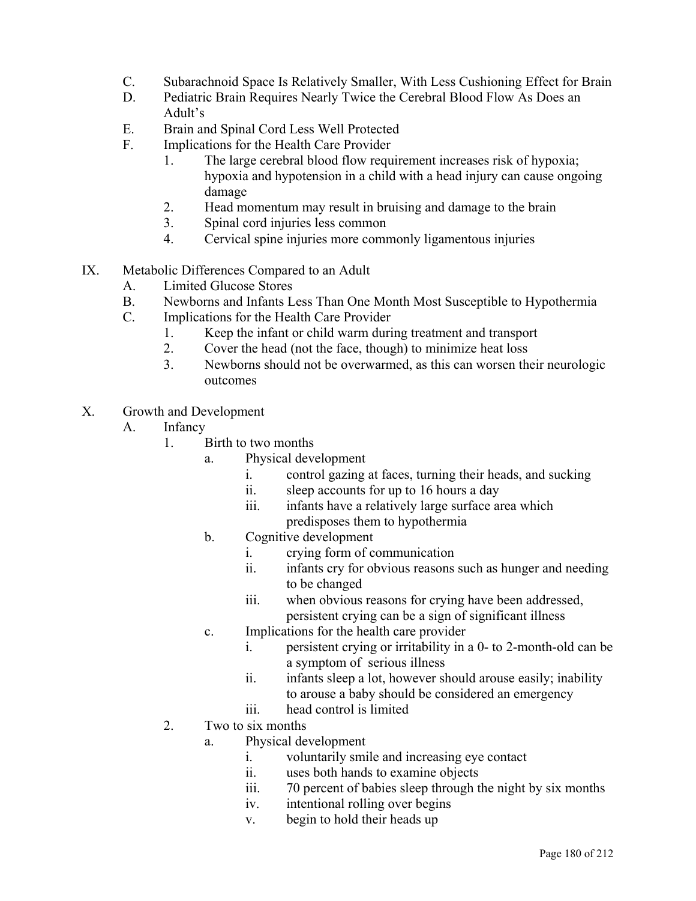C. Subarachnoid Space Is Relatively Smaller, With Less Cushioning Effect for Brain
D. Pediatric Brain Requires Nearly Twice the Cerebral Blood Flow As Does an Adult's
E. Brain and Spinal Cord Less Well Protected
F. Implications for the Health Care Provider
    1. The large cerebral blood flow requirement increases risk of hypoxia; hypoxia and hypotension in a child with a head injury can cause ongoing damage
    2. Head momentum may result in bruising and damage to the brain
    3. Spinal cord injuries less common
    4. Cervical spine injuries more commonly ligamentous injuries

IX. Metabolic Differences Compared to an Adult
    A. Limited Glucose Stores
    B. Newborns and Infants Less Than One Month Most Susceptible to Hypothermia
    C. Implications for the Health Care Provider
        1. Keep the infant or child warm during treatment and transport
        2. Cover the head (not the face, though) to minimize heat loss
        3. Newborns should not be overwarmed, as this can worsen their neurologic outcomes

X. Growth and Development
    A. Infancy
        1. Birth to two months
            a. Physical development
                i. control gazing at faces, turning their heads, and sucking
                ii. sleep accounts for up to 16 hours a day
                iii. infants have a relatively large surface area which predisposes them to hypothermia
            b. Cognitive development
                i. crying form of communication
                ii. infants cry for obvious reasons such as hunger and needing to be changed
                iii. when obvious reasons for crying have been addressed, persistent crying can be a sign of significant illness
            c. Implications for the health care provider
                i. persistent crying or irritability in a 0- to 2-month-old can be a symptom of serious illness
                ii. infants sleep a lot, however should arouse easily; inability to arouse a baby should be considered an emergency
                iii. head control is limited
        2. Two to six months
            a. Physical development
                i. voluntarily smile and increasing eye contact
                ii. uses both hands to examine objects
                iii. 70 percent of babies sleep through the night by six months
                iv. intentional rolling over begins
                v. begin to hold their heads up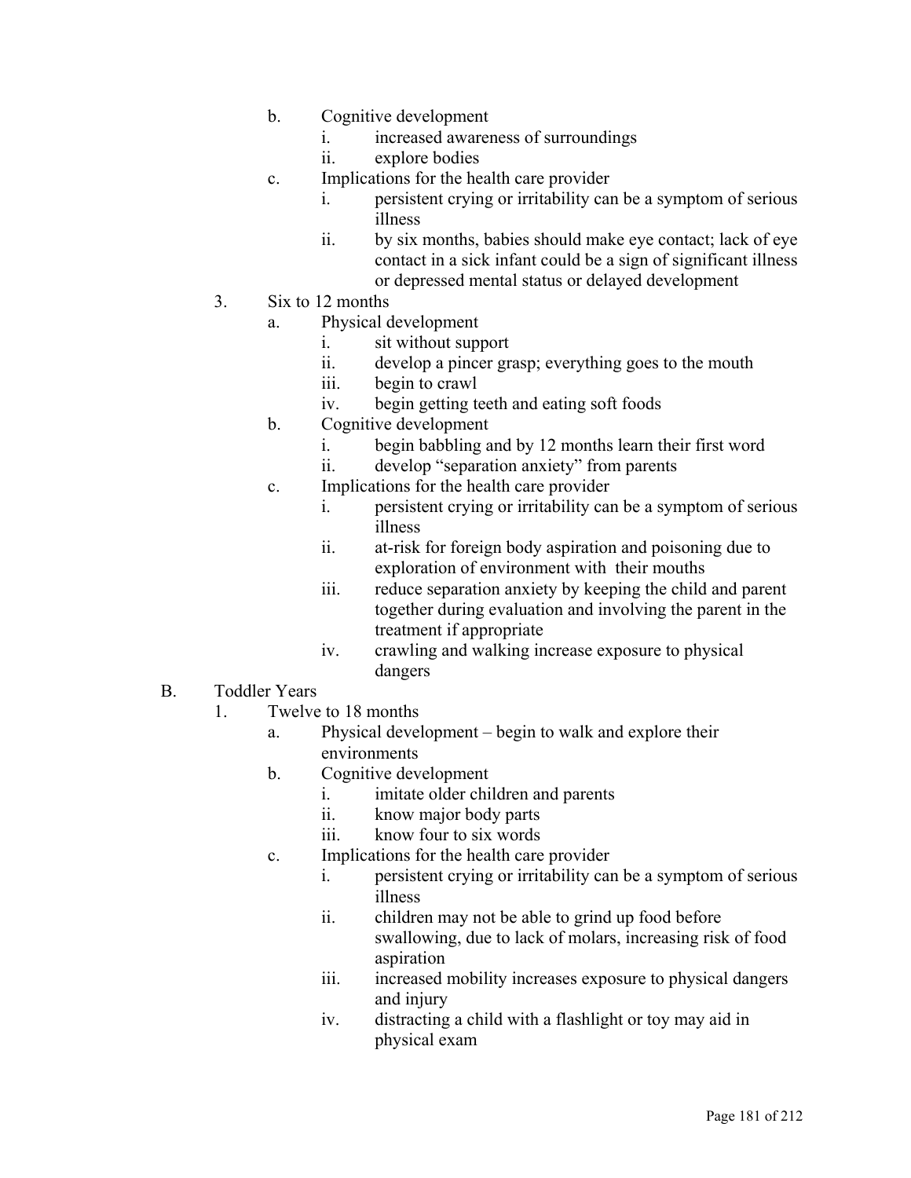b. Cognitive development
   i. increased awareness of surroundings
   ii. explore bodies

c. Implications for the health care provider
   i. persistent crying or irritability can be a symptom of serious illness
   ii. by six months, babies should make eye contact; lack of eye contact in a sick infant could be a sign of significant illness or depressed mental status or delayed development

3. Six to 12 months
   a. Physical development
      i. sit without support
      ii. develop a pincer grasp; everything goes to the mouth
      iii. begin to crawl
      iv. begin getting teeth and eating soft foods
   b. Cognitive development
      i. begin babbling and by 12 months learn their first word
      ii. develop "separation anxiety" from parents
   c. Implications for the health care provider
      i. persistent crying or irritability can be a symptom of serious illness
      ii. at-risk for foreign body aspiration and poisoning due to exploration of environment with their mouths
      iii. reduce separation anxiety by keeping the child and parent together during evaluation and involving the parent in the treatment if appropriate
      iv. crawling and walking increase exposure to physical dangers

B. Toddler Years
   1. Twelve to 18 months
      a. Physical development – begin to walk and explore their environments
      b. Cognitive development
         i. imitate older children and parents
         ii. know major body parts
         iii. know four to six words
      c. Implications for the health care provider
         i. persistent crying or irritability can be a symptom of serious illness
         ii. children may not be able to grind up food before swallowing, due to lack of molars, increasing risk of food aspiration
         iii. increased mobility increases exposure to physical dangers and injury
         iv. distracting a child with a flashlight or toy may aid in physical exam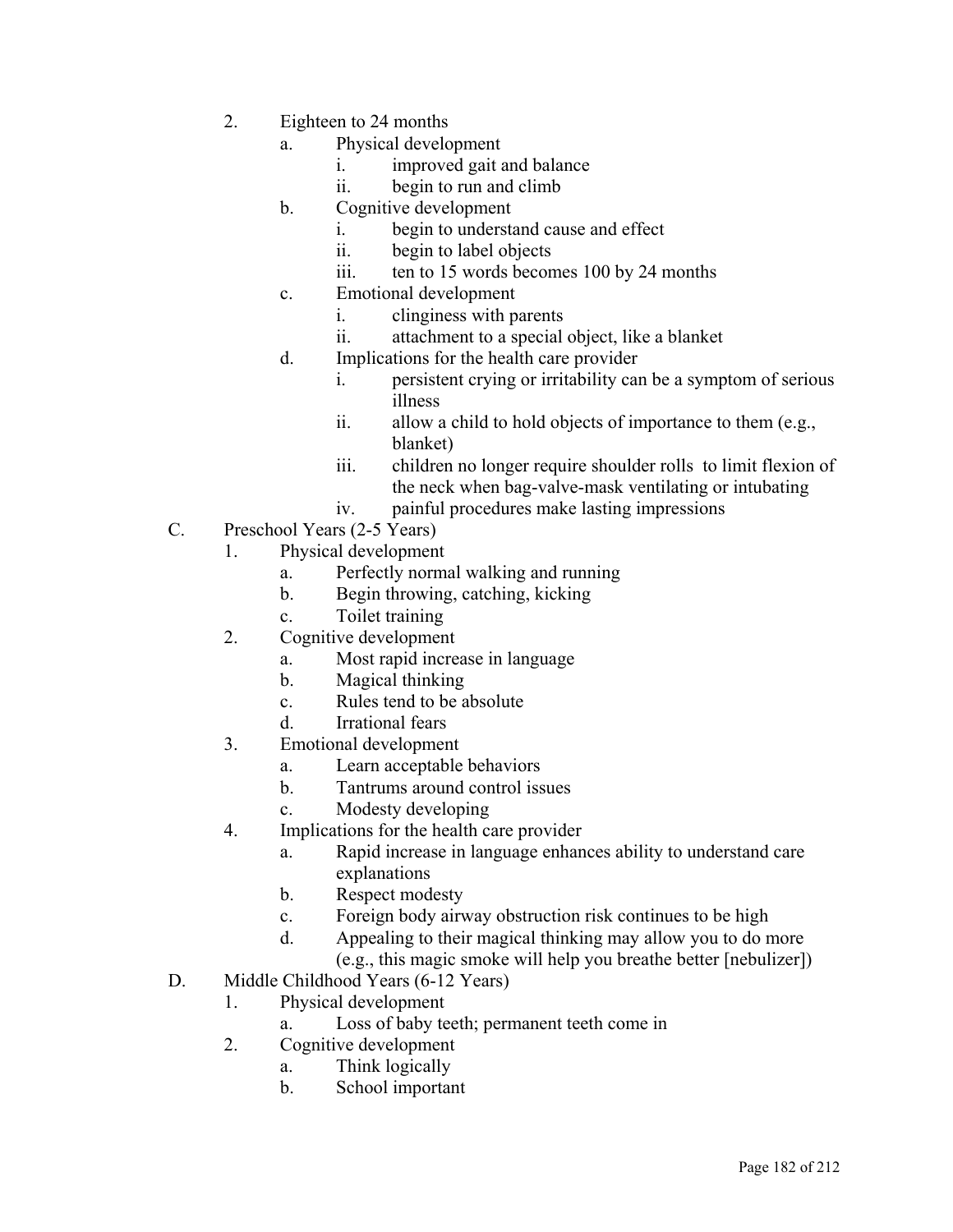2. Eighteen to 24 months
    a. Physical development
        i. improved gait and balance
        ii. begin to run and climb
    b. Cognitive development
        i. begin to understand cause and effect
        ii. begin to label objects
        iii. ten to 15 words becomes 100 by 24 months
    c. Emotional development
        i. clinginess with parents
        ii. attachment to a special object, like a blanket
    d. Implications for the health care provider
        i. persistent crying or irritability can be a symptom of serious illness
        ii. allow a child to hold objects of importance to them (e.g., blanket)
        iii. children no longer require shoulder rolls to limit flexion of the neck when bag-valve-mask ventilating or intubating
        iv. painful procedures make lasting impressions

C. Preschool Years (2-5 Years)
1. Physical development
    a. Perfectly normal walking and running
    b. Begin throwing, catching, kicking
    c. Toilet training
2. Cognitive development
    a. Most rapid increase in language
    b. Magical thinking
    c. Rules tend to be absolute
    d. Irrational fears
3. Emotional development
    a. Learn acceptable behaviors
    b. Tantrums around control issues
    c. Modesty developing
4. Implications for the health care provider
    a. Rapid increase in language enhances ability to understand care explanations
    b. Respect modesty
    c. Foreign body airway obstruction risk continues to be high
    d. Appealing to their magical thinking may allow you to do more (e.g., this magic smoke will help you breathe better [nebulizer])

D. Middle Childhood Years (6-12 Years)
1. Physical development
    a. Loss of baby teeth; permanent teeth come in
2. Cognitive development
    a. Think logically
    b. School important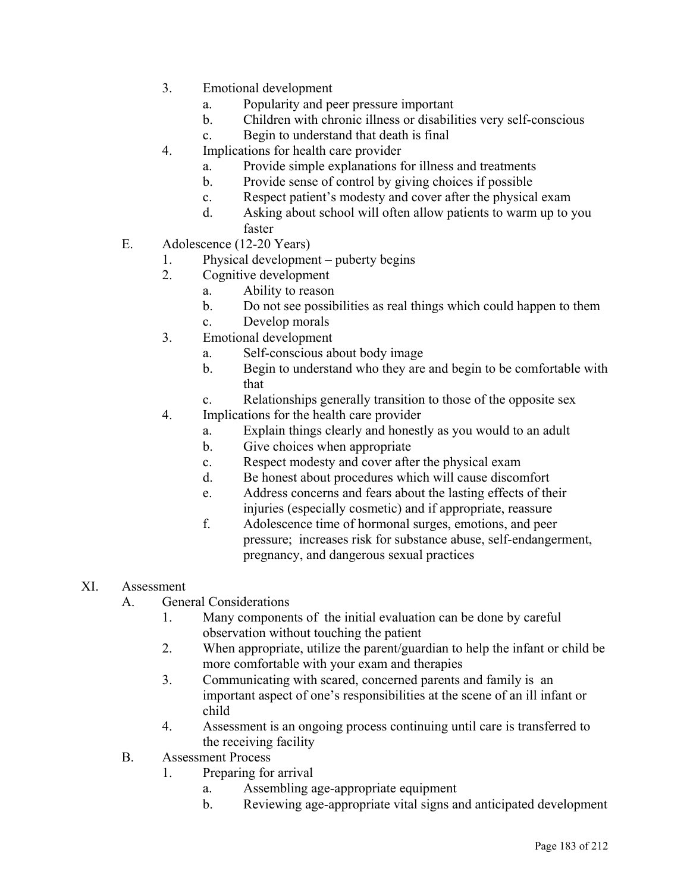3. Emotional development
    a. Popularity and peer pressure important
    b. Children with chronic illness or disabilities very self-conscious
    c. Begin to understand that death is final
4. Implications for health care provider
    a. Provide simple explanations for illness and treatments
    b. Provide sense of control by giving choices if possible
    c. Respect patient's modesty and cover after the physical exam
    d. Asking about school will often allow patients to warm up to you faster

E. Adolescence (12-20 Years)
1. Physical development – puberty begins
2. Cognitive development
    a. Ability to reason
    b. Do not see possibilities as real things which could happen to them
    c. Develop morals
3. Emotional development
    a. Self-conscious about body image
    b. Begin to understand who they are and begin to be comfortable with that
    c. Relationships generally transition to those of the opposite sex
4. Implications for the health care provider
    a. Explain things clearly and honestly as you would to an adult
    b. Give choices when appropriate
    c. Respect modesty and cover after the physical exam
    d. Be honest about procedures which will cause discomfort
    e. Address concerns and fears about the lasting effects of their injuries (especially cosmetic) and if appropriate, reassure
    f. Adolescence time of hormonal surges, emotions, and peer pressure; increases risk for substance abuse, self-endangerment, pregnancy, and dangerous sexual practices

XI. Assessment

A. General Considerations
1. Many components of the initial evaluation can be done by careful observation without touching the patient
2. When appropriate, utilize the parent/guardian to help the infant or child be more comfortable with your exam and therapies
3. Communicating with scared, concerned parents and family is an important aspect of one's responsibilities at the scene of an ill infant or child
4. Assessment is an ongoing process continuing until care is transferred to the receiving facility

B. Assessment Process
1. Preparing for arrival
    a. Assembling age-appropriate equipment
    b. Reviewing age-appropriate vital signs and anticipated development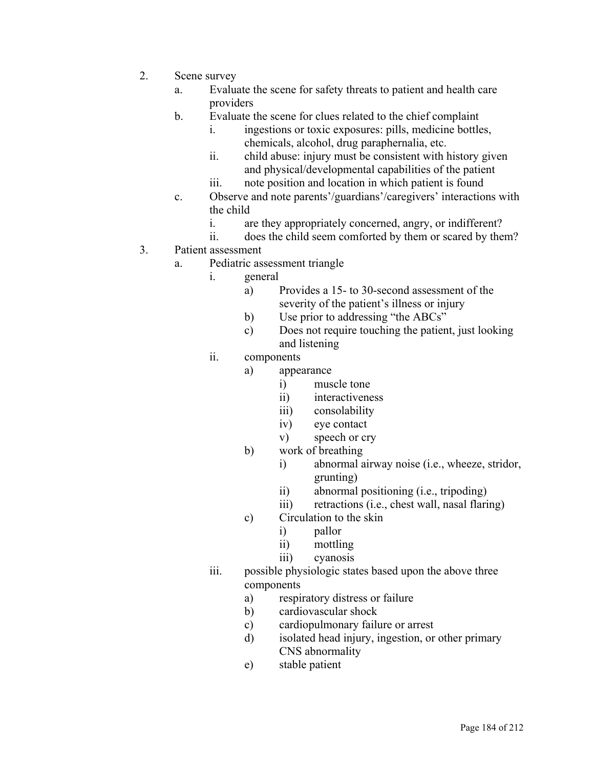2. Scene survey
    a. Evaluate the scene for safety threats to patient and health care providers
    b. Evaluate the scene for clues related to the chief complaint
        i. ingestions or toxic exposures: pills, medicine bottles, chemicals, alcohol, drug paraphernalia, etc.
        ii. child abuse: injury must be consistent with history given and physical/developmental capabilities of the patient
        iii. note position and location in which patient is found
    c. Observe and note parents'/guardians'/caregivers' interactions with the child
        i. are they appropriately concerned, angry, or indifferent?
        ii. does the child seem comforted by them or scared by them?
3. Patient assessment
    a. Pediatric assessment triangle
        i. general
            a) Provides a 15- to 30-second assessment of the severity of the patient's illness or injury
            b) Use prior to addressing "the ABCs"
            c) Does not require touching the patient, just looking and listening
        ii. components
            a) appearance
                i) muscle tone
                ii) interactiveness
                iii) consolability
                iv) eye contact
                v) speech or cry
            b) work of breathing
                i) abnormal airway noise (i.e., wheeze, stridor, grunting)
                ii) abnormal positioning (i.e., tripoding)
                iii) retractions (i.e., chest wall, nasal flaring)
            c) Circulation to the skin
                i) pallor
                ii) mottling
                iii) cyanosis
        iii. possible physiologic states based upon the above three components
            a) respiratory distress or failure
            b) cardiovascular shock
            c) cardiopulmonary failure or arrest
            d) isolated head injury, ingestion, or other primary CNS abnormality
            e) stable patient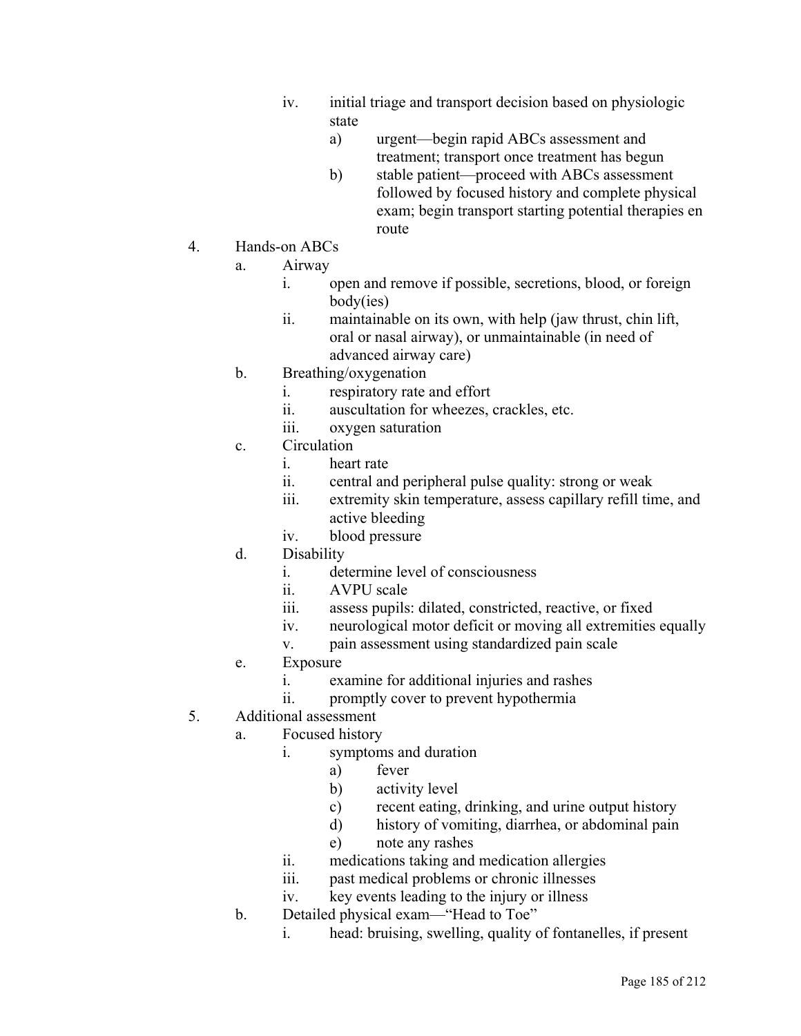- iv. initial triage and transport decision based on physiologic state
  - a) urgent—begin rapid ABCs assessment and treatment; transport once treatment has begun
  - b) stable patient—proceed with ABCs assessment followed by focused history and complete physical exam; begin transport starting potential therapies en route

4. Hands-on ABCs
   - a. Airway
     - i. open and remove if possible, secretions, blood, or foreign body(ies)
     - ii. maintainable on its own, with help (jaw thrust, chin lift, oral or nasal airway), or unmaintainable (in need of advanced airway care)
   - b. Breathing/oxygenation
     - i. respiratory rate and effort
     - ii. auscultation for wheezes, crackles, etc.
     - iii. oxygen saturation
   - c. Circulation
     - i. heart rate
     - ii. central and peripheral pulse quality: strong or weak
     - iii. extremity skin temperature, assess capillary refill time, and active bleeding
     - iv. blood pressure
   - d. Disability
     - i. determine level of consciousness
     - ii. AVPU scale
     - iii. assess pupils: dilated, constricted, reactive, or fixed
     - iv. neurological motor deficit or moving all extremities equally
     - v. pain assessment using standardized pain scale
   - e. Exposure
     - i. examine for additional injuries and rashes
     - ii. promptly cover to prevent hypothermia

5. Additional assessment
   - a. Focused history
     - i. symptoms and duration
       - a) fever
       - b) activity level
       - c) recent eating, drinking, and urine output history
       - d) history of vomiting, diarrhea, or abdominal pain
       - e) note any rashes
     - ii. medications taking and medication allergies
     - iii. past medical problems or chronic illnesses
     - iv. key events leading to the injury or illness
   - b. Detailed physical exam—"Head to Toe"
     - i. head: bruising, swelling, quality of fontanelles, if present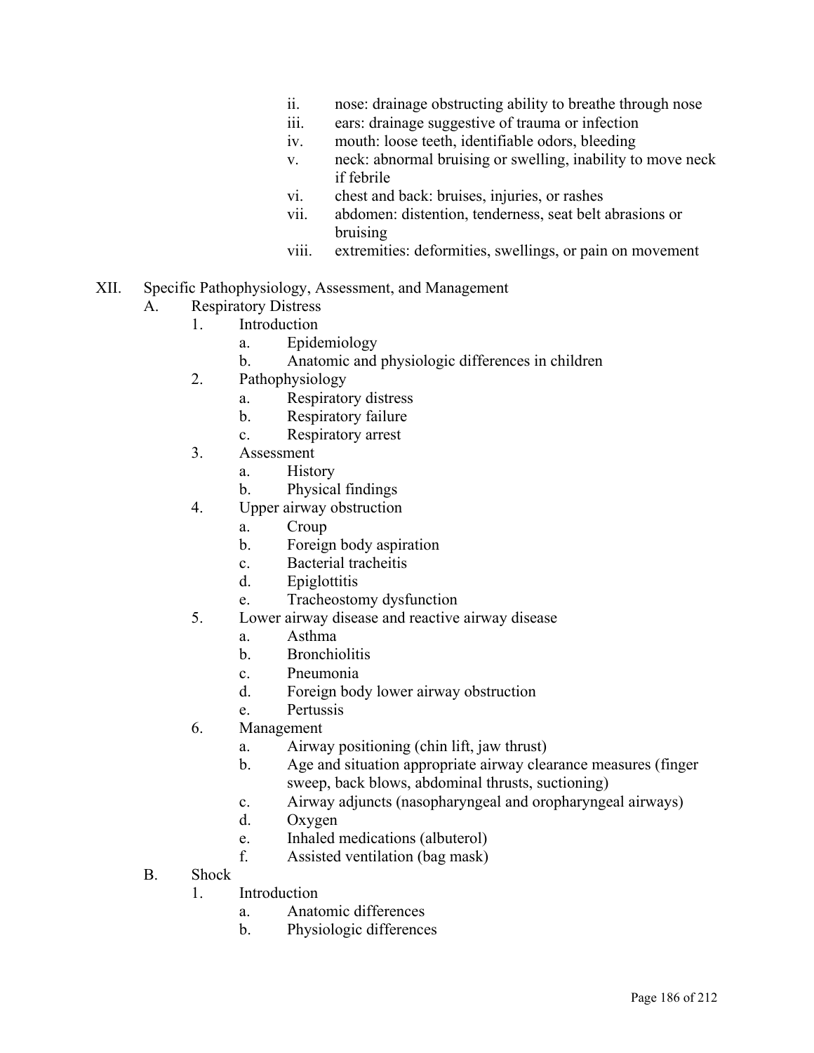- ii. nose: drainage obstructing ability to breathe through nose
   - iii. ears: drainage suggestive of trauma or infection
   - iv. mouth: loose teeth, identifiable odors, bleeding
   - v. neck: abnormal bruising or swelling, inability to move neck if febrile
   - vi. chest and back: bruises, injuries, or rashes
   - vii. abdomen: distention, tenderness, seat belt abrasions or bruising
   - viii. extremities: deformities, swellings, or pain on movement

XII. Specific Pathophysiology, Assessment, and Management

- A. Respiratory Distress
  - 1. Introduction
    - a. Epidemiology
    - b. Anatomic and physiologic differences in children
  - 2. Pathophysiology
    - a. Respiratory distress
    - b. Respiratory failure
    - c. Respiratory arrest
  - 3. Assessment
    - a. History
    - b. Physical findings
  - 4. Upper airway obstruction
    - a. Croup
    - b. Foreign body aspiration
    - c. Bacterial tracheitis
    - d. Epiglottitis
    - e. Tracheostomy dysfunction
  - 5. Lower airway disease and reactive airway disease
    - a. Asthma
    - b. Bronchiolitis
    - c. Pneumonia
    - d. Foreign body lower airway obstruction
    - e. Pertussis
  - 6. Management
    - a. Airway positioning (chin lift, jaw thrust)
    - b. Age and situation appropriate airway clearance measures (finger sweep, back blows, abdominal thrusts, suctioning)
    - c. Airway adjuncts (nasopharyngeal and oropharyngeal airways)
    - d. Oxygen
    - e. Inhaled medications (albuterol)
    - f. Assisted ventilation (bag mask)
- B. Shock
  - 1. Introduction
    - a. Anatomic differences
    - b. Physiologic differences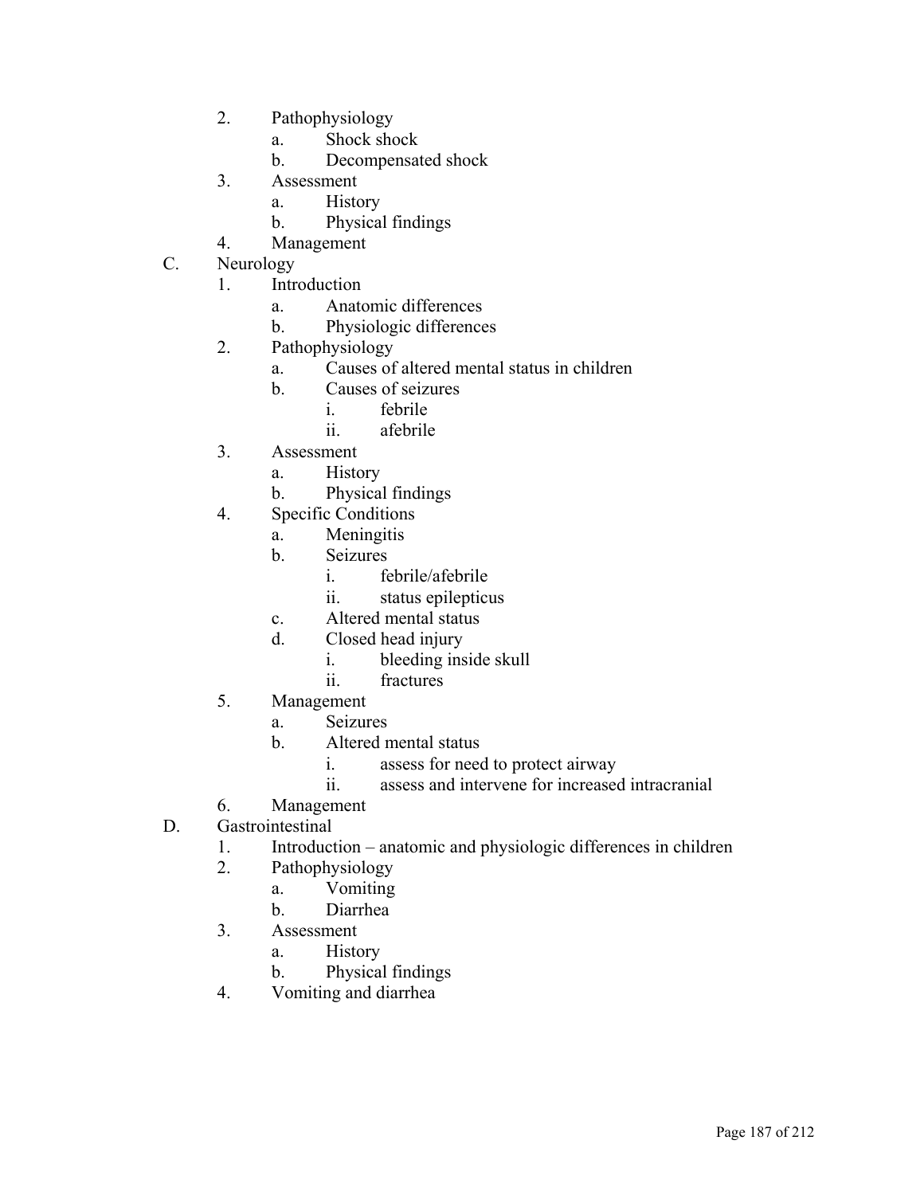2. Pathophysiology
    a. Shock shock
    b. Decompensated shock
3. Assessment
    a. History
    b. Physical findings
4. Management

C. Neurology
1. Introduction
    a. Anatomic differences
    b. Physiologic differences
2. Pathophysiology
    a. Causes of altered mental status in children
    b. Causes of seizures
        i. febrile
        ii. afebrile
3. Assessment
    a. History
    b. Physical findings
4. Specific Conditions
    a. Meningitis
    b. Seizures
        i. febrile/afebrile
        ii. status epilepticus
    c. Altered mental status
    d. Closed head injury
        i. bleeding inside skull
        ii. fractures
5. Management
    a. Seizures
    b. Altered mental status
        i. assess for need to protect airway
        ii. assess and intervene for increased intracranial
6. Management

D. Gastrointestinal
1. Introduction – anatomic and physiologic differences in children
2. Pathophysiology
    a. Vomiting
    b. Diarrhea
3. Assessment
    a. History
    b. Physical findings
4. Vomiting and diarrhea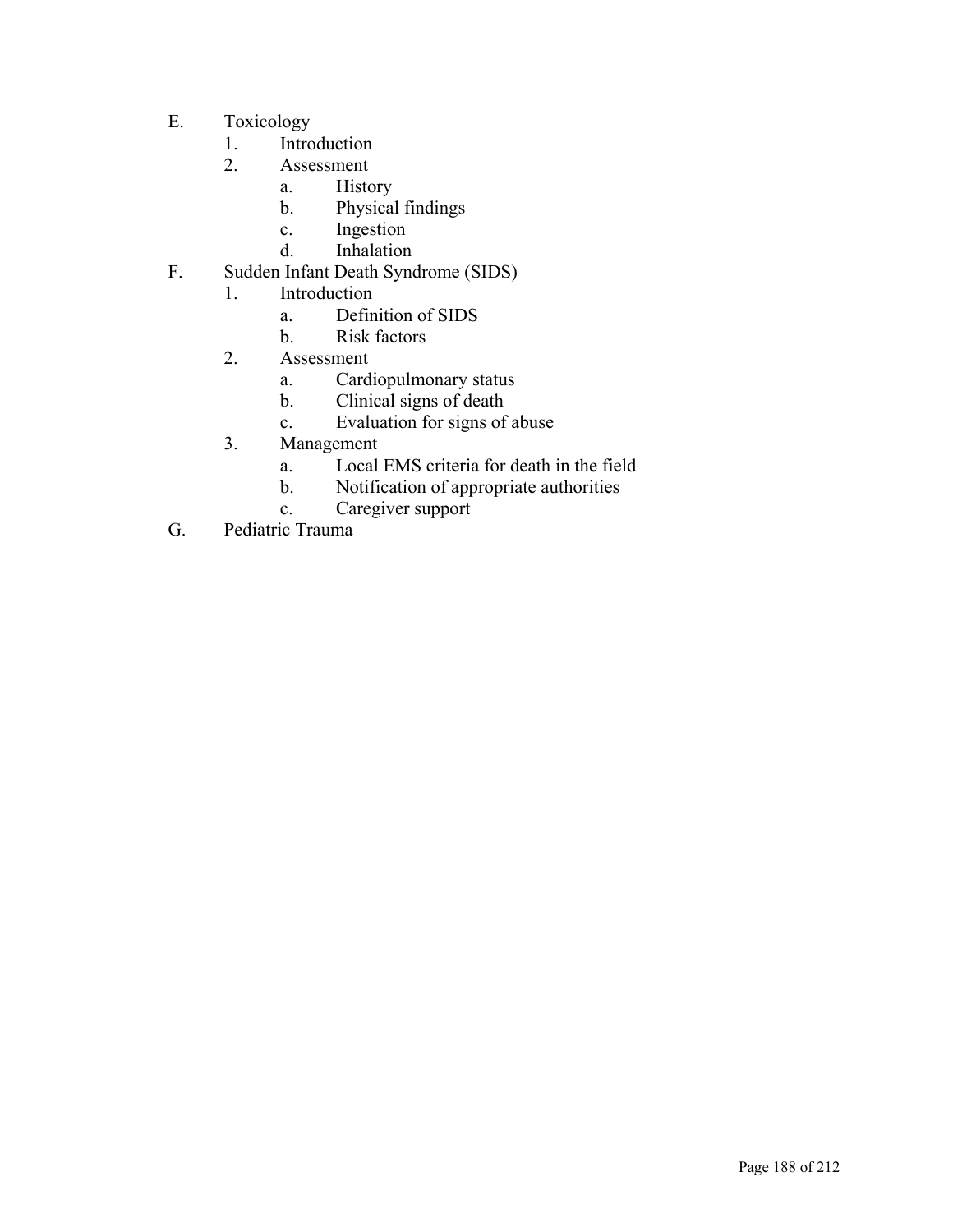E. Toxicology
   1. Introduction
   2. Assessment
      a. History
      b. Physical findings
      c. Ingestion
      d. Inhalation

F. Sudden Infant Death Syndrome (SIDS)
   1. Introduction
      a. Definition of SIDS
      b. Risk factors
   2. Assessment
      a. Cardiopulmonary status
      b. Clinical signs of death
      c. Evaluation for signs of abuse
   3. Management
      a. Local EMS criteria for death in the field
      b. Notification of appropriate authorities
      c. Caregiver support

G. Pediatric Trauma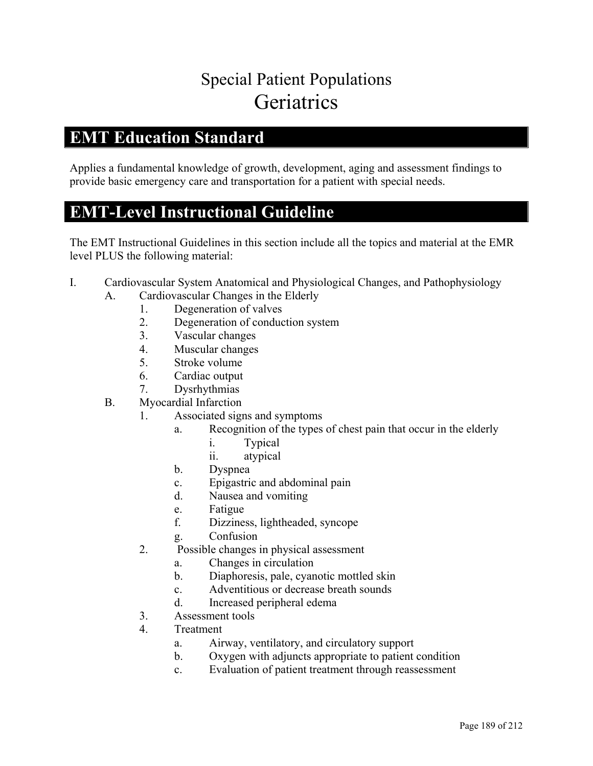# Special Patient Populations
# Geriatrics

## EMT Education Standard

Applies a fundamental knowledge of growth, development, aging and assessment findings to provide basic emergency care and transportation for a patient with special needs.

## EMT-Level Instructional Guideline

The EMT Instructional Guidelines in this section include all the topics and material at the EMR level PLUS the following material:

I. Cardiovascular System Anatomical and Physiological Changes, and Pathophysiology
   A. Cardiovascular Changes in the Elderly
      1. Degeneration of valves
      2. Degeneration of conduction system
      3. Vascular changes
      4. Muscular changes
      5. Stroke volume
      6. Cardiac output
      7. Dysrhythmias
   B. Myocardial Infarction
      1. Associated signs and symptoms
         a. Recognition of the types of chest pain that occur in the elderly
            i. Typical
            ii. atypical
         b. Dyspnea
         c. Epigastric and abdominal pain
         d. Nausea and vomiting
         e. Fatigue
         f. Dizziness, lightheaded, syncope
         g. Confusion
      2. Possible changes in physical assessment
         a. Changes in circulation
         b. Diaphoresis, pale, cyanotic mottled skin
         c. Adventitious or decrease breath sounds
         d. Increased peripheral edema
      3. Assessment tools
      4. Treatment
         a. Airway, ventilatory, and circulatory support
         b. Oxygen with adjuncts appropriate to patient condition
         c. Evaluation of patient treatment through reassessment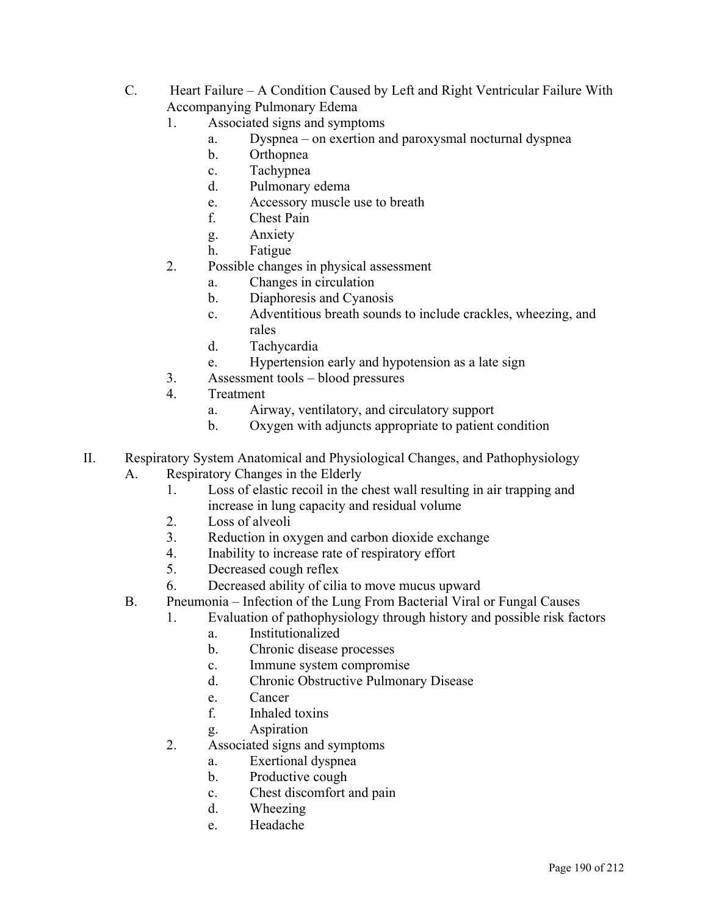C. Heart Failure – A Condition Caused by Left and Right Ventricular Failure With Accompanying Pulmonary Edema

1. Associated signs and symptoms
    a. Dyspnea – on exertion and paroxysmal nocturnal dyspnea
    b. Orthopnea
    c. Tachypnea
    d. Pulmonary edema
    e. Accessory muscle use to breath
    f. Chest Pain
    g. Anxiety
    h. Fatigue
2. Possible changes in physical assessment
    a. Changes in circulation
    b. Diaphoresis and Cyanosis
    c. Adventitious breath sounds to include crackles, wheezing, and rales
    d. Tachycardia
    e. Hypertension early and hypotension as a late sign
3. Assessment tools – blood pressures
4. Treatment
    a. Airway, ventilatory, and circulatory support
    b. Oxygen with adjuncts appropriate to patient condition

II. Respiratory System Anatomical and Physiological Changes, and Pathophysiology

A. Respiratory Changes in the Elderly

1. Loss of elastic recoil in the chest wall resulting in air trapping and increase in lung capacity and residual volume
2. Loss of alveoli
3. Reduction in oxygen and carbon dioxide exchange
4. Inability to increase rate of respiratory effort
5. Decreased cough reflex
6. Decreased ability of cilia to move mucus upward

B. Pneumonia – Infection of the Lung From Bacterial Viral or Fungal Causes

1. Evaluation of pathophysiology through history and possible risk factors
    a. Institutionalized
    b. Chronic disease processes
    c. Immune system compromise
    d. Chronic Obstructive Pulmonary Disease
    e. Cancer
    f. Inhaled toxins
    g. Aspiration
2. Associated signs and symptoms
    a. Exertional dyspnea
    b. Productive cough
    c. Chest discomfort and pain
    d. Wheezing
    e. Headache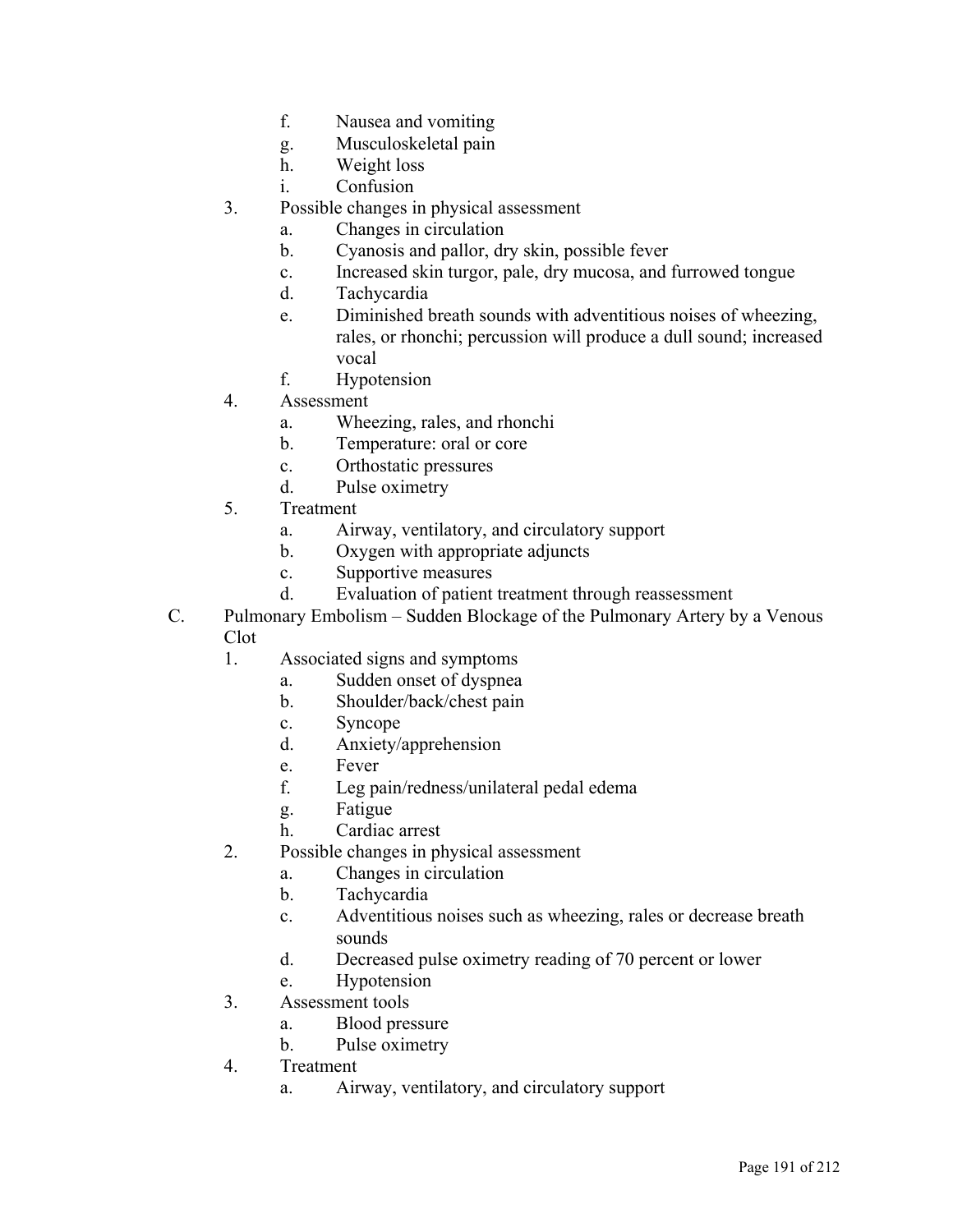f. Nausea and vomiting
g. Musculoskeletal pain
h. Weight loss
i. Confusion

3. Possible changes in physical assessment
   a. Changes in circulation
   b. Cyanosis and pallor, dry skin, possible fever
   c. Increased skin turgor, pale, dry mucosa, and furrowed tongue
   d. Tachycardia
   e. Diminished breath sounds with adventitious noises of wheezing, rales, or rhonchi; percussion will produce a dull sound; increased vocal
   f. Hypotension
4. Assessment
   a. Wheezing, rales, and rhonchi
   b. Temperature: oral or core
   c. Orthostatic pressures
   d. Pulse oximetry
5. Treatment
   a. Airway, ventilatory, and circulatory support
   b. Oxygen with appropriate adjuncts
   c. Supportive measures
   d. Evaluation of patient treatment through reassessment

C. Pulmonary Embolism – Sudden Blockage of the Pulmonary Artery by a Venous Clot

1. Associated signs and symptoms
   a. Sudden onset of dyspnea
   b. Shoulder/back/chest pain
   c. Syncope
   d. Anxiety/apprehension
   e. Fever
   f. Leg pain/redness/unilateral pedal edema
   g. Fatigue
   h. Cardiac arrest
2. Possible changes in physical assessment
   a. Changes in circulation
   b. Tachycardia
   c. Adventitious noises such as wheezing, rales or decrease breath sounds
   d. Decreased pulse oximetry reading of 70 percent or lower
   e. Hypotension
3. Assessment tools
   a. Blood pressure
   b. Pulse oximetry
4. Treatment
   a. Airway, ventilatory, and circulatory support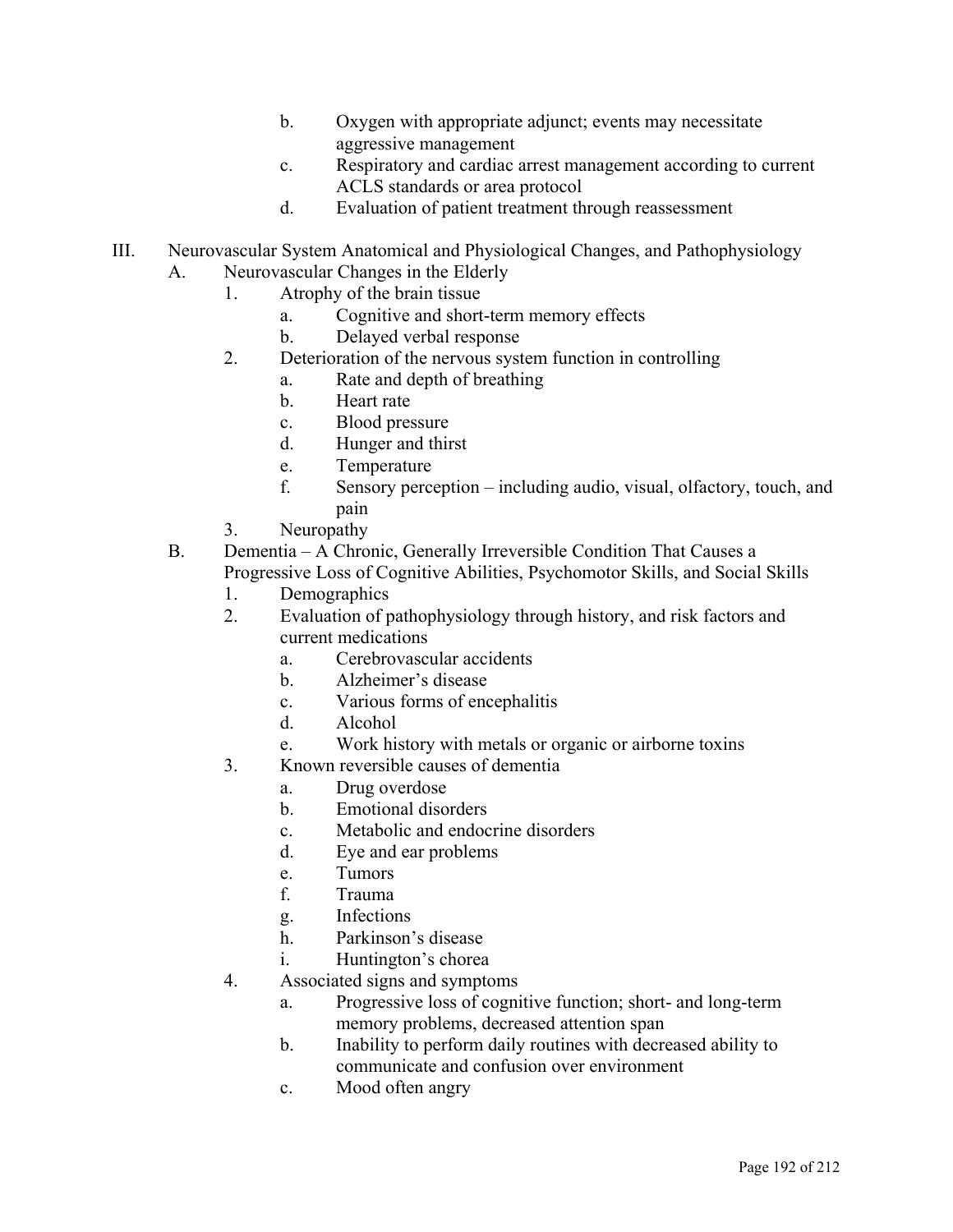b. Oxygen with appropriate adjunct; events may necessitate aggressive management
c. Respiratory and cardiac arrest management according to current ACLS standards or area protocol
d. Evaluation of patient treatment through reassessment

III. Neurovascular System Anatomical and Physiological Changes, and Pathophysiology

A. Neurovascular Changes in the Elderly

1. Atrophy of the brain tissue
   a. Cognitive and short-term memory effects
   b. Delayed verbal response
2. Deterioration of the nervous system function in controlling
   a. Rate and depth of breathing
   b. Heart rate
   c. Blood pressure
   d. Hunger and thirst
   e. Temperature
   f. Sensory perception – including audio, visual, olfactory, touch, and pain
3. Neuropathy

B. Dementia – A Chronic, Generally Irreversible Condition That Causes a Progressive Loss of Cognitive Abilities, Psychomotor Skills, and Social Skills

1. Demographics
2. Evaluation of pathophysiology through history, and risk factors and current medications
   a. Cerebrovascular accidents
   b. Alzheimer's disease
   c. Various forms of encephalitis
   d. Alcohol
   e. Work history with metals or organic or airborne toxins
3. Known reversible causes of dementia
   a. Drug overdose
   b. Emotional disorders
   c. Metabolic and endocrine disorders
   d. Eye and ear problems
   e. Tumors
   f. Trauma
   g. Infections
   h. Parkinson's disease
   i. Huntington's chorea
4. Associated signs and symptoms
   a. Progressive loss of cognitive function; short- and long-term memory problems, decreased attention span
   b. Inability to perform daily routines with decreased ability to communicate and confusion over environment
   c. Mood often angry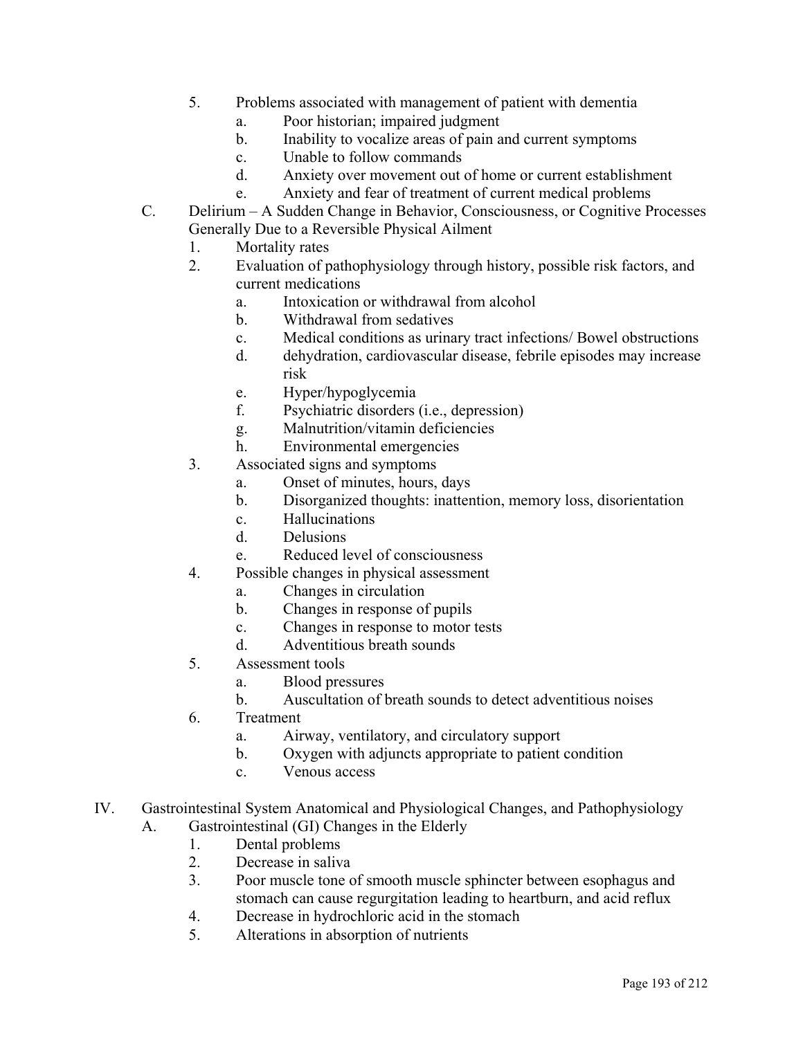5. Problems associated with management of patient with dementia
    a. Poor historian; impaired judgment
    b. Inability to vocalize areas of pain and current symptoms
    c. Unable to follow commands
    d. Anxiety over movement out of home or current establishment
    e. Anxiety and fear of treatment of current medical problems

C. Delirium – A Sudden Change in Behavior, Consciousness, or Cognitive Processes Generally Due to a Reversible Physical Ailment
1. Mortality rates
2. Evaluation of pathophysiology through history, possible risk factors, and current medications
    a. Intoxication or withdrawal from alcohol
    b. Withdrawal from sedatives
    c. Medical conditions as urinary tract infections/ Bowel obstructions
    d. dehydration, cardiovascular disease, febrile episodes may increase risk
    e. Hyper/hypoglycemia
    f. Psychiatric disorders (i.e., depression)
    g. Malnutrition/vitamin deficiencies
    h. Environmental emergencies
3. Associated signs and symptoms
    a. Onset of minutes, hours, days
    b. Disorganized thoughts: inattention, memory loss, disorientation
    c. Hallucinations
    d. Delusions
    e. Reduced level of consciousness
4. Possible changes in physical assessment
    a. Changes in circulation
    b. Changes in response of pupils
    c. Changes in response to motor tests
    d. Adventitious breath sounds
5. Assessment tools
    a. Blood pressures
    b. Auscultation of breath sounds to detect adventitious noises
6. Treatment
    a. Airway, ventilatory, and circulatory support
    b. Oxygen with adjuncts appropriate to patient condition
    c. Venous access

IV. Gastrointestinal System Anatomical and Physiological Changes, and Pathophysiology

A. Gastrointestinal (GI) Changes in the Elderly
1. Dental problems
2. Decrease in saliva
3. Poor muscle tone of smooth muscle sphincter between esophagus and stomach can cause regurgitation leading to heartburn, and acid reflux
4. Decrease in hydrochloric acid in the stomach
5. Alterations in absorption of nutrients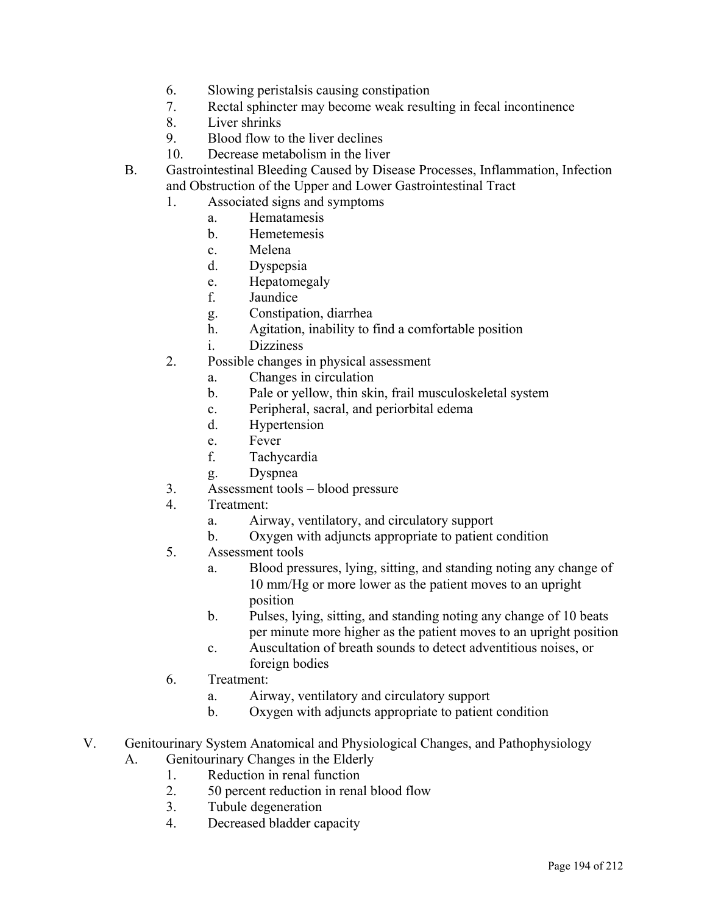6. Slowing peristalsis causing constipation
7. Rectal sphincter may become weak resulting in fecal incontinence
8. Liver shrinks
9. Blood flow to the liver declines
10. Decrease metabolism in the liver

B. Gastrointestinal Bleeding Caused by Disease Processes, Inflammation, Infection and Obstruction of the Upper and Lower Gastrointestinal Tract

1. Associated signs and symptoms
    - a. Hematamesis
    - b. Hemetemesis
    - c. Melena
    - d. Dyspepsia
    - e. Hepatomegaly
    - f. Jaundice
    - g. Constipation, diarrhea
    - h. Agitation, inability to find a comfortable position
    - i. Dizziness
2. Possible changes in physical assessment
    - a. Changes in circulation
    - b. Pale or yellow, thin skin, frail musculoskeletal system
    - c. Peripheral, sacral, and periorbital edema
    - d. Hypertension
    - e. Fever
    - f. Tachycardia
    - g. Dyspnea
3. Assessment tools – blood pressure
4. Treatment:
    - a. Airway, ventilatory, and circulatory support
    - b. Oxygen with adjuncts appropriate to patient condition
5. Assessment tools
    - a. Blood pressures, lying, sitting, and standing noting any change of 10 mm/Hg or more lower as the patient moves to an upright position
    - b. Pulses, lying, sitting, and standing noting any change of 10 beats per minute more higher as the patient moves to an upright position
    - c. Auscultation of breath sounds to detect adventitious noises, or foreign bodies
6. Treatment:
    - a. Airway, ventilatory and circulatory support
    - b. Oxygen with adjuncts appropriate to patient condition

V. Genitourinary System Anatomical and Physiological Changes, and Pathophysiology

A. Genitourinary Changes in the Elderly

1. Reduction in renal function
2. 50 percent reduction in renal blood flow
3. Tubule degeneration
4. Decreased bladder capacity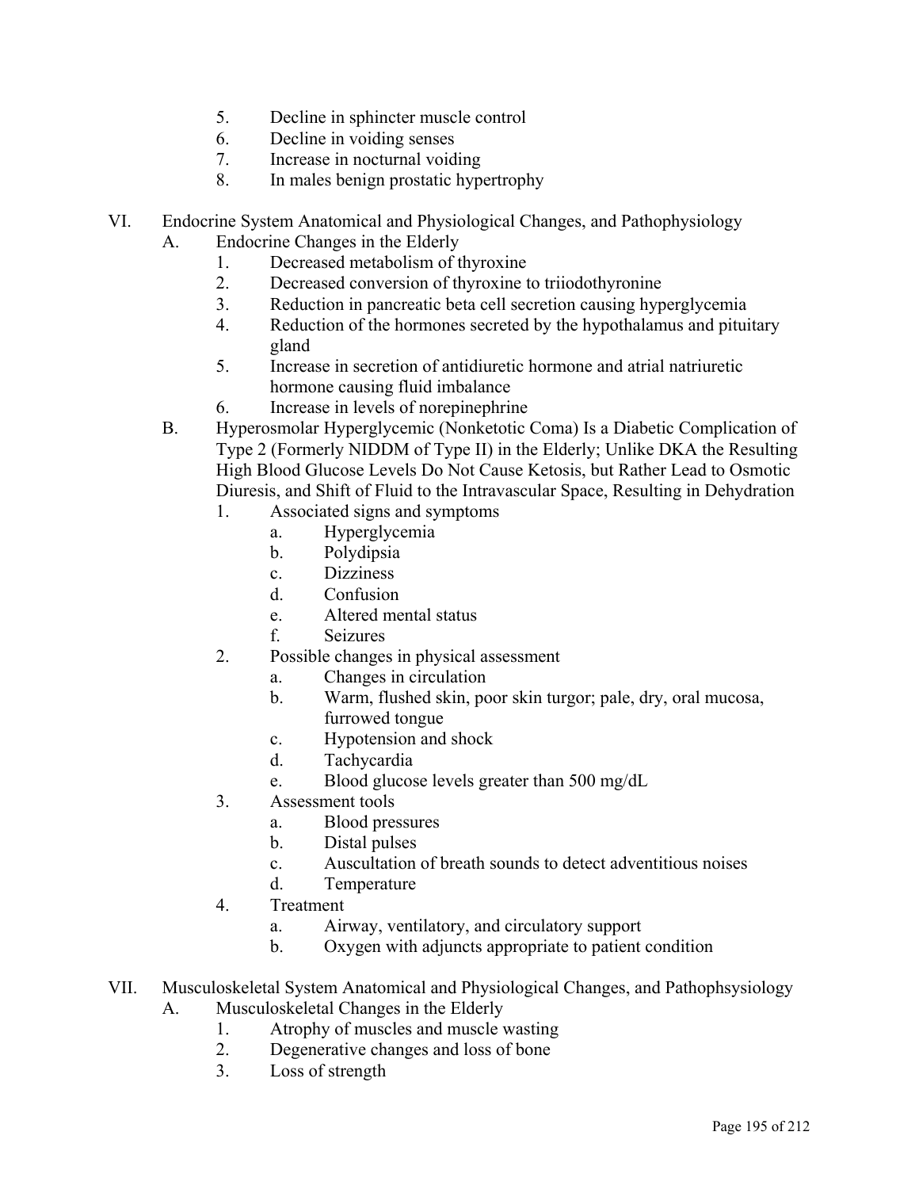5. Decline in sphincter muscle control
6. Decline in voiding senses
7. Increase in nocturnal voiding
8. In males benign prostatic hypertrophy

VI. Endocrine System Anatomical and Physiological Changes, and Pathophysiology

A. Endocrine Changes in the Elderly

1. Decreased metabolism of thyroxine
2. Decreased conversion of thyroxine to triiodothyronine
3. Reduction in pancreatic beta cell secretion causing hyperglycemia
4. Reduction of the hormones secreted by the hypothalamus and pituitary gland
5. Increase in secretion of antidiuretic hormone and atrial natriuretic hormone causing fluid imbalance
6. Increase in levels of norepinephrine

B. Hyperosmolar Hyperglycemic (Nonketotic Coma) Is a Diabetic Complication of Type 2 (Formerly NIDDM of Type II) in the Elderly; Unlike DKA the Resulting High Blood Glucose Levels Do Not Cause Ketosis, but Rather Lead to Osmotic Diuresis, and Shift of Fluid to the Intravascular Space, Resulting in Dehydration

1. Associated signs and symptoms
   a. Hyperglycemia
   b. Polydipsia
   c. Dizziness
   d. Confusion
   e. Altered mental status
   f. Seizures
2. Possible changes in physical assessment
   a. Changes in circulation
   b. Warm, flushed skin, poor skin turgor; pale, dry, oral mucosa, furrowed tongue
   c. Hypotension and shock
   d. Tachycardia
   e. Blood glucose levels greater than 500 mg/dL
3. Assessment tools
   a. Blood pressures
   b. Distal pulses
   c. Auscultation of breath sounds to detect adventitious noises
   d. Temperature
4. Treatment
   a. Airway, ventilatory, and circulatory support
   b. Oxygen with adjuncts appropriate to patient condition

VII. Musculoskeletal System Anatomical and Physiological Changes, and Pathophsysiology

A. Musculoskeletal Changes in the Elderly

1. Atrophy of muscles and muscle wasting
2. Degenerative changes and loss of bone
3. Loss of strength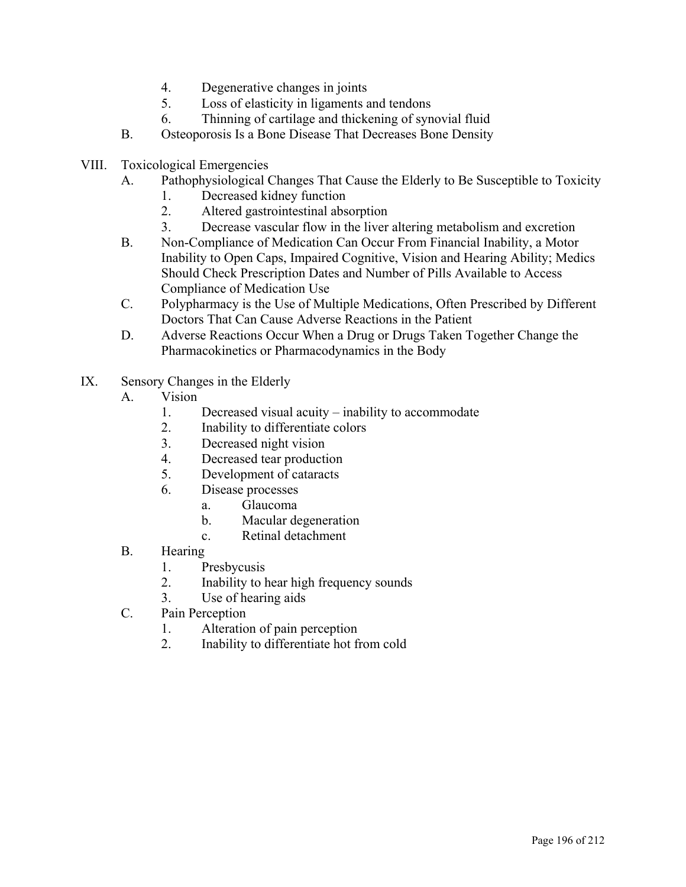4. Degenerative changes in joints
5. Loss of elasticity in ligaments and tendons
6. Thinning of cartilage and thickening of synovial fluid

B. Osteoporosis Is a Bone Disease That Decreases Bone Density

VIII. Toxicological Emergencies

A. Pathophysiological Changes That Cause the Elderly to Be Susceptible to Toxicity
1. Decreased kidney function
2. Altered gastrointestinal absorption
3. Decrease vascular flow in the liver altering metabolism and excretion

B. Non-Compliance of Medication Can Occur From Financial Inability, a Motor Inability to Open Caps, Impaired Cognitive, Vision and Hearing Ability; Medics Should Check Prescription Dates and Number of Pills Available to Access Compliance of Medication Use

C. Polypharmacy is the Use of Multiple Medications, Often Prescribed by Different Doctors That Can Cause Adverse Reactions in the Patient

D. Adverse Reactions Occur When a Drug or Drugs Taken Together Change the Pharmacokinetics or Pharmacodynamics in the Body

IX. Sensory Changes in the Elderly

A. Vision
1. Decreased visual acuity – inability to accommodate
2. Inability to differentiate colors
3. Decreased night vision
4. Decreased tear production
5. Development of cataracts
6. Disease processes
   a. Glaucoma
   b. Macular degeneration
   c. Retinal detachment

B. Hearing
1. Presbycusis
2. Inability to hear high frequency sounds
3. Use of hearing aids

C. Pain Perception
1. Alteration of pain perception
2. Inability to differentiate hot from cold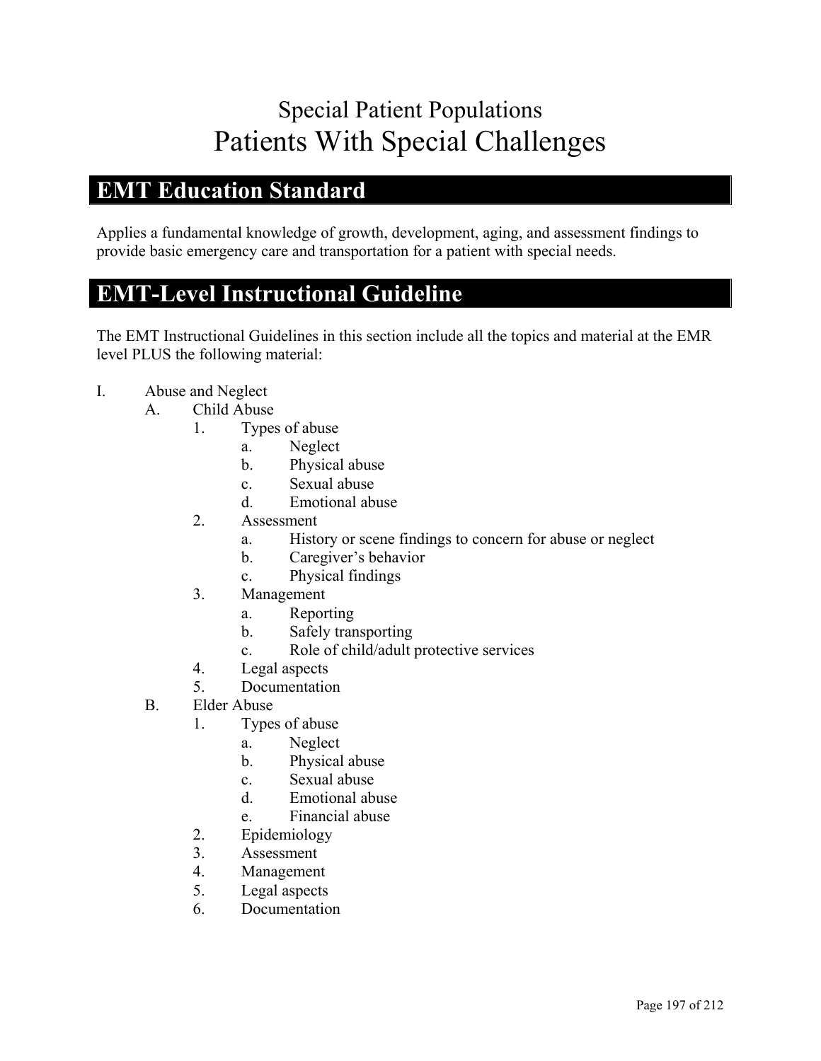# Special Patient Populations
# Patients With Special Challenges

## EMT Education Standard

Applies a fundamental knowledge of growth, development, aging, and assessment findings to provide basic emergency care and transportation for a patient with special needs.

## EMT-Level Instructional Guideline

The EMT Instructional Guidelines in this section include all the topics and material at the EMR level PLUS the following material:

- I. Abuse and Neglect
  - A. Child Abuse
    - 1. Types of abuse
      - a. Neglect
      - b. Physical abuse
      - c. Sexual abuse
      - d. Emotional abuse
    - 2. Assessment
      - a. History or scene findings to concern for abuse or neglect
      - b. Caregiver's behavior
      - c. Physical findings
    - 3. Management
      - a. Reporting
      - b. Safely transporting
      - c. Role of child/adult protective services
    - 4. Legal aspects
    - 5. Documentation
  - B. Elder Abuse
    - 1. Types of abuse
      - a. Neglect
      - b. Physical abuse
      - c. Sexual abuse
      - d. Emotional abuse
      - e. Financial abuse
    - 2. Epidemiology
    - 3. Assessment
    - 4. Management
    - 5. Legal aspects
    - 6. Documentation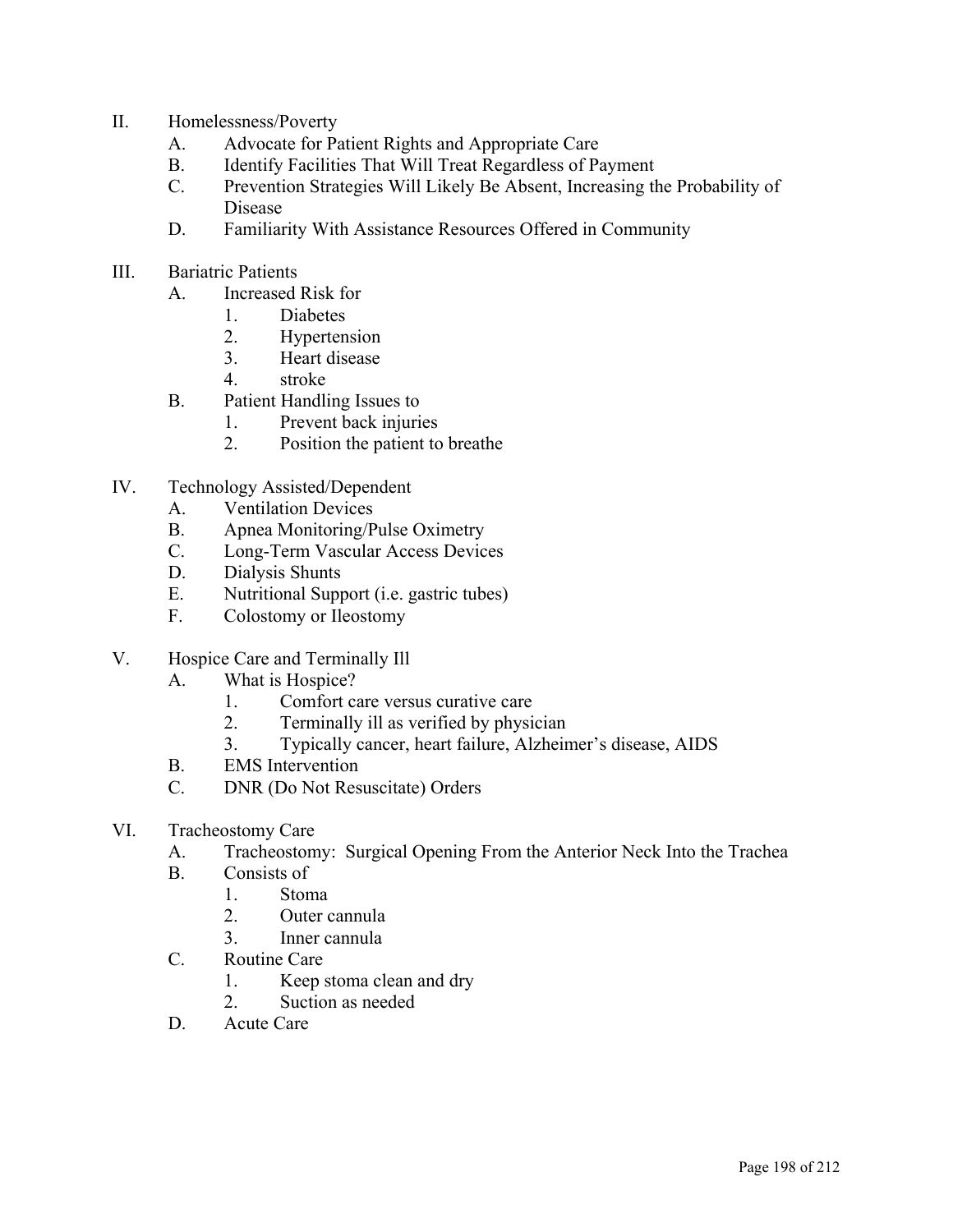II. Homelessness/Poverty
   A. Advocate for Patient Rights and Appropriate Care
   B. Identify Facilities That Will Treat Regardless of Payment
   C. Prevention Strategies Will Likely Be Absent, Increasing the Probability of Disease
   D. Familiarity With Assistance Resources Offered in Community

III. Bariatric Patients
   A. Increased Risk for
      1. Diabetes
      2. Hypertension
      3. Heart disease
      4. stroke
   B. Patient Handling Issues to
      1. Prevent back injuries
      2. Position the patient to breathe

IV. Technology Assisted/Dependent
   A. Ventilation Devices
   B. Apnea Monitoring/Pulse Oximetry
   C. Long-Term Vascular Access Devices
   D. Dialysis Shunts
   E. Nutritional Support (i.e. gastric tubes)
   F. Colostomy or Ileostomy

V. Hospice Care and Terminally Ill
   A. What is Hospice?
      1. Comfort care versus curative care
      2. Terminally ill as verified by physician
      3. Typically cancer, heart failure, Alzheimer's disease, AIDS
   B. EMS Intervention
   C. DNR (Do Not Resuscitate) Orders

VI. Tracheostomy Care
   A. Tracheostomy: Surgical Opening From the Anterior Neck Into the Trachea
   B. Consists of
      1. Stoma
      2. Outer cannula
      3. Inner cannula
   C. Routine Care
      1. Keep stoma clean and dry
      2. Suction as needed
   D. Acute Care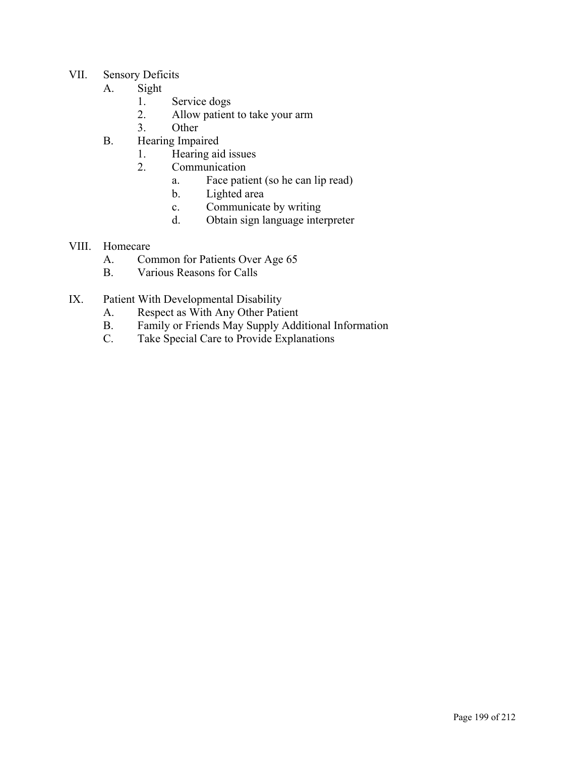VII. Sensory Deficits
   A. Sight
      1. Service dogs
      2. Allow patient to take your arm
      3. Other
   B. Hearing Impaired
      1. Hearing aid issues
      2. Communication
         a. Face patient (so he can lip read)
         b. Lighted area
         c. Communicate by writing
         d. Obtain sign language interpreter

VIII. Homecare
   A. Common for Patients Over Age 65
   B. Various Reasons for Calls

IX. Patient With Developmental Disability
   A. Respect as With Any Other Patient
   B. Family or Friends May Supply Additional Information
   C. Take Special Care to Provide Explanations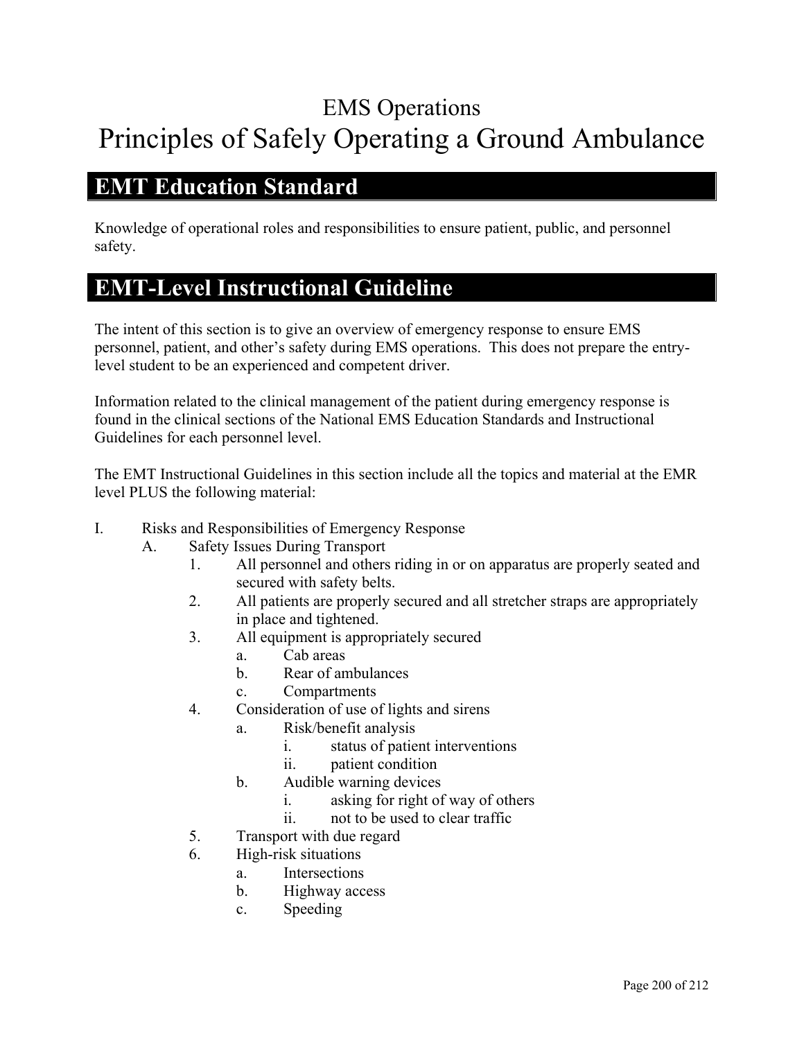# EMS Operations

# Principles of Safely Operating a Ground Ambulance

## EMT Education Standard

Knowledge of operational roles and responsibilities to ensure patient, public, and personnel safety.

## EMT-Level Instructional Guideline

The intent of this section is to give an overview of emergency response to ensure EMS personnel, patient, and other's safety during EMS operations. This does not prepare the entry-level student to be an experienced and competent driver.

Information related to the clinical management of the patient during emergency response is found in the clinical sections of the National EMS Education Standards and Instructional Guidelines for each personnel level.

The EMT Instructional Guidelines in this section include all the topics and material at the EMR level PLUS the following material:

I. Risks and Responsibilities of Emergency Response
   - A. Safety Issues During Transport
     1. All personnel and others riding in or on apparatus are properly seated and secured with safety belts.
     2. All patients are properly secured and all stretcher straps are appropriately in place and tightened.
     3. All equipment is appropriately secured
        - a. Cab areas
        - b. Rear of ambulances
        - c. Compartments
     4. Consideration of use of lights and sirens
        - a. Risk/benefit analysis
          - i. status of patient interventions
          - ii. patient condition
        - b. Audible warning devices
          - i. asking for right of way of others
          - ii. not to be used to clear traffic
     5. Transport with due regard
     6. High-risk situations
        - a. Intersections
        - b. Highway access
        - c. Speeding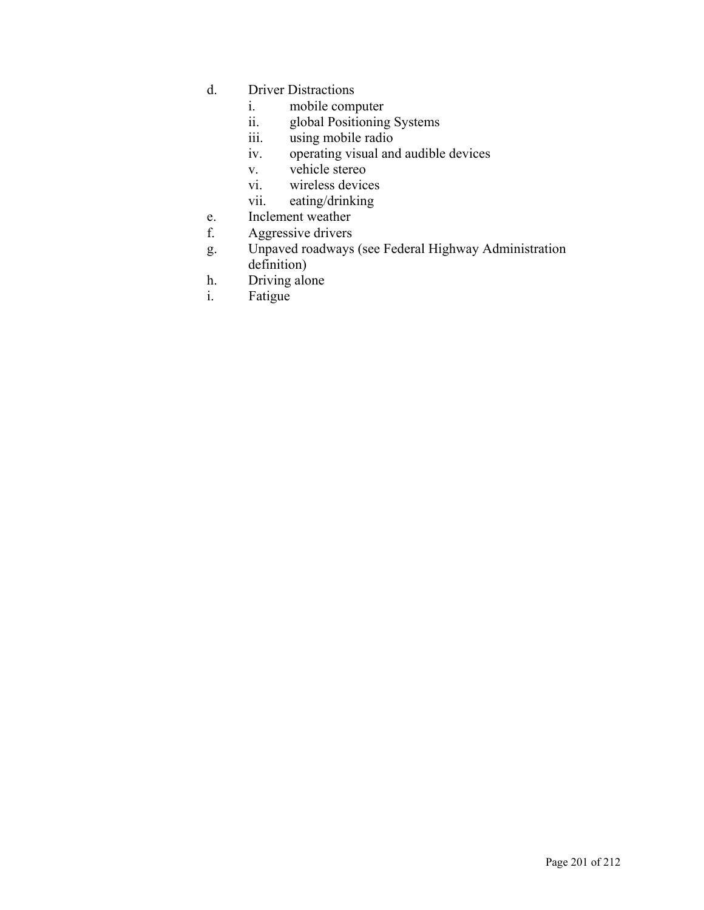d. Driver Distractions
   i. mobile computer
   ii. global Positioning Systems
   iii. using mobile radio
   iv. operating visual and audible devices
   v. vehicle stereo
   vi. wireless devices
   vii. eating/drinking

e. Inclement weather

f. Aggressive drivers

g. Unpaved roadways (see Federal Highway Administration definition)

h. Driving alone

i. Fatigue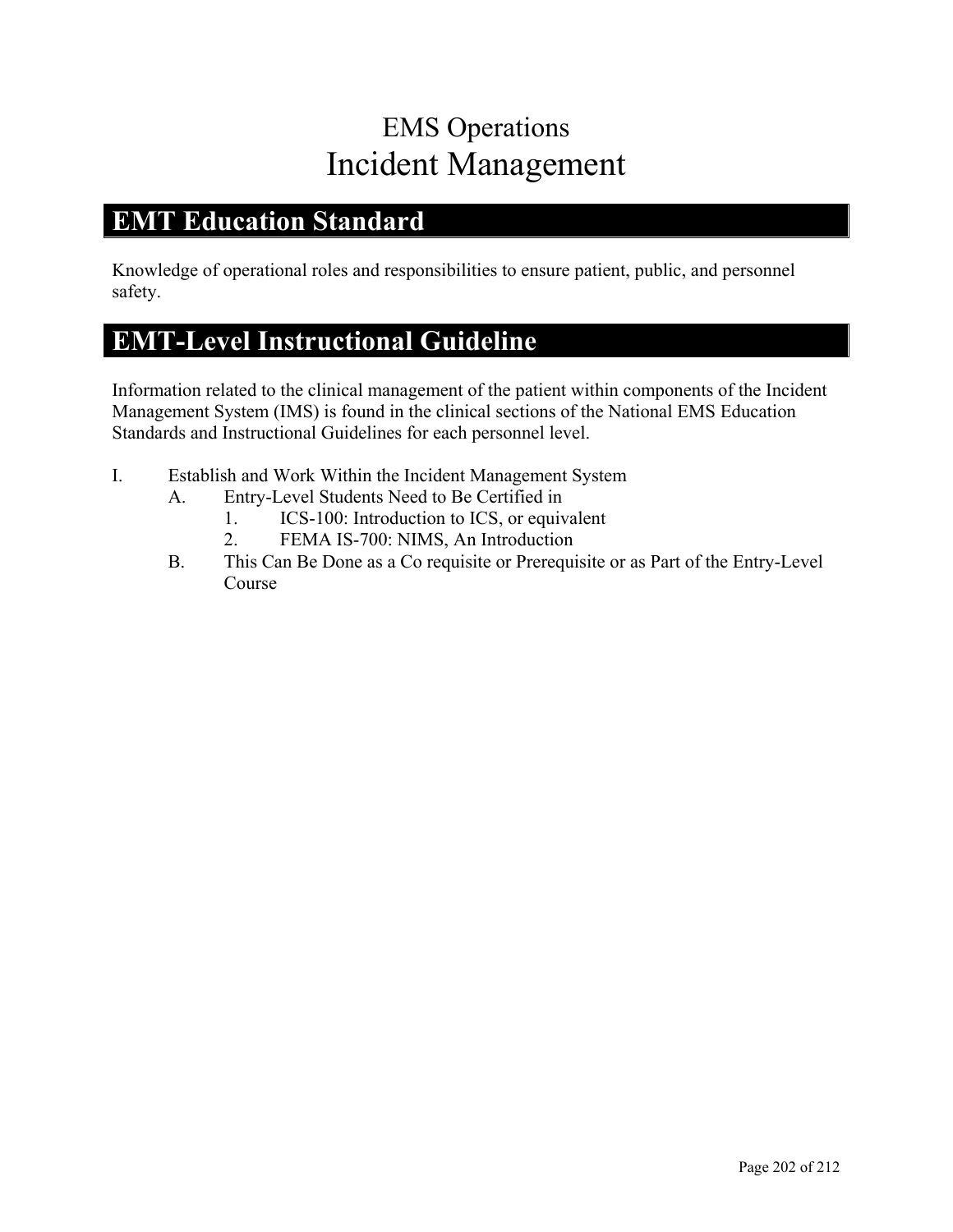# EMS Operations
# Incident Management

## EMT Education Standard

Knowledge of operational roles and responsibilities to ensure patient, public, and personnel safety.

## EMT-Level Instructional Guideline

Information related to the clinical management of the patient within components of the Incident Management System (IMS) is found in the clinical sections of the National EMS Education Standards and Instructional Guidelines for each personnel level.

I. Establish and Work Within the Incident Management System
   A. Entry-Level Students Need to Be Certified in
      1. ICS-100: Introduction to ICS, or equivalent
      2. FEMA IS-700: NIMS, An Introduction
   B. This Can Be Done as a Co requisite or Prerequisite or as Part of the Entry-Level Course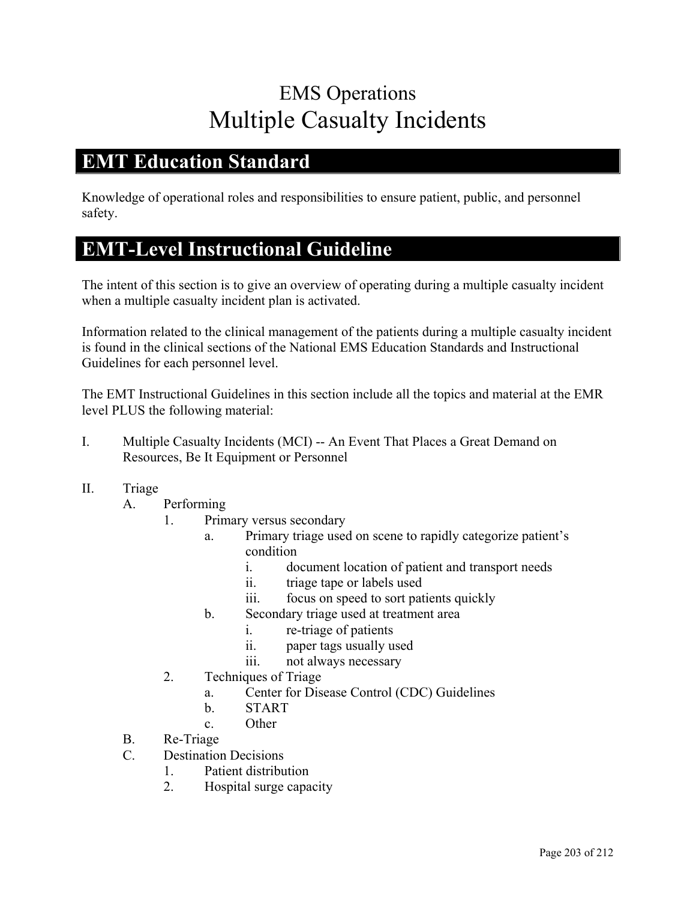# EMS Operations
# Multiple Casualty Incidents

## EMT Education Standard

Knowledge of operational roles and responsibilities to ensure patient, public, and personnel safety.

## EMT-Level Instructional Guideline

The intent of this section is to give an overview of operating during a multiple casualty incident when a multiple casualty incident plan is activated.

Information related to the clinical management of the patients during a multiple casualty incident is found in the clinical sections of the National EMS Education Standards and Instructional Guidelines for each personnel level.

The EMT Instructional Guidelines in this section include all the topics and material at the EMR level PLUS the following material:

I. Multiple Casualty Incidents (MCI) -- An Event That Places a Great Demand on Resources, Be It Equipment or Personnel

II. Triage
   A. Performing
      1. Primary versus secondary
         a. Primary triage used on scene to rapidly categorize patient's condition
            i. document location of patient and transport needs
            ii. triage tape or labels used
            iii. focus on speed to sort patients quickly
         b. Secondary triage used at treatment area
            i. re-triage of patients
            ii. paper tags usually used
            iii. not always necessary
      2. Techniques of Triage
         a. Center for Disease Control (CDC) Guidelines
         b. START
         c. Other
   B. Re-Triage
   C. Destination Decisions
      1. Patient distribution
      2. Hospital surge capacity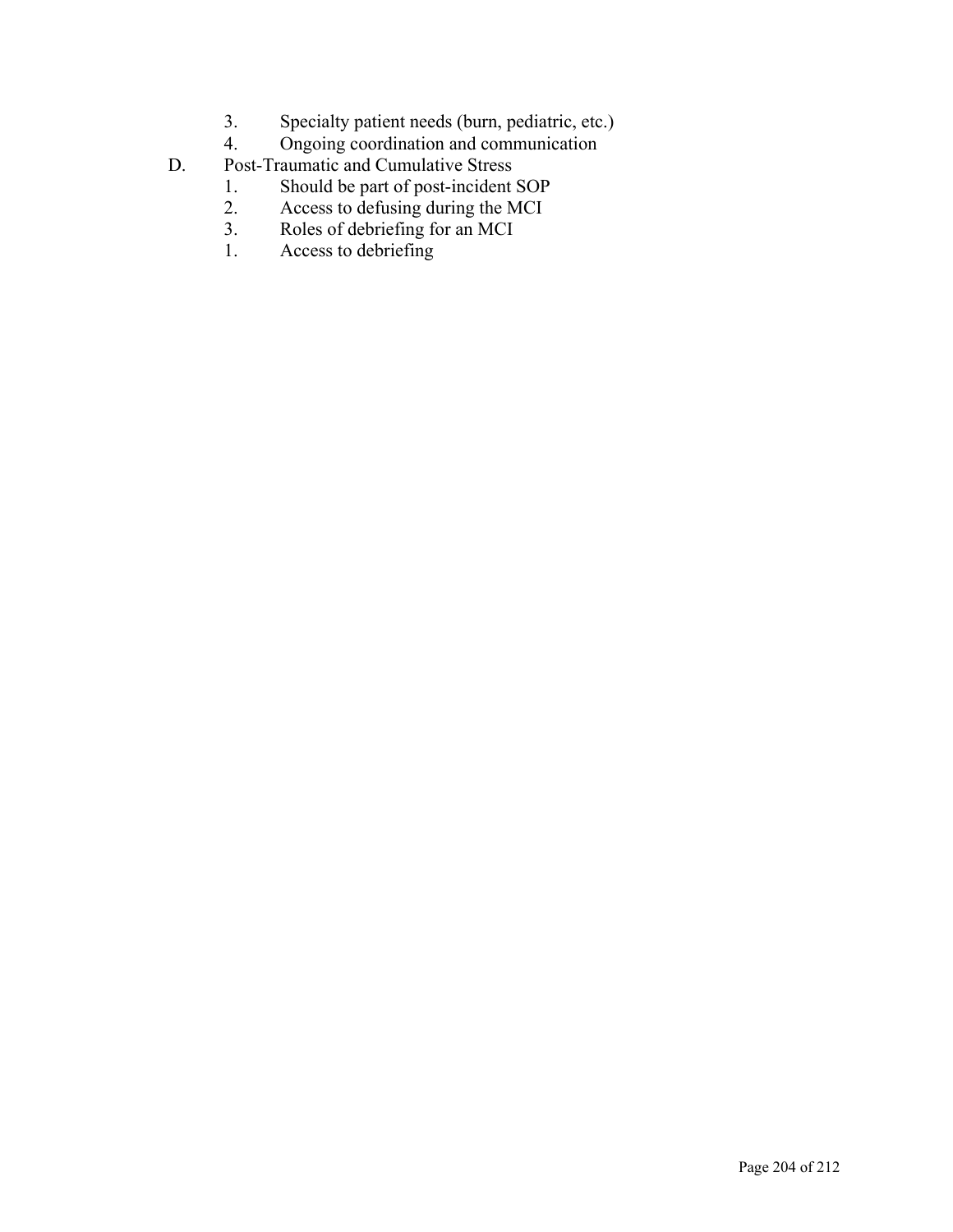3. Specialty patient needs (burn, pediatric, etc.)
4. Ongoing coordination and communication

D. Post-Traumatic and Cumulative Stress

1. Should be part of post-incident SOP
2. Access to defusing during the MCI
3. Roles of debriefing for an MCI
1. Access to debriefing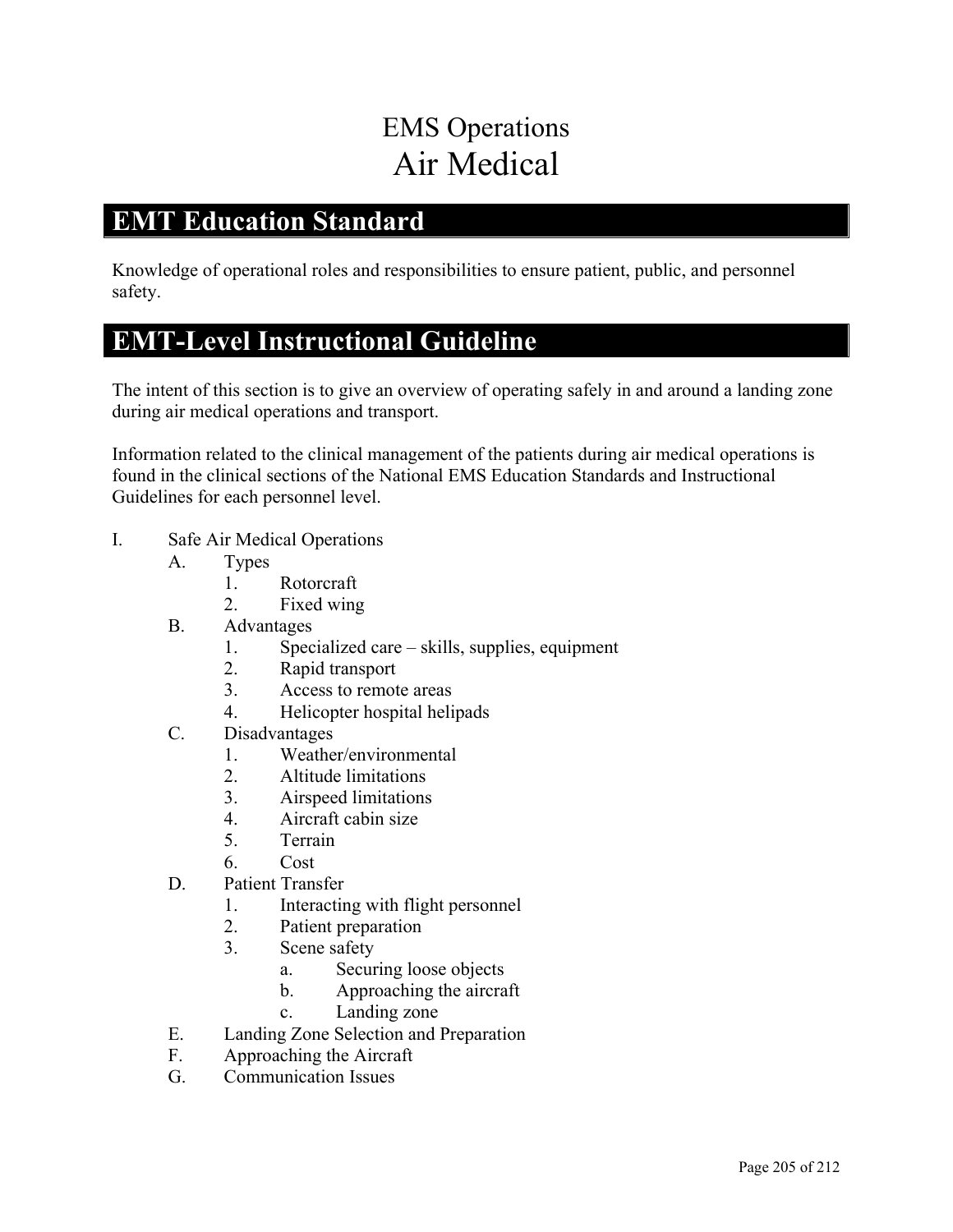# EMS Operations
# Air Medical

## EMT Education Standard

Knowledge of operational roles and responsibilities to ensure patient, public, and personnel safety.

## EMT-Level Instructional Guideline

The intent of this section is to give an overview of operating safely in and around a landing zone during air medical operations and transport.

Information related to the clinical management of the patients during air medical operations is found in the clinical sections of the National EMS Education Standards and Instructional Guidelines for each personnel level.

I. Safe Air Medical Operations
    A. Types
        1. Rotorcraft
        2. Fixed wing
    B. Advantages
        1. Specialized care – skills, supplies, equipment
        2. Rapid transport
        3. Access to remote areas
        4. Helicopter hospital helipads
    C. Disadvantages
        1. Weather/environmental
        2. Altitude limitations
        3. Airspeed limitations
        4. Aircraft cabin size
        5. Terrain
        6. Cost
    D. Patient Transfer
        1. Interacting with flight personnel
        2. Patient preparation
        3. Scene safety
            a. Securing loose objects
            b. Approaching the aircraft
            c. Landing zone
    E. Landing Zone Selection and Preparation
    F. Approaching the Aircraft
    G. Communication Issues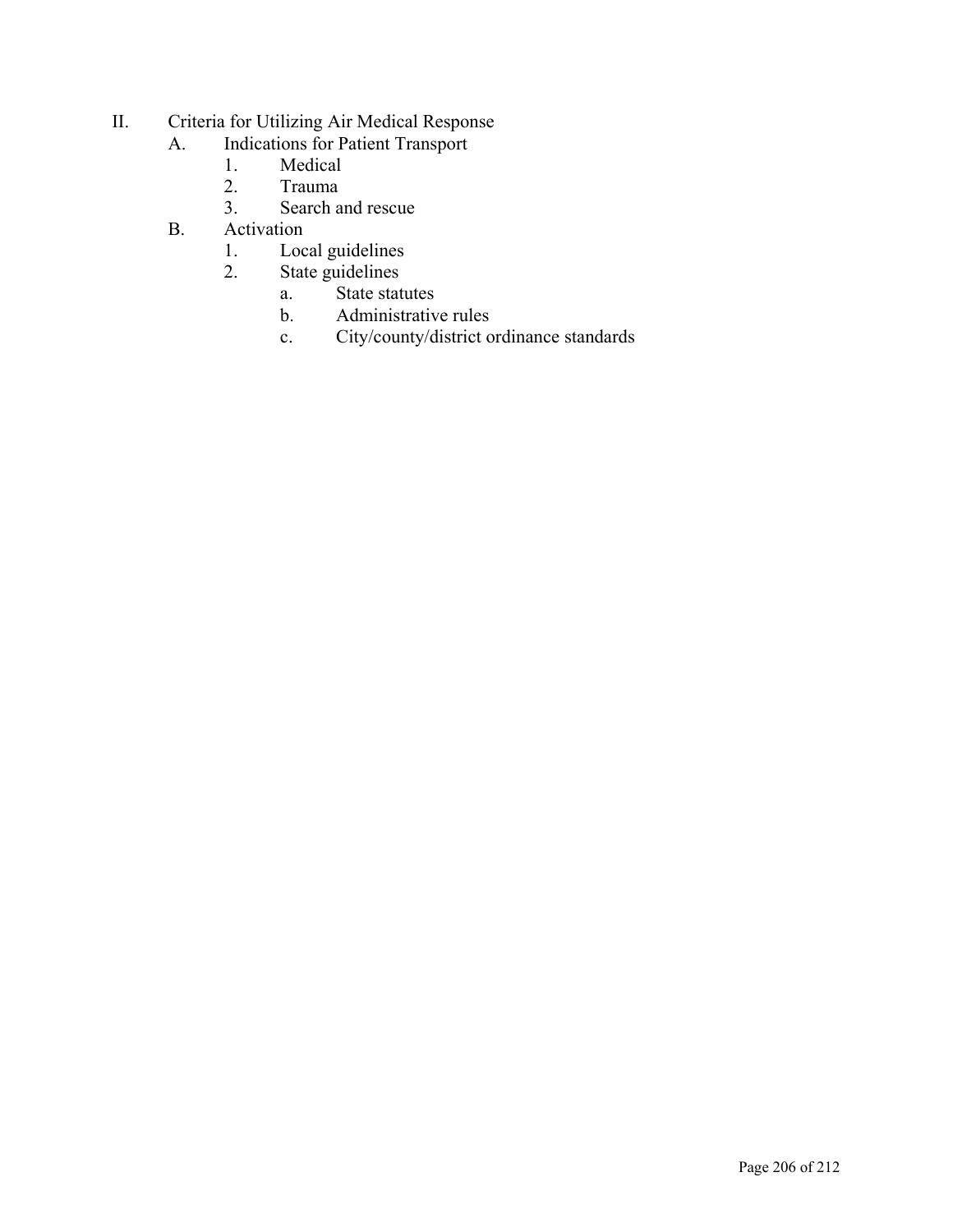II. Criteria for Utilizing Air Medical Response
   A. Indications for Patient Transport
      1. Medical
      2. Trauma
      3. Search and rescue
   B. Activation
      1. Local guidelines
      2. State guidelines
         a. State statutes
         b. Administrative rules
         c. City/county/district ordinance standards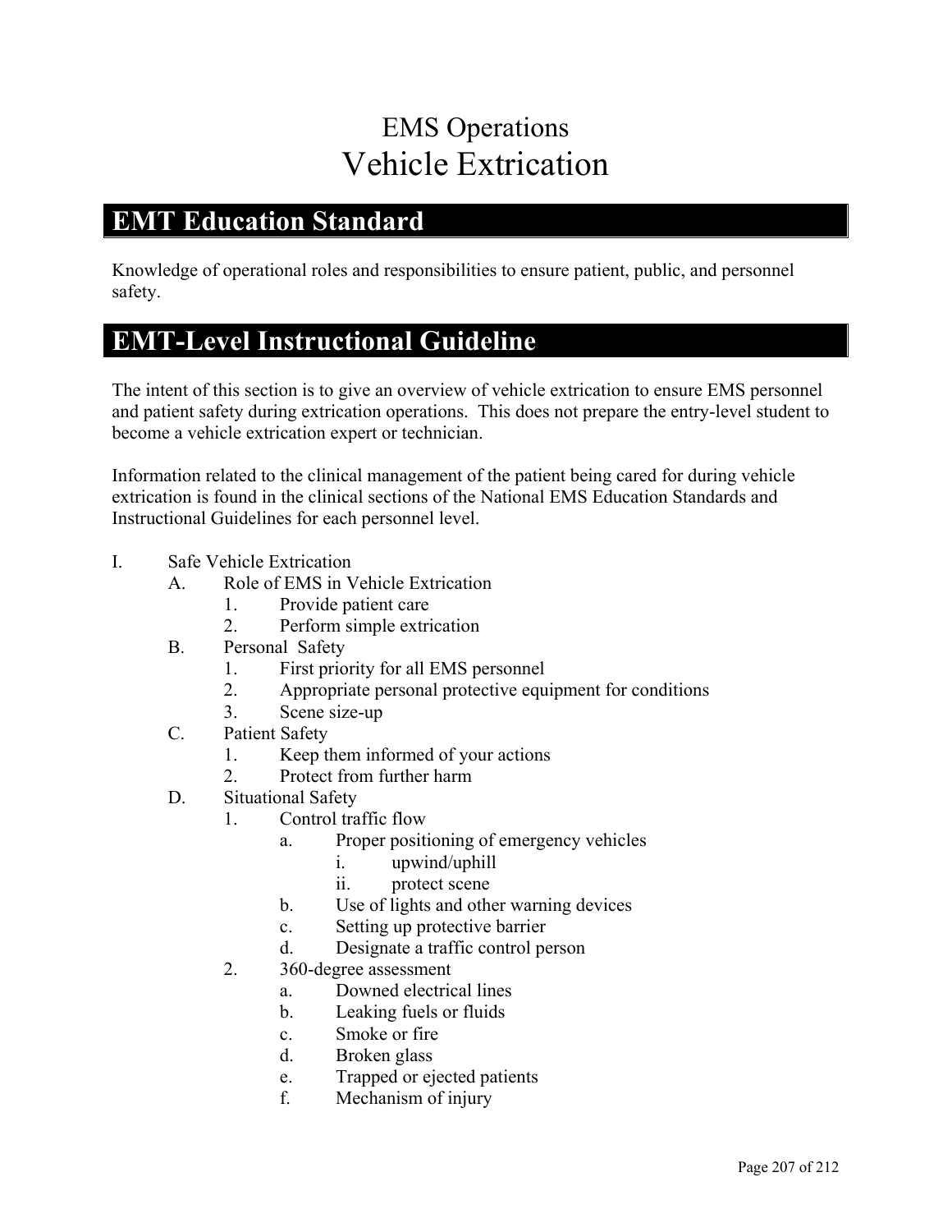# EMS Operations

# Vehicle Extrication

## EMT Education Standard

Knowledge of operational roles and responsibilities to ensure patient, public, and personnel safety.

## EMT-Level Instructional Guideline

The intent of this section is to give an overview of vehicle extrication to ensure EMS personnel and patient safety during extrication operations. This does not prepare the entry-level student to become a vehicle extrication expert or technician.

Information related to the clinical management of the patient being cared for during vehicle extrication is found in the clinical sections of the National EMS Education Standards and Instructional Guidelines for each personnel level.

I. Safe Vehicle Extrication
   A. Role of EMS in Vehicle Extrication
      1. Provide patient care
      2. Perform simple extrication
   B. Personal Safety
      1. First priority for all EMS personnel
      2. Appropriate personal protective equipment for conditions
      3. Scene size-up
   C. Patient Safety
      1. Keep them informed of your actions
      2. Protect from further harm
   D. Situational Safety
      1. Control traffic flow
         a. Proper positioning of emergency vehicles
            i. upwind/uphill
            ii. protect scene
         b. Use of lights and other warning devices
         c. Setting up protective barrier
         d. Designate a traffic control person
      2. 360-degree assessment
         a. Downed electrical lines
         b. Leaking fuels or fluids
         c. Smoke or fire
         d. Broken glass
         e. Trapped or ejected patients
         f. Mechanism of injury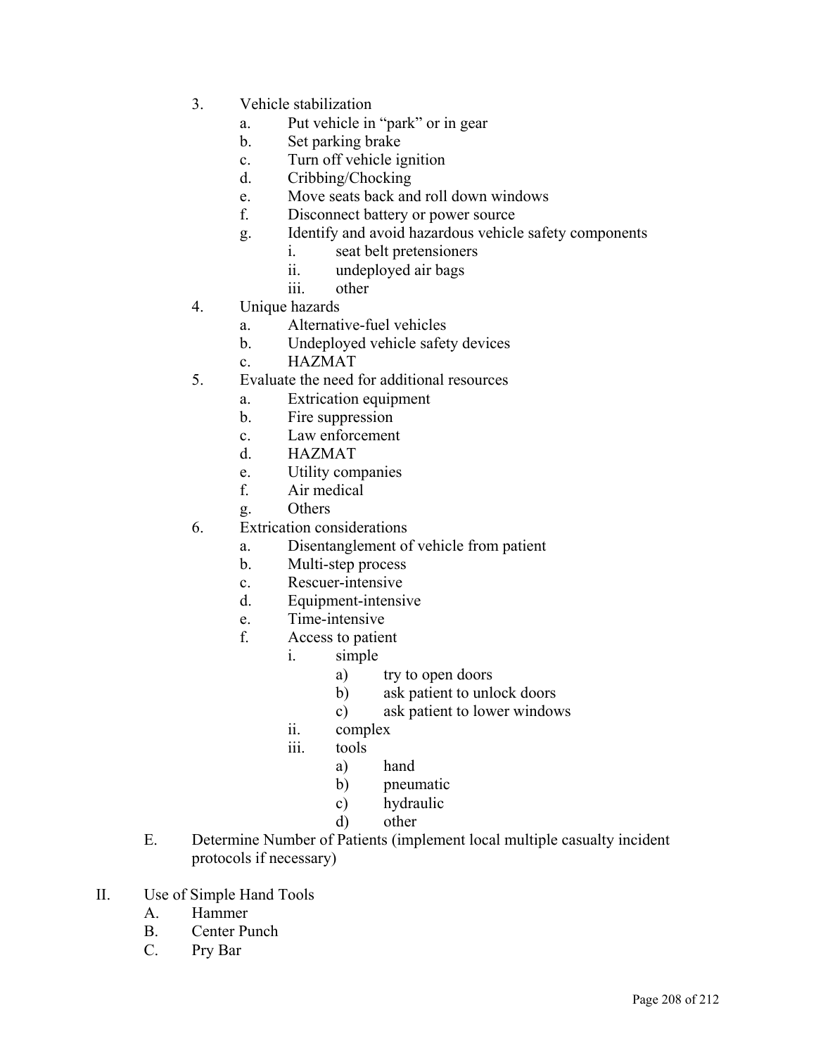3. Vehicle stabilization
    a. Put vehicle in "park" or in gear
    b. Set parking brake
    c. Turn off vehicle ignition
    d. Cribbing/Chocking
    e. Move seats back and roll down windows
    f. Disconnect battery or power source
    g. Identify and avoid hazardous vehicle safety components
        i. seat belt pretensioners
        ii. undeployed air bags
        iii. other
4. Unique hazards
    a. Alternative-fuel vehicles
    b. Undeployed vehicle safety devices
    c. HAZMAT
5. Evaluate the need for additional resources
    a. Extrication equipment
    b. Fire suppression
    c. Law enforcement
    d. HAZMAT
    e. Utility companies
    f. Air medical
    g. Others
6. Extrication considerations
    a. Disentanglement of vehicle from patient
    b. Multi-step process
    c. Rescuer-intensive
    d. Equipment-intensive
    e. Time-intensive
    f. Access to patient
        i. simple
            a) try to open doors
            b) ask patient to unlock doors
            c) ask patient to lower windows
        ii. complex
        iii. tools
            a) hand
            b) pneumatic
            c) hydraulic
            d) other

E. Determine Number of Patients (implement local multiple casualty incident protocols if necessary)

II. Use of Simple Hand Tools
    A. Hammer
    B. Center Punch
    C. Pry Bar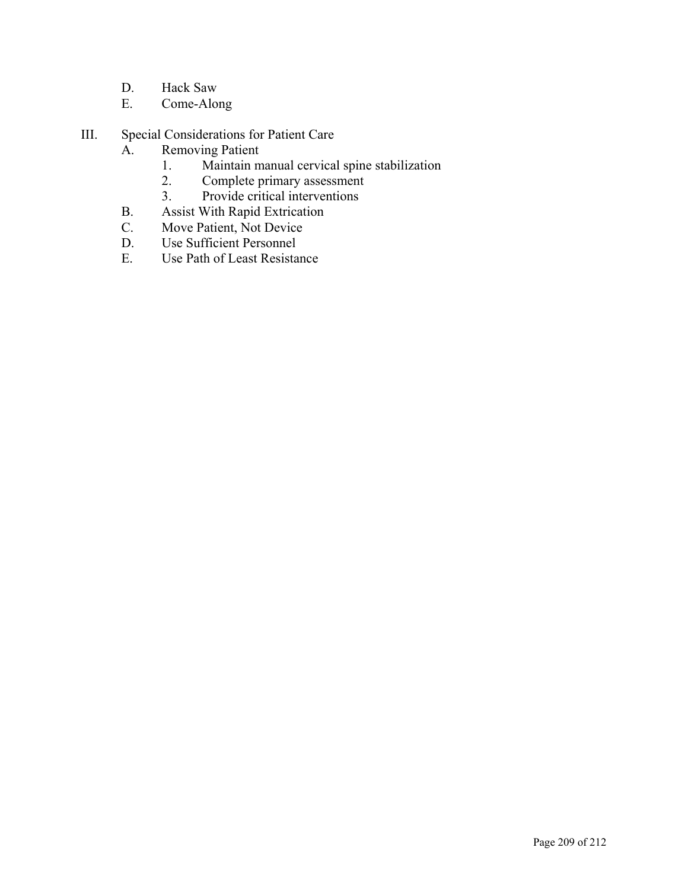D. Hack Saw
E. Come-Along

III. Special Considerations for Patient Care
   A. Removing Patient
      1. Maintain manual cervical spine stabilization
      2. Complete primary assessment
      3. Provide critical interventions
   B. Assist With Rapid Extrication
   C. Move Patient, Not Device
   D. Use Sufficient Personnel
   E. Use Path of Least Resistance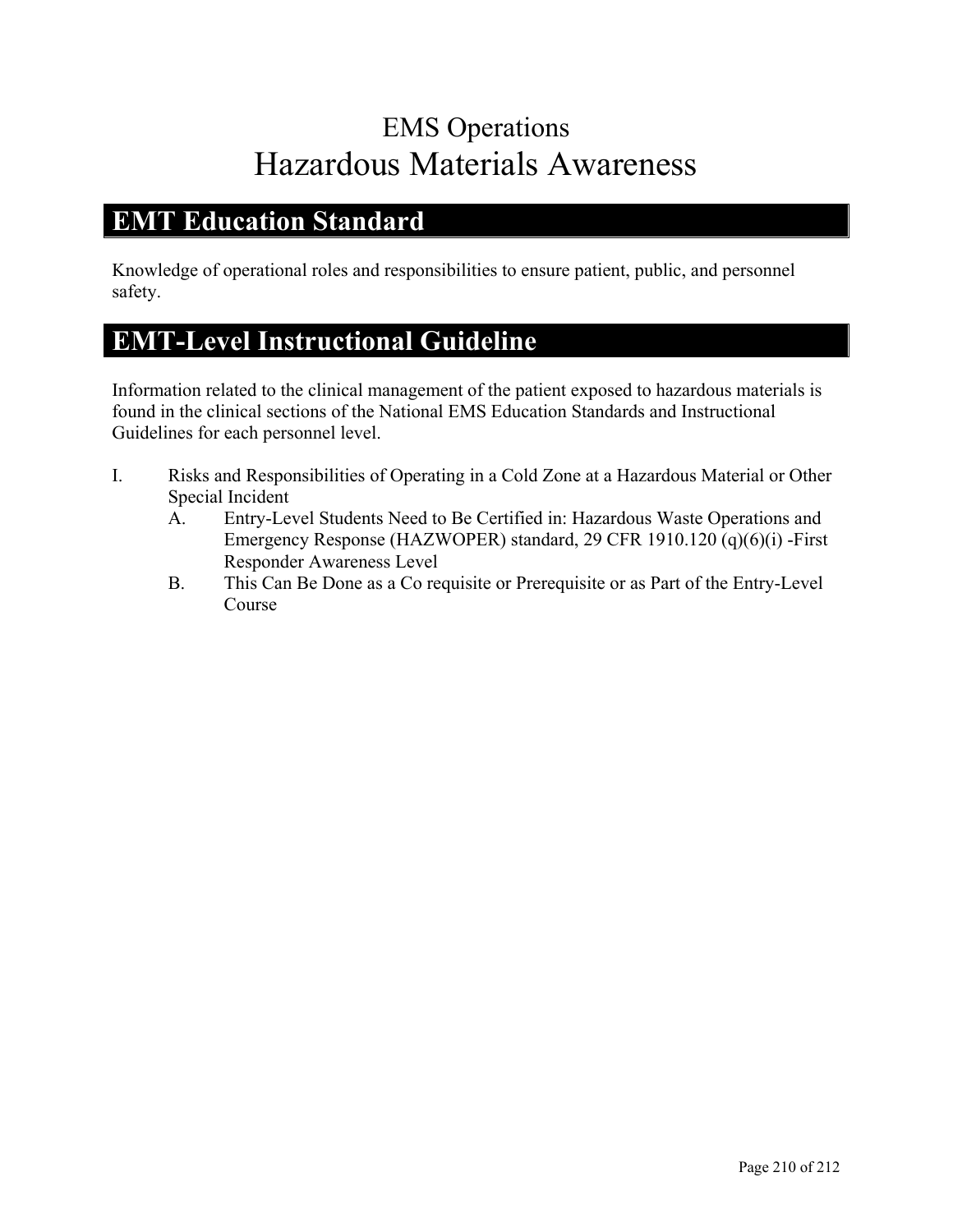# EMS Operations
# Hazardous Materials Awareness

## EMT Education Standard

Knowledge of operational roles and responsibilities to ensure patient, public, and personnel safety.

## EMT-Level Instructional Guideline

Information related to the clinical management of the patient exposed to hazardous materials is found in the clinical sections of the National EMS Education Standards and Instructional Guidelines for each personnel level.

I. Risks and Responsibilities of Operating in a Cold Zone at a Hazardous Material or Other Special Incident
   A. Entry-Level Students Need to Be Certified in: Hazardous Waste Operations and Emergency Response (HAZWOPER) standard, 29 CFR 1910.120 (q)(6)(i) -First Responder Awareness Level
   B. This Can Be Done as a Co requisite or Prerequisite or as Part of the Entry-Level Course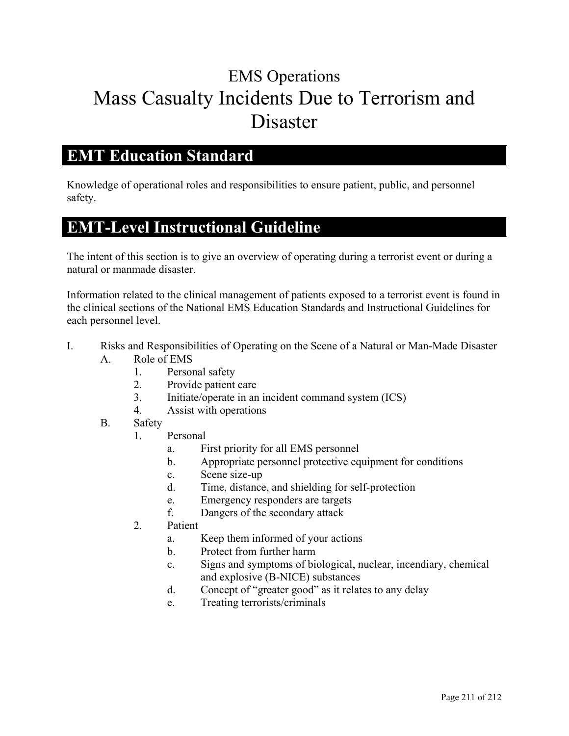# EMS Operations

# Mass Casualty Incidents Due to Terrorism and Disaster

## EMT Education Standard

Knowledge of operational roles and responsibilities to ensure patient, public, and personnel safety.

## EMT-Level Instructional Guideline

The intent of this section is to give an overview of operating during a terrorist event or during a natural or manmade disaster.

Information related to the clinical management of patients exposed to a terrorist event is found in the clinical sections of the National EMS Education Standards and Instructional Guidelines for each personnel level.

I. Risks and Responsibilities of Operating on the Scene of a Natural or Man-Made Disaster
   A. Role of EMS
      1. Personal safety
      2. Provide patient care
      3. Initiate/operate in an incident command system (ICS)
      4. Assist with operations
   B. Safety
      1. Personal
         a. First priority for all EMS personnel
         b. Appropriate personnel protective equipment for conditions
         c. Scene size-up
         d. Time, distance, and shielding for self-protection
         e. Emergency responders are targets
         f. Dangers of the secondary attack
      2. Patient
         a. Keep them informed of your actions
         b. Protect from further harm
         c. Signs and symptoms of biological, nuclear, incendiary, chemical and explosive (B-NICE) substances
         d. Concept of "greater good" as it relates to any delay
         e. Treating terrorists/criminals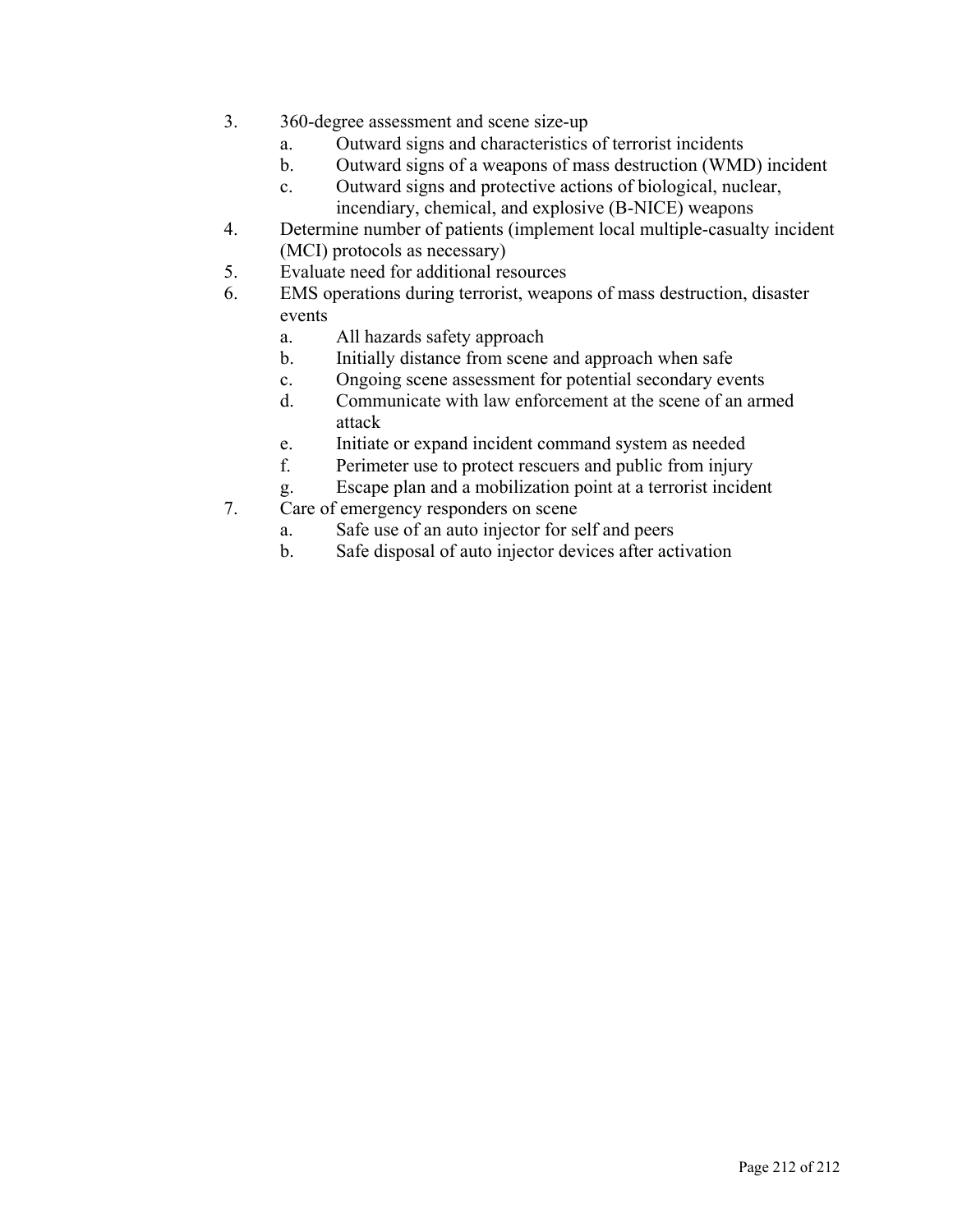3. 360-degree assessment and scene size-up
    a. Outward signs and characteristics of terrorist incidents
    b. Outward signs of a weapons of mass destruction (WMD) incident
    c. Outward signs and protective actions of biological, nuclear, incendiary, chemical, and explosive (B-NICE) weapons
4. Determine number of patients (implement local multiple-casualty incident (MCI) protocols as necessary)
5. Evaluate need for additional resources
6. EMS operations during terrorist, weapons of mass destruction, disaster events
    a. All hazards safety approach
    b. Initially distance from scene and approach when safe
    c. Ongoing scene assessment for potential secondary events
    d. Communicate with law enforcement at the scene of an armed attack
    e. Initiate or expand incident command system as needed
    f. Perimeter use to protect rescuers and public from injury
    g. Escape plan and a mobilization point at a terrorist incident
7. Care of emergency responders on scene
    a. Safe use of an auto injector for self and peers
    b. Safe disposal of auto injector devices after activation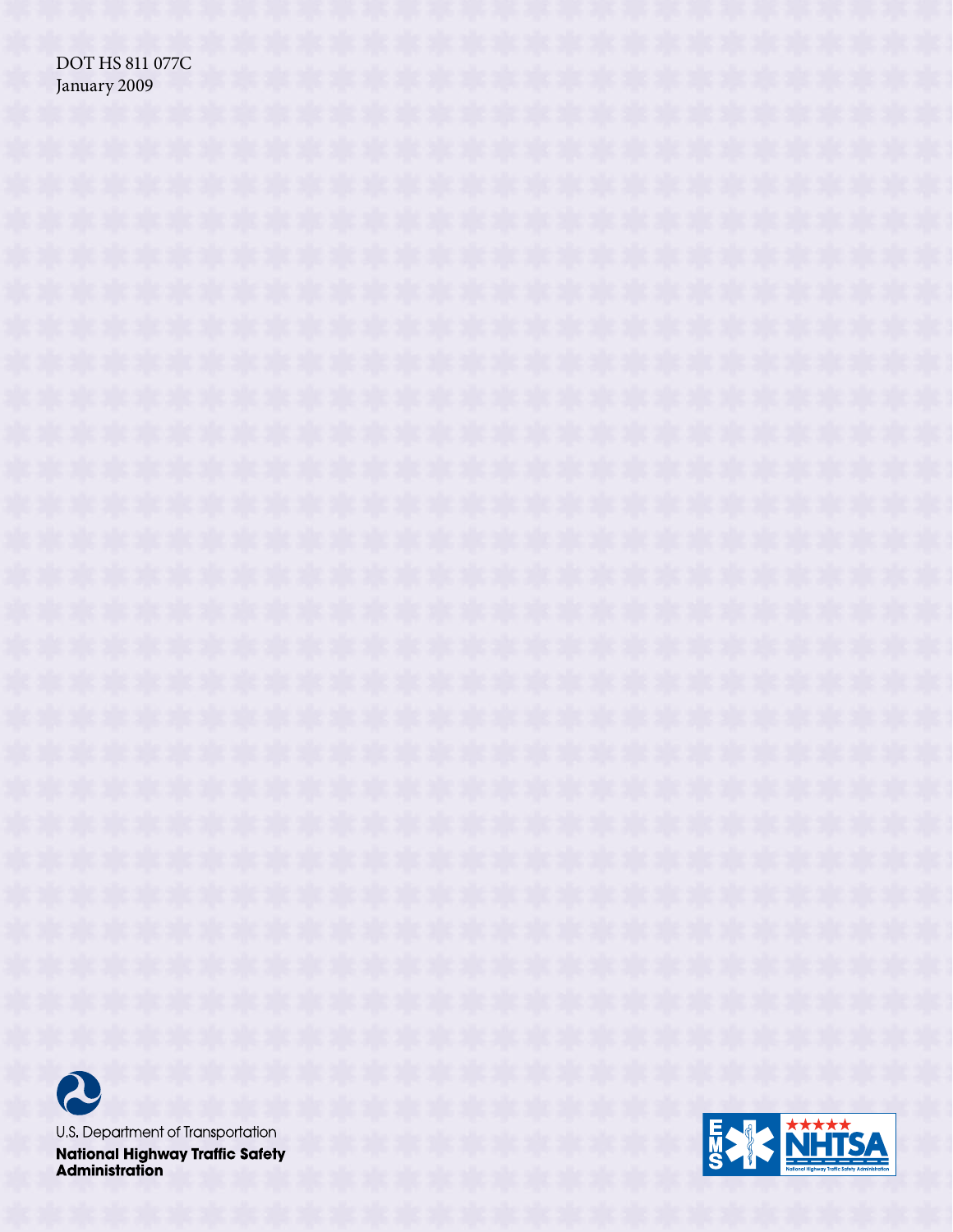DOT HS 811 077C
January 2009

U.S. Department of Transportation
**National Highway Traffic Safety Administration**

EMS NHTSA
National Highway Traffic Safety Administration